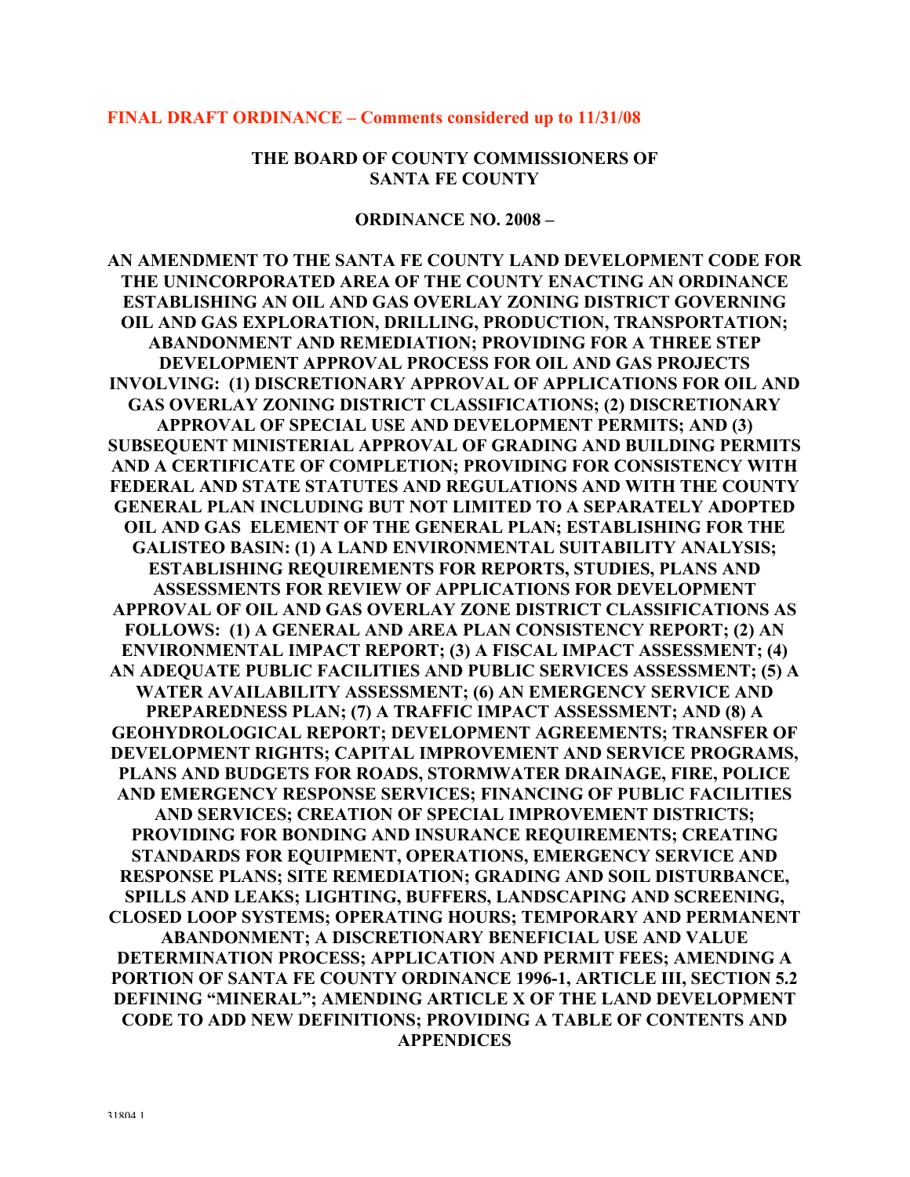**FINAL DRAFT ORDINANCE – Comments considered up to 11/31/08**

**THE BOARD OF COUNTY COMMISSIONERS OF SANTA FE COUNTY**

**ORDINANCE NO. 2008 –**

**AN AMENDMENT TO THE SANTA FE COUNTY LAND DEVELOPMENT CODE FOR THE UNINCORPORATED AREA OF THE COUNTY ENACTING AN ORDINANCE ESTABLISHING AN OIL AND GAS OVERLAY ZONING DISTRICT GOVERNING OIL AND GAS EXPLORATION, DRILLING, PRODUCTION, TRANSPORTATION; ABANDONMENT AND REMEDIATION; PROVIDING FOR A THREE STEP DEVELOPMENT APPROVAL PROCESS FOR OIL AND GAS PROJECTS INVOLVING: (1) DISCRETIONARY APPROVAL OF APPLICATIONS FOR OIL AND GAS OVERLAY ZONING DISTRICT CLASSIFICATIONS; (2) DISCRETIONARY APPROVAL OF SPECIAL USE AND DEVELOPMENT PERMITS; AND (3) SUBSEQUENT MINISTERIAL APPROVAL OF GRADING AND BUILDING PERMITS AND A CERTIFICATE OF COMPLETION; PROVIDING FOR CONSISTENCY WITH FEDERAL AND STATE STATUTES AND REGULATIONS AND WITH THE COUNTY GENERAL PLAN INCLUDING BUT NOT LIMITED TO A SEPARATELY ADOPTED OIL AND GAS ELEMENT OF THE GENERAL PLAN; ESTABLISHING FOR THE GALISTEO BASIN: (1) A LAND ENVIRONMENTAL SUITABILITY ANALYSIS; ESTABLISHING REQUIREMENTS FOR REPORTS, STUDIES, PLANS AND ASSESSMENTS FOR REVIEW OF APPLICATIONS FOR DEVELOPMENT APPROVAL OF OIL AND GAS OVERLAY ZONE DISTRICT CLASSIFICATIONS AS FOLLOWS: (1) A GENERAL AND AREA PLAN CONSISTENCY REPORT; (2) AN ENVIRONMENTAL IMPACT REPORT; (3) A FISCAL IMPACT ASSESSMENT; (4) AN ADEQUATE PUBLIC FACILITIES AND PUBLIC SERVICES ASSESSMENT; (5) A WATER AVAILABILITY ASSESSMENT; (6) AN EMERGENCY SERVICE AND PREPAREDNESS PLAN; (7) A TRAFFIC IMPACT ASSESSMENT; AND (8) A GEOHYDROLOGICAL REPORT; DEVELOPMENT AGREEMENTS; TRANSFER OF DEVELOPMENT RIGHTS; CAPITAL IMPROVEMENT AND SERVICE PROGRAMS, PLANS AND BUDGETS FOR ROADS, STORMWATER DRAINAGE, FIRE, POLICE AND EMERGENCY RESPONSE SERVICES; FINANCING OF PUBLIC FACILITIES AND SERVICES; CREATION OF SPECIAL IMPROVEMENT DISTRICTS; PROVIDING FOR BONDING AND INSURANCE REQUIREMENTS; CREATING STANDARDS FOR EQUIPMENT, OPERATIONS, EMERGENCY SERVICE AND RESPONSE PLANS; SITE REMEDIATION; GRADING AND SOIL DISTURBANCE, SPILLS AND LEAKS; LIGHTING, BUFFERS, LANDSCAPING AND SCREENING, CLOSED LOOP SYSTEMS; OPERATING HOURS; TEMPORARY AND PERMANENT ABANDONMENT; A DISCRETIONARY BENEFICIAL USE AND VALUE DETERMINATION PROCESS; APPLICATION AND PERMIT FEES; AMENDING A PORTION OF SANTA FE COUNTY ORDINANCE 1996-1, ARTICLE III, SECTION 5.2 DEFINING "MINERAL"; AMENDING ARTICLE X OF THE LAND DEVELOPMENT CODE TO ADD NEW DEFINITIONS; PROVIDING A TABLE OF CONTENTS AND APPENDICES**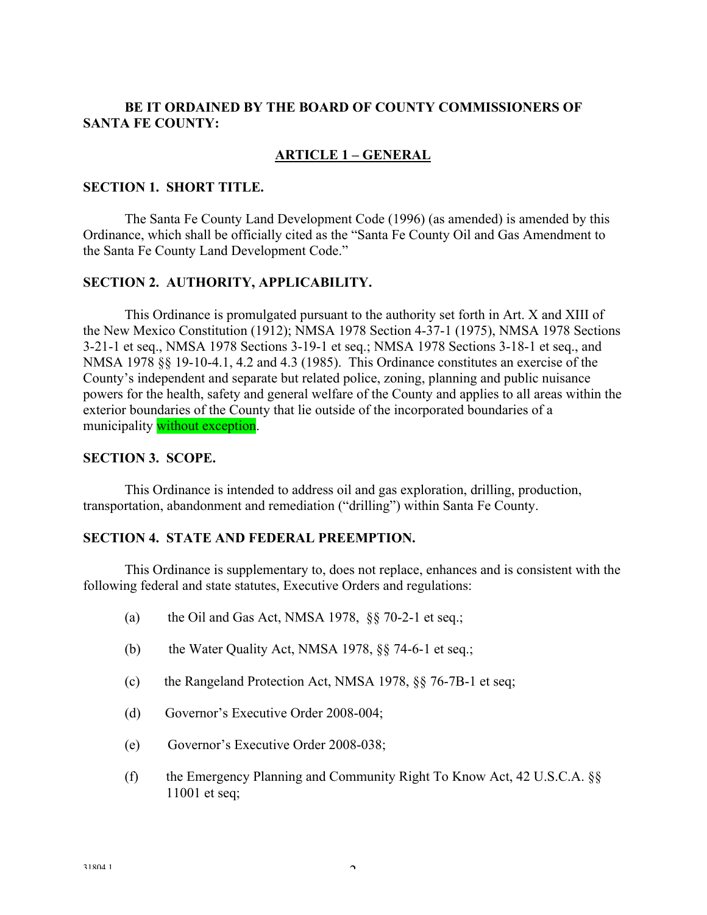**BE IT ORDAINED BY THE BOARD OF COUNTY COMMISSIONERS OF SANTA FE COUNTY:**

## ARTICLE 1 – GENERAL

### SECTION 1. SHORT TITLE.

The Santa Fe County Land Development Code (1996) (as amended) is amended by this Ordinance, which shall be officially cited as the "Santa Fe County Oil and Gas Amendment to the Santa Fe County Land Development Code."

### SECTION 2. AUTHORITY, APPLICABILITY.

This Ordinance is promulgated pursuant to the authority set forth in Art. X and XIII of the New Mexico Constitution (1912); NMSA 1978 Section 4-37-1 (1975), NMSA 1978 Sections 3-21-1 et seq., NMSA 1978 Sections 3-19-1 et seq.; NMSA 1978 Sections 3-18-1 et seq., and NMSA 1978 §§ 19-10-4.1, 4.2 and 4.3 (1985). This Ordinance constitutes an exercise of the County's independent and separate but related police, zoning, planning and public nuisance powers for the health, safety and general welfare of the County and applies to all areas within the exterior boundaries of the County that lie outside of the incorporated boundaries of a municipality without exception.

### SECTION 3. SCOPE.

This Ordinance is intended to address oil and gas exploration, drilling, production, transportation, abandonment and remediation ("drilling") within Santa Fe County.

### SECTION 4. STATE AND FEDERAL PREEMPTION.

This Ordinance is supplementary to, does not replace, enhances and is consistent with the following federal and state statutes, Executive Orders and regulations:

(a) the Oil and Gas Act, NMSA 1978, §§ 70-2-1 et seq.;

(b) the Water Quality Act, NMSA 1978, §§ 74-6-1 et seq.;

(c) the Rangeland Protection Act, NMSA 1978, §§ 76-7B-1 et seq;

(d) Governor's Executive Order 2008-004;

(e) Governor's Executive Order 2008-038;

(f) the Emergency Planning and Community Right To Know Act, 42 U.S.C.A. §§ 11001 et seq;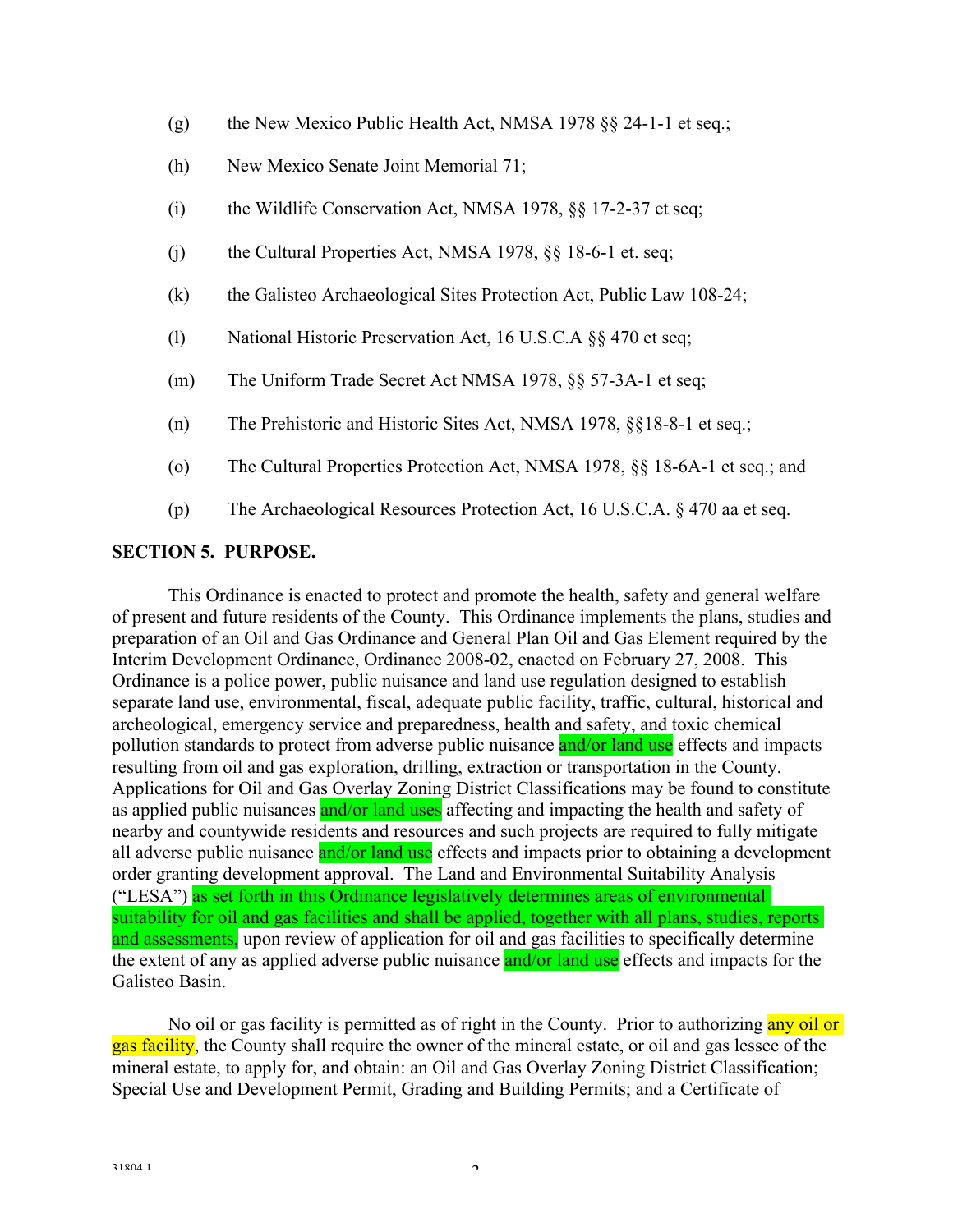(g) the New Mexico Public Health Act, NMSA 1978 §§ 24-1-1 et seq.;

(h) New Mexico Senate Joint Memorial 71;

(i) the Wildlife Conservation Act, NMSA 1978, §§ 17-2-37 et seq;

(j) the Cultural Properties Act, NMSA 1978, §§ 18-6-1 et. seq;

(k) the Galisteo Archaeological Sites Protection Act, Public Law 108-24;

(l) National Historic Preservation Act, 16 U.S.C.A §§ 470 et seq;

(m) The Uniform Trade Secret Act NMSA 1978, §§ 57-3A-1 et seq;

(n) The Prehistoric and Historic Sites Act, NMSA 1978, §§18-8-1 et seq.;

(o) The Cultural Properties Protection Act, NMSA 1978, §§ 18-6A-1 et seq.; and

(p) The Archaeological Resources Protection Act, 16 U.S.C.A. § 470 aa et seq.

**SECTION 5. PURPOSE.**

This Ordinance is enacted to protect and promote the health, safety and general welfare of present and future residents of the County. This Ordinance implements the plans, studies and preparation of an Oil and Gas Ordinance and General Plan Oil and Gas Element required by the Interim Development Ordinance, Ordinance 2008-02, enacted on February 27, 2008. This Ordinance is a police power, public nuisance and land use regulation designed to establish separate land use, environmental, fiscal, adequate public facility, traffic, cultural, historical and archeological, emergency service and preparedness, health and safety, and toxic chemical pollution standards to protect from adverse public nuisance and/or land use effects and impacts resulting from oil and gas exploration, drilling, extraction or transportation in the County. Applications for Oil and Gas Overlay Zoning District Classifications may be found to constitute as applied public nuisances and/or land uses affecting and impacting the health and safety of nearby and countywide residents and resources and such projects are required to fully mitigate all adverse public nuisance and/or land use effects and impacts prior to obtaining a development order granting development approval. The Land and Environmental Suitability Analysis ("LESA") as set forth in this Ordinance legislatively determines areas of environmental suitability for oil and gas facilities and shall be applied, together with all plans, studies, reports and assessments, upon review of application for oil and gas facilities to specifically determine the extent of any as applied adverse public nuisance and/or land use effects and impacts for the Galisteo Basin.

No oil or gas facility is permitted as of right in the County. Prior to authorizing any oil or gas facility, the County shall require the owner of the mineral estate, or oil and gas lessee of the mineral estate, to apply for, and obtain: an Oil and Gas Overlay Zoning District Classification; Special Use and Development Permit, Grading and Building Permits; and a Certificate of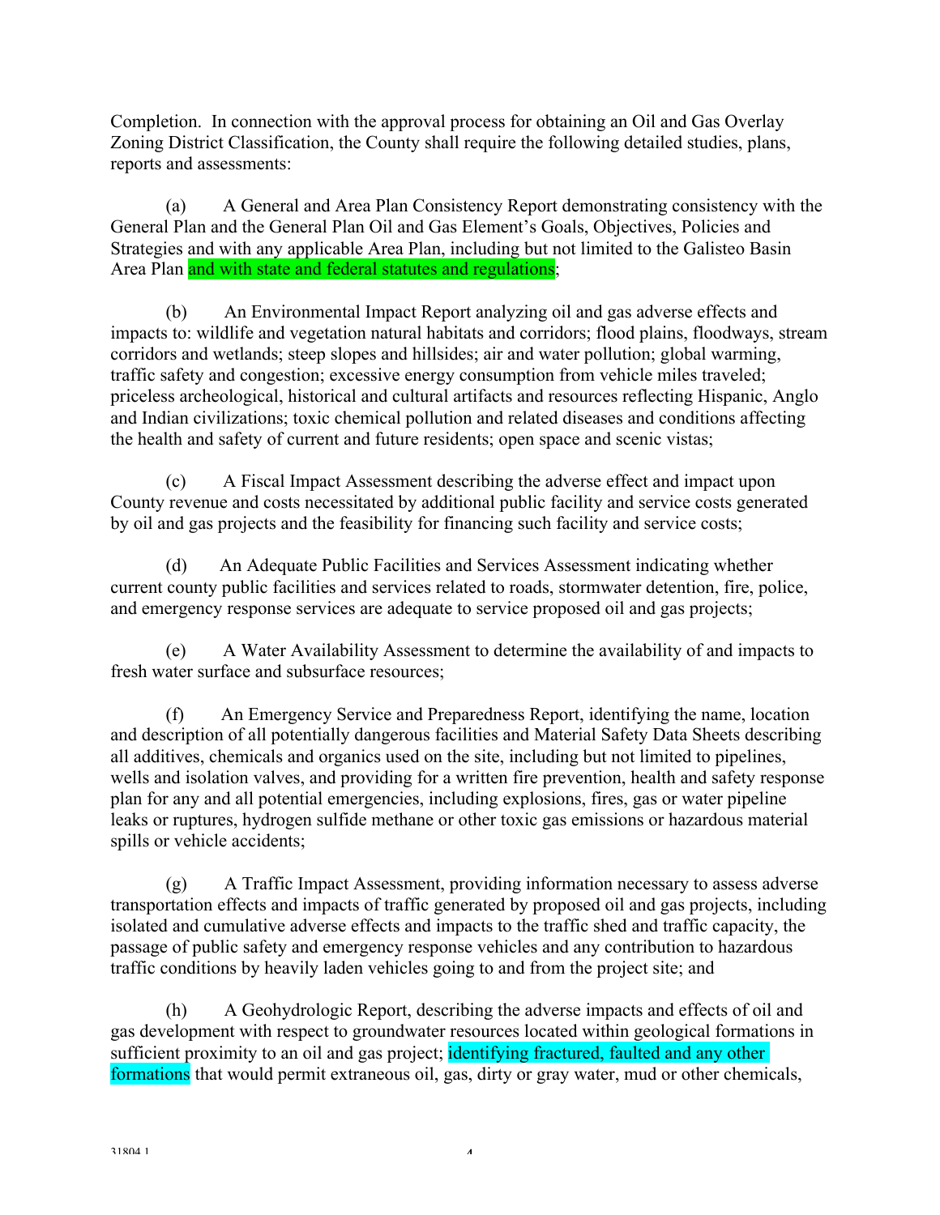Completion. In connection with the approval process for obtaining an Oil and Gas Overlay Zoning District Classification, the County shall require the following detailed studies, plans, reports and assessments:

(a) A General and Area Plan Consistency Report demonstrating consistency with the General Plan and the General Plan Oil and Gas Element's Goals, Objectives, Policies and Strategies and with any applicable Area Plan, including but not limited to the Galisteo Basin Area Plan and with state and federal statutes and regulations;

(b) An Environmental Impact Report analyzing oil and gas adverse effects and impacts to: wildlife and vegetation natural habitats and corridors; flood plains, floodways, stream corridors and wetlands; steep slopes and hillsides; air and water pollution; global warming, traffic safety and congestion; excessive energy consumption from vehicle miles traveled; priceless archeological, historical and cultural artifacts and resources reflecting Hispanic, Anglo and Indian civilizations; toxic chemical pollution and related diseases and conditions affecting the health and safety of current and future residents; open space and scenic vistas;

(c) A Fiscal Impact Assessment describing the adverse effect and impact upon County revenue and costs necessitated by additional public facility and service costs generated by oil and gas projects and the feasibility for financing such facility and service costs;

(d) An Adequate Public Facilities and Services Assessment indicating whether current county public facilities and services related to roads, stormwater detention, fire, police, and emergency response services are adequate to service proposed oil and gas projects;

(e) A Water Availability Assessment to determine the availability of and impacts to fresh water surface and subsurface resources;

(f) An Emergency Service and Preparedness Report, identifying the name, location and description of all potentially dangerous facilities and Material Safety Data Sheets describing all additives, chemicals and organics used on the site, including but not limited to pipelines, wells and isolation valves, and providing for a written fire prevention, health and safety response plan for any and all potential emergencies, including explosions, fires, gas or water pipeline leaks or ruptures, hydrogen sulfide methane or other toxic gas emissions or hazardous material spills or vehicle accidents;

(g) A Traffic Impact Assessment, providing information necessary to assess adverse transportation effects and impacts of traffic generated by proposed oil and gas projects, including isolated and cumulative adverse effects and impacts to the traffic shed and traffic capacity, the passage of public safety and emergency response vehicles and any contribution to hazardous traffic conditions by heavily laden vehicles going to and from the project site; and

(h) A Geohydrologic Report, describing the adverse impacts and effects of oil and gas development with respect to groundwater resources located within geological formations in sufficient proximity to an oil and gas project; identifying fractured, faulted and any other formations that would permit extraneous oil, gas, dirty or gray water, mud or other chemicals,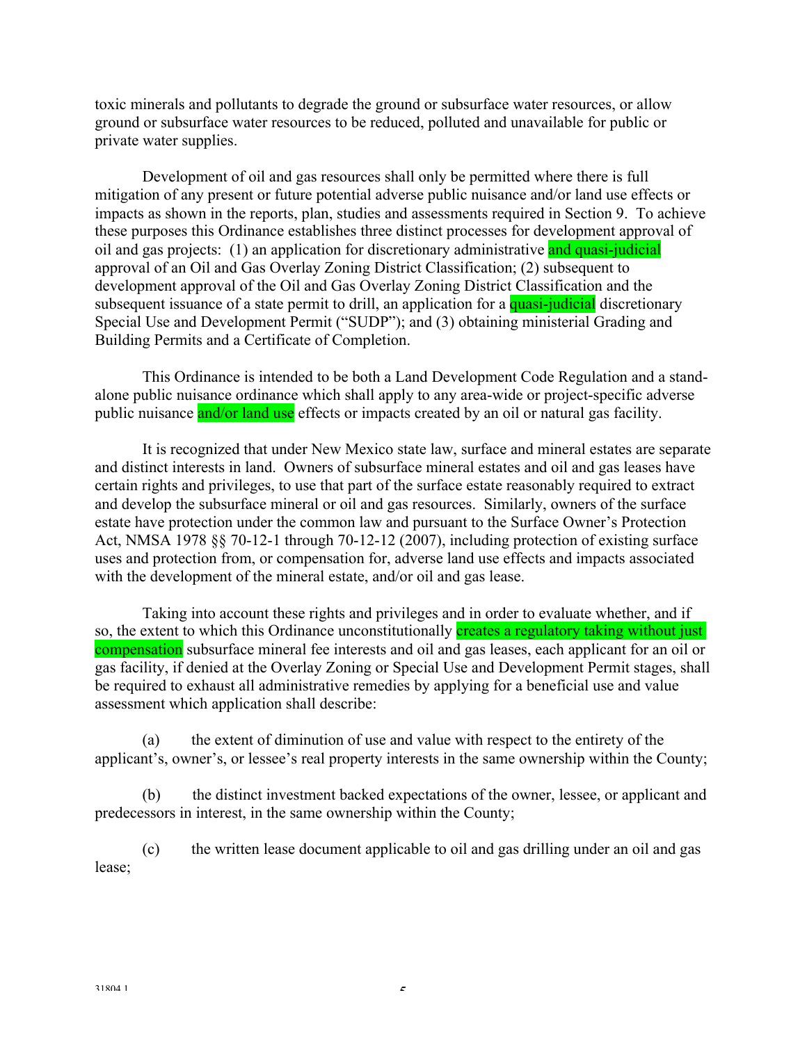toxic minerals and pollutants to degrade the ground or subsurface water resources, or allow ground or subsurface water resources to be reduced, polluted and unavailable for public or private water supplies.

Development of oil and gas resources shall only be permitted where there is full mitigation of any present or future potential adverse public nuisance and/or land use effects or impacts as shown in the reports, plan, studies and assessments required in Section 9. To achieve these purposes this Ordinance establishes three distinct processes for development approval of oil and gas projects: (1) an application for discretionary administrative and quasi-judicial approval of an Oil and Gas Overlay Zoning District Classification; (2) subsequent to development approval of the Oil and Gas Overlay Zoning District Classification and the subsequent issuance of a state permit to drill, an application for a quasi-judicial discretionary Special Use and Development Permit ("SUDP"); and (3) obtaining ministerial Grading and Building Permits and a Certificate of Completion.

This Ordinance is intended to be both a Land Development Code Regulation and a stand-alone public nuisance ordinance which shall apply to any area-wide or project-specific adverse public nuisance and/or land use effects or impacts created by an oil or natural gas facility.

It is recognized that under New Mexico state law, surface and mineral estates are separate and distinct interests in land. Owners of subsurface mineral estates and oil and gas leases have certain rights and privileges, to use that part of the surface estate reasonably required to extract and develop the subsurface mineral or oil and gas resources. Similarly, owners of the surface estate have protection under the common law and pursuant to the Surface Owner's Protection Act, NMSA 1978 §§ 70-12-1 through 70-12-12 (2007), including protection of existing surface uses and protection from, or compensation for, adverse land use effects and impacts associated with the development of the mineral estate, and/or oil and gas lease.

Taking into account these rights and privileges and in order to evaluate whether, and if so, the extent to which this Ordinance unconstitutionally creates a regulatory taking without just compensation subsurface mineral fee interests and oil and gas leases, each applicant for an oil or gas facility, if denied at the Overlay Zoning or Special Use and Development Permit stages, shall be required to exhaust all administrative remedies by applying for a beneficial use and value assessment which application shall describe:

(a) the extent of diminution of use and value with respect to the entirety of the applicant's, owner's, or lessee's real property interests in the same ownership within the County;

(b) the distinct investment backed expectations of the owner, lessee, or applicant and predecessors in interest, in the same ownership within the County;

(c) the written lease document applicable to oil and gas drilling under an oil and gas lease;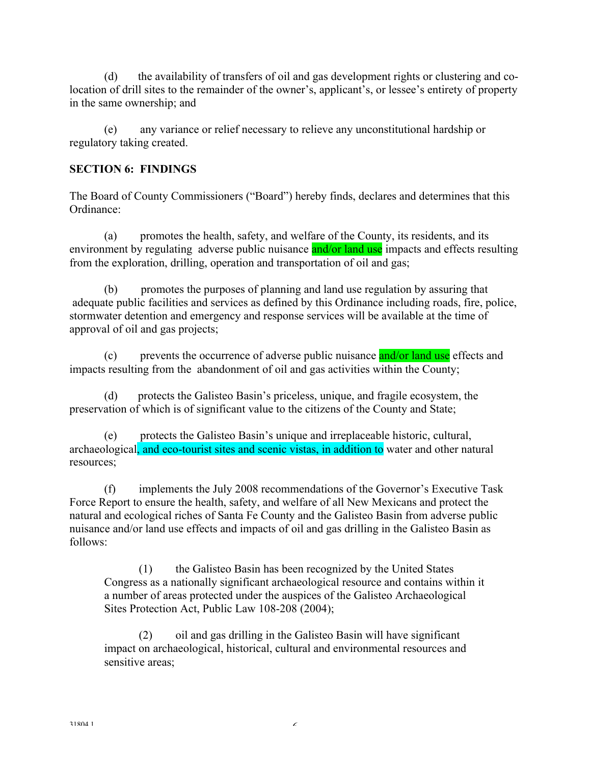(d) the availability of transfers of oil and gas development rights or clustering and co-location of drill sites to the remainder of the owner's, applicant's, or lessee's entirety of property in the same ownership; and

(e) any variance or relief necessary to relieve any unconstitutional hardship or regulatory taking created.

**SECTION 6: FINDINGS**

The Board of County Commissioners ("Board") hereby finds, declares and determines that this Ordinance:

(a) promotes the health, safety, and welfare of the County, its residents, and its environment by regulating adverse public nuisance and/or land use impacts and effects resulting from the exploration, drilling, operation and transportation of oil and gas;

(b) promotes the purposes of planning and land use regulation by assuring that adequate public facilities and services as defined by this Ordinance including roads, fire, police, stormwater detention and emergency and response services will be available at the time of approval of oil and gas projects;

(c) prevents the occurrence of adverse public nuisance and/or land use effects and impacts resulting from the abandonment of oil and gas activities within the County;

(d) protects the Galisteo Basin's priceless, unique, and fragile ecosystem, the preservation of which is of significant value to the citizens of the County and State;

(e) protects the Galisteo Basin's unique and irreplaceable historic, cultural, archaeological, and eco-tourist sites and scenic vistas, in addition to water and other natural resources;

(f) implements the July 2008 recommendations of the Governor's Executive Task Force Report to ensure the health, safety, and welfare of all New Mexicans and protect the natural and ecological riches of Santa Fe County and the Galisteo Basin from adverse public nuisance and/or land use effects and impacts of oil and gas drilling in the Galisteo Basin as follows:

> (1) the Galisteo Basin has been recognized by the United States Congress as a nationally significant archaeological resource and contains within it a number of areas protected under the auspices of the Galisteo Archaeological Sites Protection Act, Public Law 108-208 (2004);
>
> (2) oil and gas drilling in the Galisteo Basin will have significant impact on archaeological, historical, cultural and environmental resources and sensitive areas;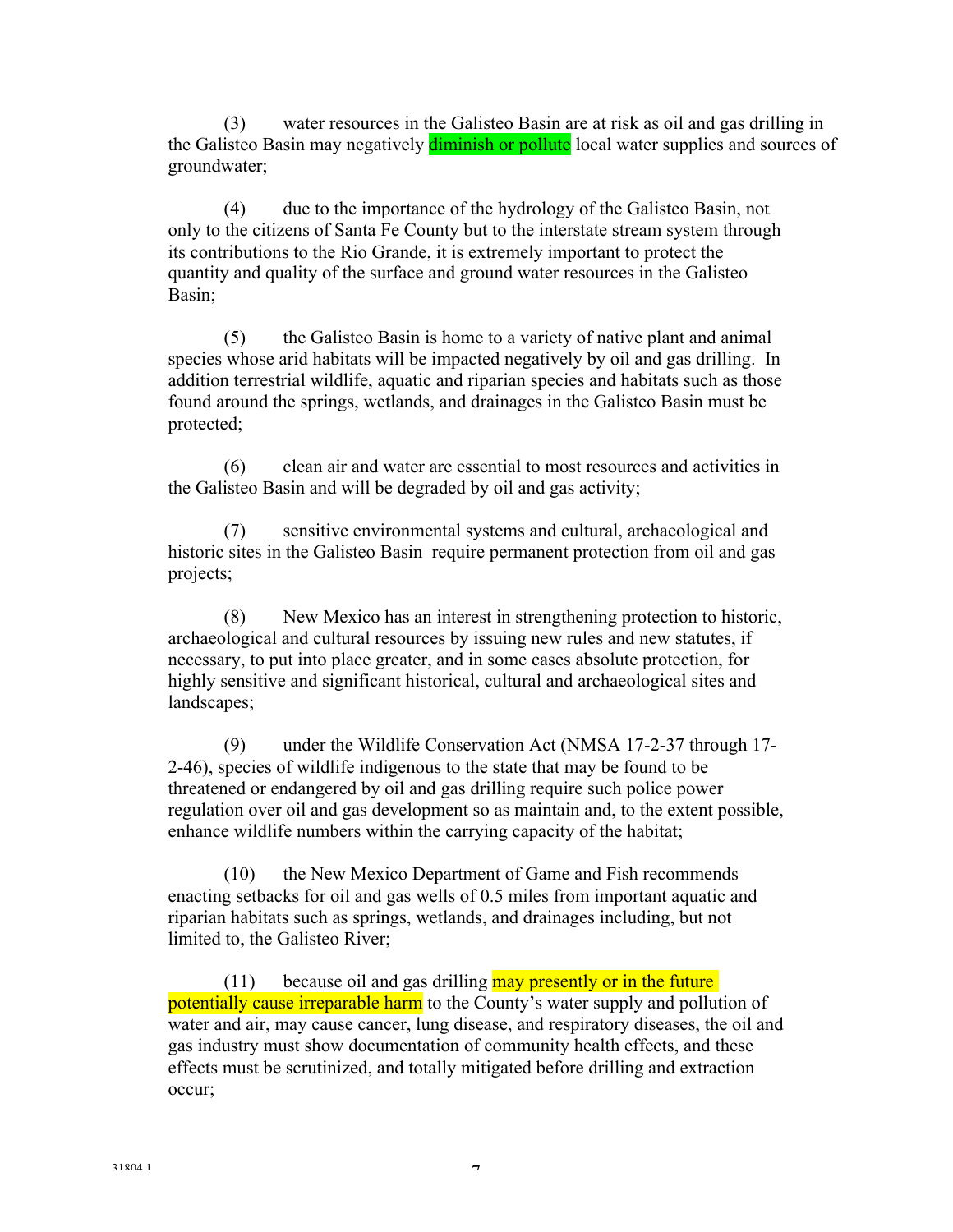(3) water resources in the Galisteo Basin are at risk as oil and gas drilling in the Galisteo Basin may negatively diminish or pollute local water supplies and sources of groundwater;

(4) due to the importance of the hydrology of the Galisteo Basin, not only to the citizens of Santa Fe County but to the interstate stream system through its contributions to the Rio Grande, it is extremely important to protect the quantity and quality of the surface and ground water resources in the Galisteo Basin;

(5) the Galisteo Basin is home to a variety of native plant and animal species whose arid habitats will be impacted negatively by oil and gas drilling. In addition terrestrial wildlife, aquatic and riparian species and habitats such as those found around the springs, wetlands, and drainages in the Galisteo Basin must be protected;

(6) clean air and water are essential to most resources and activities in the Galisteo Basin and will be degraded by oil and gas activity;

(7) sensitive environmental systems and cultural, archaeological and historic sites in the Galisteo Basin require permanent protection from oil and gas projects;

(8) New Mexico has an interest in strengthening protection to historic, archaeological and cultural resources by issuing new rules and new statutes, if necessary, to put into place greater, and in some cases absolute protection, for highly sensitive and significant historical, cultural and archaeological sites and landscapes;

(9) under the Wildlife Conservation Act (NMSA 17-2-37 through 17-2-46), species of wildlife indigenous to the state that may be found to be threatened or endangered by oil and gas drilling require such police power regulation over oil and gas development so as maintain and, to the extent possible, enhance wildlife numbers within the carrying capacity of the habitat;

(10) the New Mexico Department of Game and Fish recommends enacting setbacks for oil and gas wells of 0.5 miles from important aquatic and riparian habitats such as springs, wetlands, and drainages including, but not limited to, the Galisteo River;

(11) because oil and gas drilling may presently or in the future potentially cause irreparable harm to the County's water supply and pollution of water and air, may cause cancer, lung disease, and respiratory diseases, the oil and gas industry must show documentation of community health effects, and these effects must be scrutinized, and totally mitigated before drilling and extraction occur;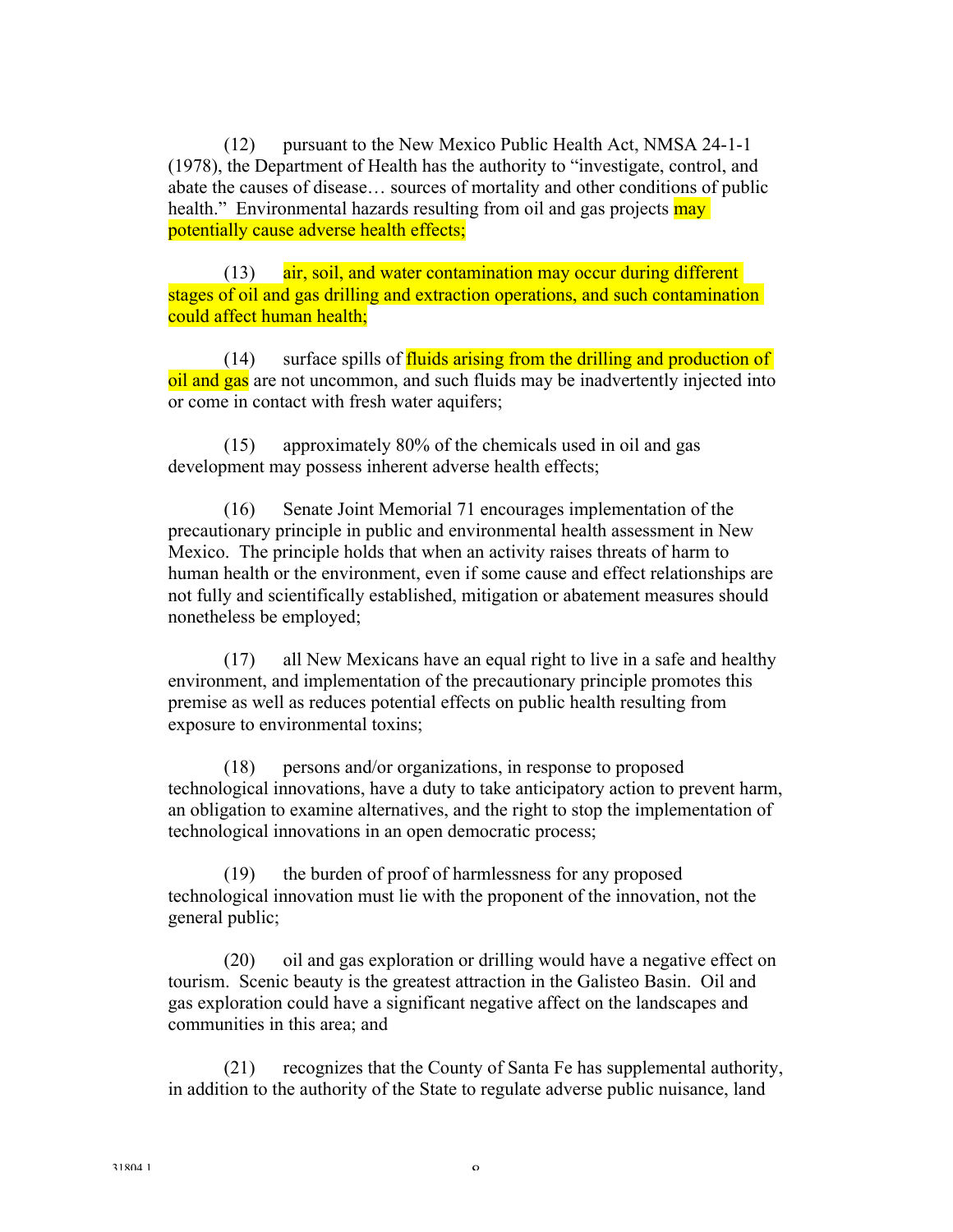(12) pursuant to the New Mexico Public Health Act, NMSA 24-1-1 (1978), the Department of Health has the authority to "investigate, control, and abate the causes of disease… sources of mortality and other conditions of public health." Environmental hazards resulting from oil and gas projects may potentially cause adverse health effects;

(13) air, soil, and water contamination may occur during different stages of oil and gas drilling and extraction operations, and such contamination could affect human health;

(14) surface spills of fluids arising from the drilling and production of oil and gas are not uncommon, and such fluids may be inadvertently injected into or come in contact with fresh water aquifers;

(15) approximately 80% of the chemicals used in oil and gas development may possess inherent adverse health effects;

(16) Senate Joint Memorial 71 encourages implementation of the precautionary principle in public and environmental health assessment in New Mexico. The principle holds that when an activity raises threats of harm to human health or the environment, even if some cause and effect relationships are not fully and scientifically established, mitigation or abatement measures should nonetheless be employed;

(17) all New Mexicans have an equal right to live in a safe and healthy environment, and implementation of the precautionary principle promotes this premise as well as reduces potential effects on public health resulting from exposure to environmental toxins;

(18) persons and/or organizations, in response to proposed technological innovations, have a duty to take anticipatory action to prevent harm, an obligation to examine alternatives, and the right to stop the implementation of technological innovations in an open democratic process;

(19) the burden of proof of harmlessness for any proposed technological innovation must lie with the proponent of the innovation, not the general public;

(20) oil and gas exploration or drilling would have a negative effect on tourism. Scenic beauty is the greatest attraction in the Galisteo Basin. Oil and gas exploration could have a significant negative affect on the landscapes and communities in this area; and

(21) recognizes that the County of Santa Fe has supplemental authority, in addition to the authority of the State to regulate adverse public nuisance, land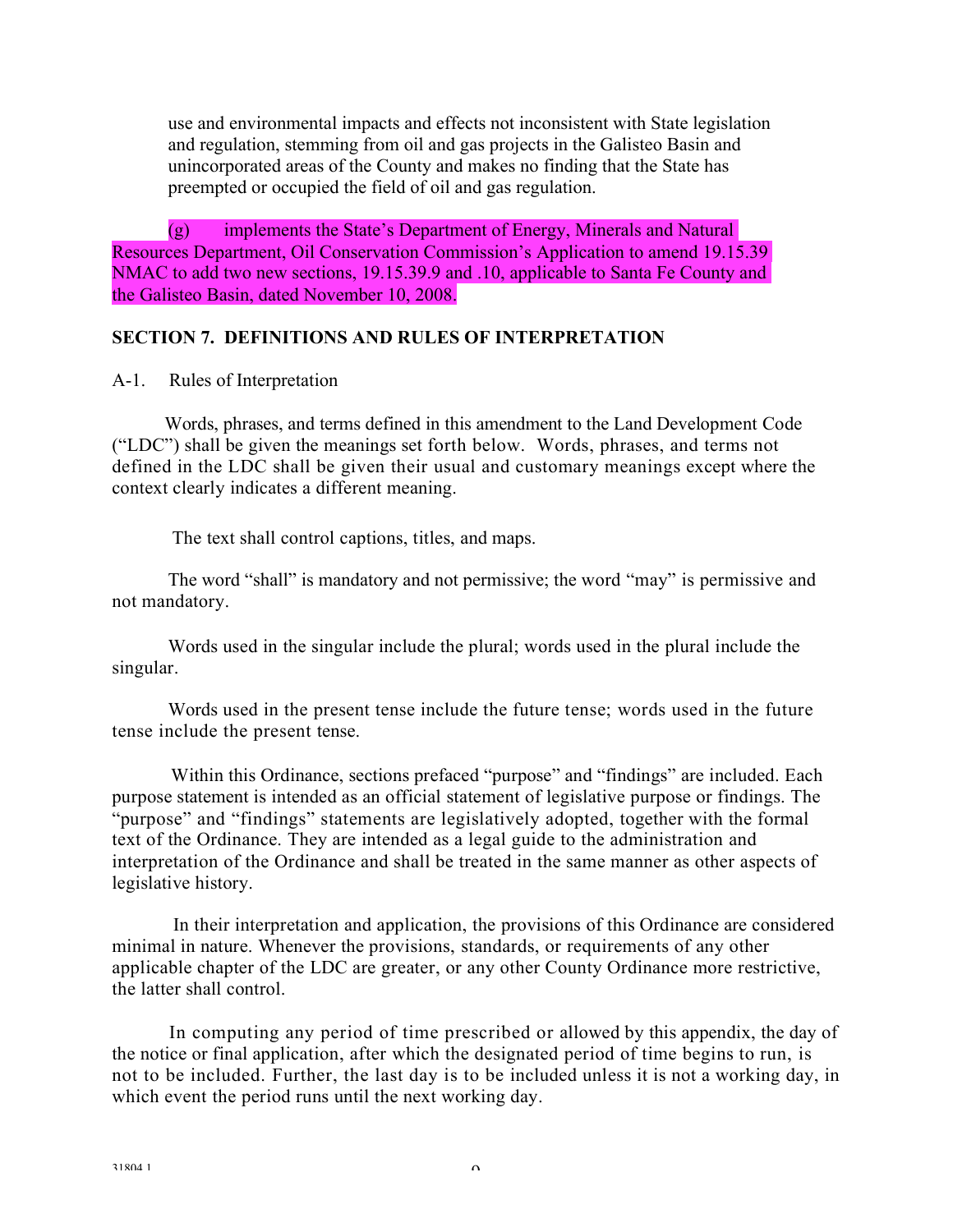use and environmental impacts and effects not inconsistent with State legislation and regulation, stemming from oil and gas projects in the Galisteo Basin and unincorporated areas of the County and makes no finding that the State has preempted or occupied the field of oil and gas regulation.

(g) implements the State's Department of Energy, Minerals and Natural Resources Department, Oil Conservation Commission's Application to amend 19.15.39 NMAC to add two new sections, 19.15.39.9 and .10, applicable to Santa Fe County and the Galisteo Basin, dated November 10, 2008.

## SECTION 7. DEFINITIONS AND RULES OF INTERPRETATION

A-1. Rules of Interpretation

Words, phrases, and terms defined in this amendment to the Land Development Code ("LDC") shall be given the meanings set forth below. Words, phrases, and terms not defined in the LDC shall be given their usual and customary meanings except where the context clearly indicates a different meaning.

The text shall control captions, titles, and maps.

The word "shall" is mandatory and not permissive; the word "may" is permissive and not mandatory.

Words used in the singular include the plural; words used in the plural include the singular.

Words used in the present tense include the future tense; words used in the future tense include the present tense.

Within this Ordinance, sections prefaced "purpose" and "findings" are included. Each purpose statement is intended as an official statement of legislative purpose or findings. The "purpose" and "findings" statements are legislatively adopted, together with the formal text of the Ordinance. They are intended as a legal guide to the administration and interpretation of the Ordinance and shall be treated in the same manner as other aspects of legislative history.

In their interpretation and application, the provisions of this Ordinance are considered minimal in nature. Whenever the provisions, standards, or requirements of any other applicable chapter of the LDC are greater, or any other County Ordinance more restrictive, the latter shall control.

In computing any period of time prescribed or allowed by this appendix, the day of the notice or final application, after which the designated period of time begins to run, is not to be included. Further, the last day is to be included unless it is not a working day, in which event the period runs until the next working day.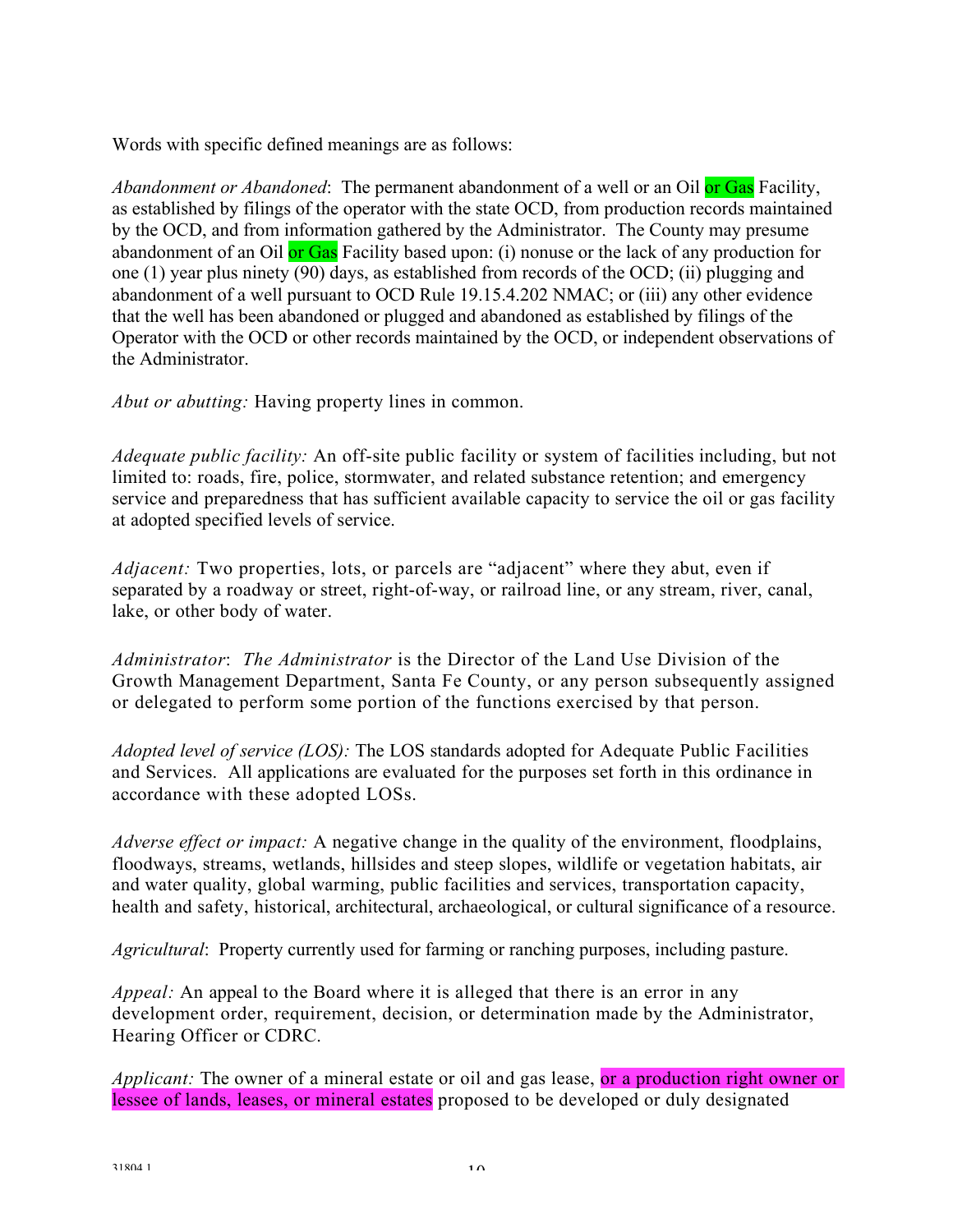Words with specific defined meanings are as follows:

*Abandonment or Abandoned*: The permanent abandonment of a well or an Oil or Gas Facility, as established by filings of the operator with the state OCD, from production records maintained by the OCD, and from information gathered by the Administrator. The County may presume abandonment of an Oil or Gas Facility based upon: (i) nonuse or the lack of any production for one (1) year plus ninety (90) days, as established from records of the OCD; (ii) plugging and abandonment of a well pursuant to OCD Rule 19.15.4.202 NMAC; or (iii) any other evidence that the well has been abandoned or plugged and abandoned as established by filings of the Operator with the OCD or other records maintained by the OCD, or independent observations of the Administrator.

*Abut or abutting:* Having property lines in common.

*Adequate public facility:* An off-site public facility or system of facilities including, but not limited to: roads, fire, police, stormwater, and related substance retention; and emergency service and preparedness that has sufficient available capacity to service the oil or gas facility at adopted specified levels of service.

*Adjacent:* Two properties, lots, or parcels are "adjacent" where they abut, even if separated by a roadway or street, right-of-way, or railroad line, or any stream, river, canal, lake, or other body of water.

*Administrator*: *The Administrator* is the Director of the Land Use Division of the Growth Management Department, Santa Fe County, or any person subsequently assigned or delegated to perform some portion of the functions exercised by that person.

*Adopted level of service (LOS):* The LOS standards adopted for Adequate Public Facilities and Services. All applications are evaluated for the purposes set forth in this ordinance in accordance with these adopted LOSs.

*Adverse effect or impact:* A negative change in the quality of the environment, floodplains, floodways, streams, wetlands, hillsides and steep slopes, wildlife or vegetation habitats, air and water quality, global warming, public facilities and services, transportation capacity, health and safety, historical, architectural, archaeological, or cultural significance of a resource.

*Agricultural*: Property currently used for farming or ranching purposes, including pasture.

*Appeal:* An appeal to the Board where it is alleged that there is an error in any development order, requirement, decision, or determination made by the Administrator, Hearing Officer or CDRC.

*Applicant:* The owner of a mineral estate or oil and gas lease, or a production right owner or lessee of lands, leases, or mineral estates proposed to be developed or duly designated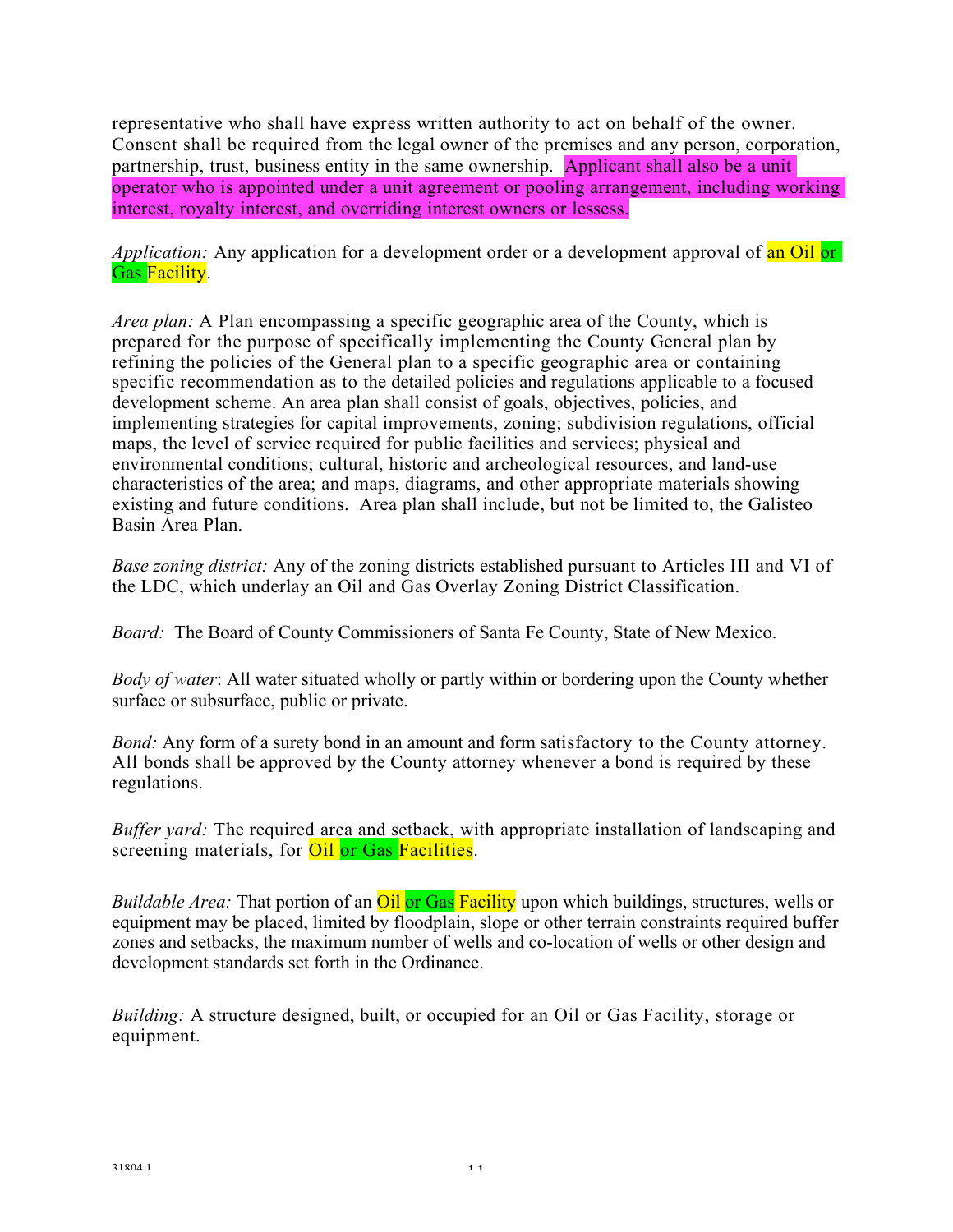representative who shall have express written authority to act on behalf of the owner. Consent shall be required from the legal owner of the premises and any person, corporation, partnership, trust, business entity in the same ownership. Applicant shall also be a unit operator who is appointed under a unit agreement or pooling arrangement, including working interest, royalty interest, and overriding interest owners or lessess.

*Application:* Any application for a development order or a development approval of an Oil or Gas Facility.

*Area plan:* A Plan encompassing a specific geographic area of the County, which is prepared for the purpose of specifically implementing the County General plan by refining the policies of the General plan to a specific geographic area or containing specific recommendation as to the detailed policies and regulations applicable to a focused development scheme. An area plan shall consist of goals, objectives, policies, and implementing strategies for capital improvements, zoning; subdivision regulations, official maps, the level of service required for public facilities and services; physical and environmental conditions; cultural, historic and archeological resources, and land-use characteristics of the area; and maps, diagrams, and other appropriate materials showing existing and future conditions. Area plan shall include, but not be limited to, the Galisteo Basin Area Plan.

*Base zoning district:* Any of the zoning districts established pursuant to Articles III and VI of the LDC, which underlay an Oil and Gas Overlay Zoning District Classification.

*Board:* The Board of County Commissioners of Santa Fe County, State of New Mexico.

*Body of water*: All water situated wholly or partly within or bordering upon the County whether surface or subsurface, public or private.

*Bond:* Any form of a surety bond in an amount and form satisfactory to the County attorney. All bonds shall be approved by the County attorney whenever a bond is required by these regulations.

*Buffer yard:* The required area and setback, with appropriate installation of landscaping and screening materials, for Oil or Gas Facilities.

*Buildable Area:* That portion of an Oil or Gas Facility upon which buildings, structures, wells or equipment may be placed, limited by floodplain, slope or other terrain constraints required buffer zones and setbacks, the maximum number of wells and co-location of wells or other design and development standards set forth in the Ordinance.

*Building:* A structure designed, built, or occupied for an Oil or Gas Facility, storage or equipment.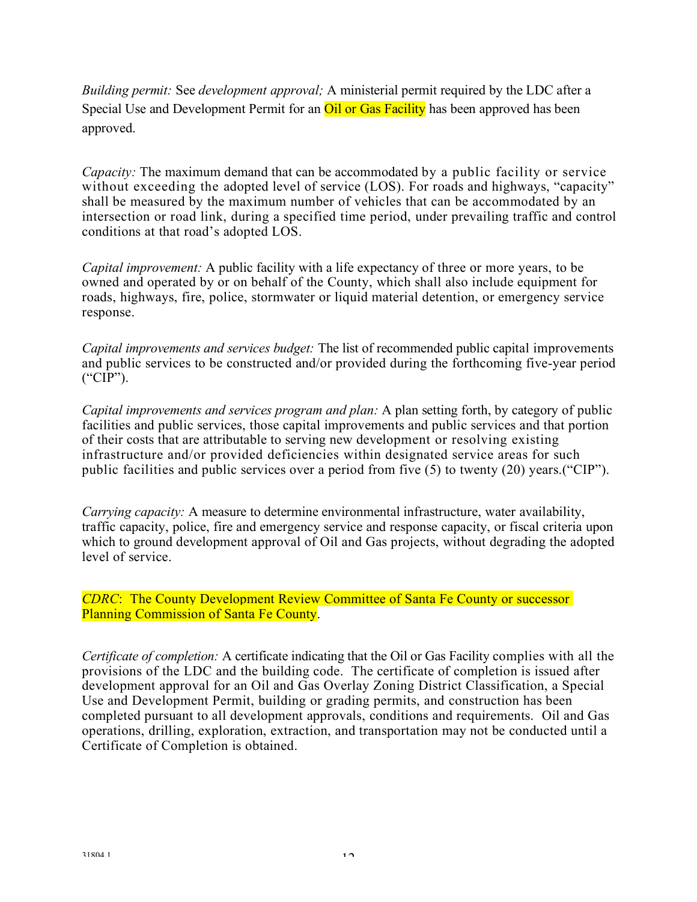*Building permit:* See *development approval;* A ministerial permit required by the LDC after a Special Use and Development Permit for an Oil or Gas Facility has been approved has been approved.

*Capacity:* The maximum demand that can be accommodated by a public facility or service without exceeding the adopted level of service (LOS). For roads and highways, "capacity" shall be measured by the maximum number of vehicles that can be accommodated by an intersection or road link, during a specified time period, under prevailing traffic and control conditions at that road's adopted LOS.

*Capital improvement:* A public facility with a life expectancy of three or more years, to be owned and operated by or on behalf of the County, which shall also include equipment for roads, highways, fire, police, stormwater or liquid material detention, or emergency service response.

*Capital improvements and services budget:* The list of recommended public capital improvements and public services to be constructed and/or provided during the forthcoming five-year period ("CIP").

*Capital improvements and services program and plan:* A plan setting forth, by category of public facilities and public services, those capital improvements and public services and that portion of their costs that are attributable to serving new development or resolving existing infrastructure and/or provided deficiencies within designated service areas for such public facilities and public services over a period from five (5) to twenty (20) years.("CIP").

*Carrying capacity:* A measure to determine environmental infrastructure, water availability, traffic capacity, police, fire and emergency service and response capacity, or fiscal criteria upon which to ground development approval of Oil and Gas projects, without degrading the adopted level of service.

*CDRC*: The County Development Review Committee of Santa Fe County or successor Planning Commission of Santa Fe County.

*Certificate of completion:* A certificate indicating that the Oil or Gas Facility complies with all the provisions of the LDC and the building code. The certificate of completion is issued after development approval for an Oil and Gas Overlay Zoning District Classification, a Special Use and Development Permit, building or grading permits, and construction has been completed pursuant to all development approvals, conditions and requirements. Oil and Gas operations, drilling, exploration, extraction, and transportation may not be conducted until a Certificate of Completion is obtained.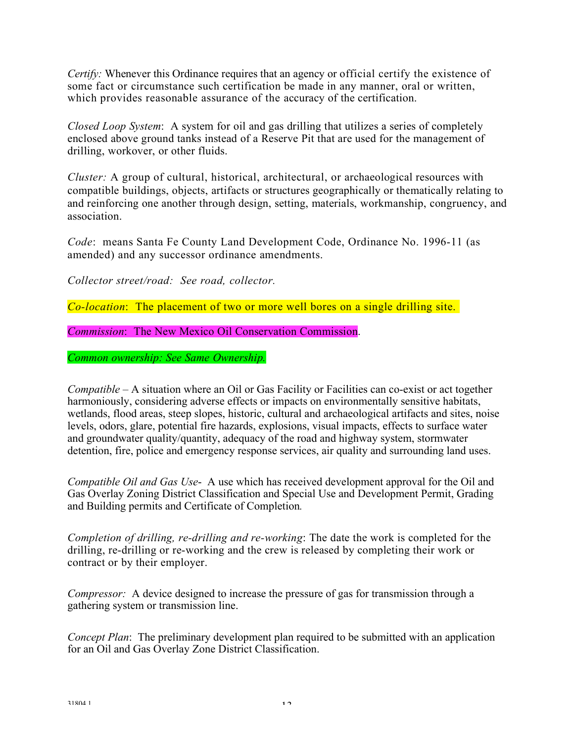*Certify:* Whenever this Ordinance requires that an agency or official certify the existence of some fact or circumstance such certification be made in any manner, oral or written, which provides reasonable assurance of the accuracy of the certification.

*Closed Loop System*: A system for oil and gas drilling that utilizes a series of completely enclosed above ground tanks instead of a Reserve Pit that are used for the management of drilling, workover, or other fluids.

*Cluster:* A group of cultural, historical, architectural, or archaeological resources with compatible buildings, objects, artifacts or structures geographically or thematically relating to and reinforcing one another through design, setting, materials, workmanship, congruency, and association.

*Code*: means Santa Fe County Land Development Code, Ordinance No. 1996-11 (as amended) and any successor ordinance amendments.

*Collector street/road: See road, collector.*

*Co-location*: The placement of two or more well bores on a single drilling site.

*Commission*: The New Mexico Oil Conservation Commission.

*Common ownership: See Same Ownership.*

*Compatible* – A situation where an Oil or Gas Facility or Facilities can co-exist or act together harmoniously, considering adverse effects or impacts on environmentally sensitive habitats, wetlands, flood areas, steep slopes, historic, cultural and archaeological artifacts and sites, noise levels, odors, glare, potential fire hazards, explosions, visual impacts, effects to surface water and groundwater quality/quantity, adequacy of the road and highway system, stormwater detention, fire, police and emergency response services, air quality and surrounding land uses.

*Compatible Oil and Gas Use*- A use which has received development approval for the Oil and Gas Overlay Zoning District Classification and Special Use and Development Permit, Grading and Building permits and Certificate of Completion.

*Completion of drilling, re-drilling and re-working*: The date the work is completed for the drilling, re-drilling or re-working and the crew is released by completing their work or contract or by their employer.

*Compressor:* A device designed to increase the pressure of gas for transmission through a gathering system or transmission line.

*Concept Plan*: The preliminary development plan required to be submitted with an application for an Oil and Gas Overlay Zone District Classification.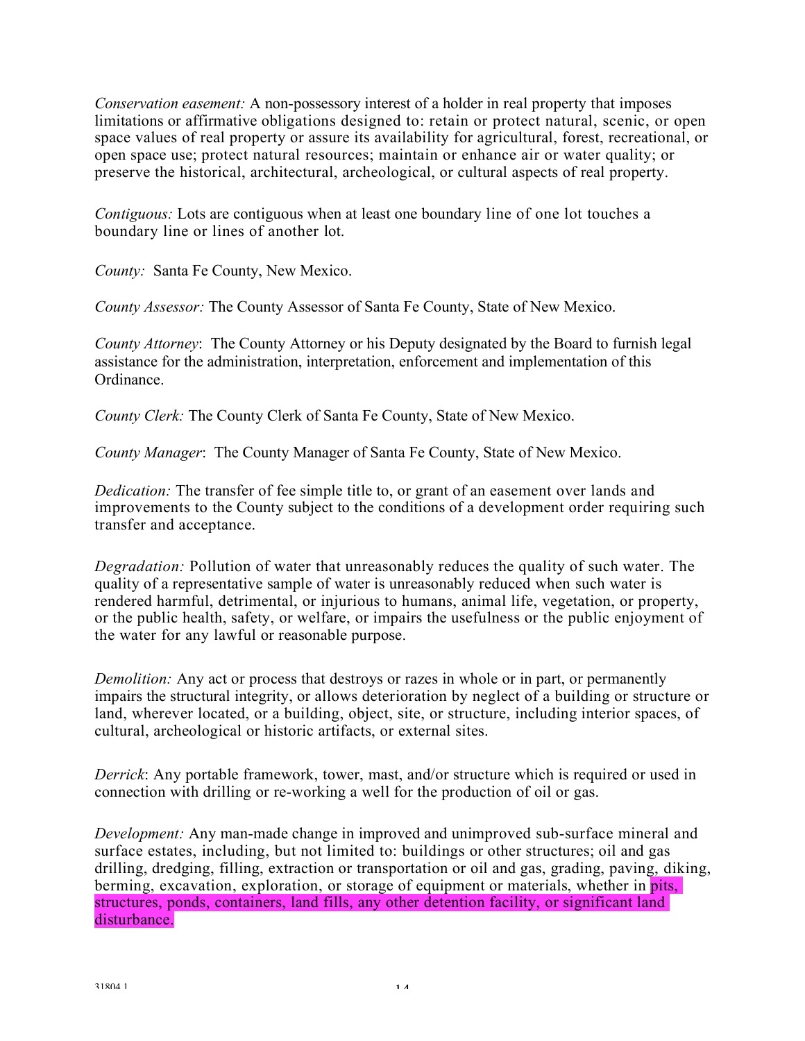*Conservation easement:* A non-possessory interest of a holder in real property that imposes limitations or affirmative obligations designed to: retain or protect natural, scenic, or open space values of real property or assure its availability for agricultural, forest, recreational, or open space use; protect natural resources; maintain or enhance air or water quality; or preserve the historical, architectural, archeological, or cultural aspects of real property.

*Contiguous:* Lots are contiguous when at least one boundary line of one lot touches a boundary line or lines of another lot.

*County:* Santa Fe County, New Mexico.

*County Assessor:* The County Assessor of Santa Fe County, State of New Mexico.

*County Attorney*: The County Attorney or his Deputy designated by the Board to furnish legal assistance for the administration, interpretation, enforcement and implementation of this Ordinance.

*County Clerk:* The County Clerk of Santa Fe County, State of New Mexico.

*County Manager*: The County Manager of Santa Fe County, State of New Mexico.

*Dedication:* The transfer of fee simple title to, or grant of an easement over lands and improvements to the County subject to the conditions of a development order requiring such transfer and acceptance.

*Degradation:* Pollution of water that unreasonably reduces the quality of such water. The quality of a representative sample of water is unreasonably reduced when such water is rendered harmful, detrimental, or injurious to humans, animal life, vegetation, or property, or the public health, safety, or welfare, or impairs the usefulness or the public enjoyment of the water for any lawful or reasonable purpose.

*Demolition:* Any act or process that destroys or razes in whole or in part, or permanently impairs the structural integrity, or allows deterioration by neglect of a building or structure or land, wherever located, or a building, object, site, or structure, including interior spaces, of cultural, archeological or historic artifacts, or external sites.

*Derrick*: Any portable framework, tower, mast, and/or structure which is required or used in connection with drilling or re-working a well for the production of oil or gas.

*Development:* Any man-made change in improved and unimproved sub-surface mineral and surface estates, including, but not limited to: buildings or other structures; oil and gas drilling, dredging, filling, extraction or transportation or oil and gas, grading, paving, diking, berming, excavation, exploration, or storage of equipment or materials, whether in pits, structures, ponds, containers, land fills, any other detention facility, or significant land disturbance.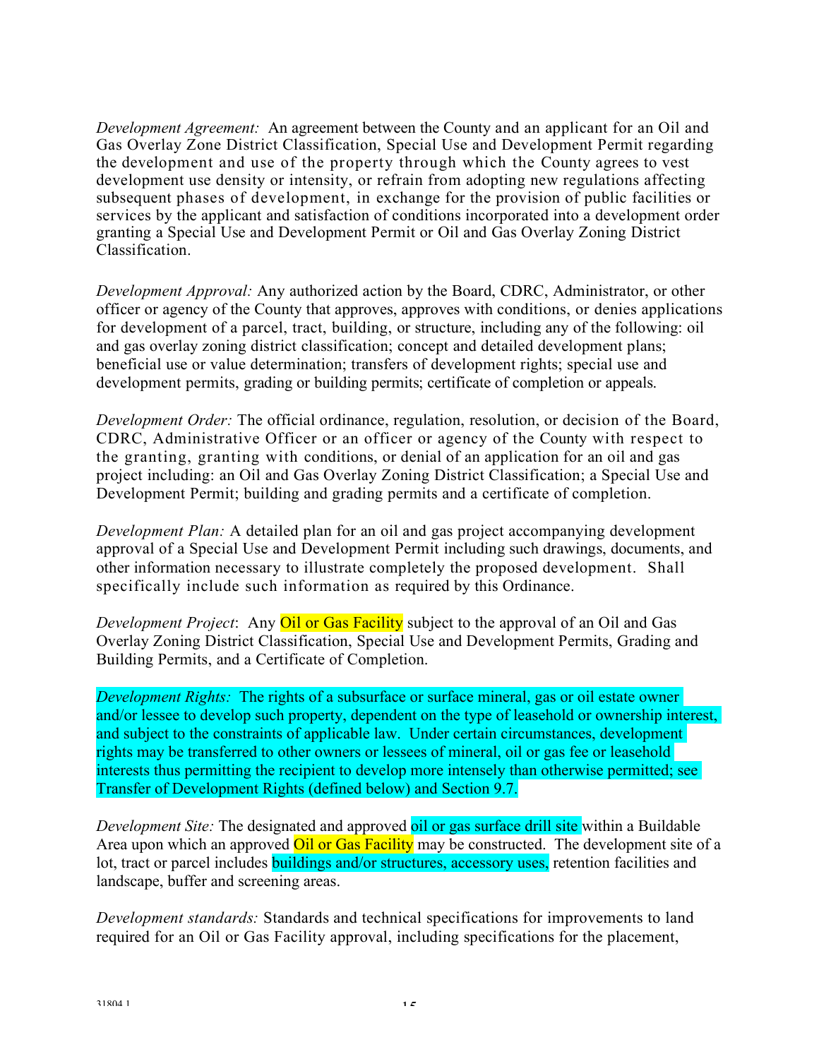*Development Agreement:* An agreement between the County and an applicant for an Oil and Gas Overlay Zone District Classification, Special Use and Development Permit regarding the development and use of the property through which the County agrees to vest development use density or intensity, or refrain from adopting new regulations affecting subsequent phases of development, in exchange for the provision of public facilities or services by the applicant and satisfaction of conditions incorporated into a development order granting a Special Use and Development Permit or Oil and Gas Overlay Zoning District Classification.

*Development Approval:* Any authorized action by the Board, CDRC, Administrator, or other officer or agency of the County that approves, approves with conditions, or denies applications for development of a parcel, tract, building, or structure, including any of the following: oil and gas overlay zoning district classification; concept and detailed development plans; beneficial use or value determination; transfers of development rights; special use and development permits, grading or building permits; certificate of completion or appeals.

*Development Order:* The official ordinance, regulation, resolution, or decision of the Board, CDRC, Administrative Officer or an officer or agency of the County with respect to the granting, granting with conditions, or denial of an application for an oil and gas project including: an Oil and Gas Overlay Zoning District Classification; a Special Use and Development Permit; building and grading permits and a certificate of completion.

*Development Plan:* A detailed plan for an oil and gas project accompanying development approval of a Special Use and Development Permit including such drawings, documents, and other information necessary to illustrate completely the proposed development. Shall specifically include such information as required by this Ordinance.

*Development Project*: Any Oil or Gas Facility subject to the approval of an Oil and Gas Overlay Zoning District Classification, Special Use and Development Permits, Grading and Building Permits, and a Certificate of Completion.

*Development Rights:* The rights of a subsurface or surface mineral, gas or oil estate owner and/or lessee to develop such property, dependent on the type of leasehold or ownership interest, and subject to the constraints of applicable law. Under certain circumstances, development rights may be transferred to other owners or lessees of mineral, oil or gas fee or leasehold interests thus permitting the recipient to develop more intensely than otherwise permitted; see Transfer of Development Rights (defined below) and Section 9.7.

*Development Site:* The designated and approved oil or gas surface drill site within a Buildable Area upon which an approved Oil or Gas Facility may be constructed. The development site of a lot, tract or parcel includes buildings and/or structures, accessory uses, retention facilities and landscape, buffer and screening areas.

*Development standards:* Standards and technical specifications for improvements to land required for an Oil or Gas Facility approval, including specifications for the placement,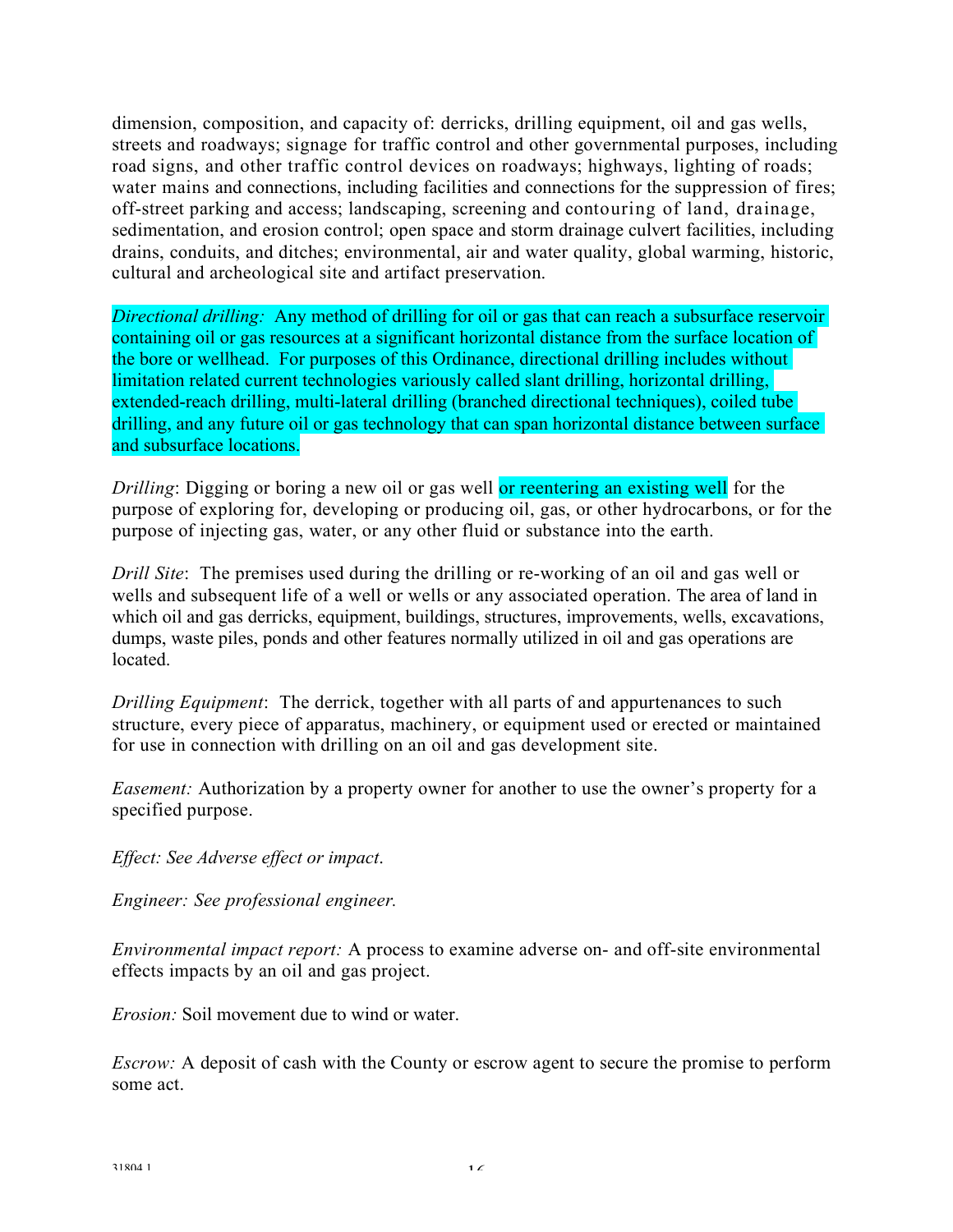dimension, composition, and capacity of: derricks, drilling equipment, oil and gas wells, streets and roadways; signage for traffic control and other governmental purposes, including road signs, and other traffic control devices on roadways; highways, lighting of roads; water mains and connections, including facilities and connections for the suppression of fires; off-street parking and access; landscaping, screening and contouring of land, drainage, sedimentation, and erosion control; open space and storm drainage culvert facilities, including drains, conduits, and ditches; environmental, air and water quality, global warming, historic, cultural and archeological site and artifact preservation.

*Directional drilling:* Any method of drilling for oil or gas that can reach a subsurface reservoir containing oil or gas resources at a significant horizontal distance from the surface location of the bore or wellhead. For purposes of this Ordinance, directional drilling includes without limitation related current technologies variously called slant drilling, horizontal drilling, extended-reach drilling, multi-lateral drilling (branched directional techniques), coiled tube drilling, and any future oil or gas technology that can span horizontal distance between surface and subsurface locations.

*Drilling*: Digging or boring a new oil or gas well or reentering an existing well for the purpose of exploring for, developing or producing oil, gas, or other hydrocarbons, or for the purpose of injecting gas, water, or any other fluid or substance into the earth.

*Drill Site*: The premises used during the drilling or re-working of an oil and gas well or wells and subsequent life of a well or wells or any associated operation. The area of land in which oil and gas derricks, equipment, buildings, structures, improvements, wells, excavations, dumps, waste piles, ponds and other features normally utilized in oil and gas operations are located.

*Drilling Equipment*: The derrick, together with all parts of and appurtenances to such structure, every piece of apparatus, machinery, or equipment used or erected or maintained for use in connection with drilling on an oil and gas development site.

*Easement:* Authorization by a property owner for another to use the owner's property for a specified purpose.

*Effect: See Adverse effect or impact.*

*Engineer: See professional engineer.*

*Environmental impact report:* A process to examine adverse on- and off-site environmental effects impacts by an oil and gas project.

*Erosion:* Soil movement due to wind or water.

*Escrow:* A deposit of cash with the County or escrow agent to secure the promise to perform some act.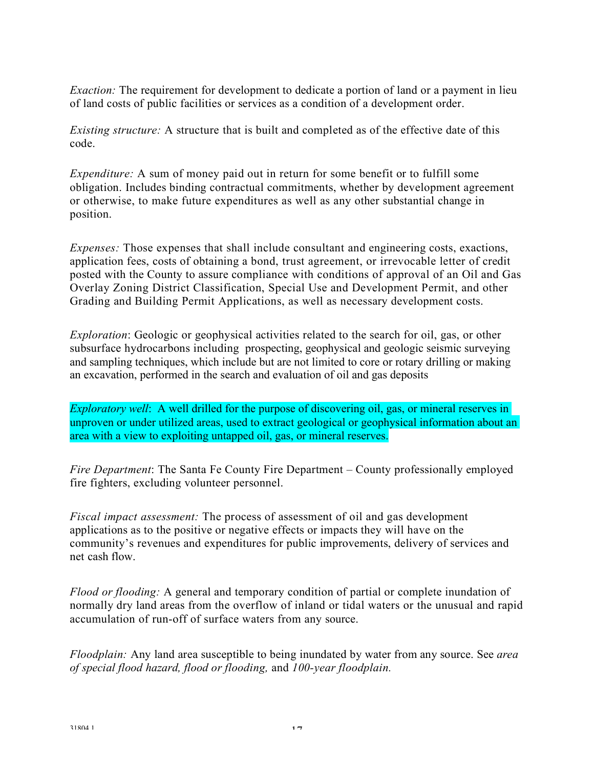*Exaction:* The requirement for development to dedicate a portion of land or a payment in lieu of land costs of public facilities or services as a condition of a development order.

*Existing structure:* A structure that is built and completed as of the effective date of this code.

*Expenditure:* A sum of money paid out in return for some benefit or to fulfill some obligation. Includes binding contractual commitments, whether by development agreement or otherwise, to make future expenditures as well as any other substantial change in position.

*Expenses:* Those expenses that shall include consultant and engineering costs, exactions, application fees, costs of obtaining a bond, trust agreement, or irrevocable letter of credit posted with the County to assure compliance with conditions of approval of an Oil and Gas Overlay Zoning District Classification, Special Use and Development Permit, and other Grading and Building Permit Applications, as well as necessary development costs.

*Exploration*: Geologic or geophysical activities related to the search for oil, gas, or other subsurface hydrocarbons including prospecting, geophysical and geologic seismic surveying and sampling techniques, which include but are not limited to core or rotary drilling or making an excavation, performed in the search and evaluation of oil and gas deposits

*Exploratory well*: A well drilled for the purpose of discovering oil, gas, or mineral reserves in unproven or under utilized areas, used to extract geological or geophysical information about an area with a view to exploiting untapped oil, gas, or mineral reserves.

*Fire Department*: The Santa Fe County Fire Department – County professionally employed fire fighters, excluding volunteer personnel.

*Fiscal impact assessment:* The process of assessment of oil and gas development applications as to the positive or negative effects or impacts they will have on the community's revenues and expenditures for public improvements, delivery of services and net cash flow.

*Flood or flooding:* A general and temporary condition of partial or complete inundation of normally dry land areas from the overflow of inland or tidal waters or the unusual and rapid accumulation of run-off of surface waters from any source.

*Floodplain:* Any land area susceptible to being inundated by water from any source. See *area of special flood hazard, flood or flooding,* and *100-year floodplain.*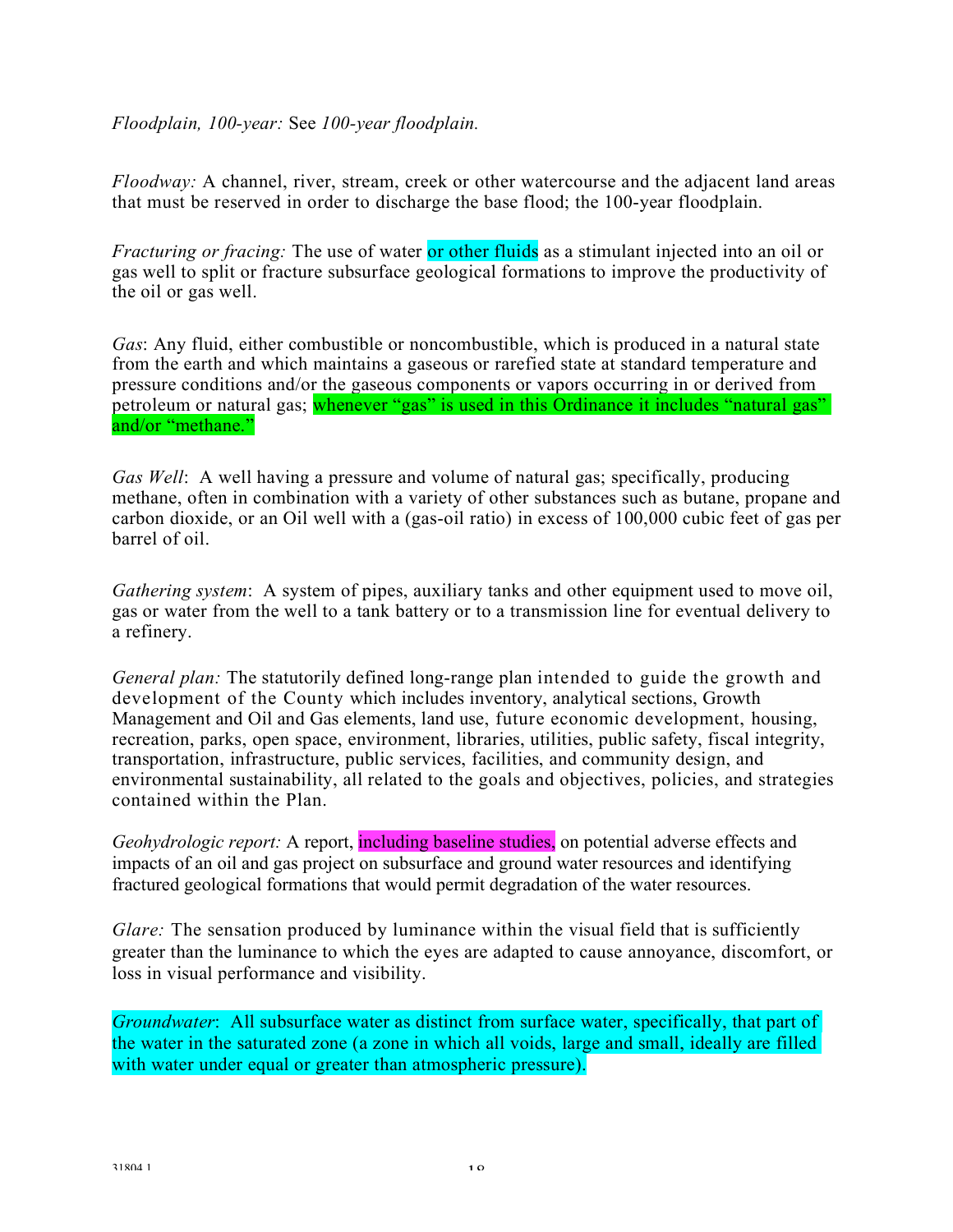*Floodplain, 100-year:* See *100-year floodplain.*

*Floodway:* A channel, river, stream, creek or other watercourse and the adjacent land areas that must be reserved in order to discharge the base flood; the 100-year floodplain.

*Fracturing or fracing:* The use of water or other fluids as a stimulant injected into an oil or gas well to split or fracture subsurface geological formations to improve the productivity of the oil or gas well.

*Gas*: Any fluid, either combustible or noncombustible, which is produced in a natural state from the earth and which maintains a gaseous or rarefied state at standard temperature and pressure conditions and/or the gaseous components or vapors occurring in or derived from petroleum or natural gas; whenever "gas" is used in this Ordinance it includes "natural gas" and/or "methane."

*Gas Well*: A well having a pressure and volume of natural gas; specifically, producing methane, often in combination with a variety of other substances such as butane, propane and carbon dioxide, or an Oil well with a (gas-oil ratio) in excess of 100,000 cubic feet of gas per barrel of oil.

*Gathering system*: A system of pipes, auxiliary tanks and other equipment used to move oil, gas or water from the well to a tank battery or to a transmission line for eventual delivery to a refinery.

*General plan:* The statutorily defined long-range plan intended to guide the growth and development of the County which includes inventory, analytical sections, Growth Management and Oil and Gas elements, land use, future economic development, housing, recreation, parks, open space, environment, libraries, utilities, public safety, fiscal integrity, transportation, infrastructure, public services, facilities, and community design, and environmental sustainability, all related to the goals and objectives, policies, and strategies contained within the Plan.

*Geohydrologic report:* A report, including baseline studies, on potential adverse effects and impacts of an oil and gas project on subsurface and ground water resources and identifying fractured geological formations that would permit degradation of the water resources.

*Glare:* The sensation produced by luminance within the visual field that is sufficiently greater than the luminance to which the eyes are adapted to cause annoyance, discomfort, or loss in visual performance and visibility.

*Groundwater*: All subsurface water as distinct from surface water, specifically, that part of the water in the saturated zone (a zone in which all voids, large and small, ideally are filled with water under equal or greater than atmospheric pressure).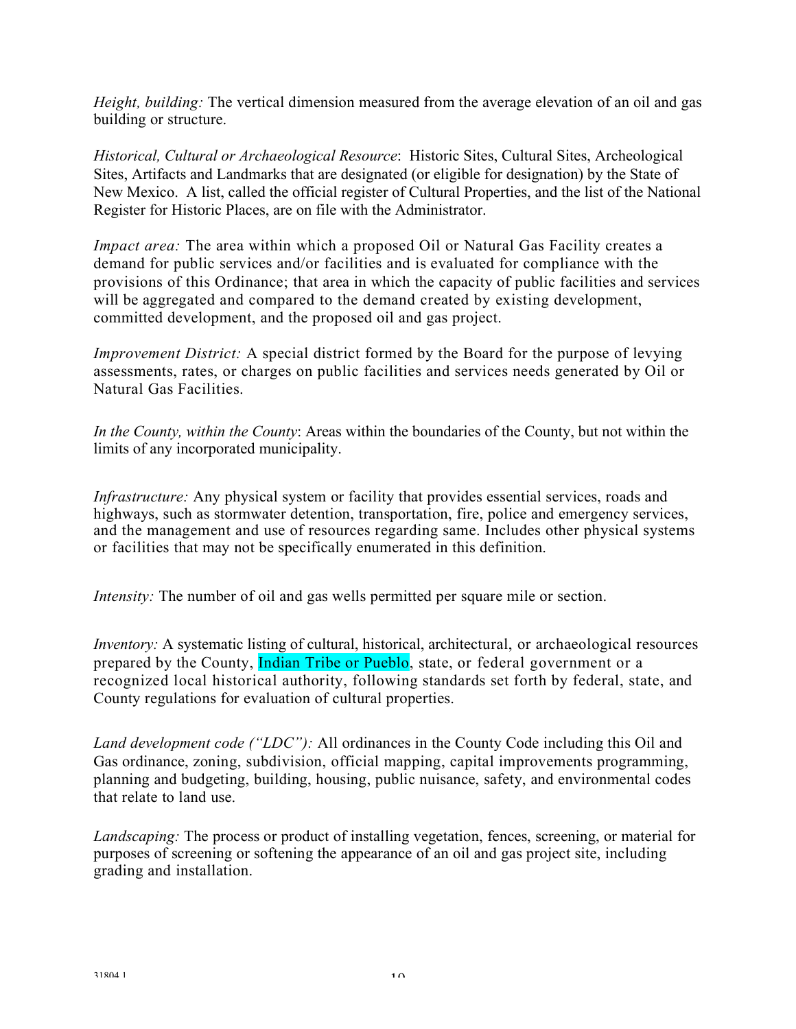*Height, building:* The vertical dimension measured from the average elevation of an oil and gas building or structure.

*Historical, Cultural or Archaeological Resource*: Historic Sites, Cultural Sites, Archeological Sites, Artifacts and Landmarks that are designated (or eligible for designation) by the State of New Mexico. A list, called the official register of Cultural Properties, and the list of the National Register for Historic Places, are on file with the Administrator.

*Impact area:* The area within which a proposed Oil or Natural Gas Facility creates a demand for public services and/or facilities and is evaluated for compliance with the provisions of this Ordinance; that area in which the capacity of public facilities and services will be aggregated and compared to the demand created by existing development, committed development, and the proposed oil and gas project.

*Improvement District:* A special district formed by the Board for the purpose of levying assessments, rates, or charges on public facilities and services needs generated by Oil or Natural Gas Facilities.

*In the County, within the County*: Areas within the boundaries of the County, but not within the limits of any incorporated municipality.

*Infrastructure:* Any physical system or facility that provides essential services, roads and highways, such as stormwater detention, transportation, fire, police and emergency services, and the management and use of resources regarding same. Includes other physical systems or facilities that may not be specifically enumerated in this definition.

*Intensity:* The number of oil and gas wells permitted per square mile or section.

*Inventory:* A systematic listing of cultural, historical, architectural, or archaeological resources prepared by the County, Indian Tribe or Pueblo, state, or federal government or a recognized local historical authority, following standards set forth by federal, state, and County regulations for evaluation of cultural properties.

*Land development code ("LDC"):* All ordinances in the County Code including this Oil and Gas ordinance, zoning, subdivision, official mapping, capital improvements programming, planning and budgeting, building, housing, public nuisance, safety, and environmental codes that relate to land use.

*Landscaping:* The process or product of installing vegetation, fences, screening, or material for purposes of screening or softening the appearance of an oil and gas project site, including grading and installation.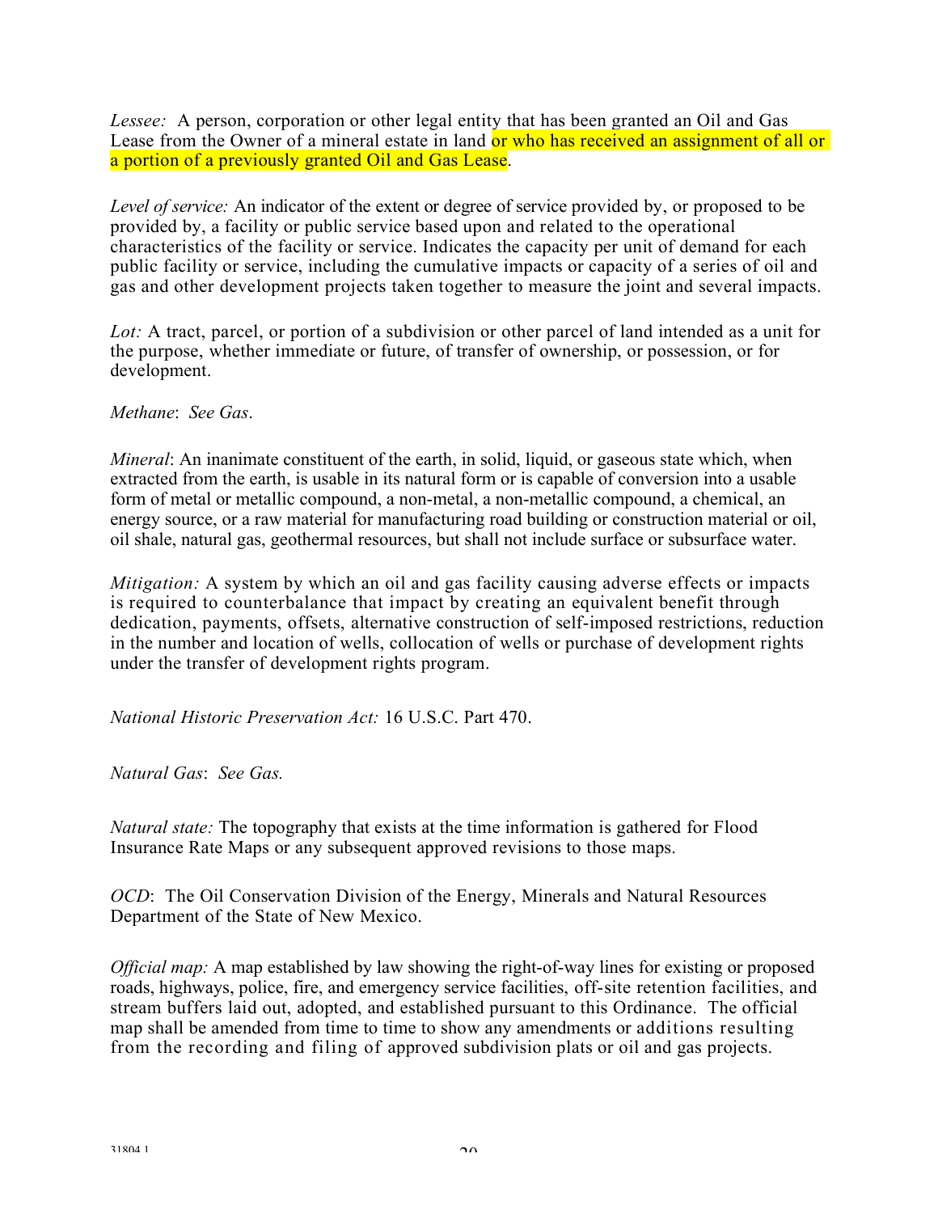*Lessee:* A person, corporation or other legal entity that has been granted an Oil and Gas Lease from the Owner of a mineral estate in land or who has received an assignment of all or a portion of a previously granted Oil and Gas Lease.

*Level of service:* An indicator of the extent or degree of service provided by, or proposed to be provided by, a facility or public service based upon and related to the operational characteristics of the facility or service. Indicates the capacity per unit of demand for each public facility or service, including the cumulative impacts or capacity of a series of oil and gas and other development projects taken together to measure the joint and several impacts.

*Lot:* A tract, parcel, or portion of a subdivision or other parcel of land intended as a unit for the purpose, whether immediate or future, of transfer of ownership, or possession, or for development.

*Methane*: *See Gas*.

*Mineral*: An inanimate constituent of the earth, in solid, liquid, or gaseous state which, when extracted from the earth, is usable in its natural form or is capable of conversion into a usable form of metal or metallic compound, a non-metal, a non-metallic compound, a chemical, an energy source, or a raw material for manufacturing road building or construction material or oil, oil shale, natural gas, geothermal resources, but shall not include surface or subsurface water.

*Mitigation:* A system by which an oil and gas facility causing adverse effects or impacts is required to counterbalance that impact by creating an equivalent benefit through dedication, payments, offsets, alternative construction of self-imposed restrictions, reduction in the number and location of wells, collocation of wells or purchase of development rights under the transfer of development rights program.

*National Historic Preservation Act:* 16 U.S.C. Part 470.

*Natural Gas*: *See Gas.*

*Natural state:* The topography that exists at the time information is gathered for Flood Insurance Rate Maps or any subsequent approved revisions to those maps.

*OCD*: The Oil Conservation Division of the Energy, Minerals and Natural Resources Department of the State of New Mexico.

*Official map:* A map established by law showing the right-of-way lines for existing or proposed roads, highways, police, fire, and emergency service facilities, off-site retention facilities, and stream buffers laid out, adopted, and established pursuant to this Ordinance. The official map shall be amended from time to time to show any amendments or additions resulting from the recording and filing of approved subdivision plats or oil and gas projects.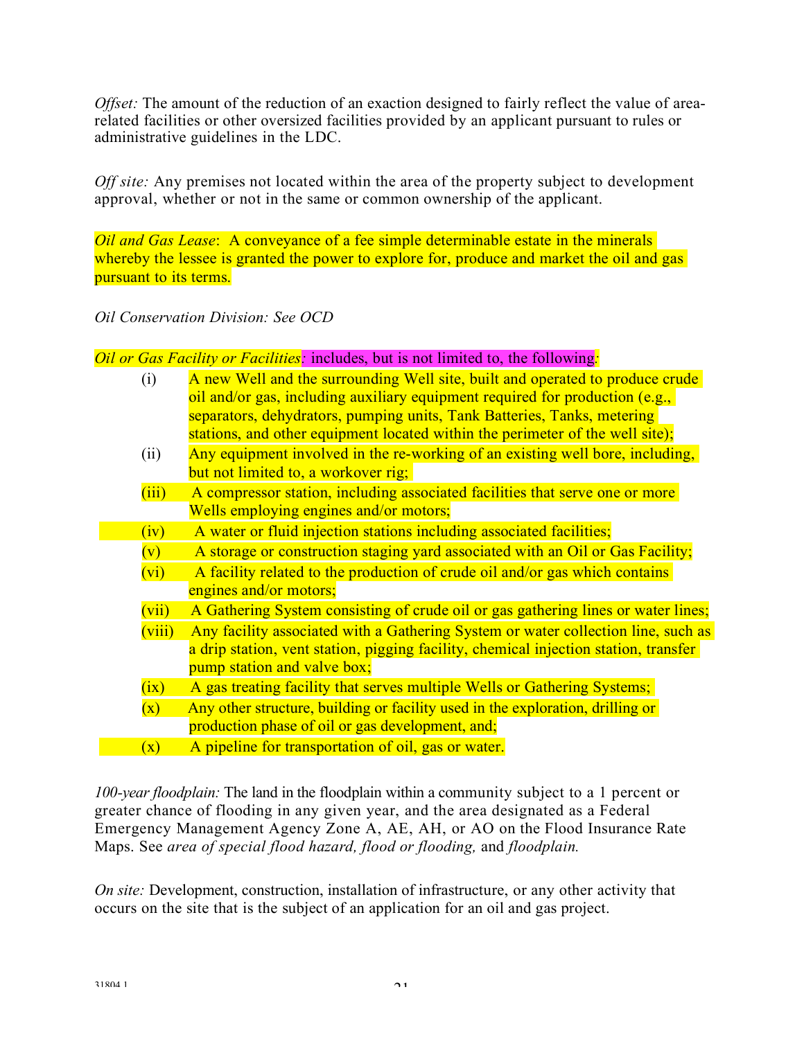*Offset:* The amount of the reduction of an exaction designed to fairly reflect the value of area-related facilities or other oversized facilities provided by an applicant pursuant to rules or administrative guidelines in the LDC.

*Off site:* Any premises not located within the area of the property subject to development approval, whether or not in the same or common ownership of the applicant.

*Oil and Gas Lease*: A conveyance of a fee simple determinable estate in the minerals whereby the lessee is granted the power to explore for, produce and market the oil and gas pursuant to its terms.

*Oil Conservation Division: See OCD*

*Oil or Gas Facility or Facilities*: includes, but is not limited to, the following:

(i) A new Well and the surrounding Well site, built and operated to produce crude oil and/or gas, including auxiliary equipment required for production (e.g., separators, dehydrators, pumping units, Tank Batteries, Tanks, metering stations, and other equipment located within the perimeter of the well site);

(ii) Any equipment involved in the re-working of an existing well bore, including, but not limited to, a workover rig;

(iii) A compressor station, including associated facilities that serve one or more Wells employing engines and/or motors;

(iv) A water or fluid injection stations including associated facilities;

(v) A storage or construction staging yard associated with an Oil or Gas Facility;

(vi) A facility related to the production of crude oil and/or gas which contains engines and/or motors;

(vii) A Gathering System consisting of crude oil or gas gathering lines or water lines;

(viii) Any facility associated with a Gathering System or water collection line, such as a drip station, vent station, pigging facility, chemical injection station, transfer pump station and valve box;

(ix) A gas treating facility that serves multiple Wells or Gathering Systems;

(x) Any other structure, building or facility used in the exploration, drilling or production phase of oil or gas development, and;

(x) A pipeline for transportation of oil, gas or water.

*100-year floodplain:* The land in the floodplain within a community subject to a 1 percent or greater chance of flooding in any given year, and the area designated as a Federal Emergency Management Agency Zone A, AE, AH, or AO on the Flood Insurance Rate Maps. See *area of special flood hazard, flood or flooding,* and *floodplain.*

*On site:* Development, construction, installation of infrastructure, or any other activity that occurs on the site that is the subject of an application for an oil and gas project.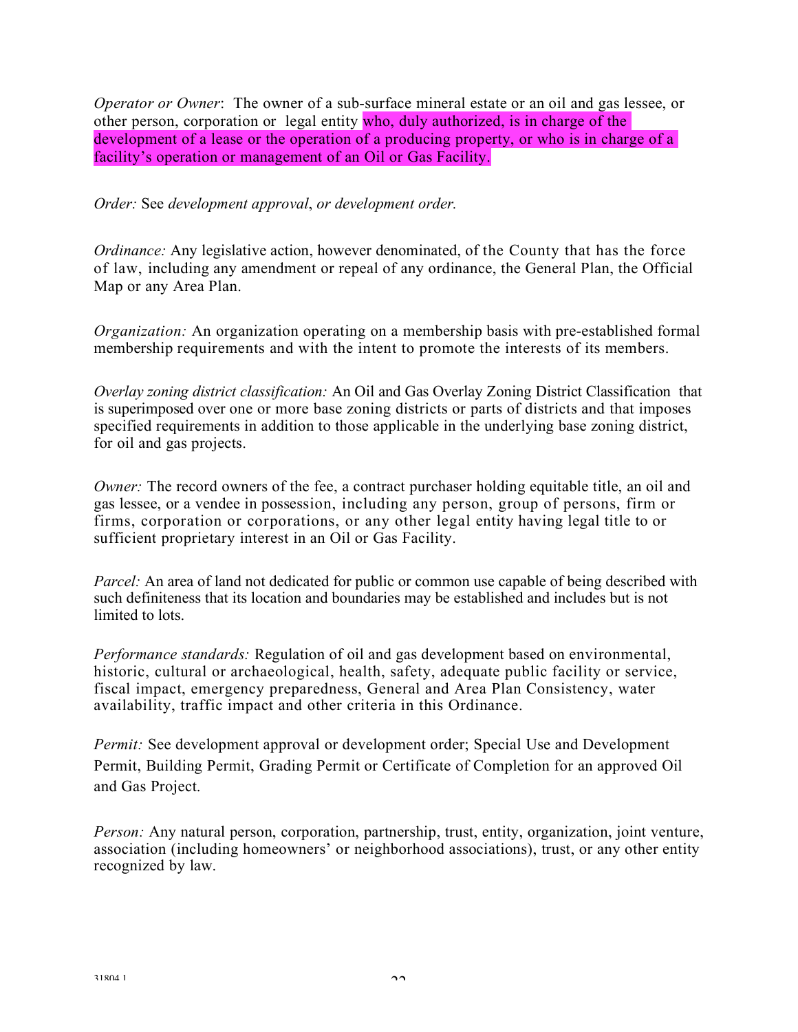*Operator or Owner*: The owner of a sub-surface mineral estate or an oil and gas lessee, or other person, corporation or legal entity who, duly authorized, is in charge of the development of a lease or the operation of a producing property, or who is in charge of a facility's operation or management of an Oil or Gas Facility.

*Order:* See *development approval*, *or development order.*

*Ordinance:* Any legislative action, however denominated, of the County that has the force of law, including any amendment or repeal of any ordinance, the General Plan, the Official Map or any Area Plan.

*Organization:* An organization operating on a membership basis with pre-established formal membership requirements and with the intent to promote the interests of its members.

*Overlay zoning district classification:* An Oil and Gas Overlay Zoning District Classification that is superimposed over one or more base zoning districts or parts of districts and that imposes specified requirements in addition to those applicable in the underlying base zoning district, for oil and gas projects.

*Owner:* The record owners of the fee, a contract purchaser holding equitable title, an oil and gas lessee, or a vendee in possession, including any person, group of persons, firm or firms, corporation or corporations, or any other legal entity having legal title to or sufficient proprietary interest in an Oil or Gas Facility.

*Parcel:* An area of land not dedicated for public or common use capable of being described with such definiteness that its location and boundaries may be established and includes but is not limited to lots.

*Performance standards:* Regulation of oil and gas development based on environmental, historic, cultural or archaeological, health, safety, adequate public facility or service, fiscal impact, emergency preparedness, General and Area Plan Consistency, water availability, traffic impact and other criteria in this Ordinance.

*Permit:* See development approval or development order; Special Use and Development Permit, Building Permit, Grading Permit or Certificate of Completion for an approved Oil and Gas Project.

*Person:* Any natural person, corporation, partnership, trust, entity, organization, joint venture, association (including homeowners' or neighborhood associations), trust, or any other entity recognized by law.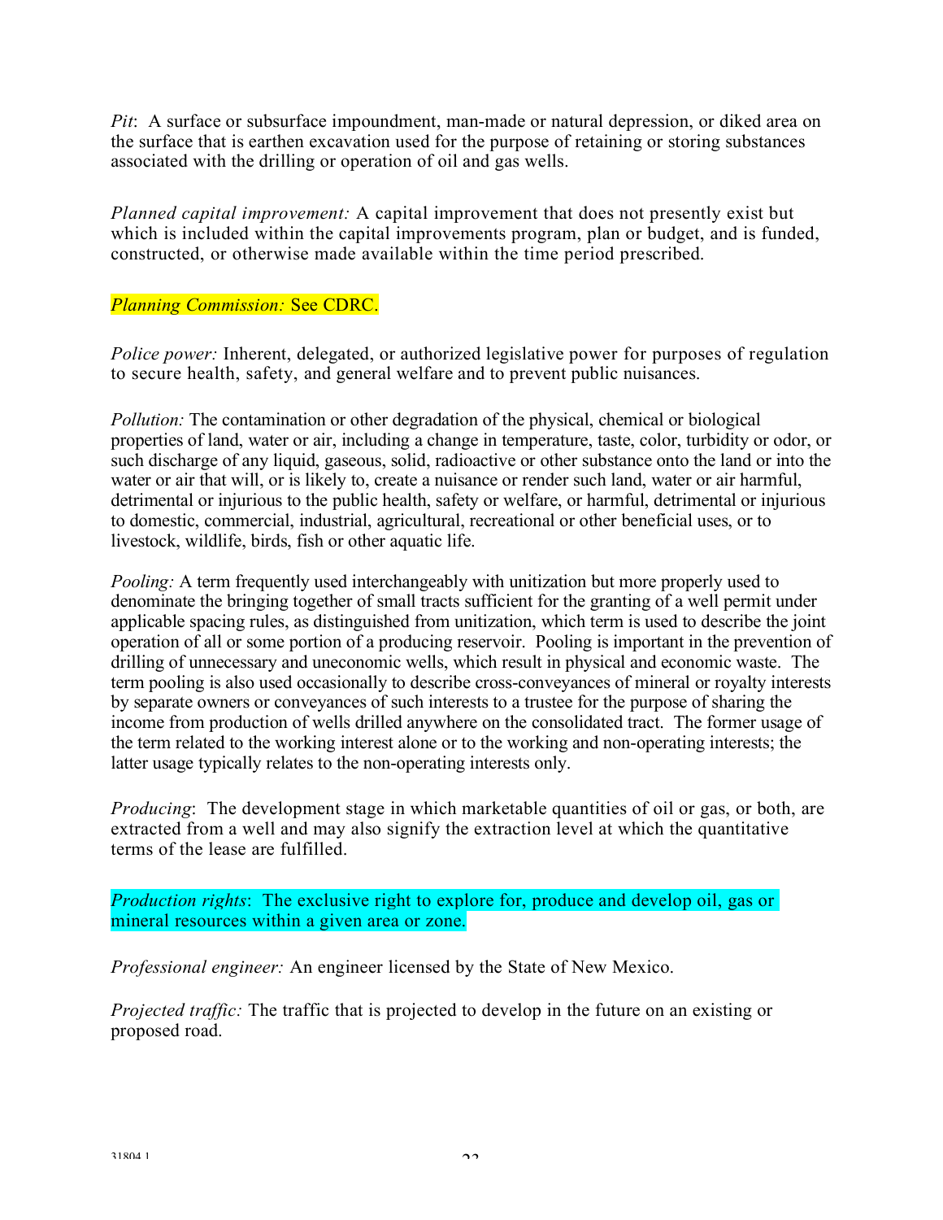*Pit*: A surface or subsurface impoundment, man-made or natural depression, or diked area on the surface that is earthen excavation used for the purpose of retaining or storing substances associated with the drilling or operation of oil and gas wells.

*Planned capital improvement:* A capital improvement that does not presently exist but which is included within the capital improvements program, plan or budget, and is funded, constructed, or otherwise made available within the time period prescribed.

*Planning Commission:* See CDRC.

*Police power:* Inherent, delegated, or authorized legislative power for purposes of regulation to secure health, safety, and general welfare and to prevent public nuisances.

*Pollution:* The contamination or other degradation of the physical, chemical or biological properties of land, water or air, including a change in temperature, taste, color, turbidity or odor, or such discharge of any liquid, gaseous, solid, radioactive or other substance onto the land or into the water or air that will, or is likely to, create a nuisance or render such land, water or air harmful, detrimental or injurious to the public health, safety or welfare, or harmful, detrimental or injurious to domestic, commercial, industrial, agricultural, recreational or other beneficial uses, or to livestock, wildlife, birds, fish or other aquatic life.

*Pooling:* A term frequently used interchangeably with unitization but more properly used to denominate the bringing together of small tracts sufficient for the granting of a well permit under applicable spacing rules, as distinguished from unitization, which term is used to describe the joint operation of all or some portion of a producing reservoir. Pooling is important in the prevention of drilling of unnecessary and uneconomic wells, which result in physical and economic waste. The term pooling is also used occasionally to describe cross-conveyances of mineral or royalty interests by separate owners or conveyances of such interests to a trustee for the purpose of sharing the income from production of wells drilled anywhere on the consolidated tract. The former usage of the term related to the working interest alone or to the working and non-operating interests; the latter usage typically relates to the non-operating interests only.

*Producing*: The development stage in which marketable quantities of oil or gas, or both, are extracted from a well and may also signify the extraction level at which the quantitative terms of the lease are fulfilled.

*Production rights*: The exclusive right to explore for, produce and develop oil, gas or mineral resources within a given area or zone.

*Professional engineer:* An engineer licensed by the State of New Mexico.

*Projected traffic:* The traffic that is projected to develop in the future on an existing or proposed road.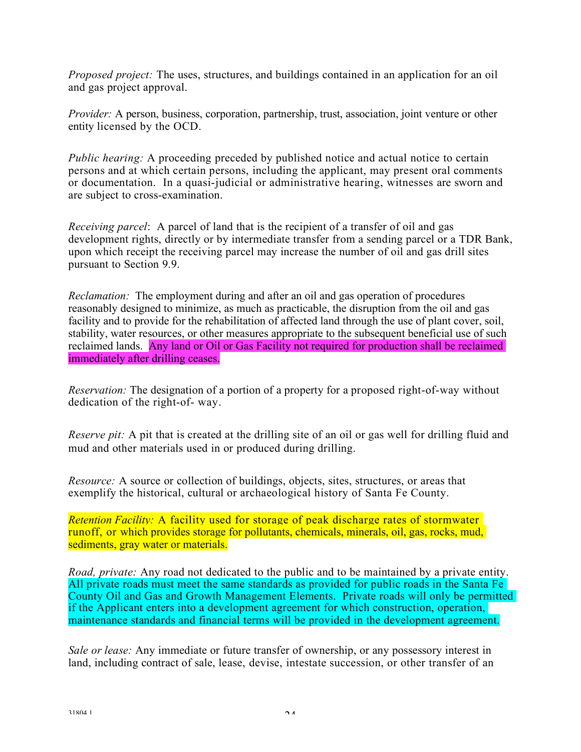*Proposed project:* The uses, structures, and buildings contained in an application for an oil and gas project approval.

*Provider:* A person, business, corporation, partnership, trust, association, joint venture or other entity licensed by the OCD.

*Public hearing:* A proceeding preceded by published notice and actual notice to certain persons and at which certain persons, including the applicant, may present oral comments or documentation. In a quasi-judicial or administrative hearing, witnesses are sworn and are subject to cross-examination.

*Receiving parcel*: A parcel of land that is the recipient of a transfer of oil and gas development rights, directly or by intermediate transfer from a sending parcel or a TDR Bank, upon which receipt the receiving parcel may increase the number of oil and gas drill sites pursuant to Section 9.9.

*Reclamation:* The employment during and after an oil and gas operation of procedures reasonably designed to minimize, as much as practicable, the disruption from the oil and gas facility and to provide for the rehabilitation of affected land through the use of plant cover, soil, stability, water resources, or other measures appropriate to the subsequent beneficial use of such reclaimed lands. Any land or Oil or Gas Facility not required for production shall be reclaimed immediately after drilling ceases.

*Reservation:* The designation of a portion of a property for a proposed right-of-way without dedication of the right-of- way.

*Reserve pit:* A pit that is created at the drilling site of an oil or gas well for drilling fluid and mud and other materials used in or produced during drilling.

*Resource:* A source or collection of buildings, objects, sites, structures, or areas that exemplify the historical, cultural or archaeological history of Santa Fe County.

*Retention Facility:* A facility used for storage of peak discharge rates of stormwater runoff, or which provides storage for pollutants, chemicals, minerals, oil, gas, rocks, mud, sediments, gray water or materials.

*Road, private:* Any road not dedicated to the public and to be maintained by a private entity. All private roads must meet the same standards as provided for public roads in the Santa Fe County Oil and Gas and Growth Management Elements. Private roads will only be permitted if the Applicant enters into a development agreement for which construction, operation, maintenance standards and financial terms will be provided in the development agreement.

*Sale or lease:* Any immediate or future transfer of ownership, or any possessory interest in land, including contract of sale, lease, devise, intestate succession, or other transfer of an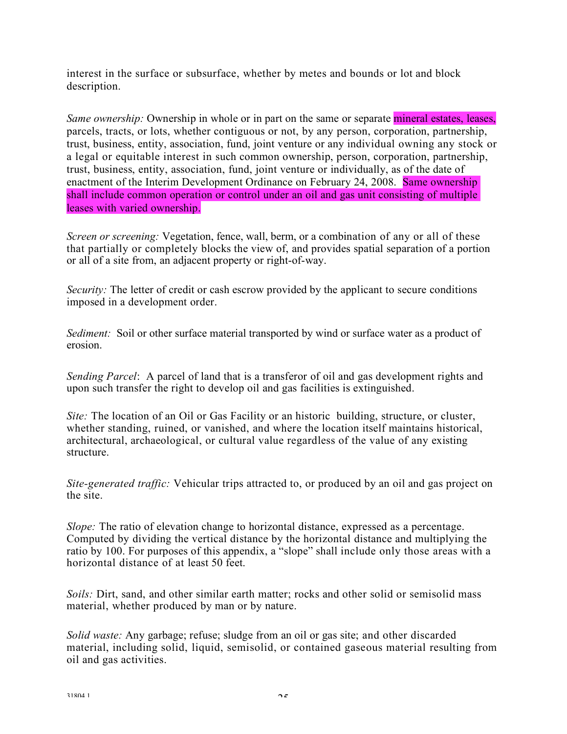interest in the surface or subsurface, whether by metes and bounds or lot and block description.

*Same ownership:* Ownership in whole or in part on the same or separate mineral estates, leases, parcels, tracts, or lots, whether contiguous or not, by any person, corporation, partnership, trust, business, entity, association, fund, joint venture or any individual owning any stock or a legal or equitable interest in such common ownership, person, corporation, partnership, trust, business, entity, association, fund, joint venture or individually, as of the date of enactment of the Interim Development Ordinance on February 24, 2008. Same ownership shall include common operation or control under an oil and gas unit consisting of multiple leases with varied ownership.

*Screen or screening:* Vegetation, fence, wall, berm, or a combination of any or all of these that partially or completely blocks the view of, and provides spatial separation of a portion or all of a site from, an adjacent property or right-of-way.

*Security:* The letter of credit or cash escrow provided by the applicant to secure conditions imposed in a development order.

*Sediment:* Soil or other surface material transported by wind or surface water as a product of erosion.

*Sending Parcel*: A parcel of land that is a transferor of oil and gas development rights and upon such transfer the right to develop oil and gas facilities is extinguished.

*Site:* The location of an Oil or Gas Facility or an historic building, structure, or cluster, whether standing, ruined, or vanished, and where the location itself maintains historical, architectural, archaeological, or cultural value regardless of the value of any existing structure.

*Site-generated traffic:* Vehicular trips attracted to, or produced by an oil and gas project on the site.

*Slope:* The ratio of elevation change to horizontal distance, expressed as a percentage. Computed by dividing the vertical distance by the horizontal distance and multiplying the ratio by 100. For purposes of this appendix, a "slope" shall include only those areas with a horizontal distance of at least 50 feet.

*Soils:* Dirt, sand, and other similar earth matter; rocks and other solid or semisolid mass material, whether produced by man or by nature.

*Solid waste:* Any garbage; refuse; sludge from an oil or gas site; and other discarded material, including solid, liquid, semisolid, or contained gaseous material resulting from oil and gas activities.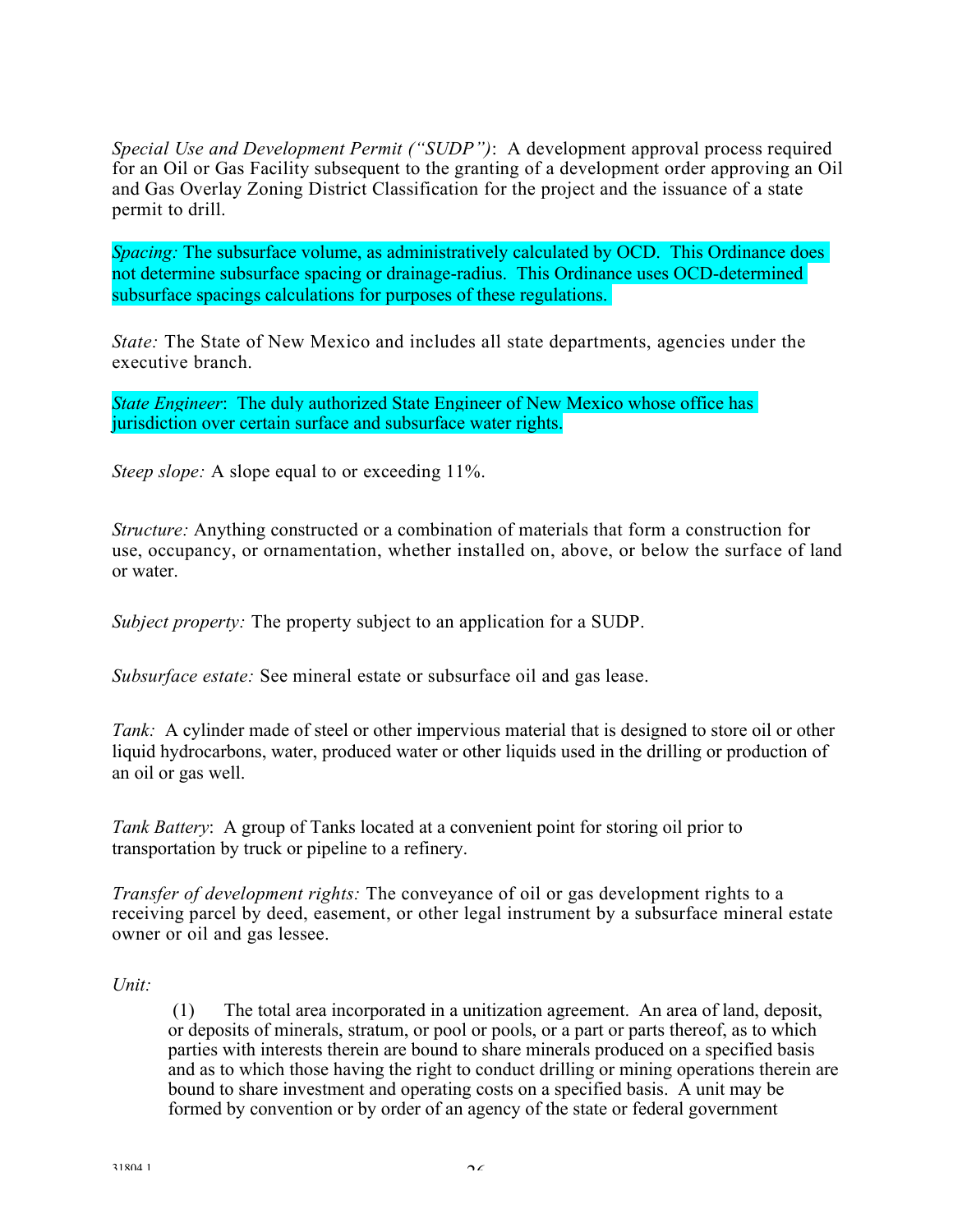*Special Use and Development Permit ("SUDP")*: A development approval process required for an Oil or Gas Facility subsequent to the granting of a development order approving an Oil and Gas Overlay Zoning District Classification for the project and the issuance of a state permit to drill.

*Spacing:* The subsurface volume, as administratively calculated by OCD. This Ordinance does not determine subsurface spacing or drainage-radius. This Ordinance uses OCD-determined subsurface spacings calculations for purposes of these regulations.

*State:* The State of New Mexico and includes all state departments, agencies under the executive branch.

*State Engineer*: The duly authorized State Engineer of New Mexico whose office has jurisdiction over certain surface and subsurface water rights.

*Steep slope:* A slope equal to or exceeding 11%.

*Structure:* Anything constructed or a combination of materials that form a construction for use, occupancy, or ornamentation, whether installed on, above, or below the surface of land or water.

*Subject property:* The property subject to an application for a SUDP.

*Subsurface estate:* See mineral estate or subsurface oil and gas lease.

*Tank:* A cylinder made of steel or other impervious material that is designed to store oil or other liquid hydrocarbons, water, produced water or other liquids used in the drilling or production of an oil or gas well.

*Tank Battery*: A group of Tanks located at a convenient point for storing oil prior to transportation by truck or pipeline to a refinery.

*Transfer of development rights:* The conveyance of oil or gas development rights to a receiving parcel by deed, easement, or other legal instrument by a subsurface mineral estate owner or oil and gas lessee.

*Unit:*

(1) The total area incorporated in a unitization agreement. An area of land, deposit, or deposits of minerals, stratum, or pool or pools, or a part or parts thereof, as to which parties with interests therein are bound to share minerals produced on a specified basis and as to which those having the right to conduct drilling or mining operations therein are bound to share investment and operating costs on a specified basis. A unit may be formed by convention or by order of an agency of the state or federal government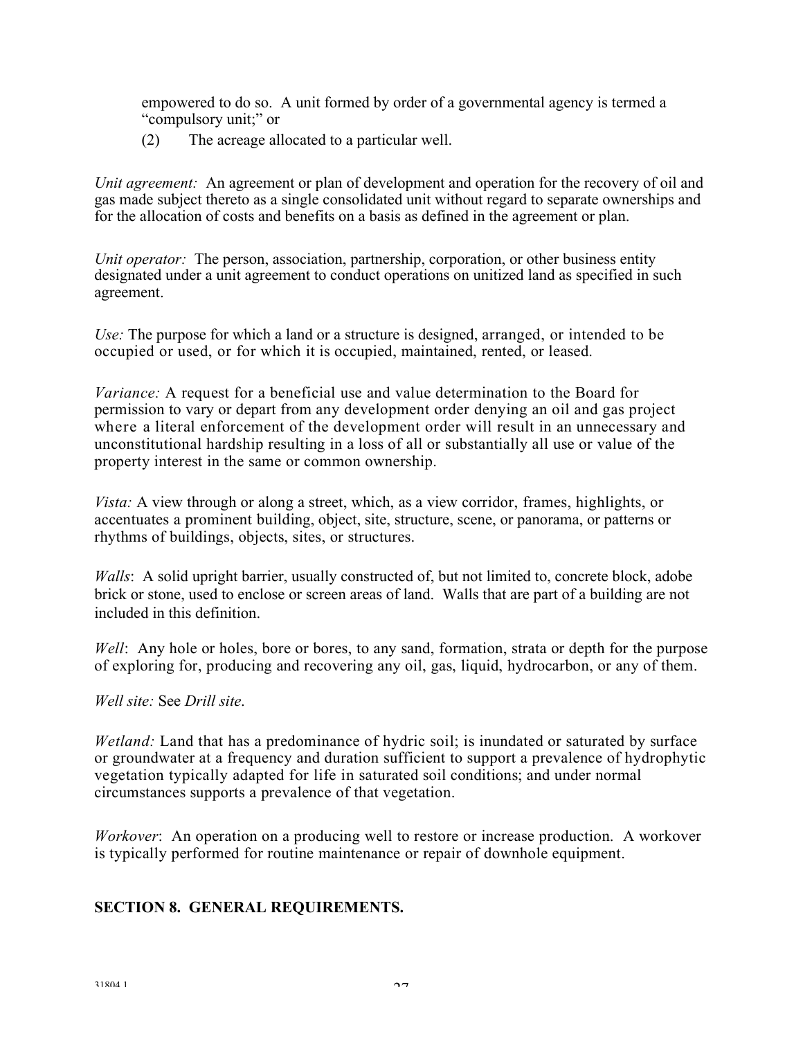empowered to do so. A unit formed by order of a governmental agency is termed a "compulsory unit;" or

(2) The acreage allocated to a particular well.

*Unit agreement:* An agreement or plan of development and operation for the recovery of oil and gas made subject thereto as a single consolidated unit without regard to separate ownerships and for the allocation of costs and benefits on a basis as defined in the agreement or plan.

*Unit operator:* The person, association, partnership, corporation, or other business entity designated under a unit agreement to conduct operations on unitized land as specified in such agreement.

*Use:* The purpose for which a land or a structure is designed, arranged, or intended to be occupied or used, or for which it is occupied, maintained, rented, or leased.

*Variance:* A request for a beneficial use and value determination to the Board for permission to vary or depart from any development order denying an oil and gas project where a literal enforcement of the development order will result in an unnecessary and unconstitutional hardship resulting in a loss of all or substantially all use or value of the property interest in the same or common ownership.

*Vista:* A view through or along a street, which, as a view corridor, frames, highlights, or accentuates a prominent building, object, site, structure, scene, or panorama, or patterns or rhythms of buildings, objects, sites, or structures.

*Walls*: A solid upright barrier, usually constructed of, but not limited to, concrete block, adobe brick or stone, used to enclose or screen areas of land. Walls that are part of a building are not included in this definition.

*Well*: Any hole or holes, bore or bores, to any sand, formation, strata or depth for the purpose of exploring for, producing and recovering any oil, gas, liquid, hydrocarbon, or any of them.

*Well site:* See *Drill site*.

*Wetland:* Land that has a predominance of hydric soil; is inundated or saturated by surface or groundwater at a frequency and duration sufficient to support a prevalence of hydrophytic vegetation typically adapted for life in saturated soil conditions; and under normal circumstances supports a prevalence of that vegetation.

*Workover*: An operation on a producing well to restore or increase production. A workover is typically performed for routine maintenance or repair of downhole equipment.

## SECTION 8. GENERAL REQUIREMENTS.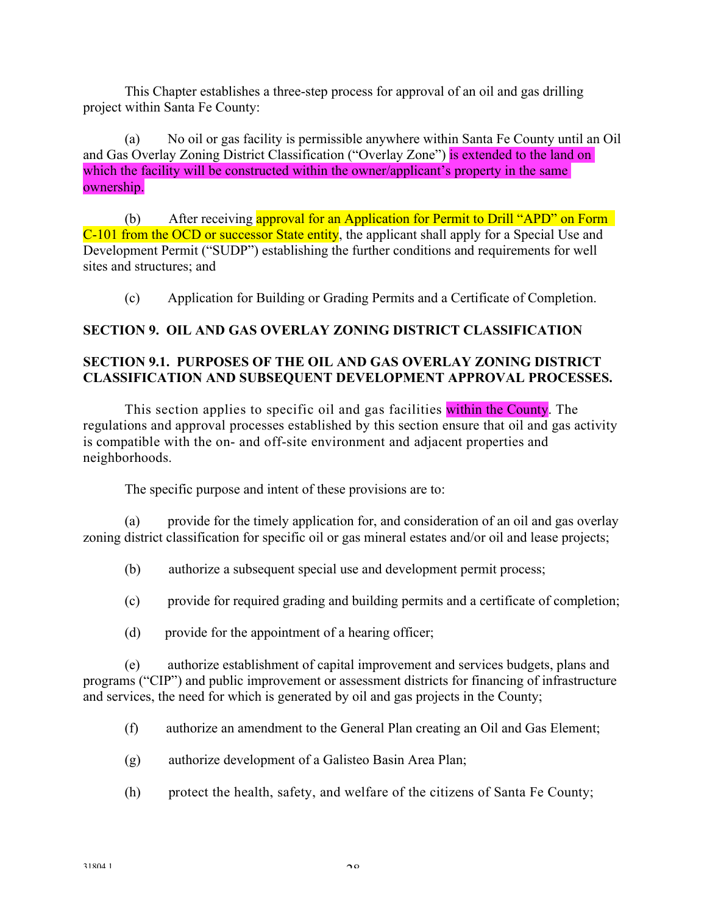This Chapter establishes a three-step process for approval of an oil and gas drilling project within Santa Fe County:

(a) No oil or gas facility is permissible anywhere within Santa Fe County until an Oil and Gas Overlay Zoning District Classification ("Overlay Zone") is extended to the land on which the facility will be constructed within the owner/applicant's property in the same ownership.

(b) After receiving approval for an Application for Permit to Drill "APD" on Form C-101 from the OCD or successor State entity, the applicant shall apply for a Special Use and Development Permit ("SUDP") establishing the further conditions and requirements for well sites and structures; and

(c) Application for Building or Grading Permits and a Certificate of Completion.

## SECTION 9. OIL AND GAS OVERLAY ZONING DISTRICT CLASSIFICATION

## SECTION 9.1. PURPOSES OF THE OIL AND GAS OVERLAY ZONING DISTRICT CLASSIFICATION AND SUBSEQUENT DEVELOPMENT APPROVAL PROCESSES.

This section applies to specific oil and gas facilities within the County. The regulations and approval processes established by this section ensure that oil and gas activity is compatible with the on- and off-site environment and adjacent properties and neighborhoods.

The specific purpose and intent of these provisions are to:

(a) provide for the timely application for, and consideration of an oil and gas overlay zoning district classification for specific oil or gas mineral estates and/or oil and lease projects;

(b) authorize a subsequent special use and development permit process;

(c) provide for required grading and building permits and a certificate of completion;

(d) provide for the appointment of a hearing officer;

(e) authorize establishment of capital improvement and services budgets, plans and programs ("CIP") and public improvement or assessment districts for financing of infrastructure and services, the need for which is generated by oil and gas projects in the County;

(f) authorize an amendment to the General Plan creating an Oil and Gas Element;

(g) authorize development of a Galisteo Basin Area Plan;

(h) protect the health, safety, and welfare of the citizens of Santa Fe County;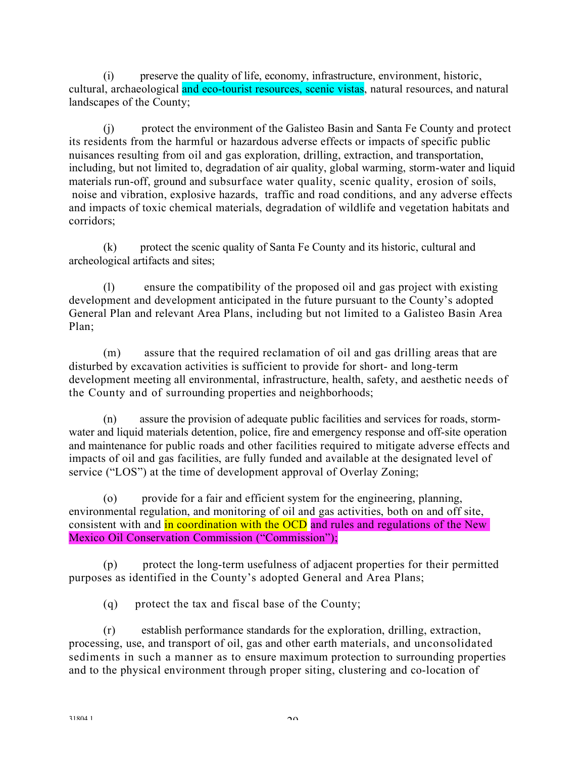(i) preserve the quality of life, economy, infrastructure, environment, historic, cultural, archaeological and eco-tourist resources, scenic vistas, natural resources, and natural landscapes of the County;

(j) protect the environment of the Galisteo Basin and Santa Fe County and protect its residents from the harmful or hazardous adverse effects or impacts of specific public nuisances resulting from oil and gas exploration, drilling, extraction, and transportation, including, but not limited to, degradation of air quality, global warming, storm-water and liquid materials run-off, ground and subsurface water quality, scenic quality, erosion of soils, noise and vibration, explosive hazards, traffic and road conditions, and any adverse effects and impacts of toxic chemical materials, degradation of wildlife and vegetation habitats and corridors;

(k) protect the scenic quality of Santa Fe County and its historic, cultural and archeological artifacts and sites;

(l) ensure the compatibility of the proposed oil and gas project with existing development and development anticipated in the future pursuant to the County's adopted General Plan and relevant Area Plans, including but not limited to a Galisteo Basin Area Plan;

(m) assure that the required reclamation of oil and gas drilling areas that are disturbed by excavation activities is sufficient to provide for short- and long-term development meeting all environmental, infrastructure, health, safety, and aesthetic needs of the County and of surrounding properties and neighborhoods;

(n) assure the provision of adequate public facilities and services for roads, storm-water and liquid materials detention, police, fire and emergency response and off-site operation and maintenance for public roads and other facilities required to mitigate adverse effects and impacts of oil and gas facilities, are fully funded and available at the designated level of service ("LOS") at the time of development approval of Overlay Zoning;

(o) provide for a fair and efficient system for the engineering, planning, environmental regulation, and monitoring of oil and gas activities, both on and off site, consistent with and in coordination with the OCD and rules and regulations of the New Mexico Oil Conservation Commission ("Commission");

(p) protect the long-term usefulness of adjacent properties for their permitted purposes as identified in the County's adopted General and Area Plans;

(q) protect the tax and fiscal base of the County;

(r) establish performance standards for the exploration, drilling, extraction, processing, use, and transport of oil, gas and other earth materials, and unconsolidated sediments in such a manner as to ensure maximum protection to surrounding properties and to the physical environment through proper siting, clustering and co-location of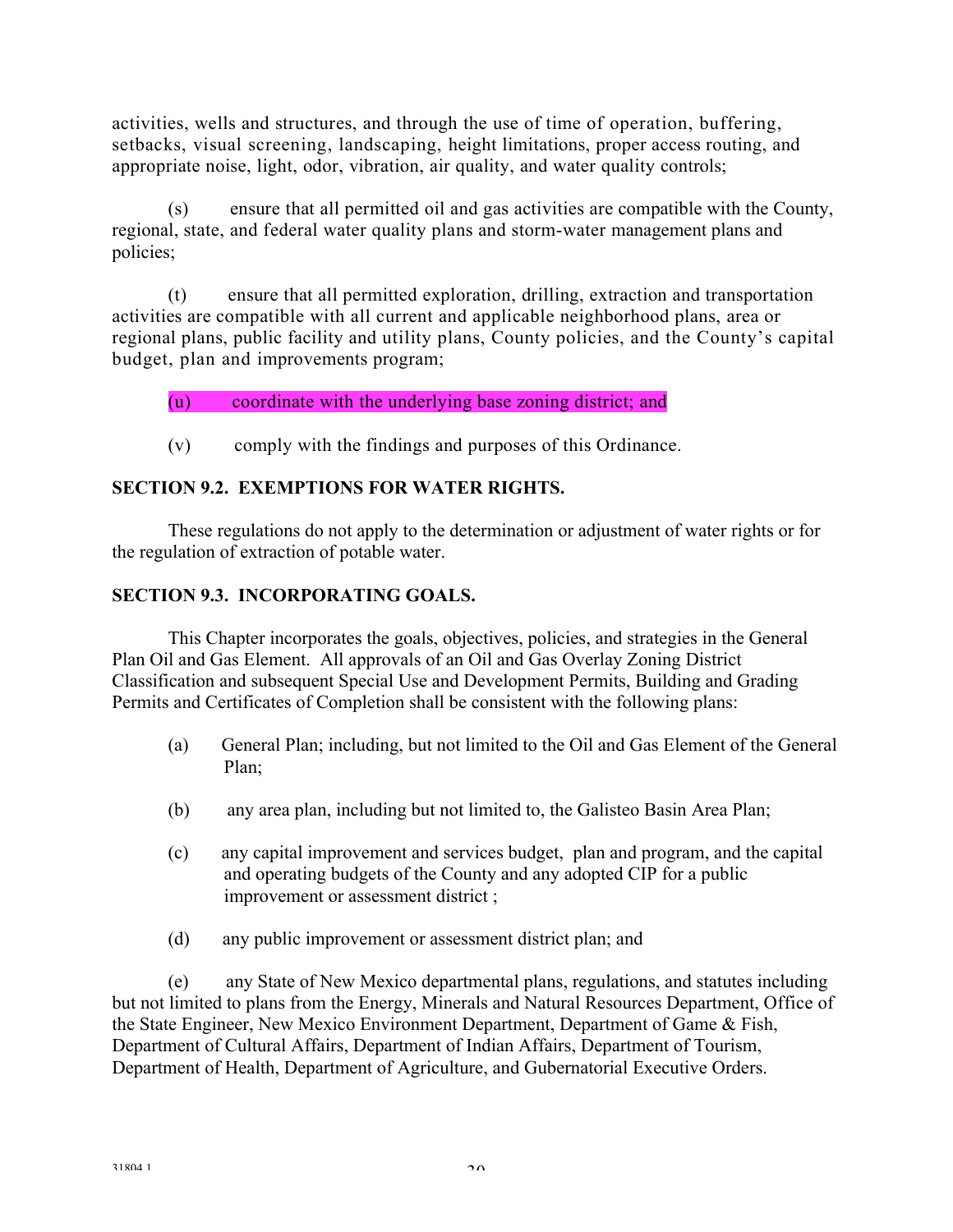activities, wells and structures, and through the use of time of operation, buffering, setbacks, visual screening, landscaping, height limitations, proper access routing, and appropriate noise, light, odor, vibration, air quality, and water quality controls;

(s) ensure that all permitted oil and gas activities are compatible with the County, regional, state, and federal water quality plans and storm-water management plans and policies;

(t) ensure that all permitted exploration, drilling, extraction and transportation activities are compatible with all current and applicable neighborhood plans, area or regional plans, public facility and utility plans, County policies, and the County's capital budget, plan and improvements program;

(u) coordinate with the underlying base zoning district; and

(v) comply with the findings and purposes of this Ordinance.

**SECTION 9.2. EXEMPTIONS FOR WATER RIGHTS.**

These regulations do not apply to the determination or adjustment of water rights or for the regulation of extraction of potable water.

**SECTION 9.3. INCORPORATING GOALS.**

This Chapter incorporates the goals, objectives, policies, and strategies in the General Plan Oil and Gas Element. All approvals of an Oil and Gas Overlay Zoning District Classification and subsequent Special Use and Development Permits, Building and Grading Permits and Certificates of Completion shall be consistent with the following plans:

(a) General Plan; including, but not limited to the Oil and Gas Element of the General Plan;

(b) any area plan, including but not limited to, the Galisteo Basin Area Plan;

(c) any capital improvement and services budget, plan and program, and the capital and operating budgets of the County and any adopted CIP for a public improvement or assessment district ;

(d) any public improvement or assessment district plan; and

(e) any State of New Mexico departmental plans, regulations, and statutes including but not limited to plans from the Energy, Minerals and Natural Resources Department, Office of the State Engineer, New Mexico Environment Department, Department of Game & Fish, Department of Cultural Affairs, Department of Indian Affairs, Department of Tourism, Department of Health, Department of Agriculture, and Gubernatorial Executive Orders.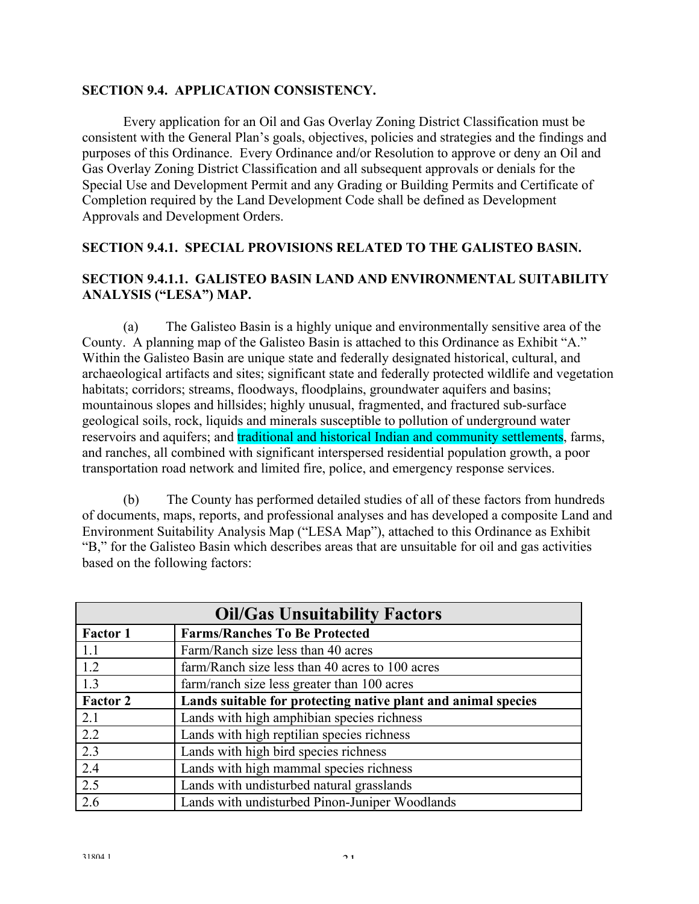**SECTION 9.4. APPLICATION CONSISTENCY.**

Every application for an Oil and Gas Overlay Zoning District Classification must be consistent with the General Plan's goals, objectives, policies and strategies and the findings and purposes of this Ordinance. Every Ordinance and/or Resolution to approve or deny an Oil and Gas Overlay Zoning District Classification and all subsequent approvals or denials for the Special Use and Development Permit and any Grading or Building Permits and Certificate of Completion required by the Land Development Code shall be defined as Development Approvals and Development Orders.

**SECTION 9.4.1. SPECIAL PROVISIONS RELATED TO THE GALISTEO BASIN.**

**SECTION 9.4.1.1. GALISTEO BASIN LAND AND ENVIRONMENTAL SUITABILITY ANALYSIS ("LESA") MAP.**

(a) The Galisteo Basin is a highly unique and environmentally sensitive area of the County. A planning map of the Galisteo Basin is attached to this Ordinance as Exhibit "A." Within the Galisteo Basin are unique state and federally designated historical, cultural, and archaeological artifacts and sites; significant state and federally protected wildlife and vegetation habitats; corridors; streams, floodways, floodplains, groundwater aquifers and basins; mountainous slopes and hillsides; highly unusual, fragmented, and fractured sub-surface geological soils, rock, liquids and minerals susceptible to pollution of underground water reservoirs and aquifers; and traditional and historical Indian and community settlements, farms, and ranches, all combined with significant interspersed residential population growth, a poor transportation road network and limited fire, police, and emergency response services.

(b) The County has performed detailed studies of all of these factors from hundreds of documents, maps, reports, and professional analyses and has developed a composite Land and Environment Suitability Analysis Map ("LESA Map"), attached to this Ordinance as Exhibit "B," for the Galisteo Basin which describes areas that are unsuitable for oil and gas activities based on the following factors:

| **Oil/Gas Unsuitability Factors** | |
|---|---|
| **Factor 1** | **Farms/Ranches To Be Protected** |
| 1.1 | Farm/Ranch size less than 40 acres |
| 1.2 | farm/Ranch size less than 40 acres to 100 acres |
| 1.3 | farm/ranch size less greater than 100 acres |
| **Factor 2** | **Lands suitable for protecting native plant and animal species** |
| 2.1 | Lands with high amphibian species richness |
| 2.2 | Lands with high reptilian species richness |
| 2.3 | Lands with high bird species richness |
| 2.4 | Lands with high mammal species richness |
| 2.5 | Lands with undisturbed natural grasslands |
| 2.6 | Lands with undisturbed Pinon-Juniper Woodlands |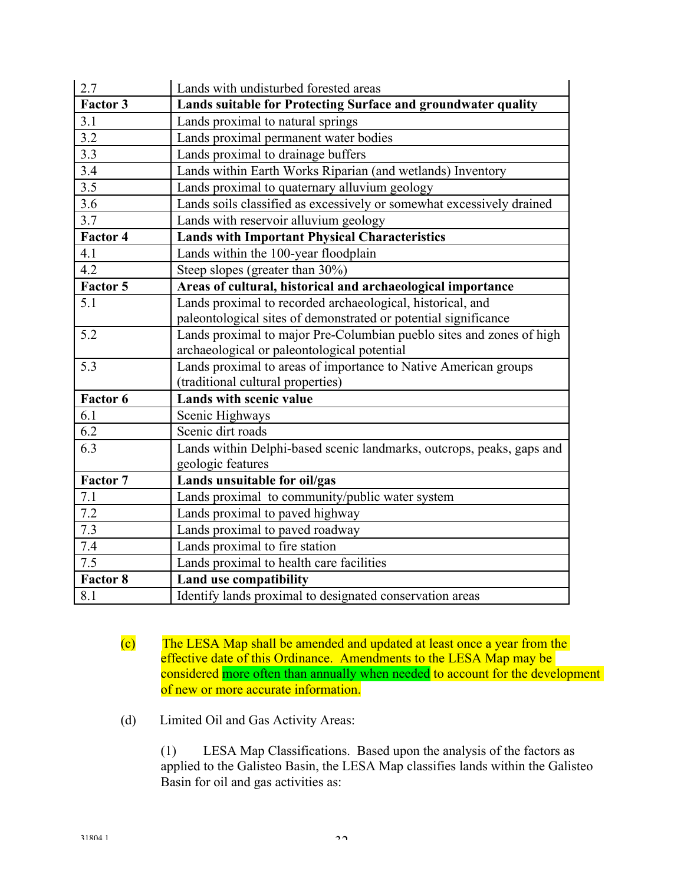| | |
|---|---|
| 2.7 | Lands with undisturbed forested areas |
| **Factor 3** | **Lands suitable for Protecting Surface and groundwater quality** |
| 3.1 | Lands proximal to natural springs |
| 3.2 | Lands proximal permanent water bodies |
| 3.3 | Lands proximal to drainage buffers |
| 3.4 | Lands within Earth Works Riparian (and wetlands) Inventory |
| 3.5 | Lands proximal to quaternary alluvium geology |
| 3.6 | Lands soils classified as excessively or somewhat excessively drained |
| 3.7 | Lands with reservoir alluvium geology |
| **Factor 4** | **Lands with Important Physical Characteristics** |
| 4.1 | Lands within the 100-year floodplain |
| 4.2 | Steep slopes (greater than 30%) |
| **Factor 5** | **Areas of cultural, historical and archaeological importance** |
| 5.1 | Lands proximal to recorded archaeological, historical, and paleontological sites of demonstrated or potential significance |
| 5.2 | Lands proximal to major Pre-Columbian pueblo sites and zones of high archaeological or paleontological potential |
| 5.3 | Lands proximal to areas of importance to Native American groups (traditional cultural properties) |
| **Factor 6** | **Lands with scenic value** |
| 6.1 | Scenic Highways |
| 6.2 | Scenic dirt roads |
| 6.3 | Lands within Delphi-based scenic landmarks, outcrops, peaks, gaps and geologic features |
| **Factor 7** | **Lands unsuitable for oil/gas** |
| 7.1 | Lands proximal to community/public water system |
| 7.2 | Lands proximal to paved highway |
| 7.3 | Lands proximal to paved roadway |
| 7.4 | Lands proximal to fire station |
| 7.5 | Lands proximal to health care facilities |
| **Factor 8** | **Land use compatibility** |
| 8.1 | Identify lands proximal to designated conservation areas |

(c) The LESA Map shall be amended and updated at least once a year from the effective date of this Ordinance. Amendments to the LESA Map may be considered more often than annually when needed to account for the development of new or more accurate information.

(d) Limited Oil and Gas Activity Areas:

(1) LESA Map Classifications. Based upon the analysis of the factors as applied to the Galisteo Basin, the LESA Map classifies lands within the Galisteo Basin for oil and gas activities as: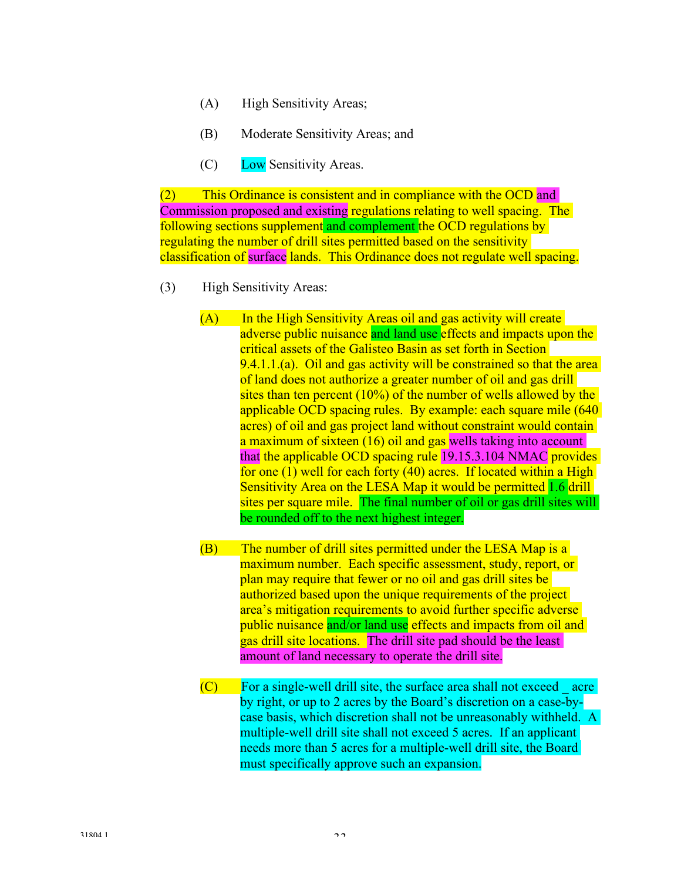(A) High Sensitivity Areas;

(B) Moderate Sensitivity Areas; and

(C) Low Sensitivity Areas.

(2) This Ordinance is consistent and in compliance with the OCD and Commission proposed and existing regulations relating to well spacing. The following sections supplement and complement the OCD regulations by regulating the number of drill sites permitted based on the sensitivity classification of surface lands. This Ordinance does not regulate well spacing.

(3) High Sensitivity Areas:

(A) In the High Sensitivity Areas oil and gas activity will create adverse public nuisance and land use effects and impacts upon the critical assets of the Galisteo Basin as set forth in Section 9.4.1.1.(a). Oil and gas activity will be constrained so that the area of land does not authorize a greater number of oil and gas drill sites than ten percent (10%) of the number of wells allowed by the applicable OCD spacing rules. By example: each square mile (640 acres) of oil and gas project land without constraint would contain a maximum of sixteen (16) oil and gas wells taking into account that the applicable OCD spacing rule 19.15.3.104 NMAC provides for one (1) well for each forty (40) acres. If located within a High Sensitivity Area on the LESA Map it would be permitted 1.6 drill sites per square mile. The final number of oil or gas drill sites will be rounded off to the next highest integer.

(B) The number of drill sites permitted under the LESA Map is a maximum number. Each specific assessment, study, report, or plan may require that fewer or no oil and gas drill sites be authorized based upon the unique requirements of the project area's mitigation requirements to avoid further specific adverse public nuisance and/or land use effects and impacts from oil and gas drill site locations. The drill site pad should be the least amount of land necessary to operate the drill site.

(C) For a single-well drill site, the surface area shall not exceed _ acre by right, or up to 2 acres by the Board's discretion on a case-by-case basis, which discretion shall not be unreasonably withheld. A multiple-well drill site shall not exceed 5 acres. If an applicant needs more than 5 acres for a multiple-well drill site, the Board must specifically approve such an expansion.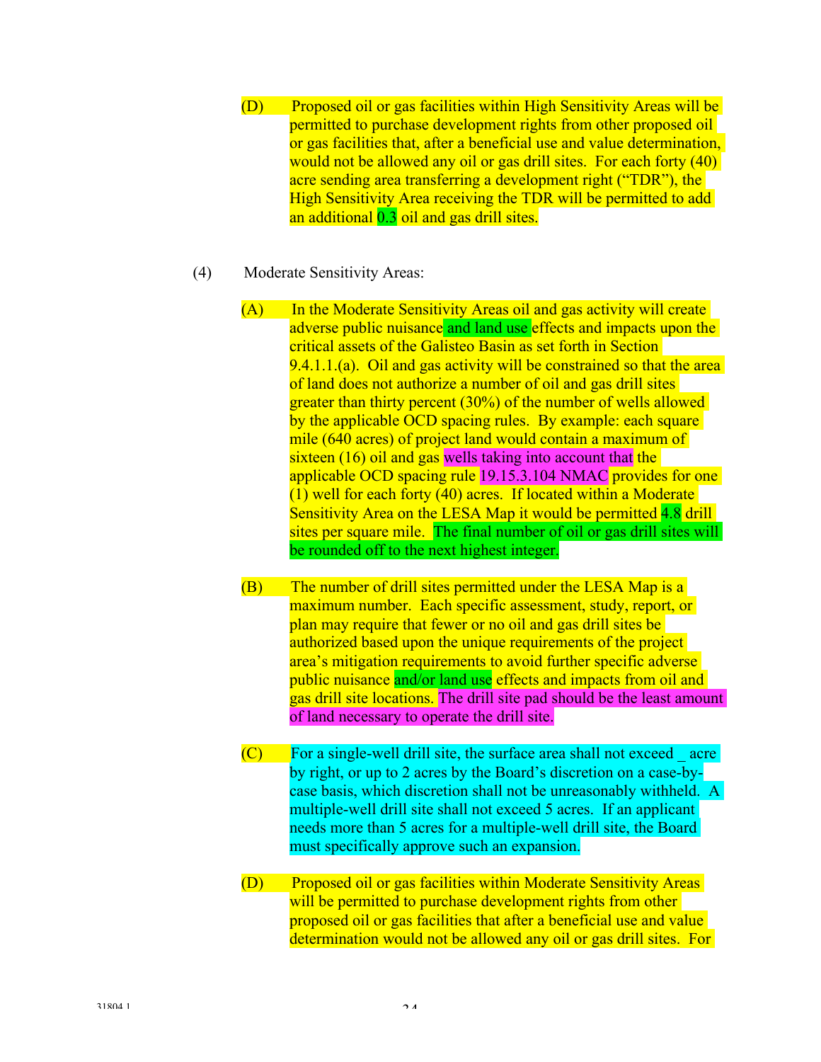(D) Proposed oil or gas facilities within High Sensitivity Areas will be permitted to purchase development rights from other proposed oil or gas facilities that, after a beneficial use and value determination, would not be allowed any oil or gas drill sites. For each forty (40) acre sending area transferring a development right ("TDR"), the High Sensitivity Area receiving the TDR will be permitted to add an additional 0.3 oil and gas drill sites.

(4) Moderate Sensitivity Areas:

(A) In the Moderate Sensitivity Areas oil and gas activity will create adverse public nuisance and land use effects and impacts upon the critical assets of the Galisteo Basin as set forth in Section 9.4.1.1.(a). Oil and gas activity will be constrained so that the area of land does not authorize a number of oil and gas drill sites greater than thirty percent (30%) of the number of wells allowed by the applicable OCD spacing rules. By example: each square mile (640 acres) of project land would contain a maximum of sixteen (16) oil and gas wells taking into account that the applicable OCD spacing rule 19.15.3.104 NMAC provides for one (1) well for each forty (40) acres. If located within a Moderate Sensitivity Area on the LESA Map it would be permitted 4.8 drill sites per square mile. The final number of oil or gas drill sites will be rounded off to the next highest integer.

(B) The number of drill sites permitted under the LESA Map is a maximum number. Each specific assessment, study, report, or plan may require that fewer or no oil and gas drill sites be authorized based upon the unique requirements of the project area's mitigation requirements to avoid further specific adverse public nuisance and/or land use effects and impacts from oil and gas drill site locations. The drill site pad should be the least amount of land necessary to operate the drill site.

(C) For a single-well drill site, the surface area shall not exceed _ acre by right, or up to 2 acres by the Board's discretion on a case-by-case basis, which discretion shall not be unreasonably withheld. A multiple-well drill site shall not exceed 5 acres. If an applicant needs more than 5 acres for a multiple-well drill site, the Board must specifically approve such an expansion.

(D) Proposed oil or gas facilities within Moderate Sensitivity Areas will be permitted to purchase development rights from other proposed oil or gas facilities that after a beneficial use and value determination would not be allowed any oil or gas drill sites. For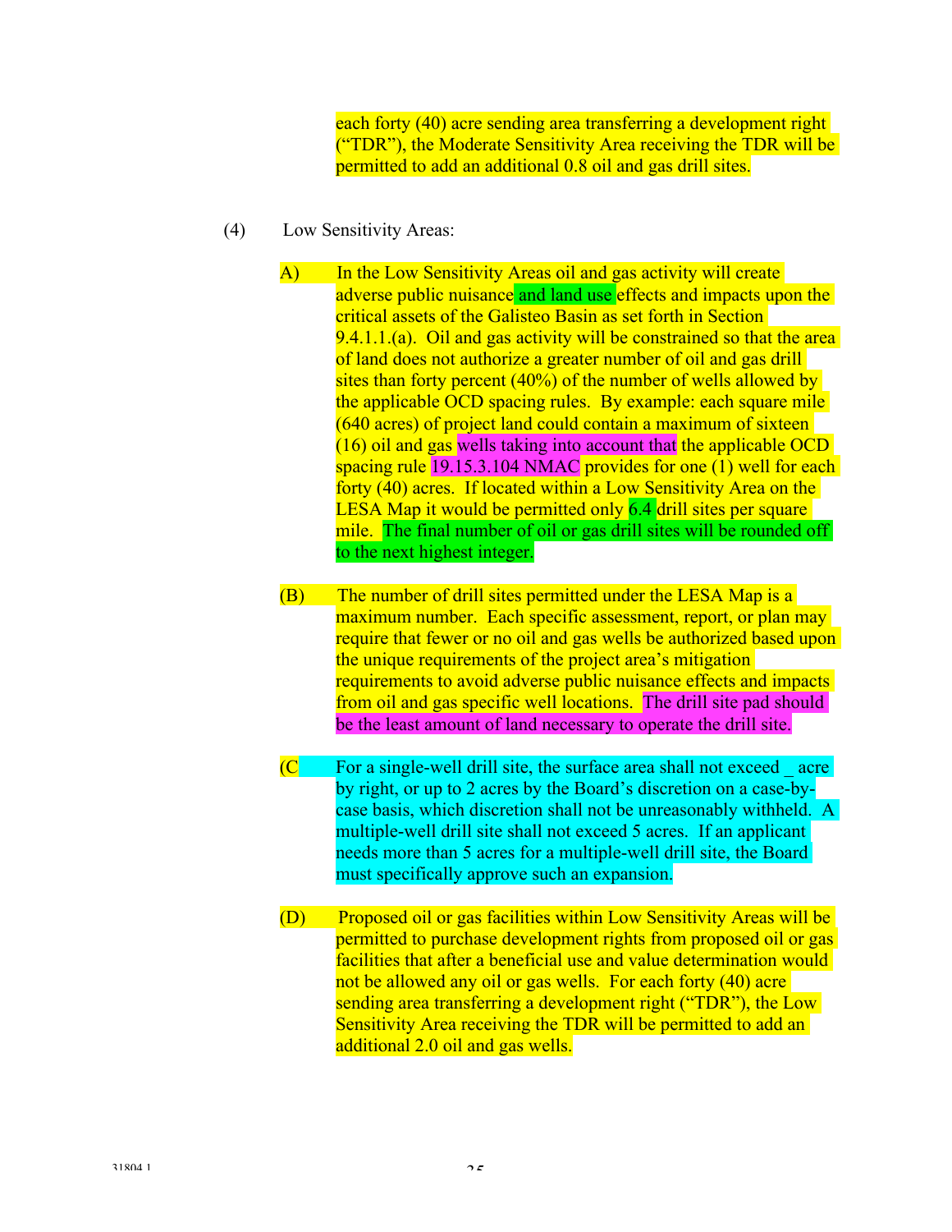each forty (40) acre sending area transferring a development right ("TDR"), the Moderate Sensitivity Area receiving the TDR will be permitted to add an additional 0.8 oil and gas drill sites.

(4) Low Sensitivity Areas:

A) In the Low Sensitivity Areas oil and gas activity will create adverse public nuisance and land use effects and impacts upon the critical assets of the Galisteo Basin as set forth in Section 9.4.1.1.(a). Oil and gas activity will be constrained so that the area of land does not authorize a greater number of oil and gas drill sites than forty percent (40%) of the number of wells allowed by the applicable OCD spacing rules. By example: each square mile (640 acres) of project land could contain a maximum of sixteen (16) oil and gas wells taking into account that the applicable OCD spacing rule 19.15.3.104 NMAC provides for one (1) well for each forty (40) acres. If located within a Low Sensitivity Area on the LESA Map it would be permitted only 6.4 drill sites per square mile. The final number of oil or gas drill sites will be rounded off to the next highest integer.

(B) The number of drill sites permitted under the LESA Map is a maximum number. Each specific assessment, report, or plan may require that fewer or no oil and gas wells be authorized based upon the unique requirements of the project area's mitigation requirements to avoid adverse public nuisance effects and impacts from oil and gas specific well locations. The drill site pad should be the least amount of land necessary to operate the drill site.

(C For a single-well drill site, the surface area shall not exceed _ acre by right, or up to 2 acres by the Board's discretion on a case-by-case basis, which discretion shall not be unreasonably withheld. A multiple-well drill site shall not exceed 5 acres. If an applicant needs more than 5 acres for a multiple-well drill site, the Board must specifically approve such an expansion.

(D) Proposed oil or gas facilities within Low Sensitivity Areas will be permitted to purchase development rights from proposed oil or gas facilities that after a beneficial use and value determination would not be allowed any oil or gas wells. For each forty (40) acre sending area transferring a development right ("TDR"), the Low Sensitivity Area receiving the TDR will be permitted to add an additional 2.0 oil and gas wells.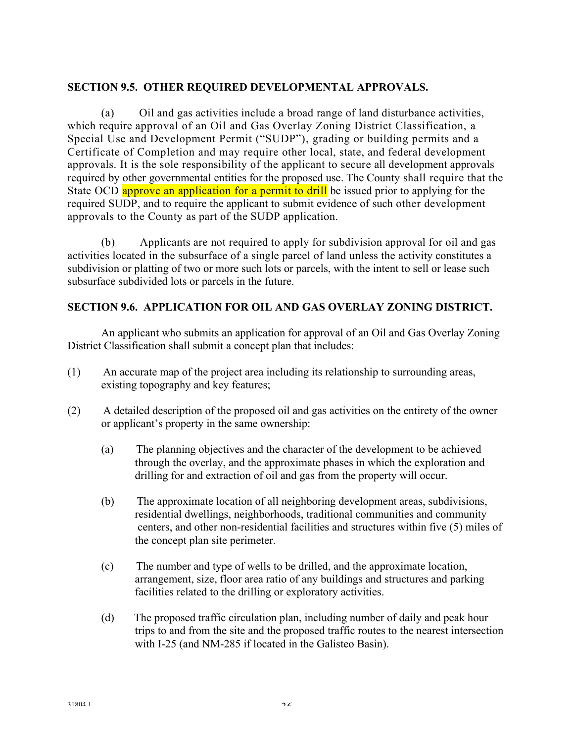**SECTION 9.5. OTHER REQUIRED DEVELOPMENTAL APPROVALS.**

(a) Oil and gas activities include a broad range of land disturbance activities, which require approval of an Oil and Gas Overlay Zoning District Classification, a Special Use and Development Permit ("SUDP"), grading or building permits and a Certificate of Completion and may require other local, state, and federal development approvals. It is the sole responsibility of the applicant to secure all development approvals required by other governmental entities for the proposed use. The County shall require that the State OCD approve an application for a permit to drill be issued prior to applying for the required SUDP, and to require the applicant to submit evidence of such other development approvals to the County as part of the SUDP application.

(b) Applicants are not required to apply for subdivision approval for oil and gas activities located in the subsurface of a single parcel of land unless the activity constitutes a subdivision or platting of two or more such lots or parcels, with the intent to sell or lease such subsurface subdivided lots or parcels in the future.

**SECTION 9.6. APPLICATION FOR OIL AND GAS OVERLAY ZONING DISTRICT.**

An applicant who submits an application for approval of an Oil and Gas Overlay Zoning District Classification shall submit a concept plan that includes:

(1) An accurate map of the project area including its relationship to surrounding areas, existing topography and key features;

(2) A detailed description of the proposed oil and gas activities on the entirety of the owner or applicant's property in the same ownership:

  (a) The planning objectives and the character of the development to be achieved through the overlay, and the approximate phases in which the exploration and drilling for and extraction of oil and gas from the property will occur.

  (b) The approximate location of all neighboring development areas, subdivisions, residential dwellings, neighborhoods, traditional communities and community centers, and other non-residential facilities and structures within five (5) miles of the concept plan site perimeter.

  (c) The number and type of wells to be drilled, and the approximate location, arrangement, size, floor area ratio of any buildings and structures and parking facilities related to the drilling or exploratory activities.

  (d) The proposed traffic circulation plan, including number of daily and peak hour trips to and from the site and the proposed traffic routes to the nearest intersection with I-25 (and NM-285 if located in the Galisteo Basin).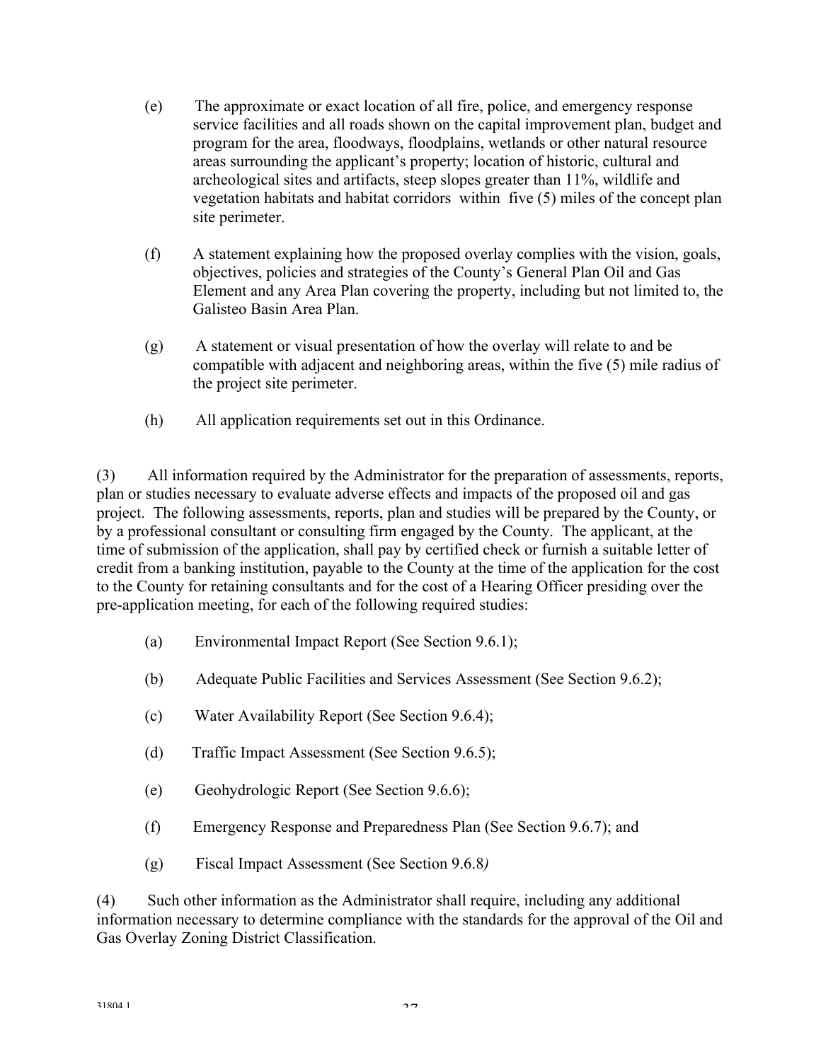(e) The approximate or exact location of all fire, police, and emergency response service facilities and all roads shown on the capital improvement plan, budget and program for the area, floodways, floodplains, wetlands or other natural resource areas surrounding the applicant's property; location of historic, cultural and archeological sites and artifacts, steep slopes greater than 11%, wildlife and vegetation habitats and habitat corridors within five (5) miles of the concept plan site perimeter.

(f) A statement explaining how the proposed overlay complies with the vision, goals, objectives, policies and strategies of the County's General Plan Oil and Gas Element and any Area Plan covering the property, including but not limited to, the Galisteo Basin Area Plan.

(g) A statement or visual presentation of how the overlay will relate to and be compatible with adjacent and neighboring areas, within the five (5) mile radius of the project site perimeter.

(h) All application requirements set out in this Ordinance.

(3) All information required by the Administrator for the preparation of assessments, reports, plan or studies necessary to evaluate adverse effects and impacts of the proposed oil and gas project. The following assessments, reports, plan and studies will be prepared by the County, or by a professional consultant or consulting firm engaged by the County. The applicant, at the time of submission of the application, shall pay by certified check or furnish a suitable letter of credit from a banking institution, payable to the County at the time of the application for the cost to the County for retaining consultants and for the cost of a Hearing Officer presiding over the pre-application meeting, for each of the following required studies:

(a) Environmental Impact Report (See Section 9.6.1);

(b) Adequate Public Facilities and Services Assessment (See Section 9.6.2);

(c) Water Availability Report (See Section 9.6.4);

(d) Traffic Impact Assessment (See Section 9.6.5);

(e) Geohydrologic Report (See Section 9.6.6);

(f) Emergency Response and Preparedness Plan (See Section 9.6.7); and

(g) Fiscal Impact Assessment (See Section 9.6.8)

(4) Such other information as the Administrator shall require, including any additional information necessary to determine compliance with the standards for the approval of the Oil and Gas Overlay Zoning District Classification.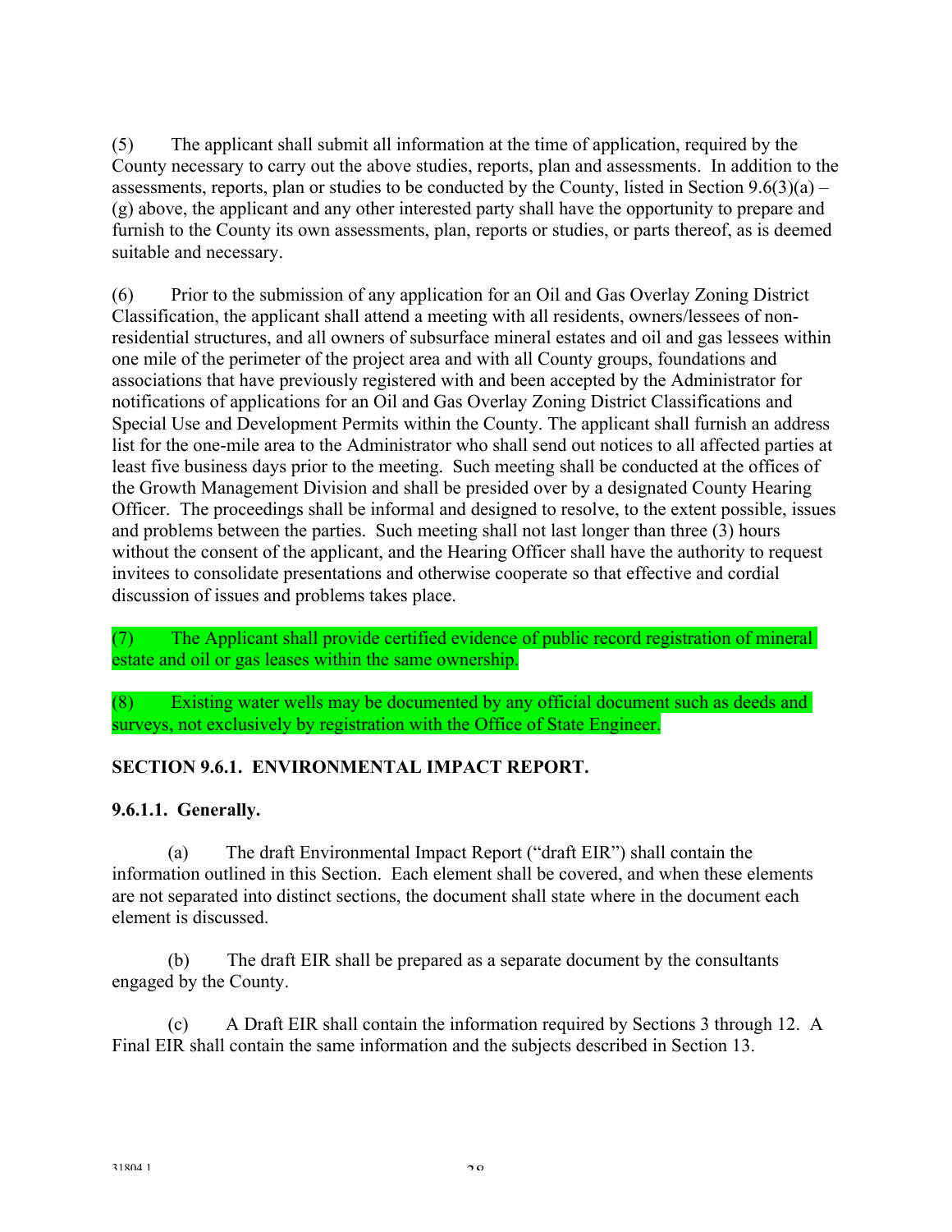(5) The applicant shall submit all information at the time of application, required by the County necessary to carry out the above studies, reports, plan and assessments. In addition to the assessments, reports, plan or studies to be conducted by the County, listed in Section 9.6(3)(a) – (g) above, the applicant and any other interested party shall have the opportunity to prepare and furnish to the County its own assessments, plan, reports or studies, or parts thereof, as is deemed suitable and necessary.

(6) Prior to the submission of any application for an Oil and Gas Overlay Zoning District Classification, the applicant shall attend a meeting with all residents, owners/lessees of non-residential structures, and all owners of subsurface mineral estates and oil and gas lessees within one mile of the perimeter of the project area and with all County groups, foundations and associations that have previously registered with and been accepted by the Administrator for notifications of applications for an Oil and Gas Overlay Zoning District Classifications and Special Use and Development Permits within the County. The applicant shall furnish an address list for the one-mile area to the Administrator who shall send out notices to all affected parties at least five business days prior to the meeting. Such meeting shall be conducted at the offices of the Growth Management Division and shall be presided over by a designated County Hearing Officer. The proceedings shall be informal and designed to resolve, to the extent possible, issues and problems between the parties. Such meeting shall not last longer than three (3) hours without the consent of the applicant, and the Hearing Officer shall have the authority to request invitees to consolidate presentations and otherwise cooperate so that effective and cordial discussion of issues and problems takes place.

(7) The Applicant shall provide certified evidence of public record registration of mineral estate and oil or gas leases within the same ownership.

(8) Existing water wells may be documented by any official document such as deeds and surveys, not exclusively by registration with the Office of State Engineer.

**SECTION 9.6.1. ENVIRONMENTAL IMPACT REPORT.**

**9.6.1.1. Generally.**

(a) The draft Environmental Impact Report ("draft EIR") shall contain the information outlined in this Section. Each element shall be covered, and when these elements are not separated into distinct sections, the document shall state where in the document each element is discussed.

(b) The draft EIR shall be prepared as a separate document by the consultants engaged by the County.

(c) A Draft EIR shall contain the information required by Sections 3 through 12. A Final EIR shall contain the same information and the subjects described in Section 13.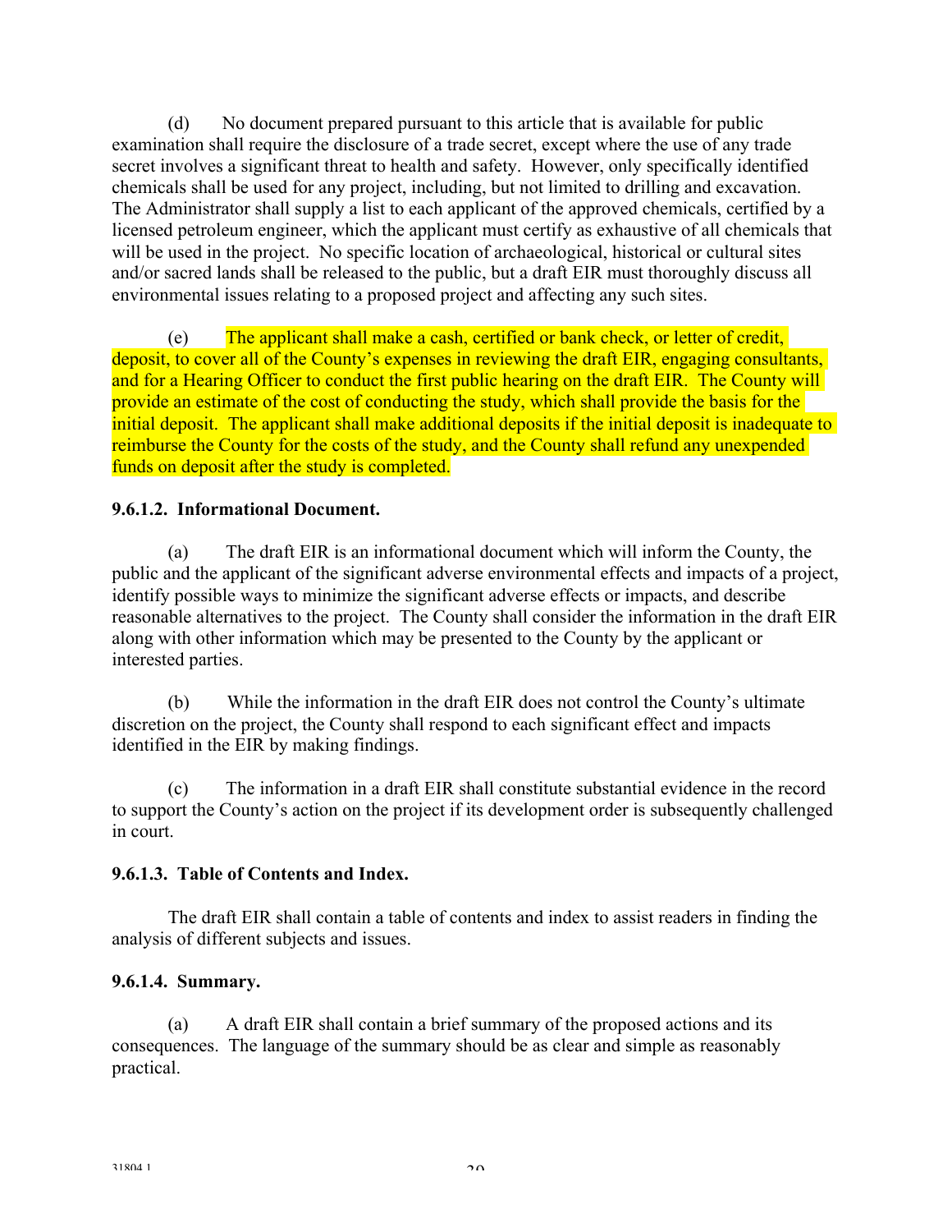(d) No document prepared pursuant to this article that is available for public examination shall require the disclosure of a trade secret, except where the use of any trade secret involves a significant threat to health and safety. However, only specifically identified chemicals shall be used for any project, including, but not limited to drilling and excavation. The Administrator shall supply a list to each applicant of the approved chemicals, certified by a licensed petroleum engineer, which the applicant must certify as exhaustive of all chemicals that will be used in the project. No specific location of archaeological, historical or cultural sites and/or sacred lands shall be released to the public, but a draft EIR must thoroughly discuss all environmental issues relating to a proposed project and affecting any such sites.

(e) The applicant shall make a cash, certified or bank check, or letter of credit, deposit, to cover all of the County's expenses in reviewing the draft EIR, engaging consultants, and for a Hearing Officer to conduct the first public hearing on the draft EIR. The County will provide an estimate of the cost of conducting the study, which shall provide the basis for the initial deposit. The applicant shall make additional deposits if the initial deposit is inadequate to reimburse the County for the costs of the study, and the County shall refund any unexpended funds on deposit after the study is completed.

**9.6.1.2. Informational Document.**

(a) The draft EIR is an informational document which will inform the County, the public and the applicant of the significant adverse environmental effects and impacts of a project, identify possible ways to minimize the significant adverse effects or impacts, and describe reasonable alternatives to the project. The County shall consider the information in the draft EIR along with other information which may be presented to the County by the applicant or interested parties.

(b) While the information in the draft EIR does not control the County's ultimate discretion on the project, the County shall respond to each significant effect and impacts identified in the EIR by making findings.

(c) The information in a draft EIR shall constitute substantial evidence in the record to support the County's action on the project if its development order is subsequently challenged in court.

**9.6.1.3. Table of Contents and Index.**

The draft EIR shall contain a table of contents and index to assist readers in finding the analysis of different subjects and issues.

**9.6.1.4. Summary.**

(a) A draft EIR shall contain a brief summary of the proposed actions and its consequences. The language of the summary should be as clear and simple as reasonably practical.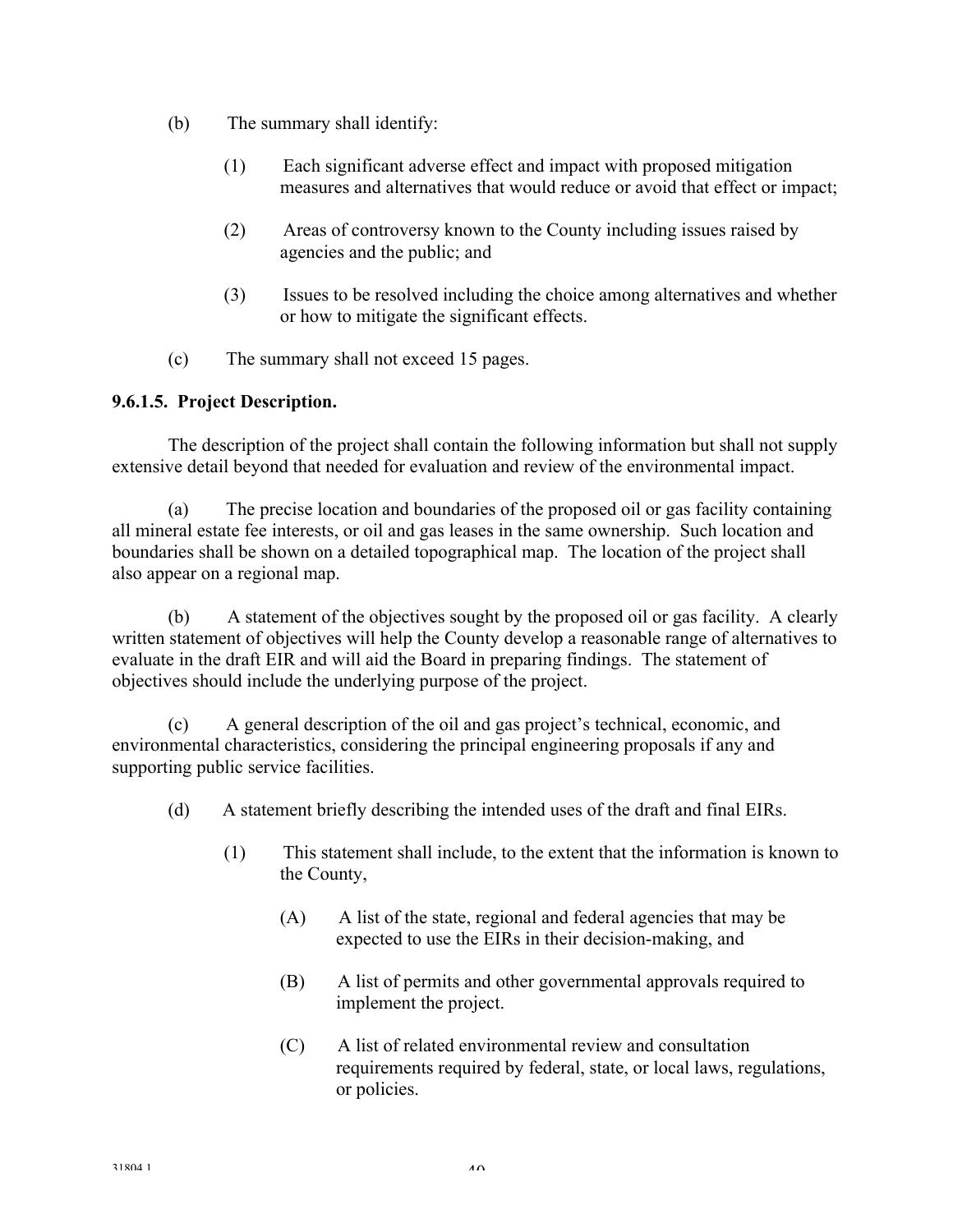(b) The summary shall identify:

(1) Each significant adverse effect and impact with proposed mitigation measures and alternatives that would reduce or avoid that effect or impact;

(2) Areas of controversy known to the County including issues raised by agencies and the public; and

(3) Issues to be resolved including the choice among alternatives and whether or how to mitigate the significant effects.

(c) The summary shall not exceed 15 pages.

**9.6.1.5. Project Description.**

The description of the project shall contain the following information but shall not supply extensive detail beyond that needed for evaluation and review of the environmental impact.

(a) The precise location and boundaries of the proposed oil or gas facility containing all mineral estate fee interests, or oil and gas leases in the same ownership. Such location and boundaries shall be shown on a detailed topographical map. The location of the project shall also appear on a regional map.

(b) A statement of the objectives sought by the proposed oil or gas facility. A clearly written statement of objectives will help the County develop a reasonable range of alternatives to evaluate in the draft EIR and will aid the Board in preparing findings. The statement of objectives should include the underlying purpose of the project.

(c) A general description of the oil and gas project's technical, economic, and environmental characteristics, considering the principal engineering proposals if any and supporting public service facilities.

(d) A statement briefly describing the intended uses of the draft and final EIRs.

(1) This statement shall include, to the extent that the information is known to the County,

(A) A list of the state, regional and federal agencies that may be expected to use the EIRs in their decision-making, and

(B) A list of permits and other governmental approvals required to implement the project.

(C) A list of related environmental review and consultation requirements required by federal, state, or local laws, regulations, or policies.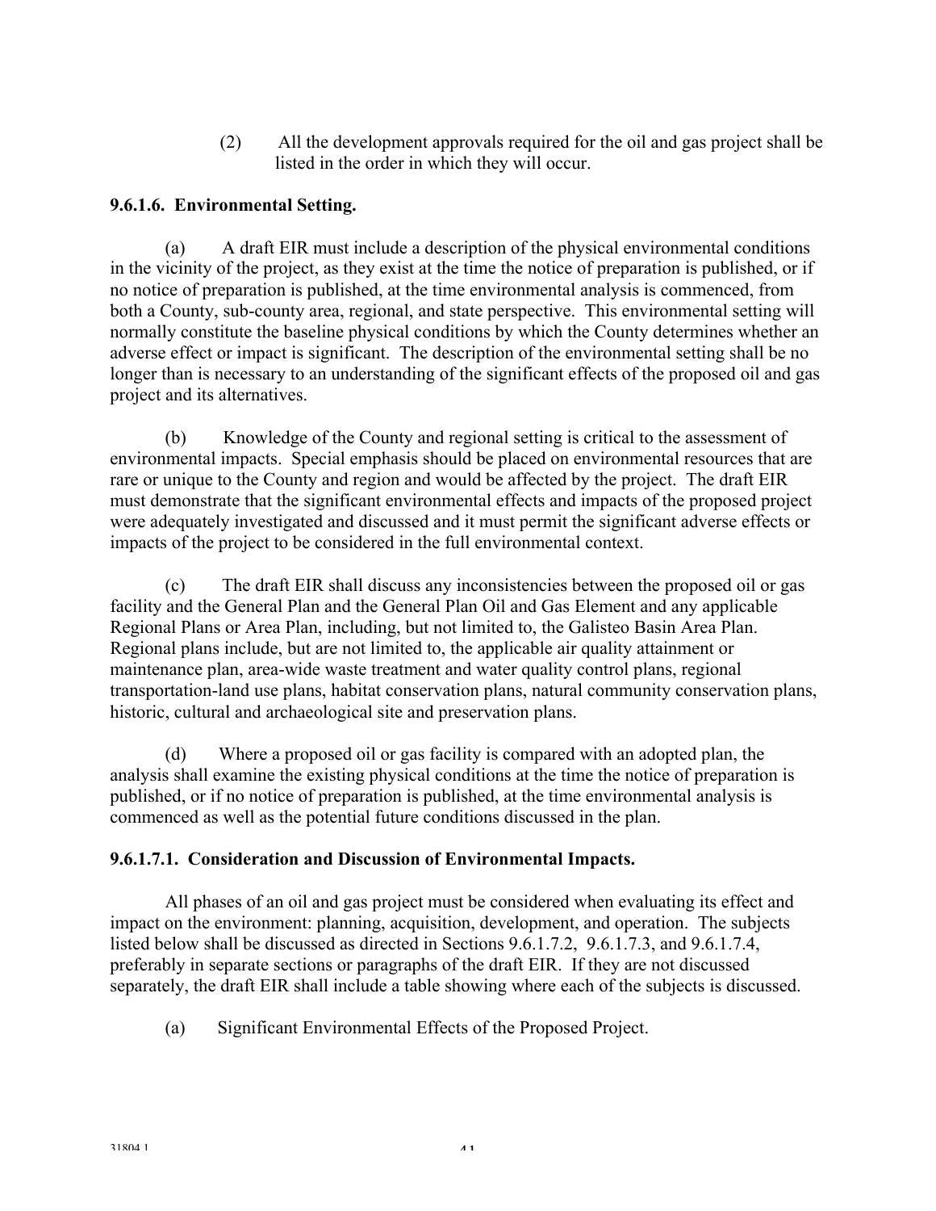(2) All the development approvals required for the oil and gas project shall be listed in the order in which they will occur.

**9.6.1.6. Environmental Setting.**

(a) A draft EIR must include a description of the physical environmental conditions in the vicinity of the project, as they exist at the time the notice of preparation is published, or if no notice of preparation is published, at the time environmental analysis is commenced, from both a County, sub-county area, regional, and state perspective. This environmental setting will normally constitute the baseline physical conditions by which the County determines whether an adverse effect or impact is significant. The description of the environmental setting shall be no longer than is necessary to an understanding of the significant effects of the proposed oil and gas project and its alternatives.

(b) Knowledge of the County and regional setting is critical to the assessment of environmental impacts. Special emphasis should be placed on environmental resources that are rare or unique to the County and region and would be affected by the project. The draft EIR must demonstrate that the significant environmental effects and impacts of the proposed project were adequately investigated and discussed and it must permit the significant adverse effects or impacts of the project to be considered in the full environmental context.

(c) The draft EIR shall discuss any inconsistencies between the proposed oil or gas facility and the General Plan and the General Plan Oil and Gas Element and any applicable Regional Plans or Area Plan, including, but not limited to, the Galisteo Basin Area Plan. Regional plans include, but are not limited to, the applicable air quality attainment or maintenance plan, area-wide waste treatment and water quality control plans, regional transportation-land use plans, habitat conservation plans, natural community conservation plans, historic, cultural and archaeological site and preservation plans.

(d) Where a proposed oil or gas facility is compared with an adopted plan, the analysis shall examine the existing physical conditions at the time the notice of preparation is published, or if no notice of preparation is published, at the time environmental analysis is commenced as well as the potential future conditions discussed in the plan.

**9.6.1.7.1. Consideration and Discussion of Environmental Impacts.**

All phases of an oil and gas project must be considered when evaluating its effect and impact on the environment: planning, acquisition, development, and operation. The subjects listed below shall be discussed as directed in Sections 9.6.1.7.2, 9.6.1.7.3, and 9.6.1.7.4, preferably in separate sections or paragraphs of the draft EIR. If they are not discussed separately, the draft EIR shall include a table showing where each of the subjects is discussed.

(a) Significant Environmental Effects of the Proposed Project.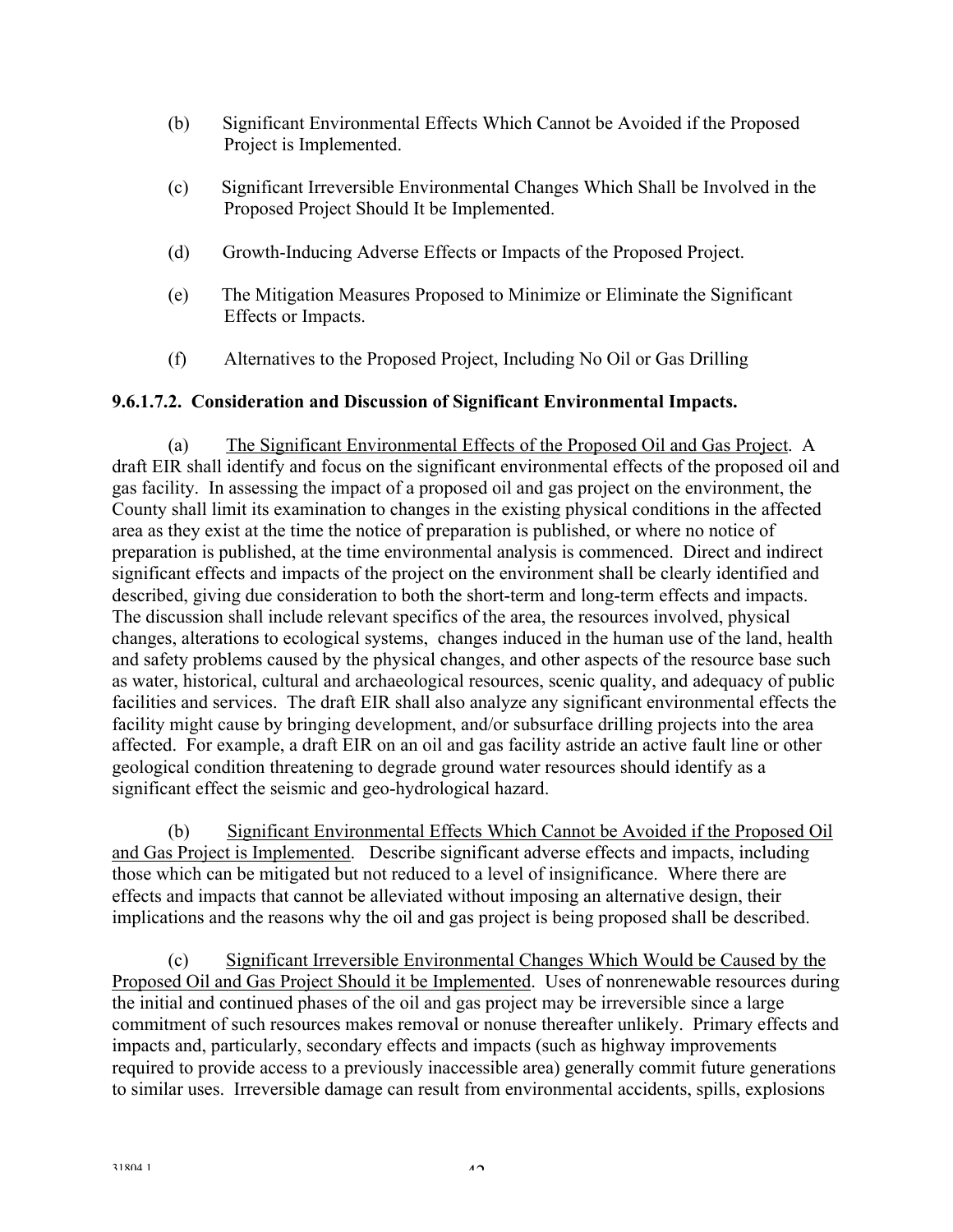(b) Significant Environmental Effects Which Cannot be Avoided if the Proposed Project is Implemented.

(c) Significant Irreversible Environmental Changes Which Shall be Involved in the Proposed Project Should It be Implemented.

(d) Growth-Inducing Adverse Effects or Impacts of the Proposed Project.

(e) The Mitigation Measures Proposed to Minimize or Eliminate the Significant Effects or Impacts.

(f) Alternatives to the Proposed Project, Including No Oil or Gas Drilling

**9.6.1.7.2. Consideration and Discussion of Significant Environmental Impacts.**

(a) The Significant Environmental Effects of the Proposed Oil and Gas Project. A draft EIR shall identify and focus on the significant environmental effects of the proposed oil and gas facility. In assessing the impact of a proposed oil and gas project on the environment, the County shall limit its examination to changes in the existing physical conditions in the affected area as they exist at the time the notice of preparation is published, or where no notice of preparation is published, at the time environmental analysis is commenced. Direct and indirect significant effects and impacts of the project on the environment shall be clearly identified and described, giving due consideration to both the short-term and long-term effects and impacts. The discussion shall include relevant specifics of the area, the resources involved, physical changes, alterations to ecological systems, changes induced in the human use of the land, health and safety problems caused by the physical changes, and other aspects of the resource base such as water, historical, cultural and archaeological resources, scenic quality, and adequacy of public facilities and services. The draft EIR shall also analyze any significant environmental effects the facility might cause by bringing development, and/or subsurface drilling projects into the area affected. For example, a draft EIR on an oil and gas facility astride an active fault line or other geological condition threatening to degrade ground water resources should identify as a significant effect the seismic and geo-hydrological hazard.

(b) Significant Environmental Effects Which Cannot be Avoided if the Proposed Oil and Gas Project is Implemented. Describe significant adverse effects and impacts, including those which can be mitigated but not reduced to a level of insignificance. Where there are effects and impacts that cannot be alleviated without imposing an alternative design, their implications and the reasons why the oil and gas project is being proposed shall be described.

(c) Significant Irreversible Environmental Changes Which Would be Caused by the Proposed Oil and Gas Project Should it be Implemented. Uses of nonrenewable resources during the initial and continued phases of the oil and gas project may be irreversible since a large commitment of such resources makes removal or nonuse thereafter unlikely. Primary effects and impacts and, particularly, secondary effects and impacts (such as highway improvements required to provide access to a previously inaccessible area) generally commit future generations to similar uses. Irreversible damage can result from environmental accidents, spills, explosions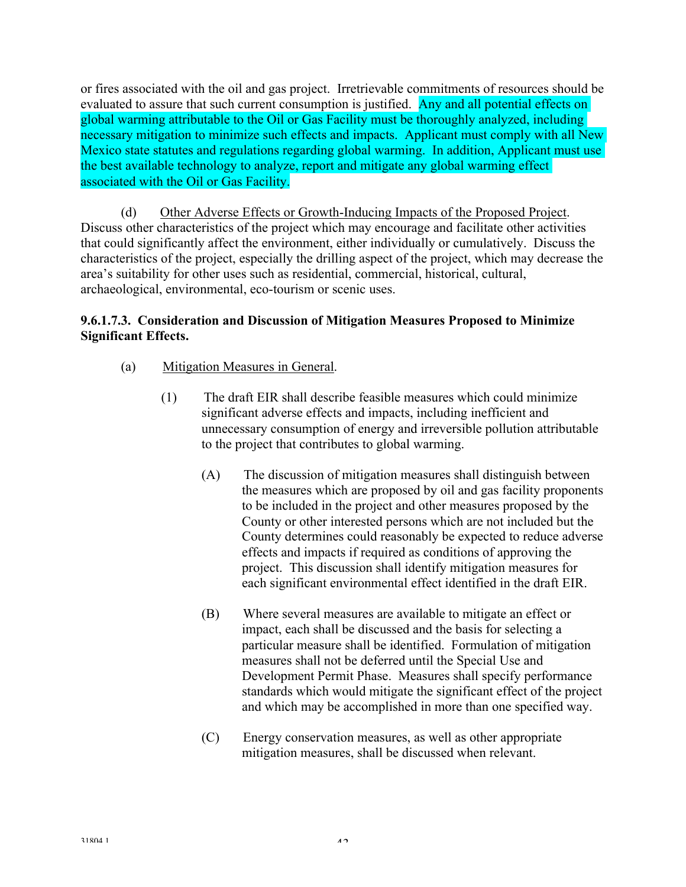or fires associated with the oil and gas project. Irretrievable commitments of resources should be evaluated to assure that such current consumption is justified. Any and all potential effects on global warming attributable to the Oil or Gas Facility must be thoroughly analyzed, including necessary mitigation to minimize such effects and impacts. Applicant must comply with all New Mexico state statutes and regulations regarding global warming. In addition, Applicant must use the best available technology to analyze, report and mitigate any global warming effect associated with the Oil or Gas Facility.

(d) Other Adverse Effects or Growth-Inducing Impacts of the Proposed Project. Discuss other characteristics of the project which may encourage and facilitate other activities that could significantly affect the environment, either individually or cumulatively. Discuss the characteristics of the project, especially the drilling aspect of the project, which may decrease the area's suitability for other uses such as residential, commercial, historical, cultural, archaeological, environmental, eco-tourism or scenic uses.

**9.6.1.7.3. Consideration and Discussion of Mitigation Measures Proposed to Minimize Significant Effects.**

(a) Mitigation Measures in General.

(1) The draft EIR shall describe feasible measures which could minimize significant adverse effects and impacts, including inefficient and unnecessary consumption of energy and irreversible pollution attributable to the project that contributes to global warming.

(A) The discussion of mitigation measures shall distinguish between the measures which are proposed by oil and gas facility proponents to be included in the project and other measures proposed by the County or other interested persons which are not included but the County determines could reasonably be expected to reduce adverse effects and impacts if required as conditions of approving the project. This discussion shall identify mitigation measures for each significant environmental effect identified in the draft EIR.

(B) Where several measures are available to mitigate an effect or impact, each shall be discussed and the basis for selecting a particular measure shall be identified. Formulation of mitigation measures shall not be deferred until the Special Use and Development Permit Phase. Measures shall specify performance standards which would mitigate the significant effect of the project and which may be accomplished in more than one specified way.

(C) Energy conservation measures, as well as other appropriate mitigation measures, shall be discussed when relevant.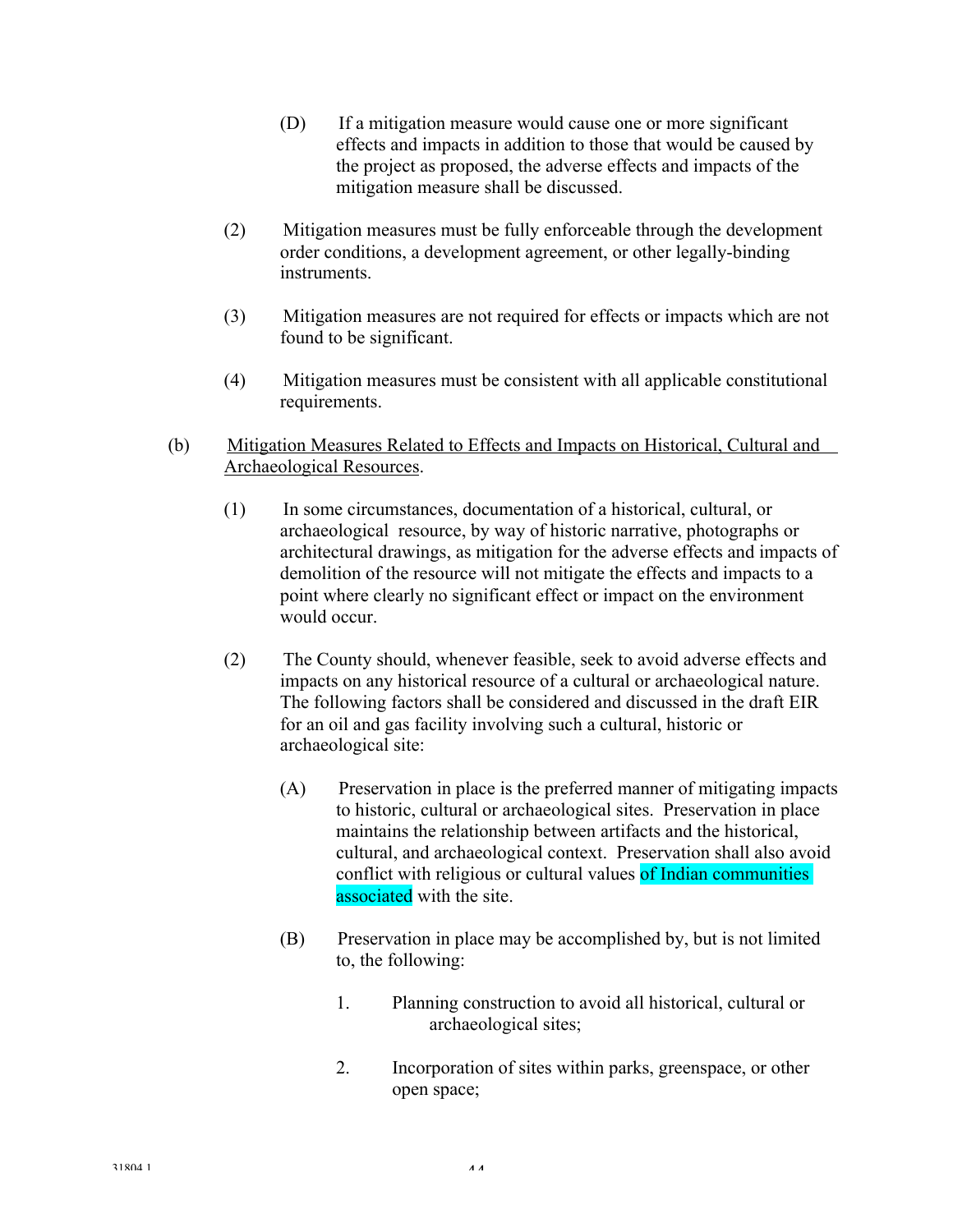(D) If a mitigation measure would cause one or more significant effects and impacts in addition to those that would be caused by the project as proposed, the adverse effects and impacts of the mitigation measure shall be discussed.

(2) Mitigation measures must be fully enforceable through the development order conditions, a development agreement, or other legally-binding instruments.

(3) Mitigation measures are not required for effects or impacts which are not found to be significant.

(4) Mitigation measures must be consistent with all applicable constitutional requirements.

(b) Mitigation Measures Related to Effects and Impacts on Historical, Cultural and Archaeological Resources.

(1) In some circumstances, documentation of a historical, cultural, or archaeological resource, by way of historic narrative, photographs or architectural drawings, as mitigation for the adverse effects and impacts of demolition of the resource will not mitigate the effects and impacts to a point where clearly no significant effect or impact on the environment would occur.

(2) The County should, whenever feasible, seek to avoid adverse effects and impacts on any historical resource of a cultural or archaeological nature. The following factors shall be considered and discussed in the draft EIR for an oil and gas facility involving such a cultural, historic or archaeological site:

(A) Preservation in place is the preferred manner of mitigating impacts to historic, cultural or archaeological sites. Preservation in place maintains the relationship between artifacts and the historical, cultural, and archaeological context. Preservation shall also avoid conflict with religious or cultural values of Indian communities associated with the site.

(B) Preservation in place may be accomplished by, but is not limited to, the following:

1. Planning construction to avoid all historical, cultural or archaeological sites;

2. Incorporation of sites within parks, greenspace, or other open space;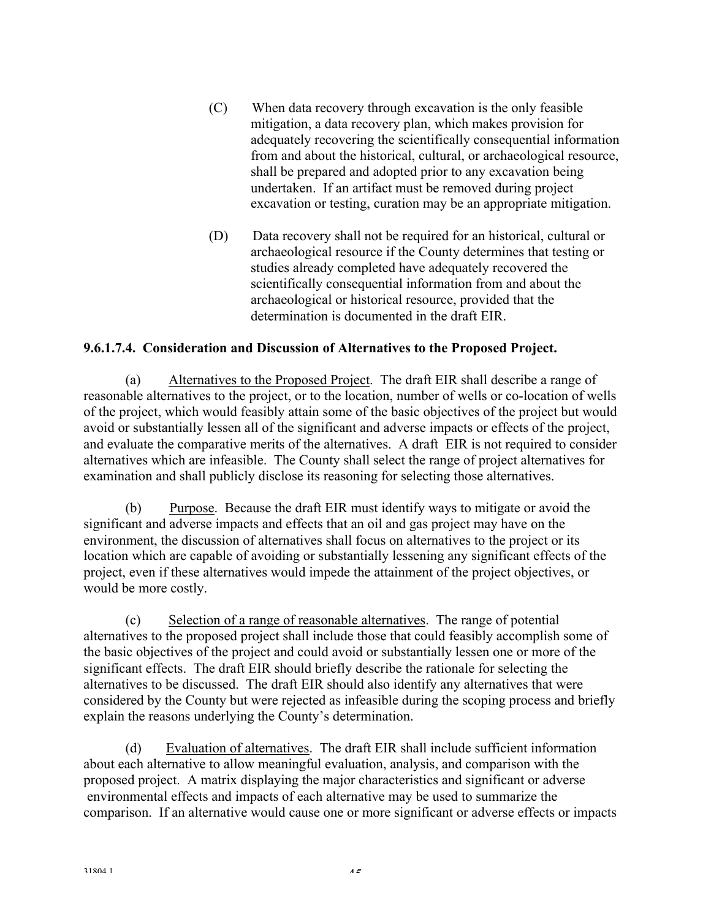(C) When data recovery through excavation is the only feasible mitigation, a data recovery plan, which makes provision for adequately recovering the scientifically consequential information from and about the historical, cultural, or archaeological resource, shall be prepared and adopted prior to any excavation being undertaken. If an artifact must be removed during project excavation or testing, curation may be an appropriate mitigation.

(D) Data recovery shall not be required for an historical, cultural or archaeological resource if the County determines that testing or studies already completed have adequately recovered the scientifically consequential information from and about the archaeological or historical resource, provided that the determination is documented in the draft EIR.

**9.6.1.7.4. Consideration and Discussion of Alternatives to the Proposed Project.**

(a) Alternatives to the Proposed Project. The draft EIR shall describe a range of reasonable alternatives to the project, or to the location, number of wells or co-location of wells of the project, which would feasibly attain some of the basic objectives of the project but would avoid or substantially lessen all of the significant and adverse impacts or effects of the project, and evaluate the comparative merits of the alternatives. A draft EIR is not required to consider alternatives which are infeasible. The County shall select the range of project alternatives for examination and shall publicly disclose its reasoning for selecting those alternatives.

(b) Purpose. Because the draft EIR must identify ways to mitigate or avoid the significant and adverse impacts and effects that an oil and gas project may have on the environment, the discussion of alternatives shall focus on alternatives to the project or its location which are capable of avoiding or substantially lessening any significant effects of the project, even if these alternatives would impede the attainment of the project objectives, or would be more costly.

(c) Selection of a range of reasonable alternatives. The range of potential alternatives to the proposed project shall include those that could feasibly accomplish some of the basic objectives of the project and could avoid or substantially lessen one or more of the significant effects. The draft EIR should briefly describe the rationale for selecting the alternatives to be discussed. The draft EIR should also identify any alternatives that were considered by the County but were rejected as infeasible during the scoping process and briefly explain the reasons underlying the County's determination.

(d) Evaluation of alternatives. The draft EIR shall include sufficient information about each alternative to allow meaningful evaluation, analysis, and comparison with the proposed project. A matrix displaying the major characteristics and significant or adverse environmental effects and impacts of each alternative may be used to summarize the comparison. If an alternative would cause one or more significant or adverse effects or impacts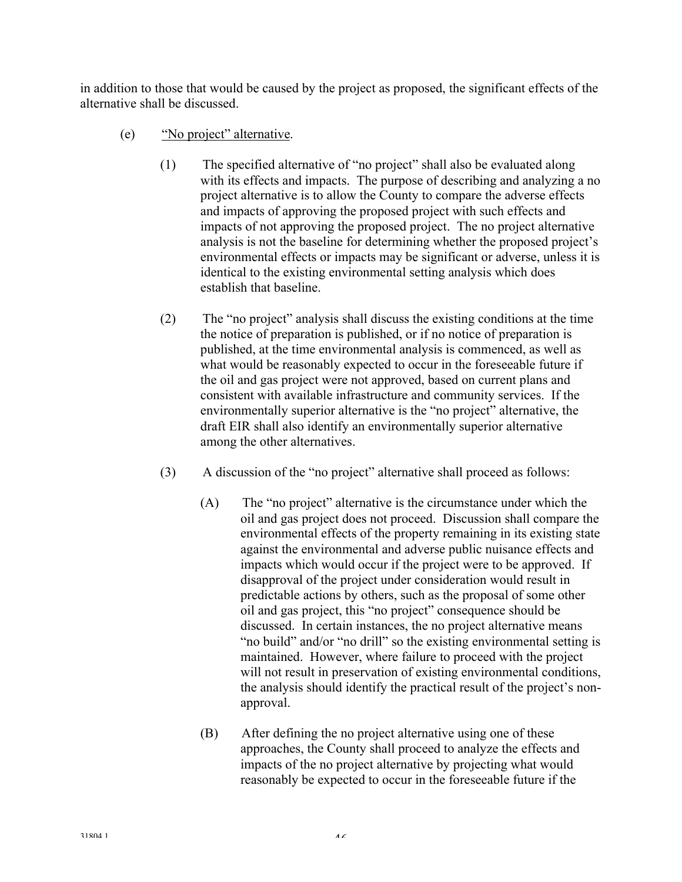in addition to those that would be caused by the project as proposed, the significant effects of the alternative shall be discussed.

(e) "No project" alternative.

(1) The specified alternative of "no project" shall also be evaluated along with its effects and impacts. The purpose of describing and analyzing a no project alternative is to allow the County to compare the adverse effects and impacts of approving the proposed project with such effects and impacts of not approving the proposed project. The no project alternative analysis is not the baseline for determining whether the proposed project's environmental effects or impacts may be significant or adverse, unless it is identical to the existing environmental setting analysis which does establish that baseline.

(2) The "no project" analysis shall discuss the existing conditions at the time the notice of preparation is published, or if no notice of preparation is published, at the time environmental analysis is commenced, as well as what would be reasonably expected to occur in the foreseeable future if the oil and gas project were not approved, based on current plans and consistent with available infrastructure and community services. If the environmentally superior alternative is the "no project" alternative, the draft EIR shall also identify an environmentally superior alternative among the other alternatives.

(3) A discussion of the "no project" alternative shall proceed as follows:

(A) The "no project" alternative is the circumstance under which the oil and gas project does not proceed. Discussion shall compare the environmental effects of the property remaining in its existing state against the environmental and adverse public nuisance effects and impacts which would occur if the project were to be approved. If disapproval of the project under consideration would result in predictable actions by others, such as the proposal of some other oil and gas project, this "no project" consequence should be discussed. In certain instances, the no project alternative means "no build" and/or "no drill" so the existing environmental setting is maintained. However, where failure to proceed with the project will not result in preservation of existing environmental conditions, the analysis should identify the practical result of the project's non-approval.

(B) After defining the no project alternative using one of these approaches, the County shall proceed to analyze the effects and impacts of the no project alternative by projecting what would reasonably be expected to occur in the foreseeable future if the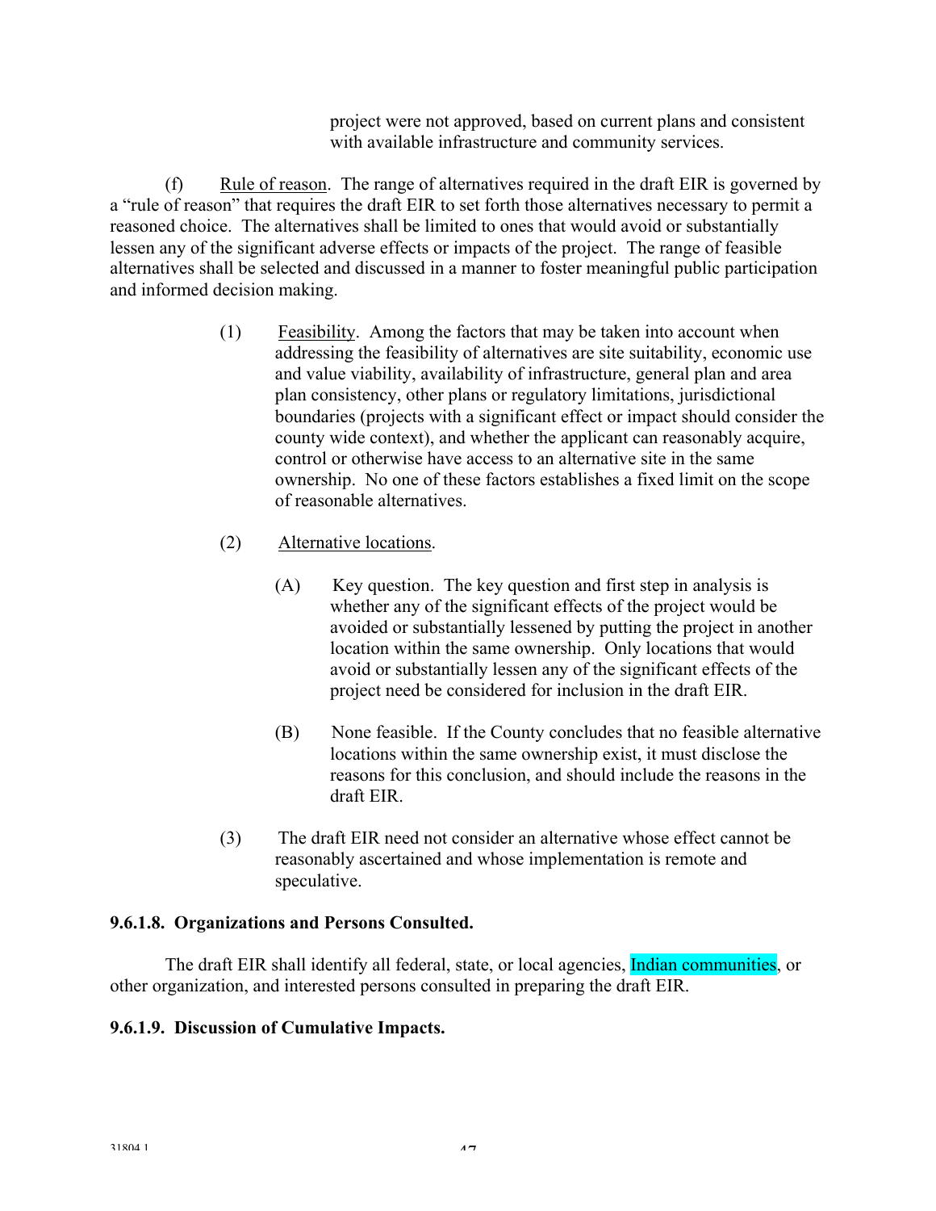project were not approved, based on current plans and consistent with available infrastructure and community services.

(f) Rule of reason. The range of alternatives required in the draft EIR is governed by a "rule of reason" that requires the draft EIR to set forth those alternatives necessary to permit a reasoned choice. The alternatives shall be limited to ones that would avoid or substantially lessen any of the significant adverse effects or impacts of the project. The range of feasible alternatives shall be selected and discussed in a manner to foster meaningful public participation and informed decision making.

(1) Feasibility. Among the factors that may be taken into account when addressing the feasibility of alternatives are site suitability, economic use and value viability, availability of infrastructure, general plan and area plan consistency, other plans or regulatory limitations, jurisdictional boundaries (projects with a significant effect or impact should consider the county wide context), and whether the applicant can reasonably acquire, control or otherwise have access to an alternative site in the same ownership. No one of these factors establishes a fixed limit on the scope of reasonable alternatives.

(2) Alternative locations.

(A) Key question. The key question and first step in analysis is whether any of the significant effects of the project would be avoided or substantially lessened by putting the project in another location within the same ownership. Only locations that would avoid or substantially lessen any of the significant effects of the project need be considered for inclusion in the draft EIR.

(B) None feasible. If the County concludes that no feasible alternative locations within the same ownership exist, it must disclose the reasons for this conclusion, and should include the reasons in the draft EIR.

(3) The draft EIR need not consider an alternative whose effect cannot be reasonably ascertained and whose implementation is remote and speculative.

**9.6.1.8. Organizations and Persons Consulted.**

The draft EIR shall identify all federal, state, or local agencies, Indian communities, or other organization, and interested persons consulted in preparing the draft EIR.

**9.6.1.9. Discussion of Cumulative Impacts.**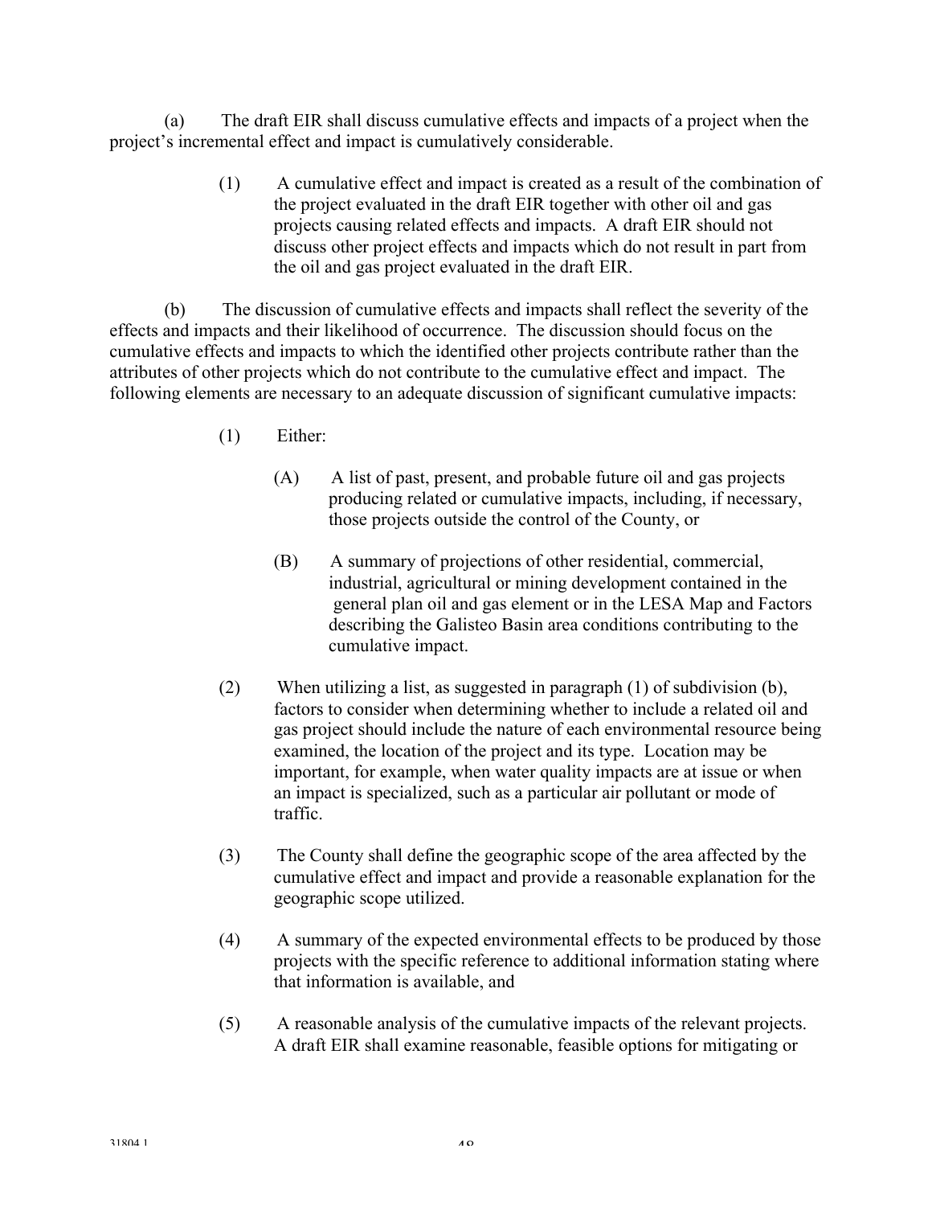(a) The draft EIR shall discuss cumulative effects and impacts of a project when the project's incremental effect and impact is cumulatively considerable.

> (1) A cumulative effect and impact is created as a result of the combination of the project evaluated in the draft EIR together with other oil and gas projects causing related effects and impacts. A draft EIR should not discuss other project effects and impacts which do not result in part from the oil and gas project evaluated in the draft EIR.

(b) The discussion of cumulative effects and impacts shall reflect the severity of the effects and impacts and their likelihood of occurrence. The discussion should focus on the cumulative effects and impacts to which the identified other projects contribute rather than the attributes of other projects which do not contribute to the cumulative effect and impact. The following elements are necessary to an adequate discussion of significant cumulative impacts:

> (1) Either:
>
> > (A) A list of past, present, and probable future oil and gas projects producing related or cumulative impacts, including, if necessary, those projects outside the control of the County, or
> >
> > (B) A summary of projections of other residential, commercial, industrial, agricultural or mining development contained in the general plan oil and gas element or in the LESA Map and Factors describing the Galisteo Basin area conditions contributing to the cumulative impact.
>
> (2) When utilizing a list, as suggested in paragraph (1) of subdivision (b), factors to consider when determining whether to include a related oil and gas project should include the nature of each environmental resource being examined, the location of the project and its type. Location may be important, for example, when water quality impacts are at issue or when an impact is specialized, such as a particular air pollutant or mode of traffic.
>
> (3) The County shall define the geographic scope of the area affected by the cumulative effect and impact and provide a reasonable explanation for the geographic scope utilized.
>
> (4) A summary of the expected environmental effects to be produced by those projects with the specific reference to additional information stating where that information is available, and
>
> (5) A reasonable analysis of the cumulative impacts of the relevant projects. A draft EIR shall examine reasonable, feasible options for mitigating or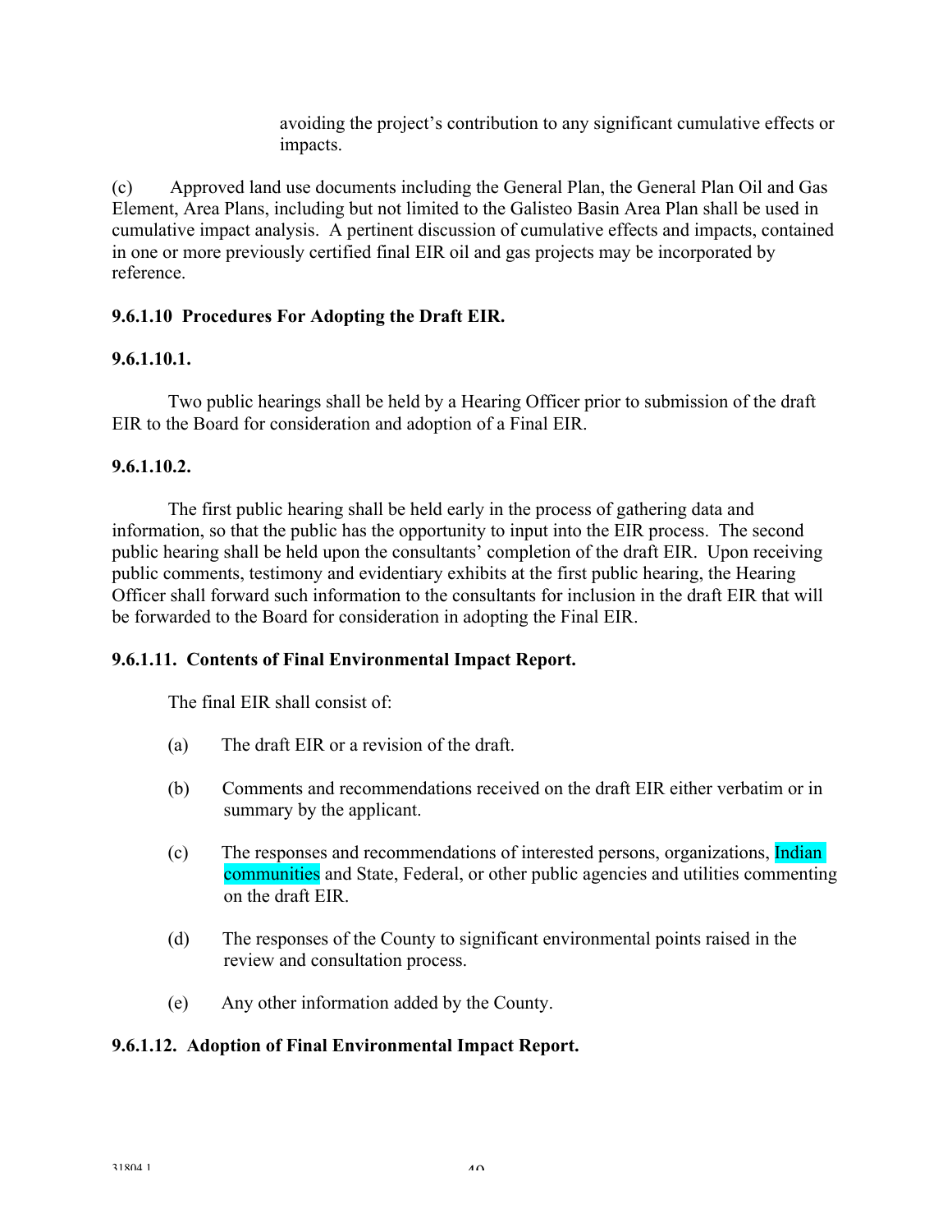avoiding the project's contribution to any significant cumulative effects or impacts.

(c) Approved land use documents including the General Plan, the General Plan Oil and Gas Element, Area Plans, including but not limited to the Galisteo Basin Area Plan shall be used in cumulative impact analysis. A pertinent discussion of cumulative effects and impacts, contained in one or more previously certified final EIR oil and gas projects may be incorporated by reference.

**9.6.1.10 Procedures For Adopting the Draft EIR.**

**9.6.1.10.1.**

Two public hearings shall be held by a Hearing Officer prior to submission of the draft EIR to the Board for consideration and adoption of a Final EIR.

**9.6.1.10.2.**

The first public hearing shall be held early in the process of gathering data and information, so that the public has the opportunity to input into the EIR process. The second public hearing shall be held upon the consultants' completion of the draft EIR. Upon receiving public comments, testimony and evidentiary exhibits at the first public hearing, the Hearing Officer shall forward such information to the consultants for inclusion in the draft EIR that will be forwarded to the Board for consideration in adopting the Final EIR.

**9.6.1.11. Contents of Final Environmental Impact Report.**

The final EIR shall consist of:

(a) The draft EIR or a revision of the draft.

(b) Comments and recommendations received on the draft EIR either verbatim or in summary by the applicant.

(c) The responses and recommendations of interested persons, organizations, Indian communities and State, Federal, or other public agencies and utilities commenting on the draft EIR.

(d) The responses of the County to significant environmental points raised in the review and consultation process.

(e) Any other information added by the County.

**9.6.1.12. Adoption of Final Environmental Impact Report.**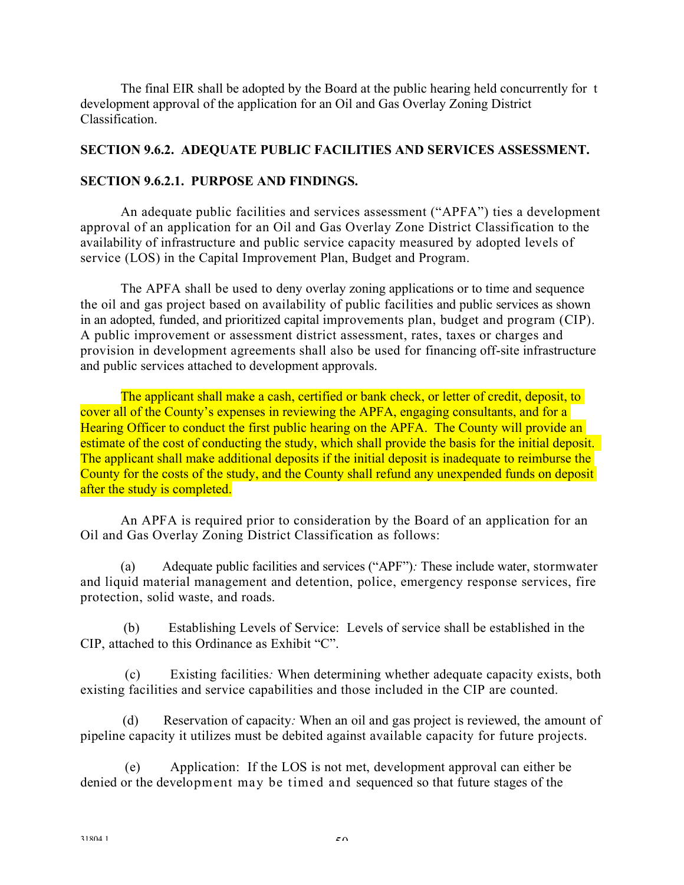The final EIR shall be adopted by the Board at the public hearing held concurrently for t development approval of the application for an Oil and Gas Overlay Zoning District Classification.

**SECTION 9.6.2. ADEQUATE PUBLIC FACILITIES AND SERVICES ASSESSMENT.**

**SECTION 9.6.2.1. PURPOSE AND FINDINGS.**

An adequate public facilities and services assessment ("APFA") ties a development approval of an application for an Oil and Gas Overlay Zone District Classification to the availability of infrastructure and public service capacity measured by adopted levels of service (LOS) in the Capital Improvement Plan, Budget and Program.

The APFA shall be used to deny overlay zoning applications or to time and sequence the oil and gas project based on availability of public facilities and public services as shown in an adopted, funded, and prioritized capital improvements plan, budget and program (CIP). A public improvement or assessment district assessment, rates, taxes or charges and provision in development agreements shall also be used for financing off-site infrastructure and public services attached to development approvals.

The applicant shall make a cash, certified or bank check, or letter of credit, deposit, to cover all of the County's expenses in reviewing the APFA, engaging consultants, and for a Hearing Officer to conduct the first public hearing on the APFA. The County will provide an estimate of the cost of conducting the study, which shall provide the basis for the initial deposit. The applicant shall make additional deposits if the initial deposit is inadequate to reimburse the County for the costs of the study, and the County shall refund any unexpended funds on deposit after the study is completed.

An APFA is required prior to consideration by the Board of an application for an Oil and Gas Overlay Zoning District Classification as follows:

(a) Adequate public facilities and services ("APF")*:* These include water, stormwater and liquid material management and detention, police, emergency response services, fire protection, solid waste, and roads.

(b) Establishing Levels of Service: Levels of service shall be established in the CIP, attached to this Ordinance as Exhibit "C".

(c) Existing facilities*:* When determining whether adequate capacity exists, both existing facilities and service capabilities and those included in the CIP are counted.

(d) Reservation of capacity*:* When an oil and gas project is reviewed, the amount of pipeline capacity it utilizes must be debited against available capacity for future projects.

(e) Application: If the LOS is not met, development approval can either be denied or the development may be timed and sequenced so that future stages of the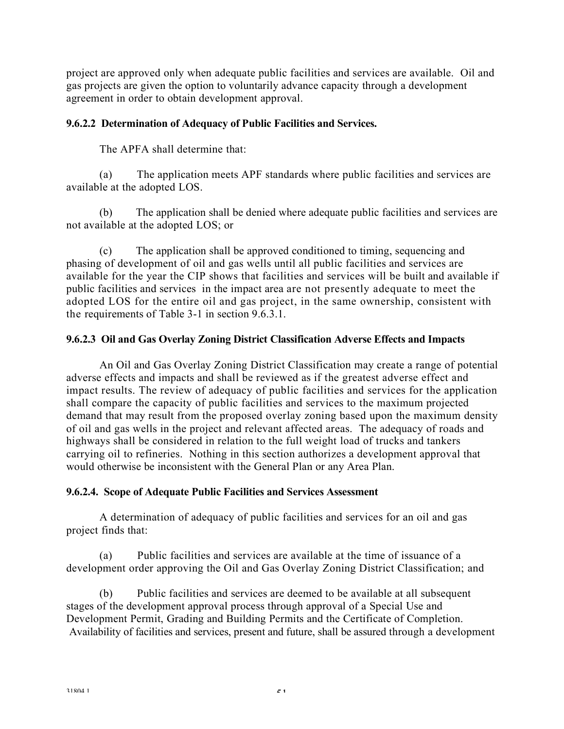project are approved only when adequate public facilities and services are available. Oil and gas projects are given the option to voluntarily advance capacity through a development agreement in order to obtain development approval.

**9.6.2.2 Determination of Adequacy of Public Facilities and Services.**

The APFA shall determine that:

(a) The application meets APF standards where public facilities and services are available at the adopted LOS.

(b) The application shall be denied where adequate public facilities and services are not available at the adopted LOS; or

(c) The application shall be approved conditioned to timing, sequencing and phasing of development of oil and gas wells until all public facilities and services are available for the year the CIP shows that facilities and services will be built and available if public facilities and services in the impact area are not presently adequate to meet the adopted LOS for the entire oil and gas project, in the same ownership, consistent with the requirements of Table 3-1 in section 9.6.3.1.

**9.6.2.3 Oil and Gas Overlay Zoning District Classification Adverse Effects and Impacts**

An Oil and Gas Overlay Zoning District Classification may create a range of potential adverse effects and impacts and shall be reviewed as if the greatest adverse effect and impact results. The review of adequacy of public facilities and services for the application shall compare the capacity of public facilities and services to the maximum projected demand that may result from the proposed overlay zoning based upon the maximum density of oil and gas wells in the project and relevant affected areas. The adequacy of roads and highways shall be considered in relation to the full weight load of trucks and tankers carrying oil to refineries. Nothing in this section authorizes a development approval that would otherwise be inconsistent with the General Plan or any Area Plan.

**9.6.2.4. Scope of Adequate Public Facilities and Services Assessment**

A determination of adequacy of public facilities and services for an oil and gas project finds that:

(a) Public facilities and services are available at the time of issuance of a development order approving the Oil and Gas Overlay Zoning District Classification; and

(b) Public facilities and services are deemed to be available at all subsequent stages of the development approval process through approval of a Special Use and Development Permit, Grading and Building Permits and the Certificate of Completion. Availability of facilities and services, present and future, shall be assured through a development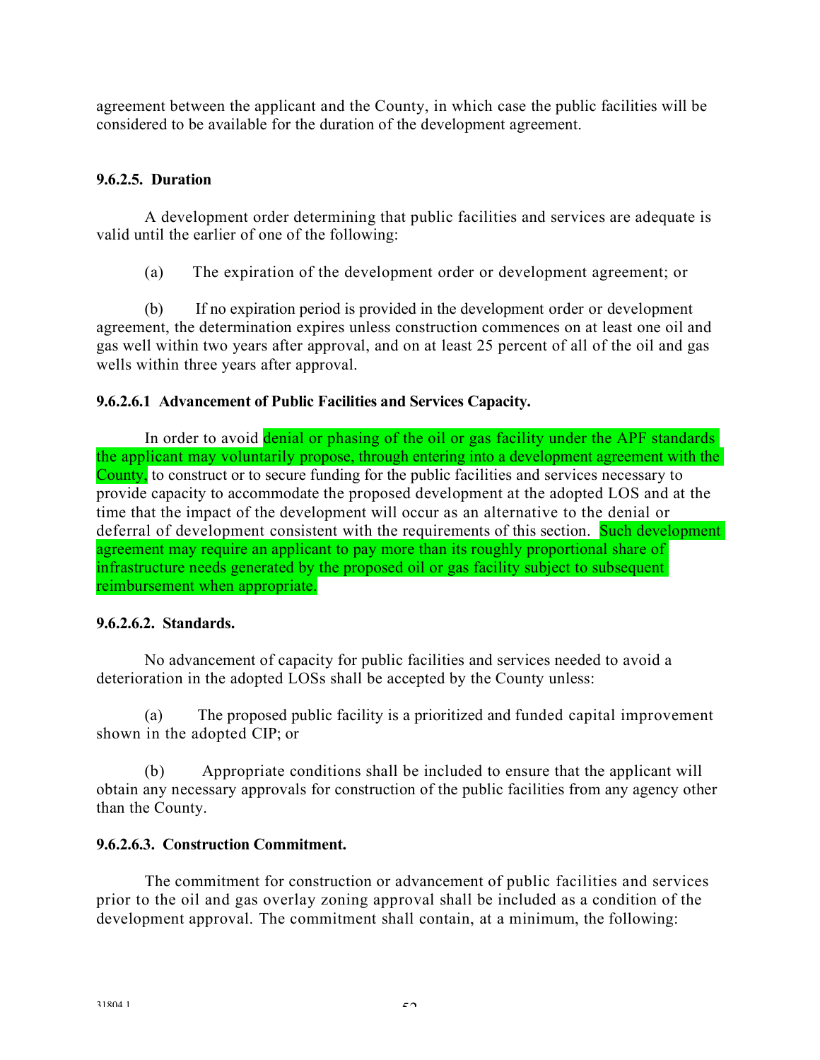agreement between the applicant and the County, in which case the public facilities will be considered to be available for the duration of the development agreement.

#### 9.6.2.5. Duration

A development order determining that public facilities and services are adequate is valid until the earlier of one of the following:

(a) The expiration of the development order or development agreement; or

(b) If no expiration period is provided in the development order or development agreement, the determination expires unless construction commences on at least one oil and gas well within two years after approval, and on at least 25 percent of all of the oil and gas wells within three years after approval.

#### 9.6.2.6.1 Advancement of Public Facilities and Services Capacity.

In order to avoid denial or phasing of the oil or gas facility under the APF standards the applicant may voluntarily propose, through entering into a development agreement with the County, to construct or to secure funding for the public facilities and services necessary to provide capacity to accommodate the proposed development at the adopted LOS and at the time that the impact of the development will occur as an alternative to the denial or deferral of development consistent with the requirements of this section. Such development agreement may require an applicant to pay more than its roughly proportional share of infrastructure needs generated by the proposed oil or gas facility subject to subsequent reimbursement when appropriate.

#### 9.6.2.6.2. Standards.

No advancement of capacity for public facilities and services needed to avoid a deterioration in the adopted LOSs shall be accepted by the County unless:

(a) The proposed public facility is a prioritized and funded capital improvement shown in the adopted CIP; or

(b) Appropriate conditions shall be included to ensure that the applicant will obtain any necessary approvals for construction of the public facilities from any agency other than the County.

#### 9.6.2.6.3. Construction Commitment.

The commitment for construction or advancement of public facilities and services prior to the oil and gas overlay zoning approval shall be included as a condition of the development approval. The commitment shall contain, at a minimum, the following: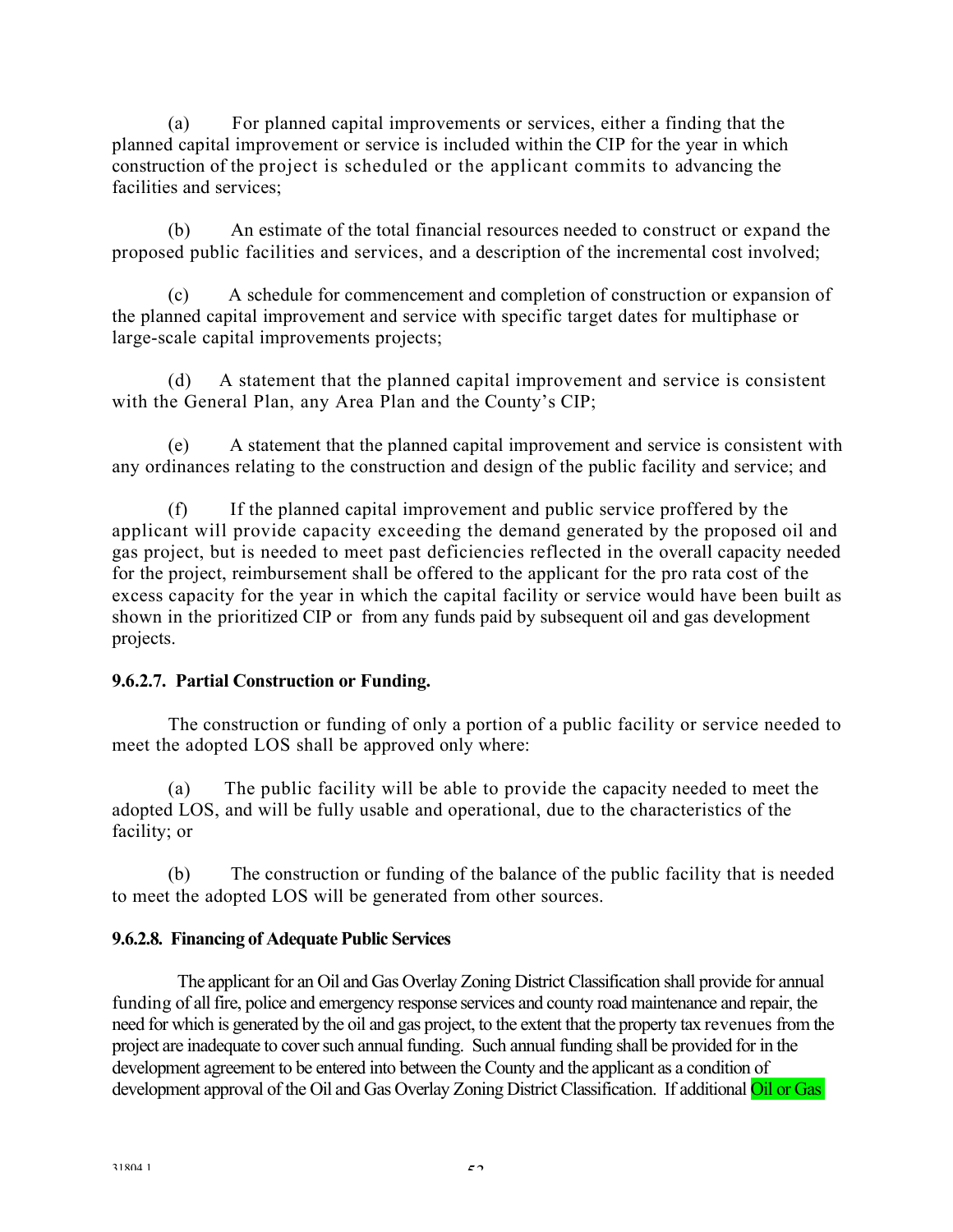(a) For planned capital improvements or services, either a finding that the planned capital improvement or service is included within the CIP for the year in which construction of the project is scheduled or the applicant commits to advancing the facilities and services;

(b) An estimate of the total financial resources needed to construct or expand the proposed public facilities and services, and a description of the incremental cost involved;

(c) A schedule for commencement and completion of construction or expansion of the planned capital improvement and service with specific target dates for multiphase or large-scale capital improvements projects;

(d) A statement that the planned capital improvement and service is consistent with the General Plan, any Area Plan and the County's CIP;

(e) A statement that the planned capital improvement and service is consistent with any ordinances relating to the construction and design of the public facility and service; and

(f) If the planned capital improvement and public service proffered by the applicant will provide capacity exceeding the demand generated by the proposed oil and gas project, but is needed to meet past deficiencies reflected in the overall capacity needed for the project, reimbursement shall be offered to the applicant for the pro rata cost of the excess capacity for the year in which the capital facility or service would have been built as shown in the prioritized CIP or from any funds paid by subsequent oil and gas development projects.

**9.6.2.7. Partial Construction or Funding.**

The construction or funding of only a portion of a public facility or service needed to meet the adopted LOS shall be approved only where:

(a) The public facility will be able to provide the capacity needed to meet the adopted LOS, and will be fully usable and operational, due to the characteristics of the facility; or

(b) The construction or funding of the balance of the public facility that is needed to meet the adopted LOS will be generated from other sources.

**9.6.2.8. Financing of Adequate Public Services**

The applicant for an Oil and Gas Overlay Zoning District Classification shall provide for annual funding of all fire, police and emergency response services and county road maintenance and repair, the need for which is generated by the oil and gas project, to the extent that the property tax revenues from the project are inadequate to cover such annual funding. Such annual funding shall be provided for in the development agreement to be entered into between the County and the applicant as a condition of development approval of the Oil and Gas Overlay Zoning District Classification. If additional Oil or Gas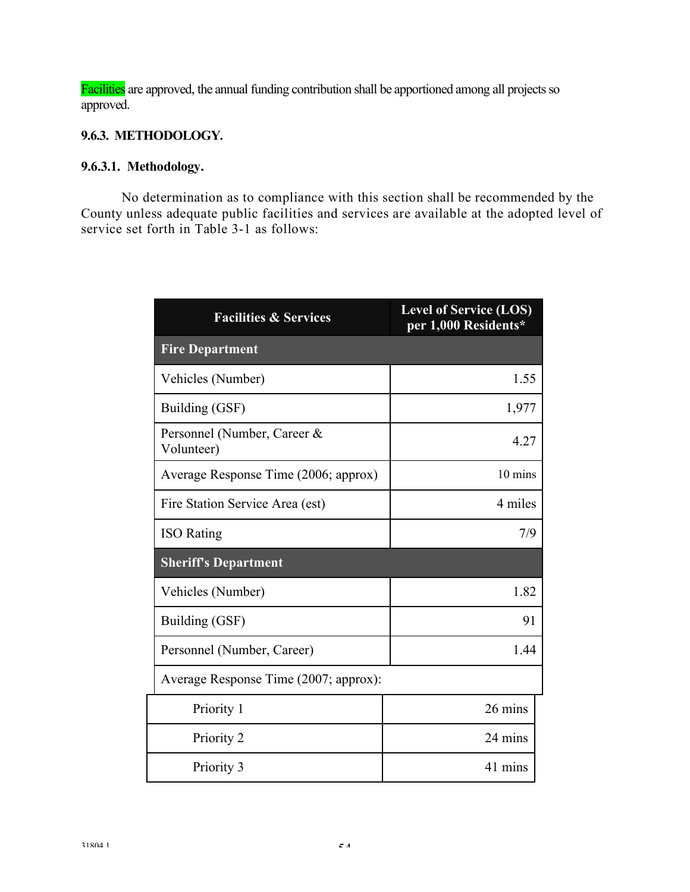Facilities are approved, the annual funding contribution shall be apportioned among all projects so approved.

**9.6.3. METHODOLOGY.**

**9.6.3.1. Methodology.**

No determination as to compliance with this section shall be recommended by the County unless adequate public facilities and services are available at the adopted level of service set forth in Table 3-1 as follows:

| Facilities & Services | Level of Service (LOS) per 1,000 Residents* |
|---|---|
| **Fire Department** | |
| Vehicles (Number) | 1.55 |
| Building (GSF) | 1,977 |
| Personnel (Number, Career & Volunteer) | 4.27 |
| Average Response Time (2006; approx) | 10 mins |
| Fire Station Service Area (est) | 4 miles |
| ISO Rating | 7/9 |
| **Sheriff's Department** | |
| Vehicles (Number) | 1.82 |
| Building (GSF) | 91 |
| Personnel (Number, Career) | 1.44 |
| Average Response Time (2007; approx): | |
| Priority 1 | 26 mins |
| Priority 2 | 24 mins |
| Priority 3 | 41 mins |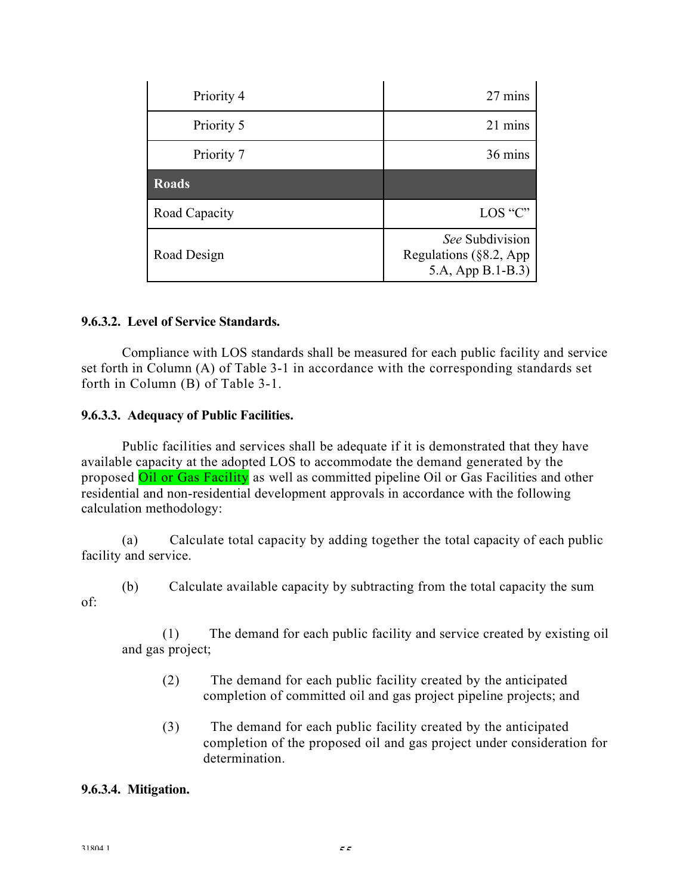| | |
|---|---|
| Priority 4 | 27 mins |
| Priority 5 | 21 mins |
| Priority 7 | 36 mins |
| **Roads** | |
| Road Capacity | LOS "C" |
| Road Design | *See* Subdivision Regulations (§8.2, App 5.A, App B.1-B.3) |

**9.6.3.2. Level of Service Standards.**

Compliance with LOS standards shall be measured for each public facility and service set forth in Column (A) of Table 3-1 in accordance with the corresponding standards set forth in Column (B) of Table 3-1.

**9.6.3.3. Adequacy of Public Facilities.**

Public facilities and services shall be adequate if it is demonstrated that they have available capacity at the adopted LOS to accommodate the demand generated by the proposed Oil or Gas Facility as well as committed pipeline Oil or Gas Facilities and other residential and non-residential development approvals in accordance with the following calculation methodology:

(a) Calculate total capacity by adding together the total capacity of each public facility and service.

(b) Calculate available capacity by subtracting from the total capacity the sum of:

(1) The demand for each public facility and service created by existing oil and gas project;

(2) The demand for each public facility created by the anticipated completion of committed oil and gas project pipeline projects; and

(3) The demand for each public facility created by the anticipated completion of the proposed oil and gas project under consideration for determination.

**9.6.3.4. Mitigation.**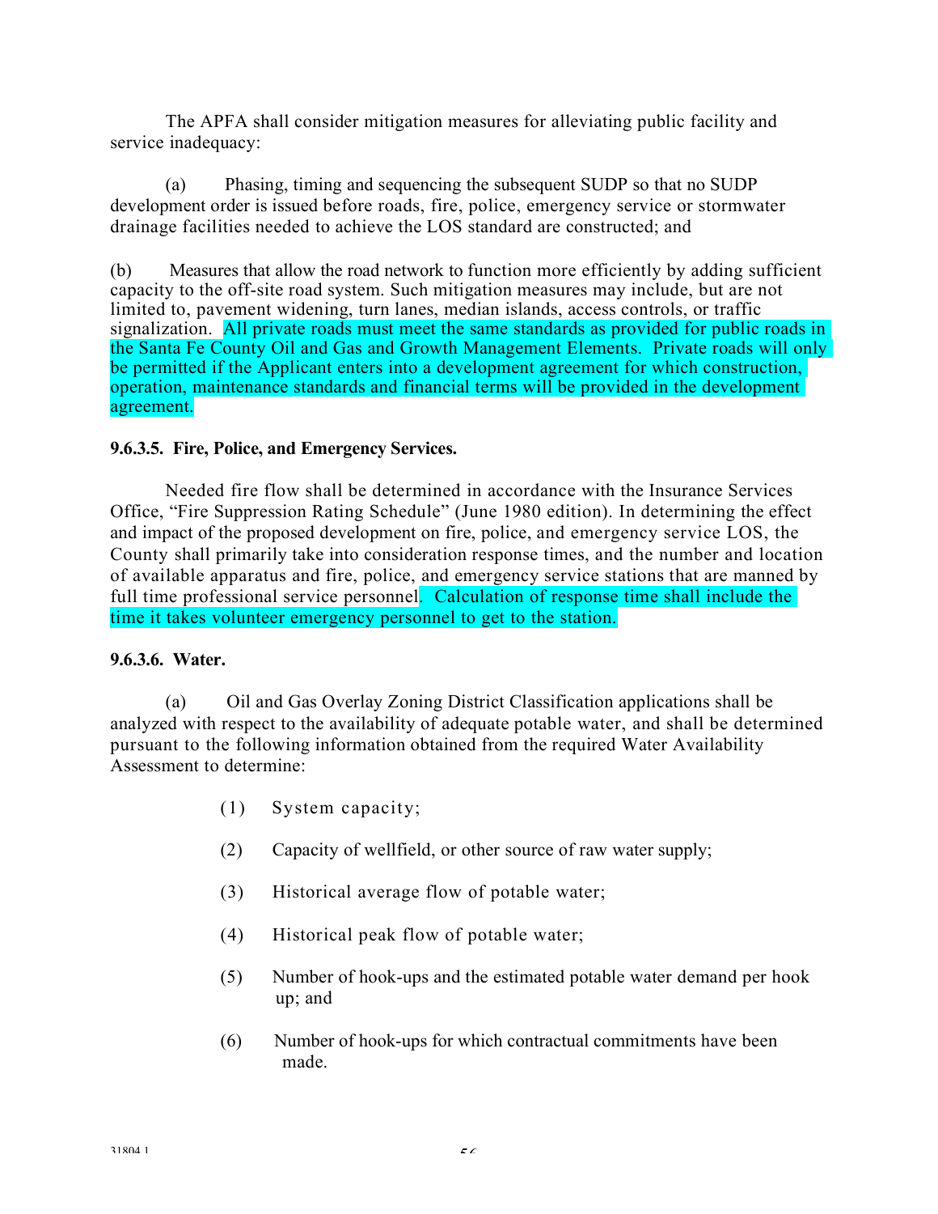The APFA shall consider mitigation measures for alleviating public facility and service inadequacy:

(a) Phasing, timing and sequencing the subsequent SUDP so that no SUDP development order is issued before roads, fire, police, emergency service or stormwater drainage facilities needed to achieve the LOS standard are constructed; and

(b) Measures that allow the road network to function more efficiently by adding sufficient capacity to the off-site road system. Such mitigation measures may include, but are not limited to, pavement widening, turn lanes, median islands, access controls, or traffic signalization. All private roads must meet the same standards as provided for public roads in the Santa Fe County Oil and Gas and Growth Management Elements. Private roads will only be permitted if the Applicant enters into a development agreement for which construction, operation, maintenance standards and financial terms will be provided in the development agreement.

**9.6.3.5. Fire, Police, and Emergency Services.**

Needed fire flow shall be determined in accordance with the Insurance Services Office, "Fire Suppression Rating Schedule" (June 1980 edition). In determining the effect and impact of the proposed development on fire, police, and emergency service LOS, the County shall primarily take into consideration response times, and the number and location of available apparatus and fire, police, and emergency service stations that are manned by full time professional service personnel. Calculation of response time shall include the time it takes volunteer emergency personnel to get to the station.

**9.6.3.6. Water.**

(a) Oil and Gas Overlay Zoning District Classification applications shall be analyzed with respect to the availability of adequate potable water, and shall be determined pursuant to the following information obtained from the required Water Availability Assessment to determine:

(1) System capacity;

(2) Capacity of wellfield, or other source of raw water supply;

(3) Historical average flow of potable water;

(4) Historical peak flow of potable water;

(5) Number of hook-ups and the estimated potable water demand per hook up; and

(6) Number of hook-ups for which contractual commitments have been made.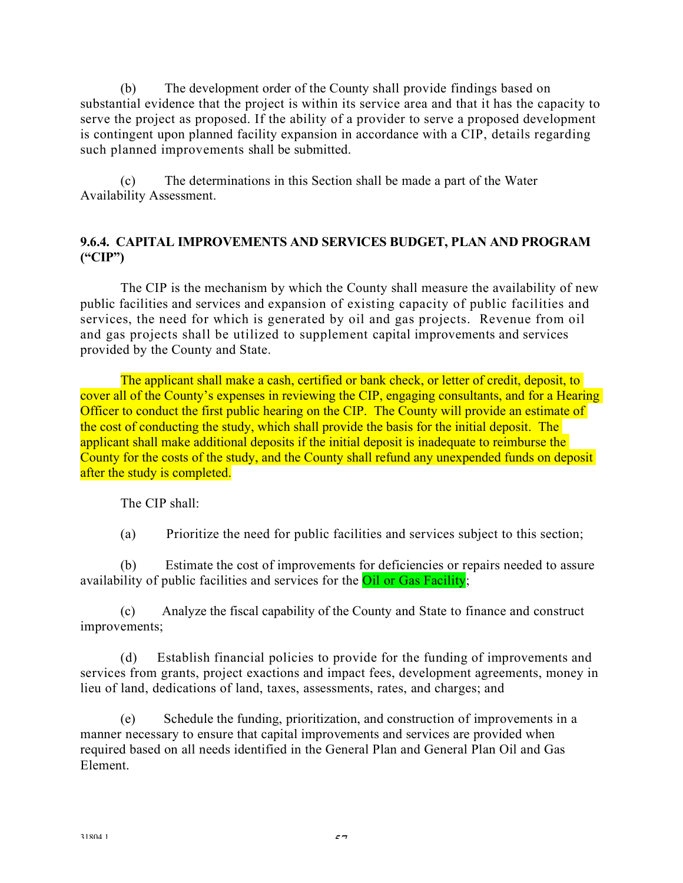(b) The development order of the County shall provide findings based on substantial evidence that the project is within its service area and that it has the capacity to serve the project as proposed. If the ability of a provider to serve a proposed development is contingent upon planned facility expansion in accordance with a CIP, details regarding such planned improvements shall be submitted.

(c) The determinations in this Section shall be made a part of the Water Availability Assessment.

### 9.6.4. CAPITAL IMPROVEMENTS AND SERVICES BUDGET, PLAN AND PROGRAM ("CIP")

The CIP is the mechanism by which the County shall measure the availability of new public facilities and services and expansion of existing capacity of public facilities and services, the need for which is generated by oil and gas projects. Revenue from oil and gas projects shall be utilized to supplement capital improvements and services provided by the County and State.

The applicant shall make a cash, certified or bank check, or letter of credit, deposit, to cover all of the County's expenses in reviewing the CIP, engaging consultants, and for a Hearing Officer to conduct the first public hearing on the CIP. The County will provide an estimate of the cost of conducting the study, which shall provide the basis for the initial deposit. The applicant shall make additional deposits if the initial deposit is inadequate to reimburse the County for the costs of the study, and the County shall refund any unexpended funds on deposit after the study is completed.

The CIP shall:

(a) Prioritize the need for public facilities and services subject to this section;

(b) Estimate the cost of improvements for deficiencies or repairs needed to assure availability of public facilities and services for the Oil or Gas Facility;

(c) Analyze the fiscal capability of the County and State to finance and construct improvements;

(d) Establish financial policies to provide for the funding of improvements and services from grants, project exactions and impact fees, development agreements, money in lieu of land, dedications of land, taxes, assessments, rates, and charges; and

(e) Schedule the funding, prioritization, and construction of improvements in a manner necessary to ensure that capital improvements and services are provided when required based on all needs identified in the General Plan and General Plan Oil and Gas Element.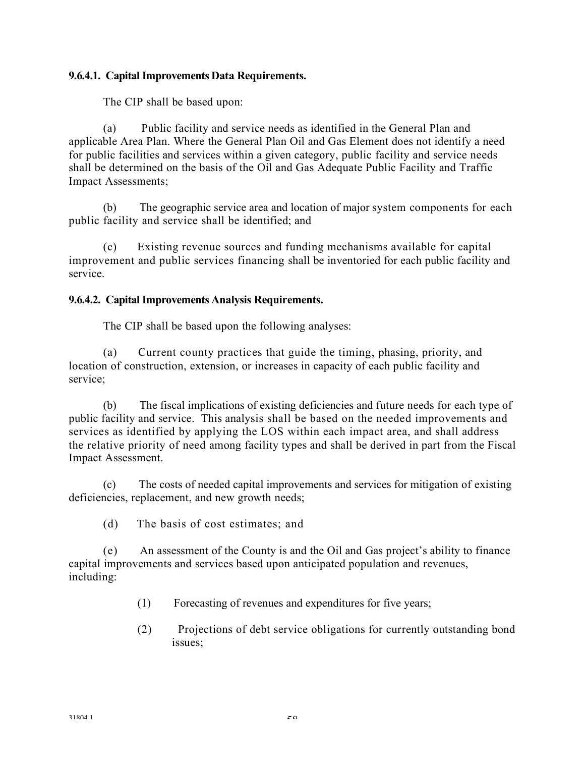**9.6.4.1. Capital Improvements Data Requirements.**

The CIP shall be based upon:

(a) Public facility and service needs as identified in the General Plan and applicable Area Plan. Where the General Plan Oil and Gas Element does not identify a need for public facilities and services within a given category, public facility and service needs shall be determined on the basis of the Oil and Gas Adequate Public Facility and Traffic Impact Assessments;

(b) The geographic service area and location of major system components for each public facility and service shall be identified; and

(c) Existing revenue sources and funding mechanisms available for capital improvement and public services financing shall be inventoried for each public facility and service.

**9.6.4.2. Capital Improvements Analysis Requirements.**

The CIP shall be based upon the following analyses:

(a) Current county practices that guide the timing, phasing, priority, and location of construction, extension, or increases in capacity of each public facility and service;

(b) The fiscal implications of existing deficiencies and future needs for each type of public facility and service. This analysis shall be based on the needed improvements and services as identified by applying the LOS within each impact area, and shall address the relative priority of need among facility types and shall be derived in part from the Fiscal Impact Assessment.

(c) The costs of needed capital improvements and services for mitigation of existing deficiencies, replacement, and new growth needs;

(d) The basis of cost estimates; and

(e) An assessment of the County is and the Oil and Gas project's ability to finance capital improvements and services based upon anticipated population and revenues, including:

(1) Forecasting of revenues and expenditures for five years;

(2) Projections of debt service obligations for currently outstanding bond issues;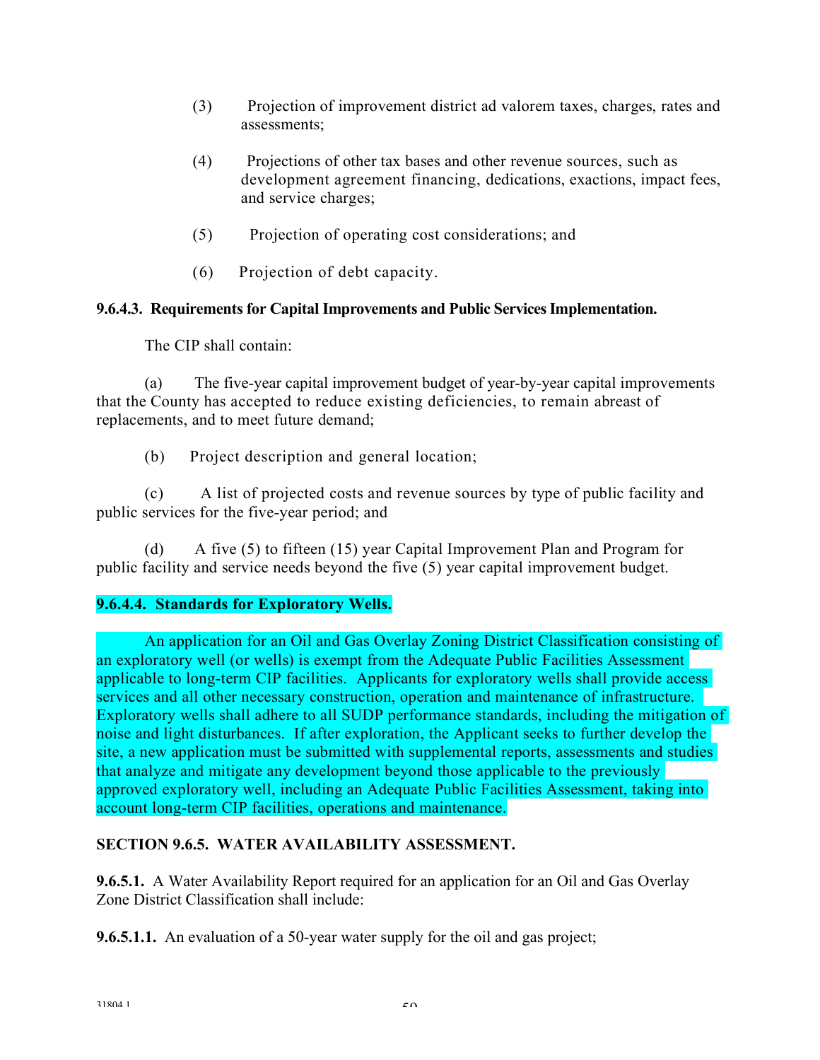(3) Projection of improvement district ad valorem taxes, charges, rates and assessments;

(4) Projections of other tax bases and other revenue sources, such as development agreement financing, dedications, exactions, impact fees, and service charges;

(5) Projection of operating cost considerations; and

(6) Projection of debt capacity.

**9.6.4.3. Requirements for Capital Improvements and Public Services Implementation.**

The CIP shall contain:

(a) The five-year capital improvement budget of year-by-year capital improvements that the County has accepted to reduce existing deficiencies, to remain abreast of replacements, and to meet future demand;

(b) Project description and general location;

(c) A list of projected costs and revenue sources by type of public facility and public services for the five-year period; and

(d) A five (5) to fifteen (15) year Capital Improvement Plan and Program for public facility and service needs beyond the five (5) year capital improvement budget.

**9.6.4.4. Standards for Exploratory Wells.**

An application for an Oil and Gas Overlay Zoning District Classification consisting of an exploratory well (or wells) is exempt from the Adequate Public Facilities Assessment applicable to long-term CIP facilities. Applicants for exploratory wells shall provide access services and all other necessary construction, operation and maintenance of infrastructure. Exploratory wells shall adhere to all SUDP performance standards, including the mitigation of noise and light disturbances. If after exploration, the Applicant seeks to further develop the site, a new application must be submitted with supplemental reports, assessments and studies that analyze and mitigate any development beyond those applicable to the previously approved exploratory well, including an Adequate Public Facilities Assessment, taking into account long-term CIP facilities, operations and maintenance.

**SECTION 9.6.5. WATER AVAILABILITY ASSESSMENT.**

**9.6.5.1.** A Water Availability Report required for an application for an Oil and Gas Overlay Zone District Classification shall include:

**9.6.5.1.1.** An evaluation of a 50-year water supply for the oil and gas project;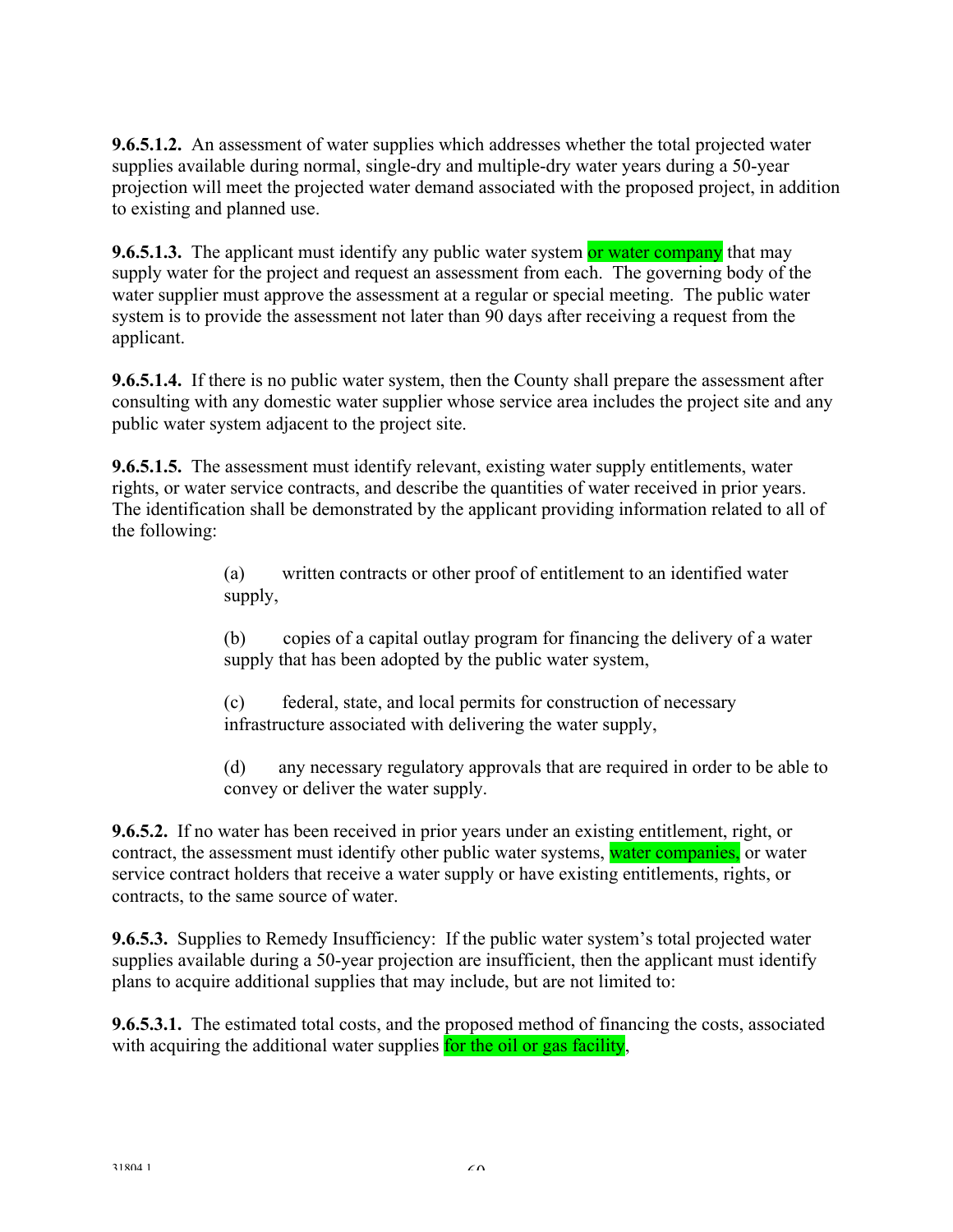**9.6.5.1.2.** An assessment of water supplies which addresses whether the total projected water supplies available during normal, single-dry and multiple-dry water years during a 50-year projection will meet the projected water demand associated with the proposed project, in addition to existing and planned use.

**9.6.5.1.3.** The applicant must identify any public water system or water company that may supply water for the project and request an assessment from each. The governing body of the water supplier must approve the assessment at a regular or special meeting. The public water system is to provide the assessment not later than 90 days after receiving a request from the applicant.

**9.6.5.1.4.** If there is no public water system, then the County shall prepare the assessment after consulting with any domestic water supplier whose service area includes the project site and any public water system adjacent to the project site.

**9.6.5.1.5.** The assessment must identify relevant, existing water supply entitlements, water rights, or water service contracts, and describe the quantities of water received in prior years. The identification shall be demonstrated by the applicant providing information related to all of the following:

(a) written contracts or other proof of entitlement to an identified water supply,

(b) copies of a capital outlay program for financing the delivery of a water supply that has been adopted by the public water system,

(c) federal, state, and local permits for construction of necessary infrastructure associated with delivering the water supply,

(d) any necessary regulatory approvals that are required in order to be able to convey or deliver the water supply.

**9.6.5.2.** If no water has been received in prior years under an existing entitlement, right, or contract, the assessment must identify other public water systems, water companies, or water service contract holders that receive a water supply or have existing entitlements, rights, or contracts, to the same source of water.

**9.6.5.3.** Supplies to Remedy Insufficiency: If the public water system's total projected water supplies available during a 50-year projection are insufficient, then the applicant must identify plans to acquire additional supplies that may include, but are not limited to:

**9.6.5.3.1.** The estimated total costs, and the proposed method of financing the costs, associated with acquiring the additional water supplies for the oil or gas facility,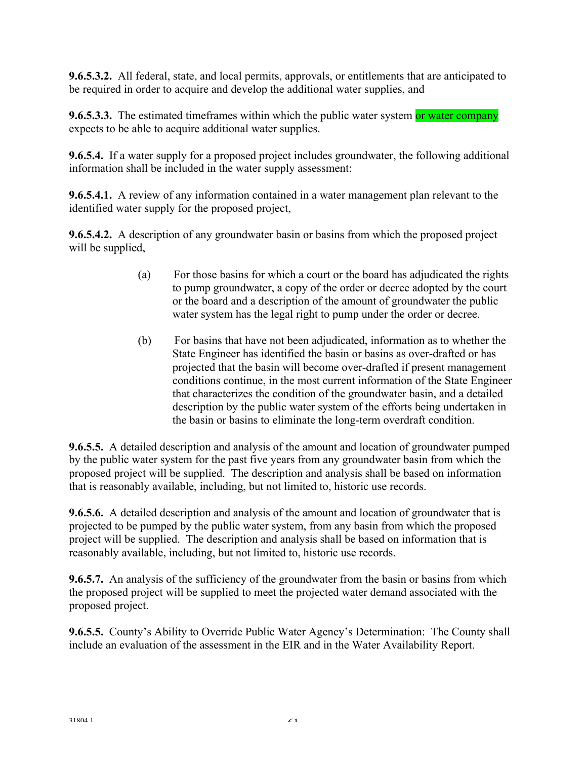**9.6.5.3.2.** All federal, state, and local permits, approvals, or entitlements that are anticipated to be required in order to acquire and develop the additional water supplies, and

**9.6.5.3.3.** The estimated timeframes within which the public water system or water company expects to be able to acquire additional water supplies.

**9.6.5.4.** If a water supply for a proposed project includes groundwater, the following additional information shall be included in the water supply assessment:

**9.6.5.4.1.** A review of any information contained in a water management plan relevant to the identified water supply for the proposed project,

**9.6.5.4.2.** A description of any groundwater basin or basins from which the proposed project will be supplied,

> (a) For those basins for which a court or the board has adjudicated the rights to pump groundwater, a copy of the order or decree adopted by the court or the board and a description of the amount of groundwater the public water system has the legal right to pump under the order or decree.
>
> (b) For basins that have not been adjudicated, information as to whether the State Engineer has identified the basin or basins as over-drafted or has projected that the basin will become over-drafted if present management conditions continue, in the most current information of the State Engineer that characterizes the condition of the groundwater basin, and a detailed description by the public water system of the efforts being undertaken in the basin or basins to eliminate the long-term overdraft condition.

**9.6.5.5.** A detailed description and analysis of the amount and location of groundwater pumped by the public water system for the past five years from any groundwater basin from which the proposed project will be supplied. The description and analysis shall be based on information that is reasonably available, including, but not limited to, historic use records.

**9.6.5.6.** A detailed description and analysis of the amount and location of groundwater that is projected to be pumped by the public water system, from any basin from which the proposed project will be supplied. The description and analysis shall be based on information that is reasonably available, including, but not limited to, historic use records.

**9.6.5.7.** An analysis of the sufficiency of the groundwater from the basin or basins from which the proposed project will be supplied to meet the projected water demand associated with the proposed project.

**9.6.5.5.** County's Ability to Override Public Water Agency's Determination: The County shall include an evaluation of the assessment in the EIR and in the Water Availability Report.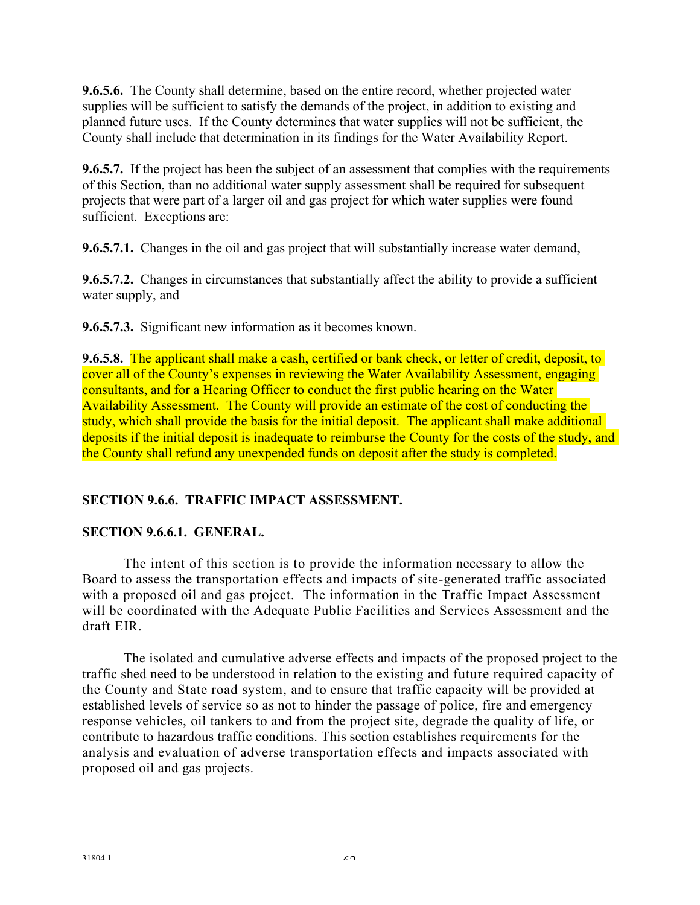**9.6.5.6.** The County shall determine, based on the entire record, whether projected water supplies will be sufficient to satisfy the demands of the project, in addition to existing and planned future uses. If the County determines that water supplies will not be sufficient, the County shall include that determination in its findings for the Water Availability Report.

**9.6.5.7.** If the project has been the subject of an assessment that complies with the requirements of this Section, than no additional water supply assessment shall be required for subsequent projects that were part of a larger oil and gas project for which water supplies were found sufficient. Exceptions are:

**9.6.5.7.1.** Changes in the oil and gas project that will substantially increase water demand,

**9.6.5.7.2.** Changes in circumstances that substantially affect the ability to provide a sufficient water supply, and

**9.6.5.7.3.** Significant new information as it becomes known.

**9.6.5.8.** The applicant shall make a cash, certified or bank check, or letter of credit, deposit, to cover all of the County's expenses in reviewing the Water Availability Assessment, engaging consultants, and for a Hearing Officer to conduct the first public hearing on the Water Availability Assessment. The County will provide an estimate of the cost of conducting the study, which shall provide the basis for the initial deposit. The applicant shall make additional deposits if the initial deposit is inadequate to reimburse the County for the costs of the study, and the County shall refund any unexpended funds on deposit after the study is completed.

## SECTION 9.6.6. TRAFFIC IMPACT ASSESSMENT.

### SECTION 9.6.6.1. GENERAL.

The intent of this section is to provide the information necessary to allow the Board to assess the transportation effects and impacts of site-generated traffic associated with a proposed oil and gas project. The information in the Traffic Impact Assessment will be coordinated with the Adequate Public Facilities and Services Assessment and the draft EIR.

The isolated and cumulative adverse effects and impacts of the proposed project to the traffic shed need to be understood in relation to the existing and future required capacity of the County and State road system, and to ensure that traffic capacity will be provided at established levels of service so as not to hinder the passage of police, fire and emergency response vehicles, oil tankers to and from the project site, degrade the quality of life, or contribute to hazardous traffic conditions. This section establishes requirements for the analysis and evaluation of adverse transportation effects and impacts associated with proposed oil and gas projects.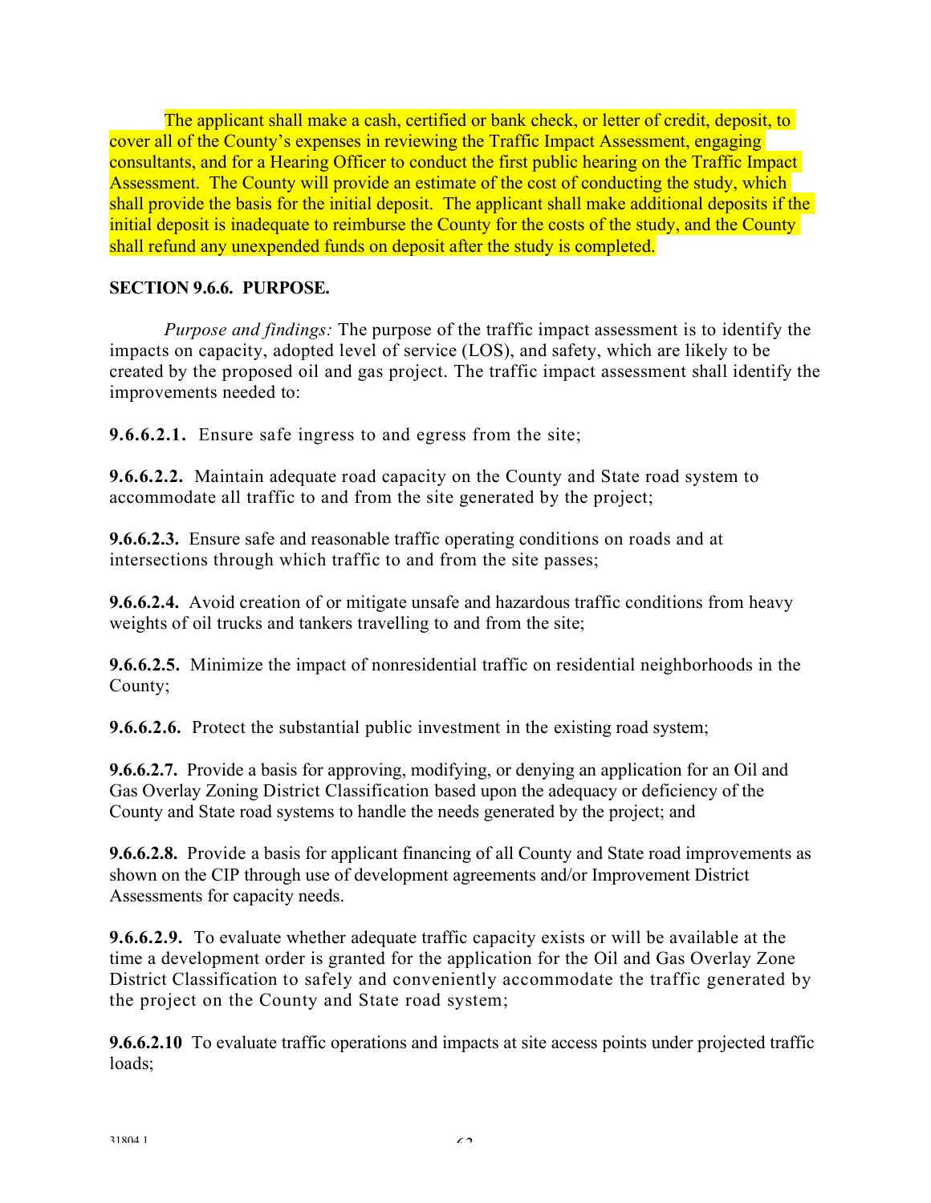The applicant shall make a cash, certified or bank check, or letter of credit, deposit, to cover all of the County's expenses in reviewing the Traffic Impact Assessment, engaging consultants, and for a Hearing Officer to conduct the first public hearing on the Traffic Impact Assessment. The County will provide an estimate of the cost of conducting the study, which shall provide the basis for the initial deposit. The applicant shall make additional deposits if the initial deposit is inadequate to reimburse the County for the costs of the study, and the County shall refund any unexpended funds on deposit after the study is completed.

**SECTION 9.6.6. PURPOSE.**

*Purpose and findings:* The purpose of the traffic impact assessment is to identify the impacts on capacity, adopted level of service (LOS), and safety, which are likely to be created by the proposed oil and gas project. The traffic impact assessment shall identify the improvements needed to:

**9.6.6.2.1.** Ensure safe ingress to and egress from the site;

**9.6.6.2.2.** Maintain adequate road capacity on the County and State road system to accommodate all traffic to and from the site generated by the project;

**9.6.6.2.3.** Ensure safe and reasonable traffic operating conditions on roads and at intersections through which traffic to and from the site passes;

**9.6.6.2.4.** Avoid creation of or mitigate unsafe and hazardous traffic conditions from heavy weights of oil trucks and tankers travelling to and from the site;

**9.6.6.2.5.** Minimize the impact of nonresidential traffic on residential neighborhoods in the County;

**9.6.6.2.6.** Protect the substantial public investment in the existing road system;

**9.6.6.2.7.** Provide a basis for approving, modifying, or denying an application for an Oil and Gas Overlay Zoning District Classification based upon the adequacy or deficiency of the County and State road systems to handle the needs generated by the project; and

**9.6.6.2.8.** Provide a basis for applicant financing of all County and State road improvements as shown on the CIP through use of development agreements and/or Improvement District Assessments for capacity needs.

**9.6.6.2.9.** To evaluate whether adequate traffic capacity exists or will be available at the time a development order is granted for the application for the Oil and Gas Overlay Zone District Classification to safely and conveniently accommodate the traffic generated by the project on the County and State road system;

**9.6.6.2.10** To evaluate traffic operations and impacts at site access points under projected traffic loads;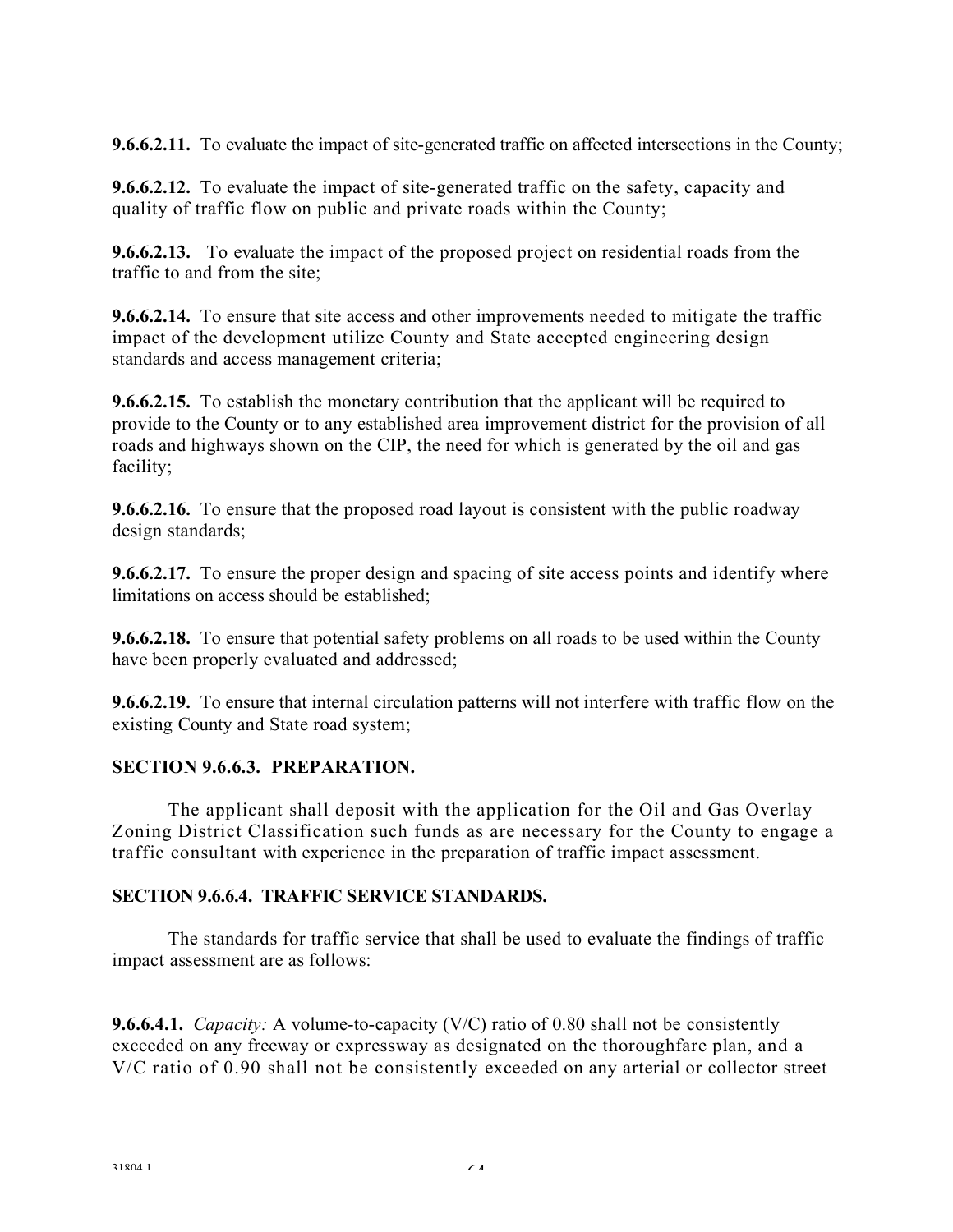**9.6.6.2.11.** To evaluate the impact of site-generated traffic on affected intersections in the County;

**9.6.6.2.12.** To evaluate the impact of site-generated traffic on the safety, capacity and quality of traffic flow on public and private roads within the County;

**9.6.6.2.13.** To evaluate the impact of the proposed project on residential roads from the traffic to and from the site;

**9.6.6.2.14.** To ensure that site access and other improvements needed to mitigate the traffic impact of the development utilize County and State accepted engineering design standards and access management criteria;

**9.6.6.2.15.** To establish the monetary contribution that the applicant will be required to provide to the County or to any established area improvement district for the provision of all roads and highways shown on the CIP, the need for which is generated by the oil and gas facility;

**9.6.6.2.16.** To ensure that the proposed road layout is consistent with the public roadway design standards;

**9.6.6.2.17.** To ensure the proper design and spacing of site access points and identify where limitations on access should be established;

**9.6.6.2.18.** To ensure that potential safety problems on all roads to be used within the County have been properly evaluated and addressed;

**9.6.6.2.19.** To ensure that internal circulation patterns will not interfere with traffic flow on the existing County and State road system;

**SECTION 9.6.6.3. PREPARATION.**

The applicant shall deposit with the application for the Oil and Gas Overlay Zoning District Classification such funds as are necessary for the County to engage a traffic consultant with experience in the preparation of traffic impact assessment.

**SECTION 9.6.6.4. TRAFFIC SERVICE STANDARDS.**

The standards for traffic service that shall be used to evaluate the findings of traffic impact assessment are as follows:

**9.6.6.4.1.** *Capacity:* A volume-to-capacity (V/C) ratio of 0.80 shall not be consistently exceeded on any freeway or expressway as designated on the thoroughfare plan, and a V/C ratio of 0.90 shall not be consistently exceeded on any arterial or collector street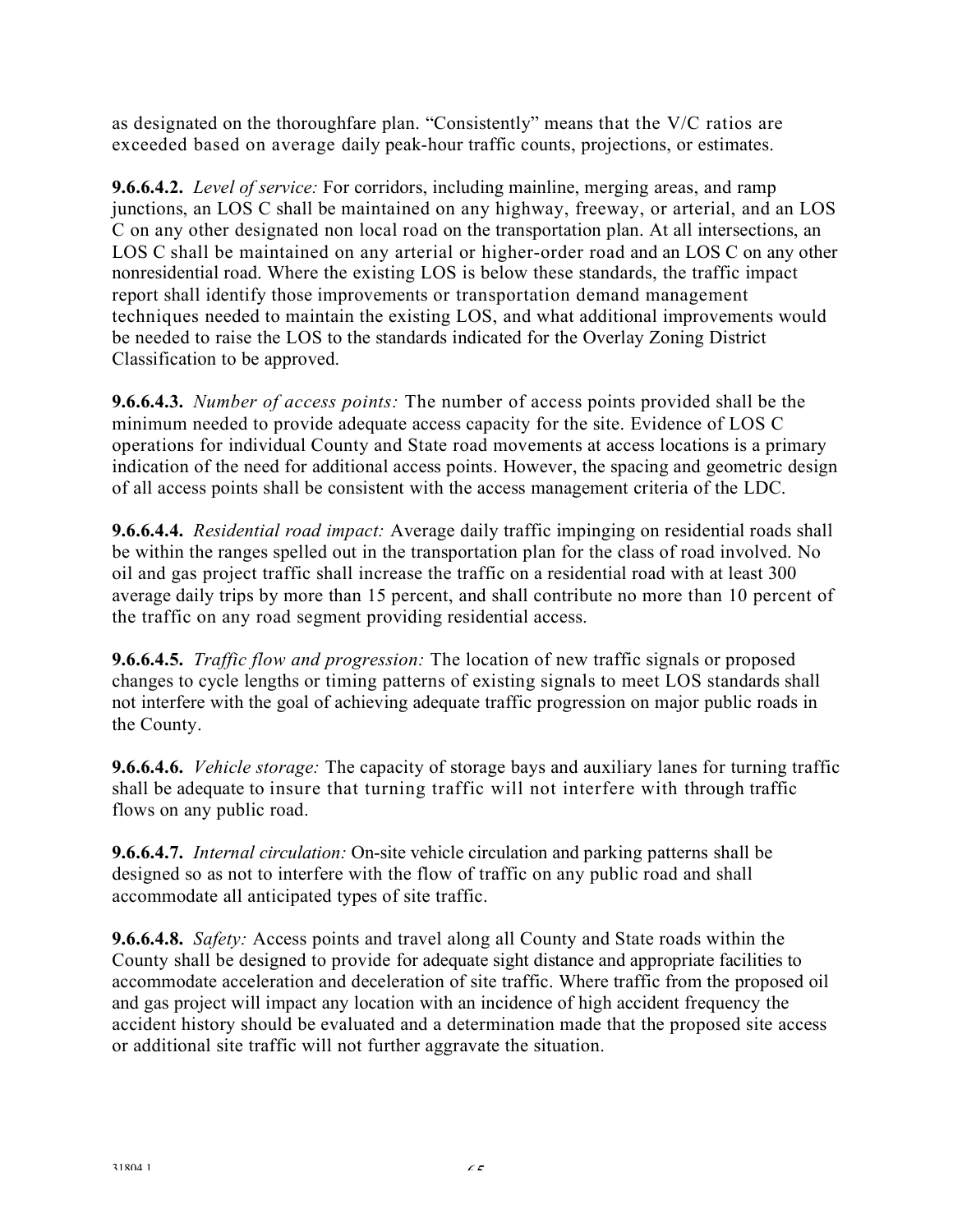as designated on the thoroughfare plan. "Consistently" means that the V/C ratios are exceeded based on average daily peak-hour traffic counts, projections, or estimates.

**9.6.6.4.2.** *Level of service:* For corridors, including mainline, merging areas, and ramp junctions, an LOS C shall be maintained on any highway, freeway, or arterial, and an LOS C on any other designated non local road on the transportation plan. At all intersections, an LOS C shall be maintained on any arterial or higher-order road and an LOS C on any other nonresidential road. Where the existing LOS is below these standards, the traffic impact report shall identify those improvements or transportation demand management techniques needed to maintain the existing LOS, and what additional improvements would be needed to raise the LOS to the standards indicated for the Overlay Zoning District Classification to be approved.

**9.6.6.4.3.** *Number of access points:* The number of access points provided shall be the minimum needed to provide adequate access capacity for the site. Evidence of LOS C operations for individual County and State road movements at access locations is a primary indication of the need for additional access points. However, the spacing and geometric design of all access points shall be consistent with the access management criteria of the LDC.

**9.6.6.4.4.** *Residential road impact:* Average daily traffic impinging on residential roads shall be within the ranges spelled out in the transportation plan for the class of road involved. No oil and gas project traffic shall increase the traffic on a residential road with at least 300 average daily trips by more than 15 percent, and shall contribute no more than 10 percent of the traffic on any road segment providing residential access.

**9.6.6.4.5.** *Traffic flow and progression:* The location of new traffic signals or proposed changes to cycle lengths or timing patterns of existing signals to meet LOS standards shall not interfere with the goal of achieving adequate traffic progression on major public roads in the County.

**9.6.6.4.6.** *Vehicle storage:* The capacity of storage bays and auxiliary lanes for turning traffic shall be adequate to insure that turning traffic will not interfere with through traffic flows on any public road.

**9.6.6.4.7.** *Internal circulation:* On-site vehicle circulation and parking patterns shall be designed so as not to interfere with the flow of traffic on any public road and shall accommodate all anticipated types of site traffic.

**9.6.6.4.8.** *Safety:* Access points and travel along all County and State roads within the County shall be designed to provide for adequate sight distance and appropriate facilities to accommodate acceleration and deceleration of site traffic. Where traffic from the proposed oil and gas project will impact any location with an incidence of high accident frequency the accident history should be evaluated and a determination made that the proposed site access or additional site traffic will not further aggravate the situation.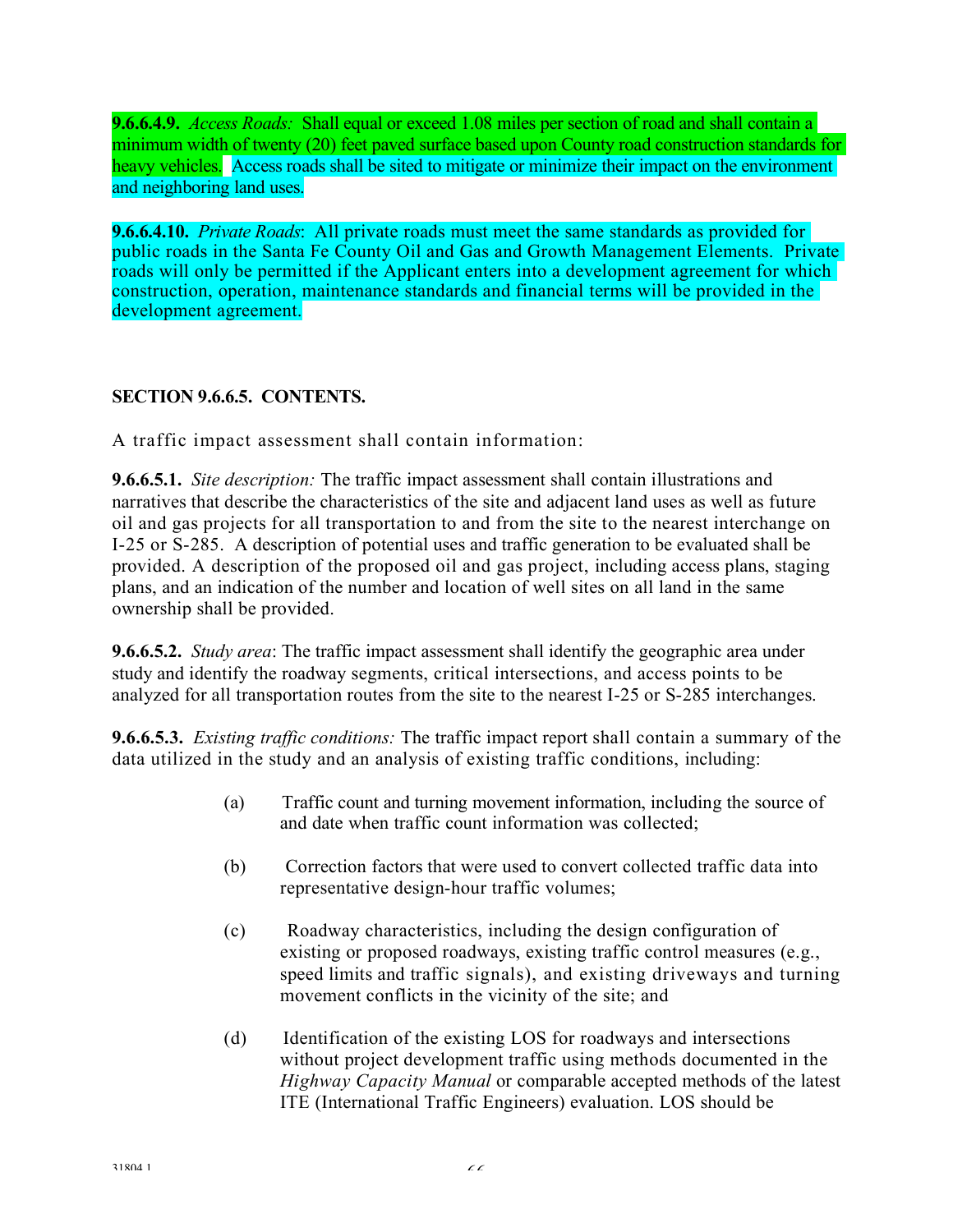**9.6.6.4.9.** *Access Roads:* Shall equal or exceed 1.08 miles per section of road and shall contain a minimum width of twenty (20) feet paved surface based upon County road construction standards for heavy vehicles. Access roads shall be sited to mitigate or minimize their impact on the environment and neighboring land uses.

**9.6.6.4.10.** *Private Roads*: All private roads must meet the same standards as provided for public roads in the Santa Fe County Oil and Gas and Growth Management Elements. Private roads will only be permitted if the Applicant enters into a development agreement for which construction, operation, maintenance standards and financial terms will be provided in the development agreement.

**SECTION 9.6.6.5. CONTENTS.**

A traffic impact assessment shall contain information:

**9.6.6.5.1.** *Site description:* The traffic impact assessment shall contain illustrations and narratives that describe the characteristics of the site and adjacent land uses as well as future oil and gas projects for all transportation to and from the site to the nearest interchange on I-25 or S-285. A description of potential uses and traffic generation to be evaluated shall be provided. A description of the proposed oil and gas project, including access plans, staging plans, and an indication of the number and location of well sites on all land in the same ownership shall be provided.

**9.6.6.5.2.** *Study area*: The traffic impact assessment shall identify the geographic area under study and identify the roadway segments, critical intersections, and access points to be analyzed for all transportation routes from the site to the nearest I-25 or S-285 interchanges.

**9.6.6.5.3.** *Existing traffic conditions:* The traffic impact report shall contain a summary of the data utilized in the study and an analysis of existing traffic conditions, including:

(a) Traffic count and turning movement information, including the source of and date when traffic count information was collected;

(b) Correction factors that were used to convert collected traffic data into representative design-hour traffic volumes;

(c) Roadway characteristics, including the design configuration of existing or proposed roadways, existing traffic control measures (e.g., speed limits and traffic signals), and existing driveways and turning movement conflicts in the vicinity of the site; and

(d) Identification of the existing LOS for roadways and intersections without project development traffic using methods documented in the *Highway Capacity Manual* or comparable accepted methods of the latest ITE (International Traffic Engineers) evaluation. LOS should be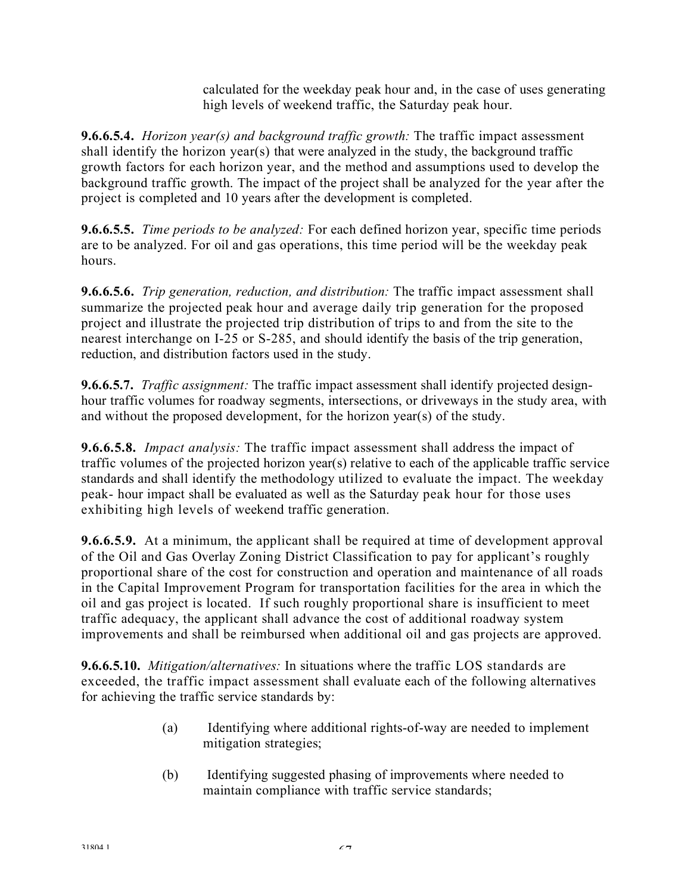calculated for the weekday peak hour and, in the case of uses generating high levels of weekend traffic, the Saturday peak hour.

**9.6.6.5.4.** *Horizon year(s) and background traffic growth:* The traffic impact assessment shall identify the horizon year(s) that were analyzed in the study, the background traffic growth factors for each horizon year, and the method and assumptions used to develop the background traffic growth. The impact of the project shall be analyzed for the year after the project is completed and 10 years after the development is completed.

**9.6.6.5.5.** *Time periods to be analyzed:* For each defined horizon year, specific time periods are to be analyzed. For oil and gas operations, this time period will be the weekday peak hours.

**9.6.6.5.6.** *Trip generation, reduction, and distribution:* The traffic impact assessment shall summarize the projected peak hour and average daily trip generation for the proposed project and illustrate the projected trip distribution of trips to and from the site to the nearest interchange on I-25 or S-285, and should identify the basis of the trip generation, reduction, and distribution factors used in the study.

**9.6.6.5.7.** *Traffic assignment:* The traffic impact assessment shall identify projected design-hour traffic volumes for roadway segments, intersections, or driveways in the study area, with and without the proposed development, for the horizon year(s) of the study.

**9.6.6.5.8.** *Impact analysis:* The traffic impact assessment shall address the impact of traffic volumes of the projected horizon year(s) relative to each of the applicable traffic service standards and shall identify the methodology utilized to evaluate the impact. The weekday peak- hour impact shall be evaluated as well as the Saturday peak hour for those uses exhibiting high levels of weekend traffic generation.

**9.6.6.5.9.** At a minimum, the applicant shall be required at time of development approval of the Oil and Gas Overlay Zoning District Classification to pay for applicant's roughly proportional share of the cost for construction and operation and maintenance of all roads in the Capital Improvement Program for transportation facilities for the area in which the oil and gas project is located. If such roughly proportional share is insufficient to meet traffic adequacy, the applicant shall advance the cost of additional roadway system improvements and shall be reimbursed when additional oil and gas projects are approved.

**9.6.6.5.10.** *Mitigation/alternatives:* In situations where the traffic LOS standards are exceeded, the traffic impact assessment shall evaluate each of the following alternatives for achieving the traffic service standards by:

(a) Identifying where additional rights-of-way are needed to implement mitigation strategies;

(b) Identifying suggested phasing of improvements where needed to maintain compliance with traffic service standards;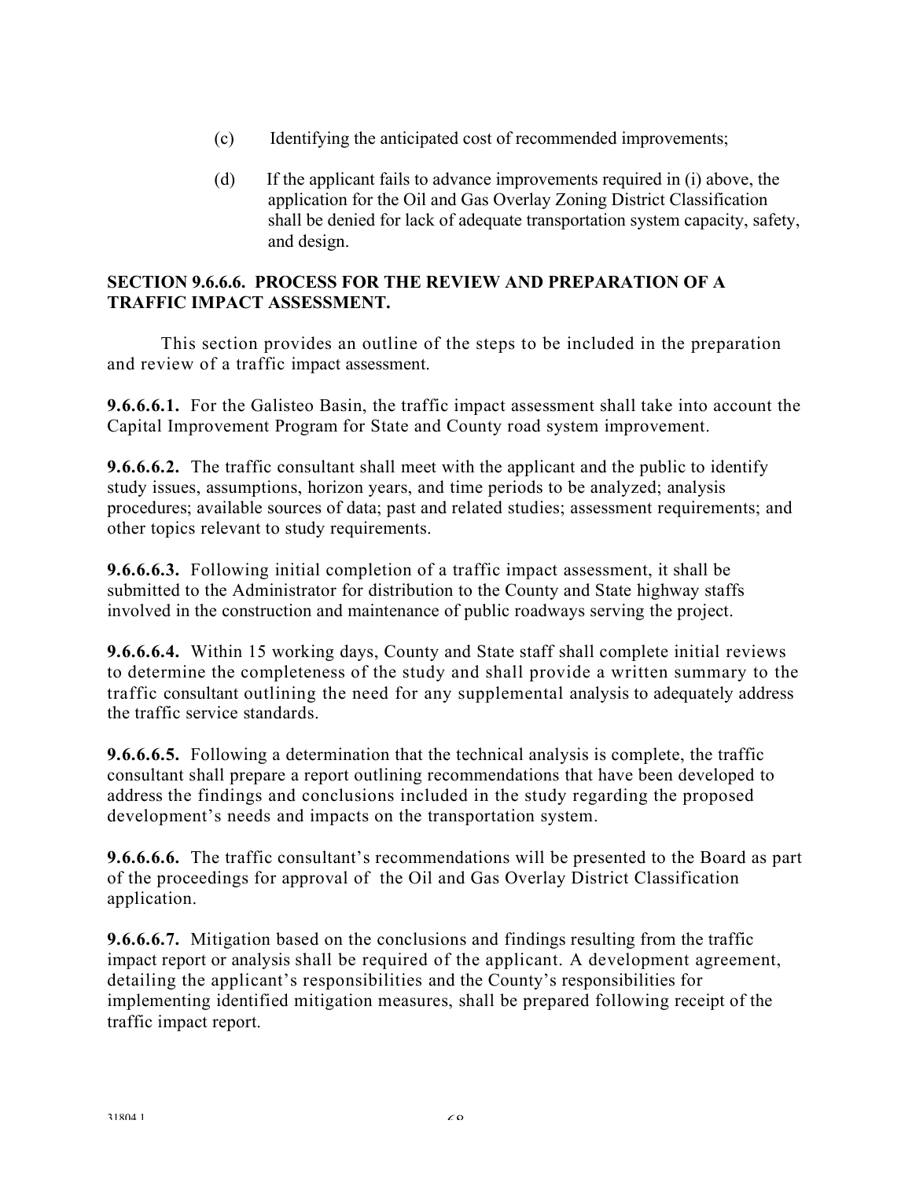(c) Identifying the anticipated cost of recommended improvements;

(d) If the applicant fails to advance improvements required in (i) above, the application for the Oil and Gas Overlay Zoning District Classification shall be denied for lack of adequate transportation system capacity, safety, and design.

**SECTION 9.6.6.6. PROCESS FOR THE REVIEW AND PREPARATION OF A TRAFFIC IMPACT ASSESSMENT.**

This section provides an outline of the steps to be included in the preparation and review of a traffic impact assessment.

**9.6.6.6.1.** For the Galisteo Basin, the traffic impact assessment shall take into account the Capital Improvement Program for State and County road system improvement.

**9.6.6.6.2.** The traffic consultant shall meet with the applicant and the public to identify study issues, assumptions, horizon years, and time periods to be analyzed; analysis procedures; available sources of data; past and related studies; assessment requirements; and other topics relevant to study requirements.

**9.6.6.6.3.** Following initial completion of a traffic impact assessment, it shall be submitted to the Administrator for distribution to the County and State highway staffs involved in the construction and maintenance of public roadways serving the project.

**9.6.6.6.4.** Within 15 working days, County and State staff shall complete initial reviews to determine the completeness of the study and shall provide a written summary to the traffic consultant outlining the need for any supplemental analysis to adequately address the traffic service standards.

**9.6.6.6.5.** Following a determination that the technical analysis is complete, the traffic consultant shall prepare a report outlining recommendations that have been developed to address the findings and conclusions included in the study regarding the proposed development's needs and impacts on the transportation system.

**9.6.6.6.6.** The traffic consultant's recommendations will be presented to the Board as part of the proceedings for approval of the Oil and Gas Overlay District Classification application.

**9.6.6.6.7.** Mitigation based on the conclusions and findings resulting from the traffic impact report or analysis shall be required of the applicant. A development agreement, detailing the applicant's responsibilities and the County's responsibilities for implementing identified mitigation measures, shall be prepared following receipt of the traffic impact report.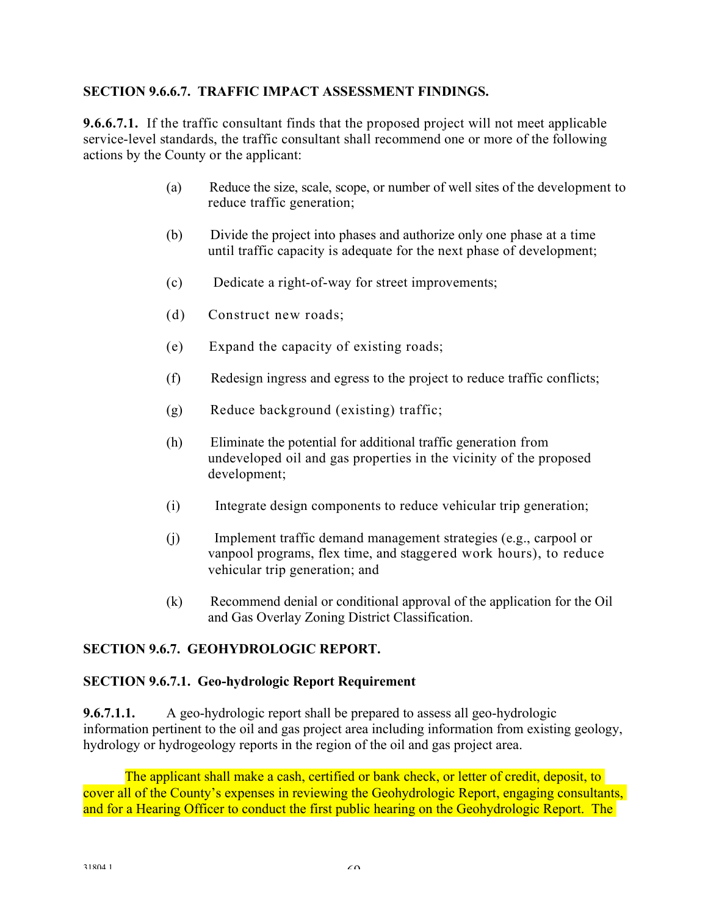**SECTION 9.6.6.7. TRAFFIC IMPACT ASSESSMENT FINDINGS.**

**9.6.6.7.1.** If the traffic consultant finds that the proposed project will not meet applicable service-level standards, the traffic consultant shall recommend one or more of the following actions by the County or the applicant:

(a) Reduce the size, scale, scope, or number of well sites of the development to reduce traffic generation;

(b) Divide the project into phases and authorize only one phase at a time until traffic capacity is adequate for the next phase of development;

(c) Dedicate a right-of-way for street improvements;

(d) Construct new roads;

(e) Expand the capacity of existing roads;

(f) Redesign ingress and egress to the project to reduce traffic conflicts;

(g) Reduce background (existing) traffic;

(h) Eliminate the potential for additional traffic generation from undeveloped oil and gas properties in the vicinity of the proposed development;

(i) Integrate design components to reduce vehicular trip generation;

(j) Implement traffic demand management strategies (e.g., carpool or vanpool programs, flex time, and staggered work hours), to reduce vehicular trip generation; and

(k) Recommend denial or conditional approval of the application for the Oil and Gas Overlay Zoning District Classification.

**SECTION 9.6.7. GEOHYDROLOGIC REPORT.**

**SECTION 9.6.7.1. Geo-hydrologic Report Requirement**

**9.6.7.1.1.** A geo-hydrologic report shall be prepared to assess all geo-hydrologic information pertinent to the oil and gas project area including information from existing geology, hydrology or hydrogeology reports in the region of the oil and gas project area.

The applicant shall make a cash, certified or bank check, or letter of credit, deposit, to cover all of the County's expenses in reviewing the Geohydrologic Report, engaging consultants, and for a Hearing Officer to conduct the first public hearing on the Geohydrologic Report. The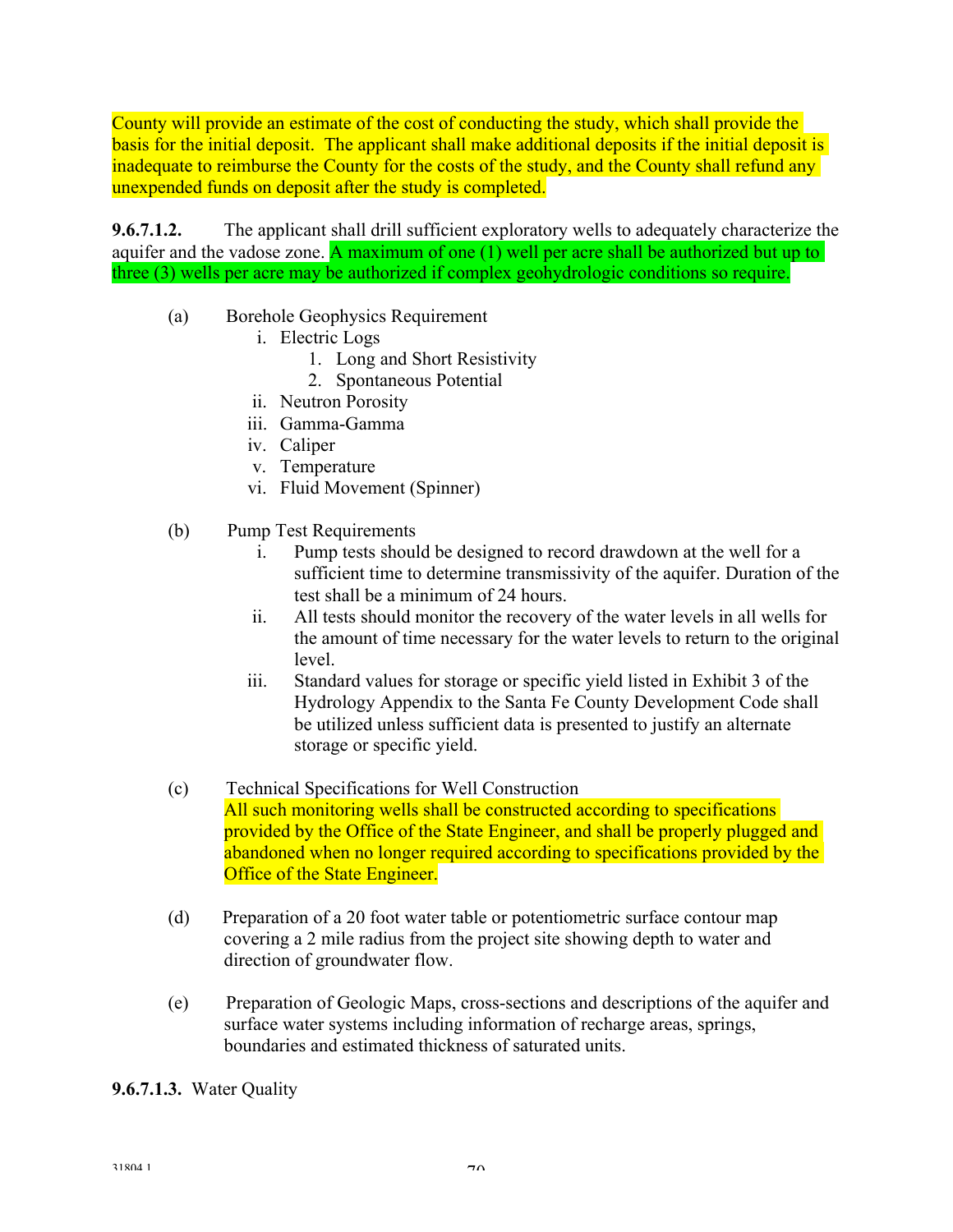County will provide an estimate of the cost of conducting the study, which shall provide the basis for the initial deposit. The applicant shall make additional deposits if the initial deposit is inadequate to reimburse the County for the costs of the study, and the County shall refund any unexpended funds on deposit after the study is completed.

**9.6.7.1.2.** The applicant shall drill sufficient exploratory wells to adequately characterize the aquifer and the vadose zone. A maximum of one (1) well per acre shall be authorized but up to three (3) wells per acre may be authorized if complex geohydrologic conditions so require.

(a) Borehole Geophysics Requirement
   - i. Electric Logs
      1. Long and Short Resistivity
      2. Spontaneous Potential
   - ii. Neutron Porosity
   - iii. Gamma-Gamma
   - iv. Caliper
   - v. Temperature
   - vi. Fluid Movement (Spinner)

(b) Pump Test Requirements
   - i. Pump tests should be designed to record drawdown at the well for a sufficient time to determine transmissivity of the aquifer. Duration of the test shall be a minimum of 24 hours.
   - ii. All tests should monitor the recovery of the water levels in all wells for the amount of time necessary for the water levels to return to the original level.
   - iii. Standard values for storage or specific yield listed in Exhibit 3 of the Hydrology Appendix to the Santa Fe County Development Code shall be utilized unless sufficient data is presented to justify an alternate storage or specific yield.

(c) Technical Specifications for Well Construction
All such monitoring wells shall be constructed according to specifications provided by the Office of the State Engineer, and shall be properly plugged and abandoned when no longer required according to specifications provided by the Office of the State Engineer.

(d) Preparation of a 20 foot water table or potentiometric surface contour map covering a 2 mile radius from the project site showing depth to water and direction of groundwater flow.

(e) Preparation of Geologic Maps, cross-sections and descriptions of the aquifer and surface water systems including information of recharge areas, springs, boundaries and estimated thickness of saturated units.

**9.6.7.1.3.** Water Quality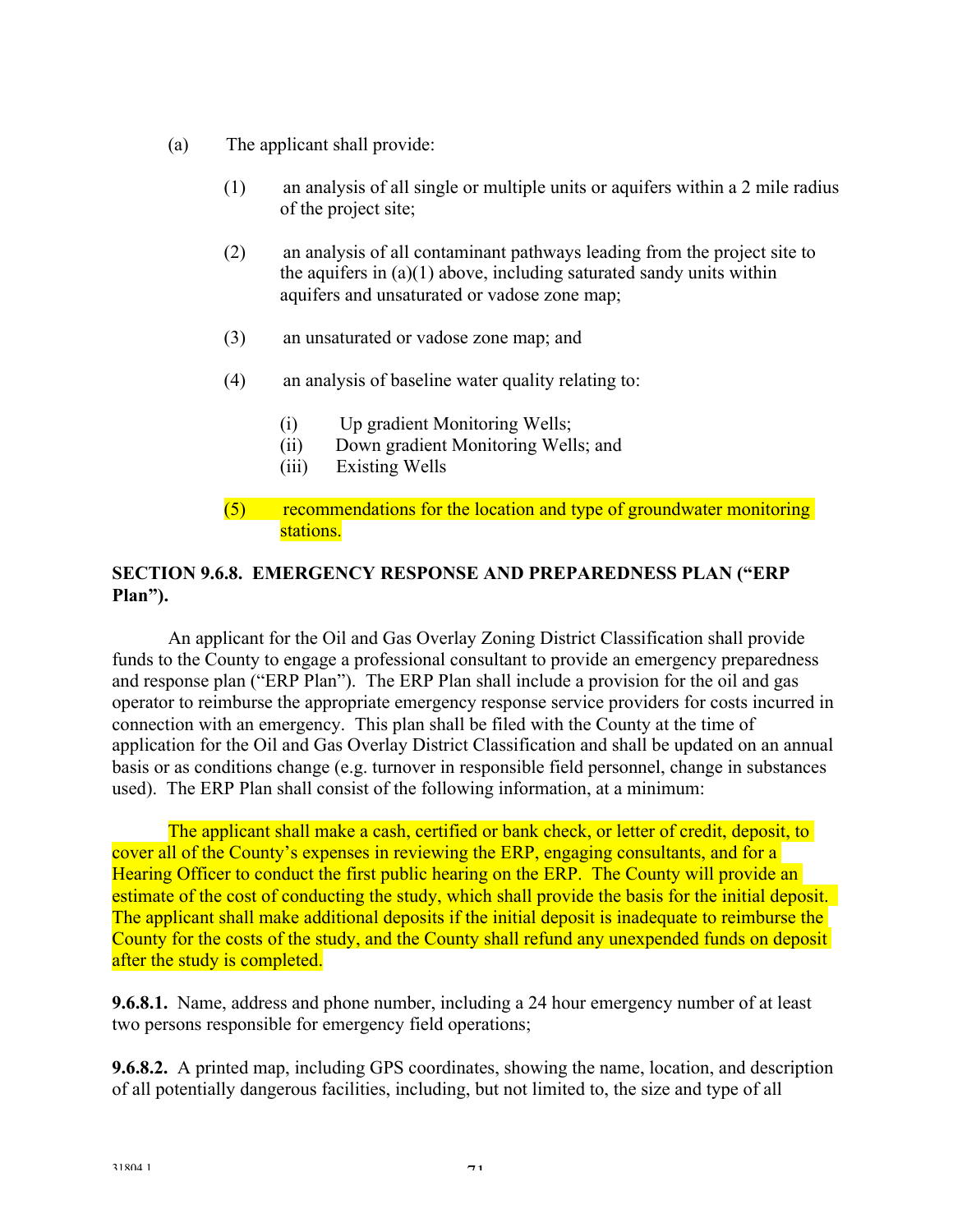(a) The applicant shall provide:

  (1) an analysis of all single or multiple units or aquifers within a 2 mile radius of the project site;

  (2) an analysis of all contaminant pathways leading from the project site to the aquifers in (a)(1) above, including saturated sandy units within aquifers and unsaturated or vadose zone map;

  (3) an unsaturated or vadose zone map; and

  (4) an analysis of baseline water quality relating to:

    (i) Up gradient Monitoring Wells;
    (ii) Down gradient Monitoring Wells; and
    (iii) Existing Wells

  (5) recommendations for the location and type of groundwater monitoring stations.

**SECTION 9.6.8. EMERGENCY RESPONSE AND PREPAREDNESS PLAN ("ERP Plan").**

An applicant for the Oil and Gas Overlay Zoning District Classification shall provide funds to the County to engage a professional consultant to provide an emergency preparedness and response plan ("ERP Plan"). The ERP Plan shall include a provision for the oil and gas operator to reimburse the appropriate emergency response service providers for costs incurred in connection with an emergency. This plan shall be filed with the County at the time of application for the Oil and Gas Overlay District Classification and shall be updated on an annual basis or as conditions change (e.g. turnover in responsible field personnel, change in substances used). The ERP Plan shall consist of the following information, at a minimum:

The applicant shall make a cash, certified or bank check, or letter of credit, deposit, to cover all of the County's expenses in reviewing the ERP, engaging consultants, and for a Hearing Officer to conduct the first public hearing on the ERP. The County will provide an estimate of the cost of conducting the study, which shall provide the basis for the initial deposit. The applicant shall make additional deposits if the initial deposit is inadequate to reimburse the County for the costs of the study, and the County shall refund any unexpended funds on deposit after the study is completed.

**9.6.8.1.** Name, address and phone number, including a 24 hour emergency number of at least two persons responsible for emergency field operations;

**9.6.8.2.** A printed map, including GPS coordinates, showing the name, location, and description of all potentially dangerous facilities, including, but not limited to, the size and type of all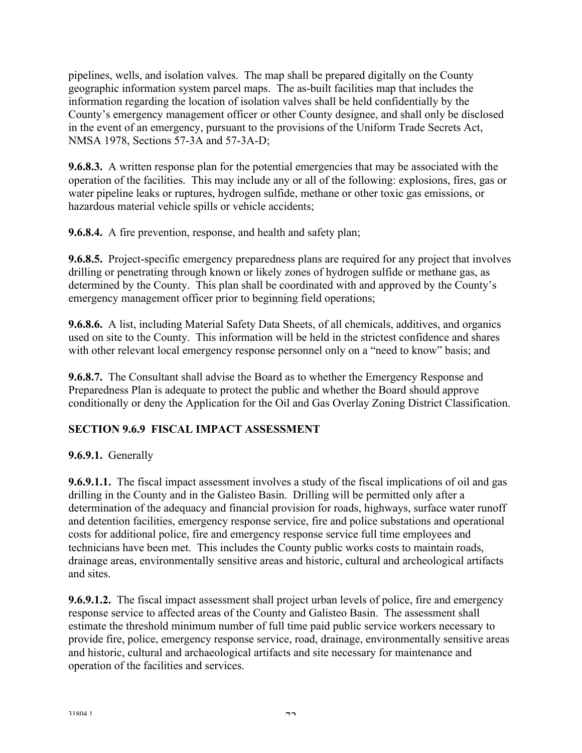pipelines, wells, and isolation valves. The map shall be prepared digitally on the County geographic information system parcel maps. The as-built facilities map that includes the information regarding the location of isolation valves shall be held confidentially by the County's emergency management officer or other County designee, and shall only be disclosed in the event of an emergency, pursuant to the provisions of the Uniform Trade Secrets Act, NMSA 1978, Sections 57-3A and 57-3A-D;

**9.6.8.3.** A written response plan for the potential emergencies that may be associated with the operation of the facilities. This may include any or all of the following: explosions, fires, gas or water pipeline leaks or ruptures, hydrogen sulfide, methane or other toxic gas emissions, or hazardous material vehicle spills or vehicle accidents;

**9.6.8.4.** A fire prevention, response, and health and safety plan;

**9.6.8.5.** Project-specific emergency preparedness plans are required for any project that involves drilling or penetrating through known or likely zones of hydrogen sulfide or methane gas, as determined by the County. This plan shall be coordinated with and approved by the County's emergency management officer prior to beginning field operations;

**9.6.8.6.** A list, including Material Safety Data Sheets, of all chemicals, additives, and organics used on site to the County. This information will be held in the strictest confidence and shares with other relevant local emergency response personnel only on a "need to know" basis; and

**9.6.8.7.** The Consultant shall advise the Board as to whether the Emergency Response and Preparedness Plan is adequate to protect the public and whether the Board should approve conditionally or deny the Application for the Oil and Gas Overlay Zoning District Classification.

## SECTION 9.6.9 FISCAL IMPACT ASSESSMENT

**9.6.9.1.** Generally

**9.6.9.1.1.** The fiscal impact assessment involves a study of the fiscal implications of oil and gas drilling in the County and in the Galisteo Basin. Drilling will be permitted only after a determination of the adequacy and financial provision for roads, highways, surface water runoff and detention facilities, emergency response service, fire and police substations and operational costs for additional police, fire and emergency response service full time employees and technicians have been met. This includes the County public works costs to maintain roads, drainage areas, environmentally sensitive areas and historic, cultural and archeological artifacts and sites.

**9.6.9.1.2.** The fiscal impact assessment shall project urban levels of police, fire and emergency response service to affected areas of the County and Galisteo Basin. The assessment shall estimate the threshold minimum number of full time paid public service workers necessary to provide fire, police, emergency response service, road, drainage, environmentally sensitive areas and historic, cultural and archaeological artifacts and site necessary for maintenance and operation of the facilities and services.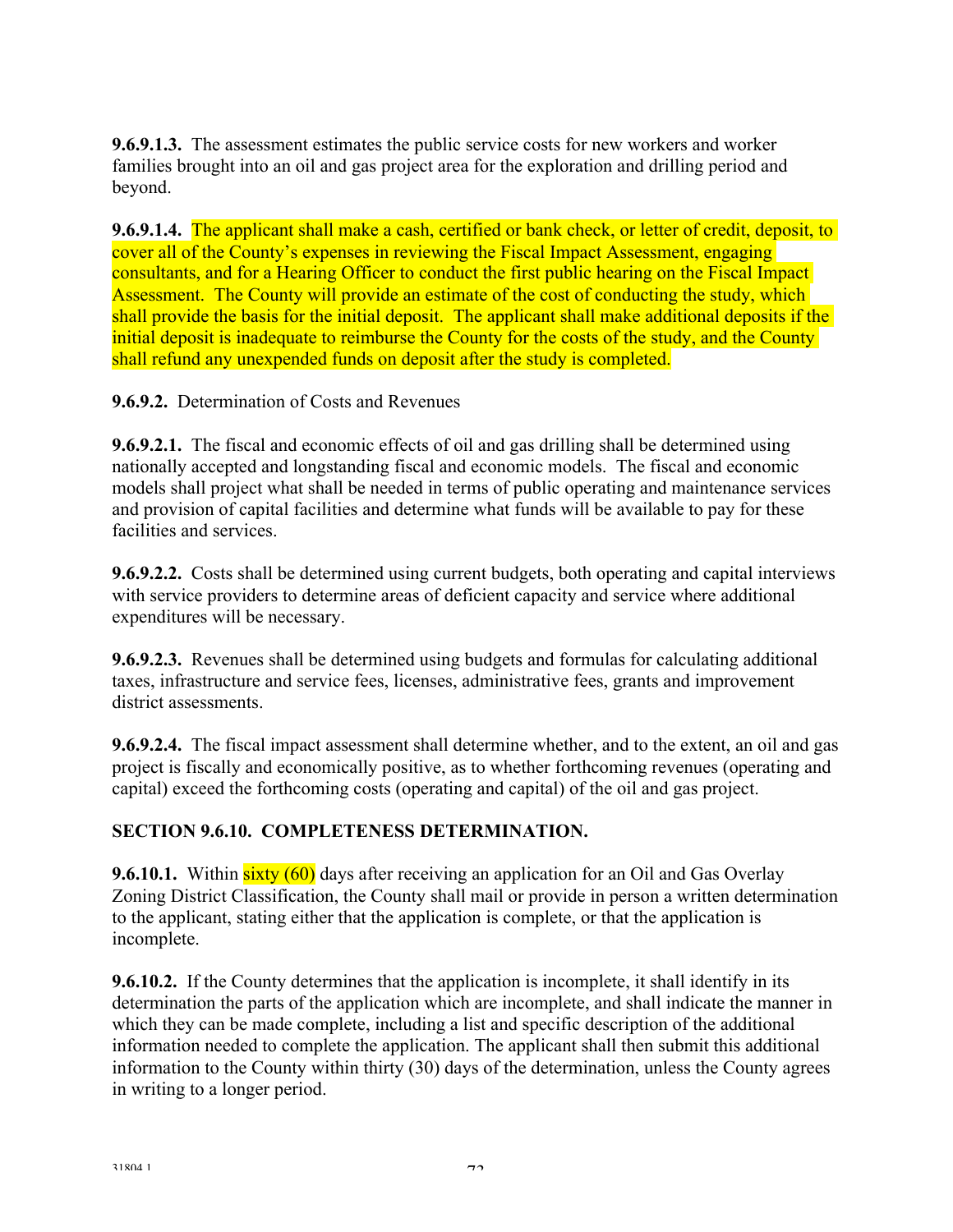**9.6.9.1.3.** The assessment estimates the public service costs for new workers and worker families brought into an oil and gas project area for the exploration and drilling period and beyond.

**9.6.9.1.4.** The applicant shall make a cash, certified or bank check, or letter of credit, deposit, to cover all of the County's expenses in reviewing the Fiscal Impact Assessment, engaging consultants, and for a Hearing Officer to conduct the first public hearing on the Fiscal Impact Assessment. The County will provide an estimate of the cost of conducting the study, which shall provide the basis for the initial deposit. The applicant shall make additional deposits if the initial deposit is inadequate to reimburse the County for the costs of the study, and the County shall refund any unexpended funds on deposit after the study is completed.

**9.6.9.2.** Determination of Costs and Revenues

**9.6.9.2.1.** The fiscal and economic effects of oil and gas drilling shall be determined using nationally accepted and longstanding fiscal and economic models. The fiscal and economic models shall project what shall be needed in terms of public operating and maintenance services and provision of capital facilities and determine what funds will be available to pay for these facilities and services.

**9.6.9.2.2.** Costs shall be determined using current budgets, both operating and capital interviews with service providers to determine areas of deficient capacity and service where additional expenditures will be necessary.

**9.6.9.2.3.** Revenues shall be determined using budgets and formulas for calculating additional taxes, infrastructure and service fees, licenses, administrative fees, grants and improvement district assessments.

**9.6.9.2.4.** The fiscal impact assessment shall determine whether, and to the extent, an oil and gas project is fiscally and economically positive, as to whether forthcoming revenues (operating and capital) exceed the forthcoming costs (operating and capital) of the oil and gas project.

## SECTION 9.6.10. COMPLETENESS DETERMINATION.

**9.6.10.1.** Within sixty (60) days after receiving an application for an Oil and Gas Overlay Zoning District Classification, the County shall mail or provide in person a written determination to the applicant, stating either that the application is complete, or that the application is incomplete.

**9.6.10.2.** If the County determines that the application is incomplete, it shall identify in its determination the parts of the application which are incomplete, and shall indicate the manner in which they can be made complete, including a list and specific description of the additional information needed to complete the application. The applicant shall then submit this additional information to the County within thirty (30) days of the determination, unless the County agrees in writing to a longer period.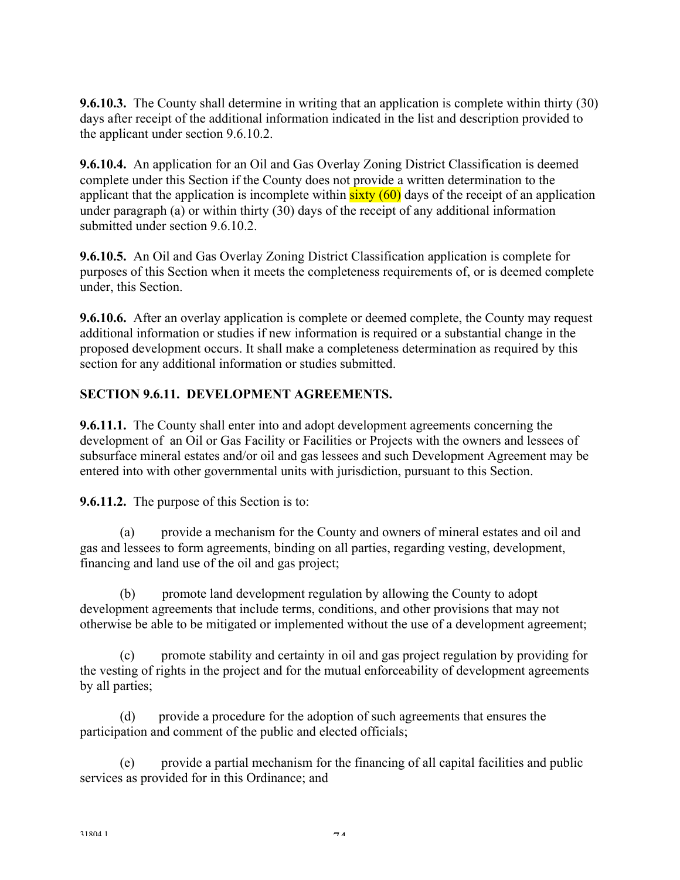**9.6.10.3.** The County shall determine in writing that an application is complete within thirty (30) days after receipt of the additional information indicated in the list and description provided to the applicant under section 9.6.10.2.

**9.6.10.4.** An application for an Oil and Gas Overlay Zoning District Classification is deemed complete under this Section if the County does not provide a written determination to the applicant that the application is incomplete within sixty (60) days of the receipt of an application under paragraph (a) or within thirty (30) days of the receipt of any additional information submitted under section 9.6.10.2.

**9.6.10.5.** An Oil and Gas Overlay Zoning District Classification application is complete for purposes of this Section when it meets the completeness requirements of, or is deemed complete under, this Section.

**9.6.10.6.** After an overlay application is complete or deemed complete, the County may request additional information or studies if new information is required or a substantial change in the proposed development occurs. It shall make a completeness determination as required by this section for any additional information or studies submitted.

## SECTION 9.6.11. DEVELOPMENT AGREEMENTS.

**9.6.11.1.** The County shall enter into and adopt development agreements concerning the development of an Oil or Gas Facility or Facilities or Projects with the owners and lessees of subsurface mineral estates and/or oil and gas lessees and such Development Agreement may be entered into with other governmental units with jurisdiction, pursuant to this Section.

**9.6.11.2.** The purpose of this Section is to:

(a) provide a mechanism for the County and owners of mineral estates and oil and gas and lessees to form agreements, binding on all parties, regarding vesting, development, financing and land use of the oil and gas project;

(b) promote land development regulation by allowing the County to adopt development agreements that include terms, conditions, and other provisions that may not otherwise be able to be mitigated or implemented without the use of a development agreement;

(c) promote stability and certainty in oil and gas project regulation by providing for the vesting of rights in the project and for the mutual enforceability of development agreements by all parties;

(d) provide a procedure for the adoption of such agreements that ensures the participation and comment of the public and elected officials;

(e) provide a partial mechanism for the financing of all capital facilities and public services as provided for in this Ordinance; and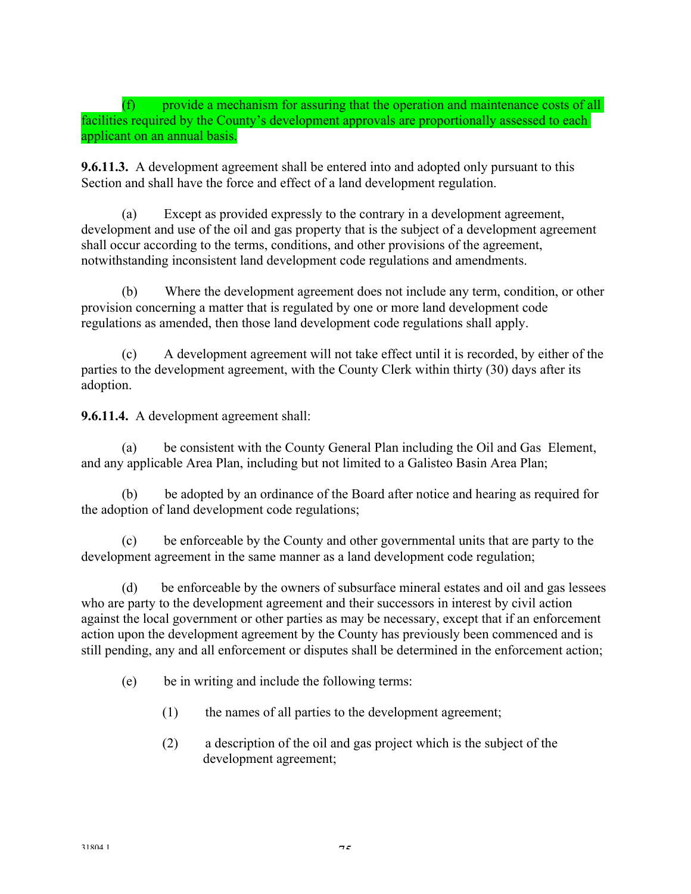(f) provide a mechanism for assuring that the operation and maintenance costs of all facilities required by the County's development approvals are proportionally assessed to each applicant on an annual basis.

**9.6.11.3.** A development agreement shall be entered into and adopted only pursuant to this Section and shall have the force and effect of a land development regulation.

(a) Except as provided expressly to the contrary in a development agreement, development and use of the oil and gas property that is the subject of a development agreement shall occur according to the terms, conditions, and other provisions of the agreement, notwithstanding inconsistent land development code regulations and amendments.

(b) Where the development agreement does not include any term, condition, or other provision concerning a matter that is regulated by one or more land development code regulations as amended, then those land development code regulations shall apply.

(c) A development agreement will not take effect until it is recorded, by either of the parties to the development agreement, with the County Clerk within thirty (30) days after its adoption.

**9.6.11.4.** A development agreement shall:

(a) be consistent with the County General Plan including the Oil and Gas Element, and any applicable Area Plan, including but not limited to a Galisteo Basin Area Plan;

(b) be adopted by an ordinance of the Board after notice and hearing as required for the adoption of land development code regulations;

(c) be enforceable by the County and other governmental units that are party to the development agreement in the same manner as a land development code regulation;

(d) be enforceable by the owners of subsurface mineral estates and oil and gas lessees who are party to the development agreement and their successors in interest by civil action against the local government or other parties as may be necessary, except that if an enforcement action upon the development agreement by the County has previously been commenced and is still pending, any and all enforcement or disputes shall be determined in the enforcement action;

(e) be in writing and include the following terms:

(1) the names of all parties to the development agreement;

(2) a description of the oil and gas project which is the subject of the development agreement;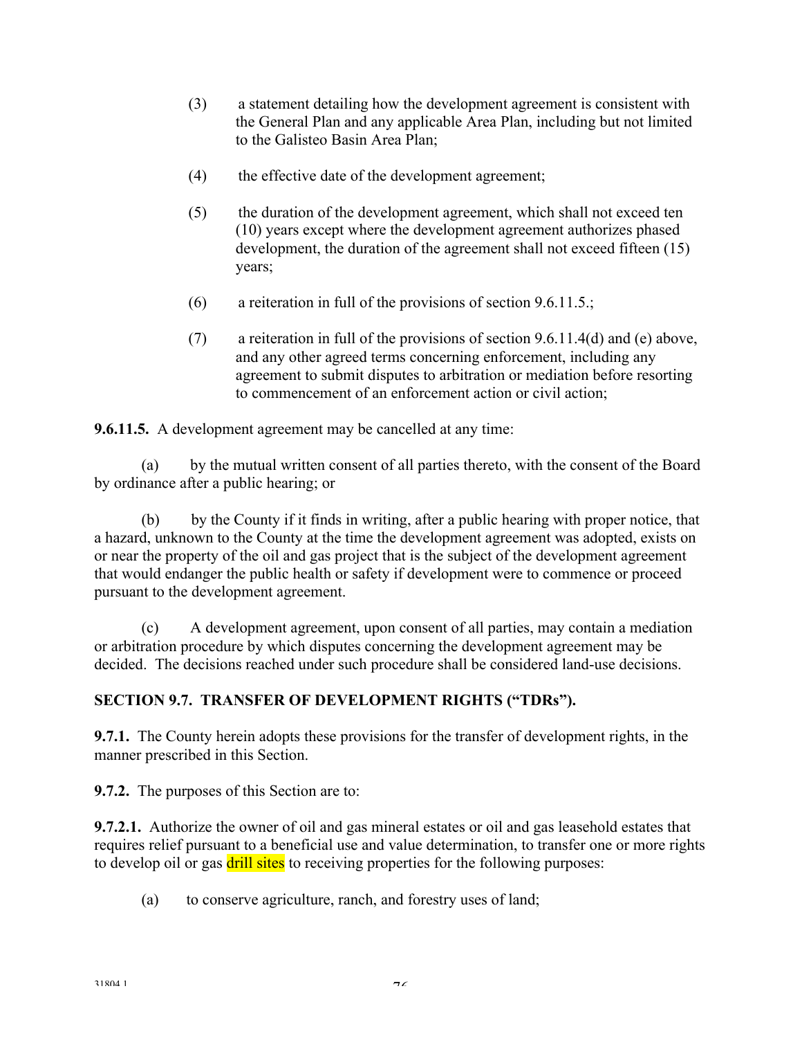(3) a statement detailing how the development agreement is consistent with the General Plan and any applicable Area Plan, including but not limited to the Galisteo Basin Area Plan;

(4) the effective date of the development agreement;

(5) the duration of the development agreement, which shall not exceed ten (10) years except where the development agreement authorizes phased development, the duration of the agreement shall not exceed fifteen (15) years;

(6) a reiteration in full of the provisions of section 9.6.11.5.;

(7) a reiteration in full of the provisions of section 9.6.11.4(d) and (e) above, and any other agreed terms concerning enforcement, including any agreement to submit disputes to arbitration or mediation before resorting to commencement of an enforcement action or civil action;

**9.6.11.5.** A development agreement may be cancelled at any time:

(a) by the mutual written consent of all parties thereto, with the consent of the Board by ordinance after a public hearing; or

(b) by the County if it finds in writing, after a public hearing with proper notice, that a hazard, unknown to the County at the time the development agreement was adopted, exists on or near the property of the oil and gas project that is the subject of the development agreement that would endanger the public health or safety if development were to commence or proceed pursuant to the development agreement.

(c) A development agreement, upon consent of all parties, may contain a mediation or arbitration procedure by which disputes concerning the development agreement may be decided. The decisions reached under such procedure shall be considered land-use decisions.

## SECTION 9.7. TRANSFER OF DEVELOPMENT RIGHTS ("TDRs").

**9.7.1.** The County herein adopts these provisions for the transfer of development rights, in the manner prescribed in this Section.

**9.7.2.** The purposes of this Section are to:

**9.7.2.1.** Authorize the owner of oil and gas mineral estates or oil and gas leasehold estates that requires relief pursuant to a beneficial use and value determination, to transfer one or more rights to develop oil or gas drill sites to receiving properties for the following purposes:

(a) to conserve agriculture, ranch, and forestry uses of land;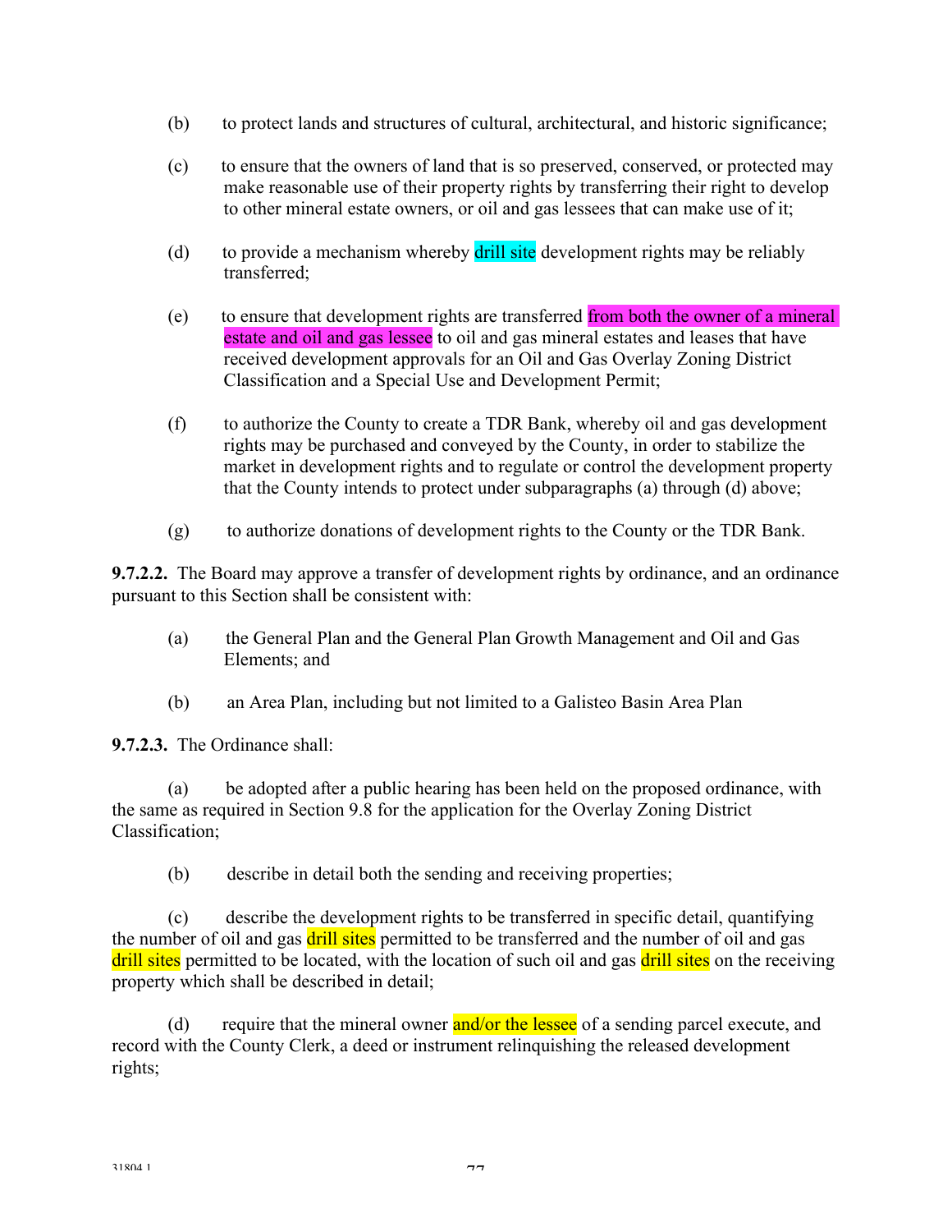(b) to protect lands and structures of cultural, architectural, and historic significance;

(c) to ensure that the owners of land that is so preserved, conserved, or protected may make reasonable use of their property rights by transferring their right to develop to other mineral estate owners, or oil and gas lessees that can make use of it;

(d) to provide a mechanism whereby drill site development rights may be reliably transferred;

(e) to ensure that development rights are transferred from both the owner of a mineral estate and oil and gas lessee to oil and gas mineral estates and leases that have received development approvals for an Oil and Gas Overlay Zoning District Classification and a Special Use and Development Permit;

(f) to authorize the County to create a TDR Bank, whereby oil and gas development rights may be purchased and conveyed by the County, in order to stabilize the market in development rights and to regulate or control the development property that the County intends to protect under subparagraphs (a) through (d) above;

(g) to authorize donations of development rights to the County or the TDR Bank.

**9.7.2.2.** The Board may approve a transfer of development rights by ordinance, and an ordinance pursuant to this Section shall be consistent with:

(a) the General Plan and the General Plan Growth Management and Oil and Gas Elements; and

(b) an Area Plan, including but not limited to a Galisteo Basin Area Plan

**9.7.2.3.** The Ordinance shall:

(a) be adopted after a public hearing has been held on the proposed ordinance, with the same as required in Section 9.8 for the application for the Overlay Zoning District Classification;

(b) describe in detail both the sending and receiving properties;

(c) describe the development rights to be transferred in specific detail, quantifying the number of oil and gas drill sites permitted to be transferred and the number of oil and gas drill sites permitted to be located, with the location of such oil and gas drill sites on the receiving property which shall be described in detail;

(d) require that the mineral owner and/or the lessee of a sending parcel execute, and record with the County Clerk, a deed or instrument relinquishing the released development rights;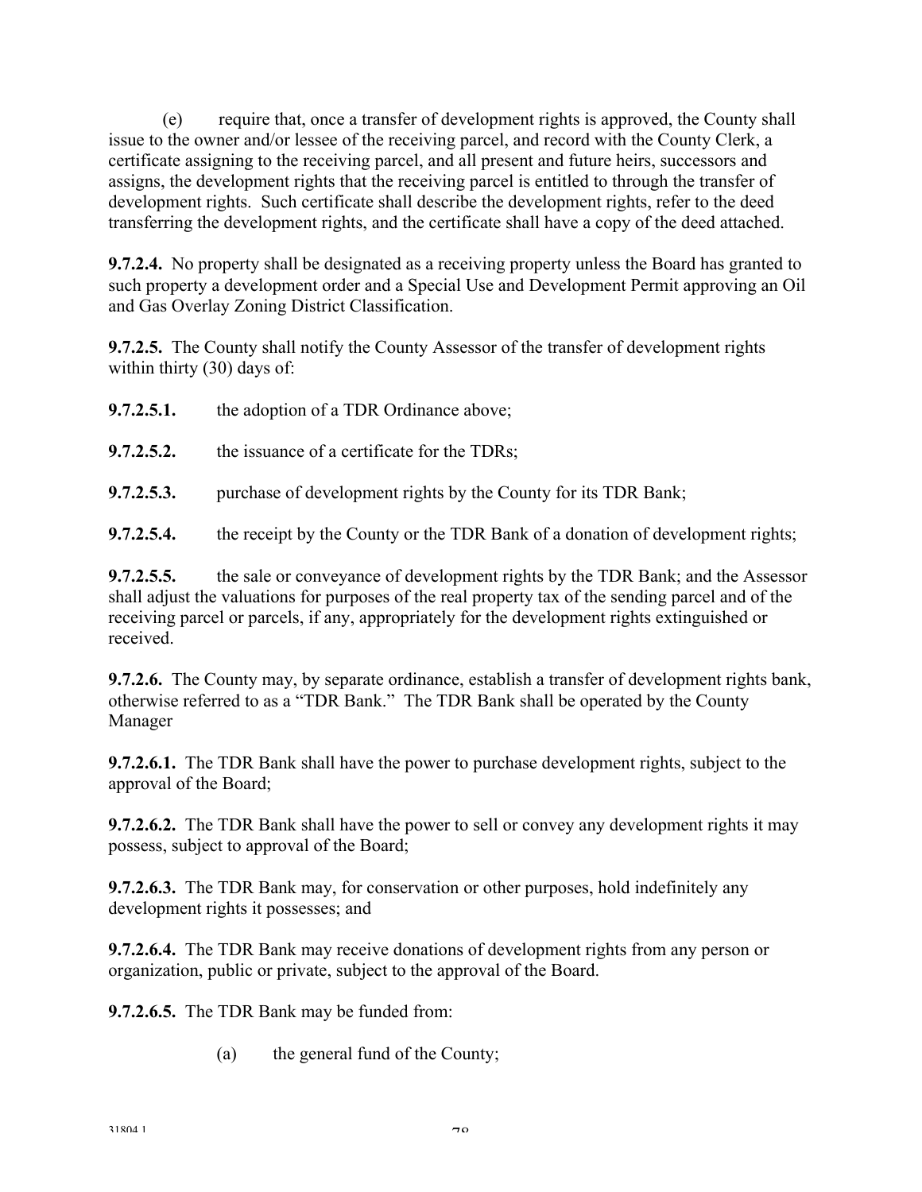(e) require that, once a transfer of development rights is approved, the County shall issue to the owner and/or lessee of the receiving parcel, and record with the County Clerk, a certificate assigning to the receiving parcel, and all present and future heirs, successors and assigns, the development rights that the receiving parcel is entitled to through the transfer of development rights. Such certificate shall describe the development rights, refer to the deed transferring the development rights, and the certificate shall have a copy of the deed attached.

**9.7.2.4.** No property shall be designated as a receiving property unless the Board has granted to such property a development order and a Special Use and Development Permit approving an Oil and Gas Overlay Zoning District Classification.

**9.7.2.5.** The County shall notify the County Assessor of the transfer of development rights within thirty (30) days of:

**9.7.2.5.1.** the adoption of a TDR Ordinance above;

**9.7.2.5.2.** the issuance of a certificate for the TDRs;

**9.7.2.5.3.** purchase of development rights by the County for its TDR Bank;

**9.7.2.5.4.** the receipt by the County or the TDR Bank of a donation of development rights;

**9.7.2.5.5.** the sale or conveyance of development rights by the TDR Bank; and the Assessor shall adjust the valuations for purposes of the real property tax of the sending parcel and of the receiving parcel or parcels, if any, appropriately for the development rights extinguished or received.

**9.7.2.6.** The County may, by separate ordinance, establish a transfer of development rights bank, otherwise referred to as a "TDR Bank." The TDR Bank shall be operated by the County Manager

**9.7.2.6.1.** The TDR Bank shall have the power to purchase development rights, subject to the approval of the Board;

**9.7.2.6.2.** The TDR Bank shall have the power to sell or convey any development rights it may possess, subject to approval of the Board;

**9.7.2.6.3.** The TDR Bank may, for conservation or other purposes, hold indefinitely any development rights it possesses; and

**9.7.2.6.4.** The TDR Bank may receive donations of development rights from any person or organization, public or private, subject to the approval of the Board.

**9.7.2.6.5.** The TDR Bank may be funded from:

(a) the general fund of the County;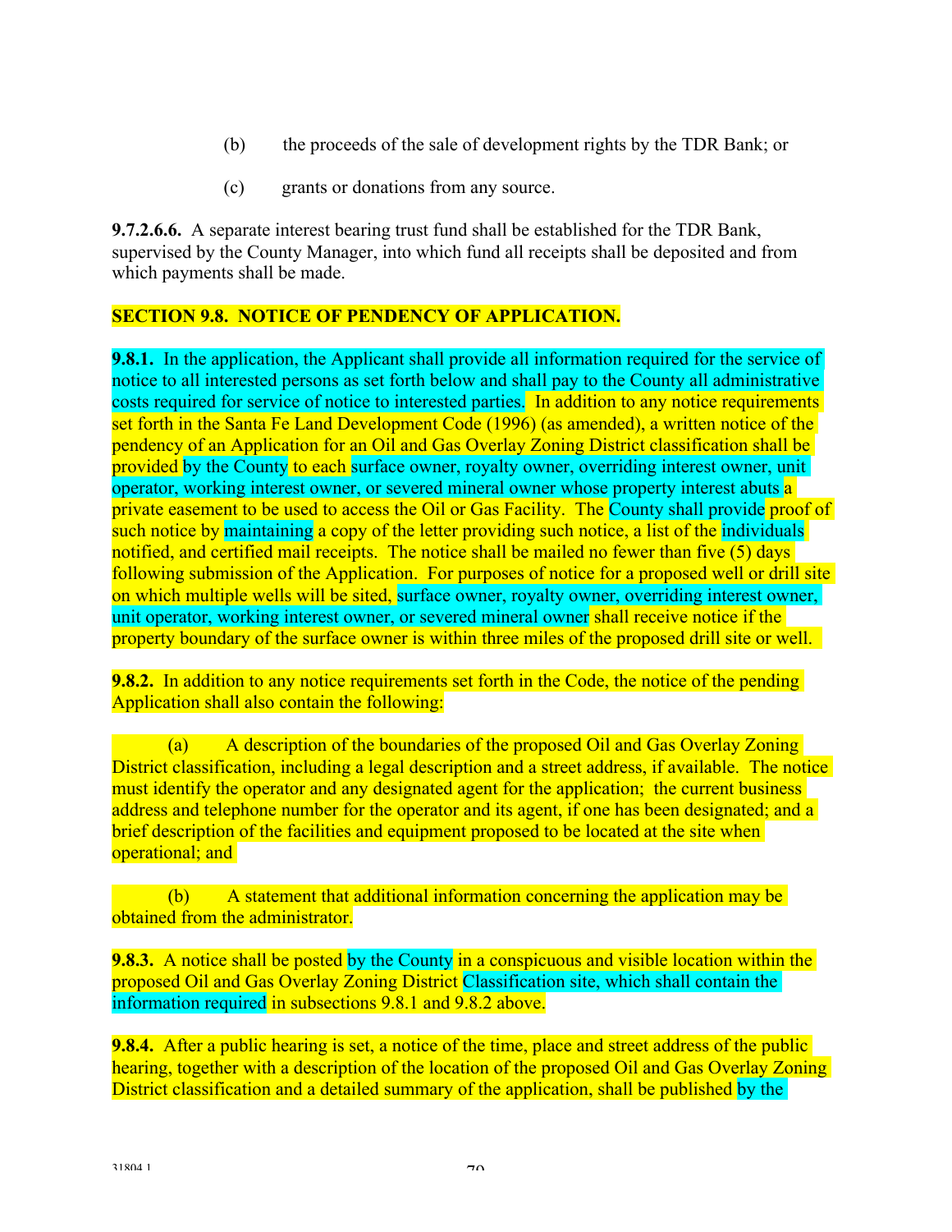(b) the proceeds of the sale of development rights by the TDR Bank; or

(c) grants or donations from any source.

**9.7.2.6.6.** A separate interest bearing trust fund shall be established for the TDR Bank, supervised by the County Manager, into which fund all receipts shall be deposited and from which payments shall be made.

**SECTION 9.8. NOTICE OF PENDENCY OF APPLICATION.**

**9.8.1.** In the application, the Applicant shall provide all information required for the service of notice to all interested persons as set forth below and shall pay to the County all administrative costs required for service of notice to interested parties. In addition to any notice requirements set forth in the Santa Fe Land Development Code (1996) (as amended), a written notice of the pendency of an Application for an Oil and Gas Overlay Zoning District classification shall be provided by the County to each surface owner, royalty owner, overriding interest owner, unit operator, working interest owner, or severed mineral owner whose property interest abuts a private easement to be used to access the Oil or Gas Facility. The County shall provide proof of such notice by maintaining a copy of the letter providing such notice, a list of the individuals notified, and certified mail receipts. The notice shall be mailed no fewer than five (5) days following submission of the Application. For purposes of notice for a proposed well or drill site on which multiple wells will be sited, surface owner, royalty owner, overriding interest owner, unit operator, working interest owner, or severed mineral owner shall receive notice if the property boundary of the surface owner is within three miles of the proposed drill site or well.

**9.8.2.** In addition to any notice requirements set forth in the Code, the notice of the pending Application shall also contain the following:

(a) A description of the boundaries of the proposed Oil and Gas Overlay Zoning District classification, including a legal description and a street address, if available. The notice must identify the operator and any designated agent for the application; the current business address and telephone number for the operator and its agent, if one has been designated; and a brief description of the facilities and equipment proposed to be located at the site when operational; and

(b) A statement that additional information concerning the application may be obtained from the administrator.

**9.8.3.** A notice shall be posted by the County in a conspicuous and visible location within the proposed Oil and Gas Overlay Zoning District Classification site, which shall contain the information required in subsections 9.8.1 and 9.8.2 above.

**9.8.4.** After a public hearing is set, a notice of the time, place and street address of the public hearing, together with a description of the location of the proposed Oil and Gas Overlay Zoning District classification and a detailed summary of the application, shall be published by the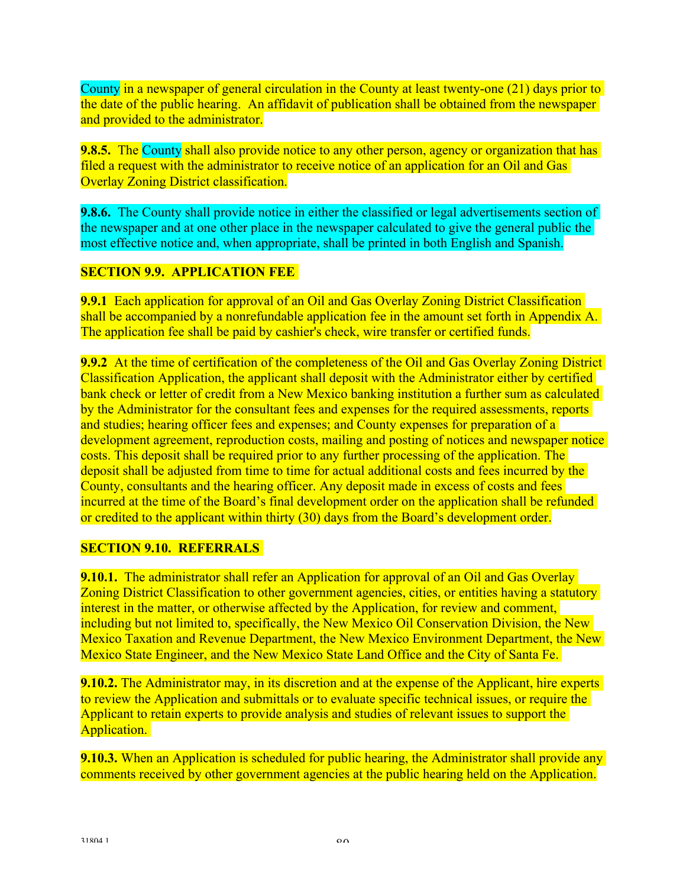County in a newspaper of general circulation in the County at least twenty-one (21) days prior to the date of the public hearing. An affidavit of publication shall be obtained from the newspaper and provided to the administrator.

**9.8.5.** The County shall also provide notice to any other person, agency or organization that has filed a request with the administrator to receive notice of an application for an Oil and Gas Overlay Zoning District classification.

**9.8.6.** The County shall provide notice in either the classified or legal advertisements section of the newspaper and at one other place in the newspaper calculated to give the general public the most effective notice and, when appropriate, shall be printed in both English and Spanish.

**SECTION 9.9. APPLICATION FEE**

**9.9.1** Each application for approval of an Oil and Gas Overlay Zoning District Classification shall be accompanied by a nonrefundable application fee in the amount set forth in Appendix A. The application fee shall be paid by cashier's check, wire transfer or certified funds.

**9.9.2** At the time of certification of the completeness of the Oil and Gas Overlay Zoning District Classification Application, the applicant shall deposit with the Administrator either by certified bank check or letter of credit from a New Mexico banking institution a further sum as calculated by the Administrator for the consultant fees and expenses for the required assessments, reports and studies; hearing officer fees and expenses; and County expenses for preparation of a development agreement, reproduction costs, mailing and posting of notices and newspaper notice costs. This deposit shall be required prior to any further processing of the application. The deposit shall be adjusted from time to time for actual additional costs and fees incurred by the County, consultants and the hearing officer. Any deposit made in excess of costs and fees incurred at the time of the Board's final development order on the application shall be refunded or credited to the applicant within thirty (30) days from the Board's development order.

**SECTION 9.10. REFERRALS**

**9.10.1.** The administrator shall refer an Application for approval of an Oil and Gas Overlay Zoning District Classification to other government agencies, cities, or entities having a statutory interest in the matter, or otherwise affected by the Application, for review and comment, including but not limited to, specifically, the New Mexico Oil Conservation Division, the New Mexico Taxation and Revenue Department, the New Mexico Environment Department, the New Mexico State Engineer, and the New Mexico State Land Office and the City of Santa Fe.

**9.10.2.** The Administrator may, in its discretion and at the expense of the Applicant, hire experts to review the Application and submittals or to evaluate specific technical issues, or require the Applicant to retain experts to provide analysis and studies of relevant issues to support the Application.

**9.10.3.** When an Application is scheduled for public hearing, the Administrator shall provide any comments received by other government agencies at the public hearing held on the Application.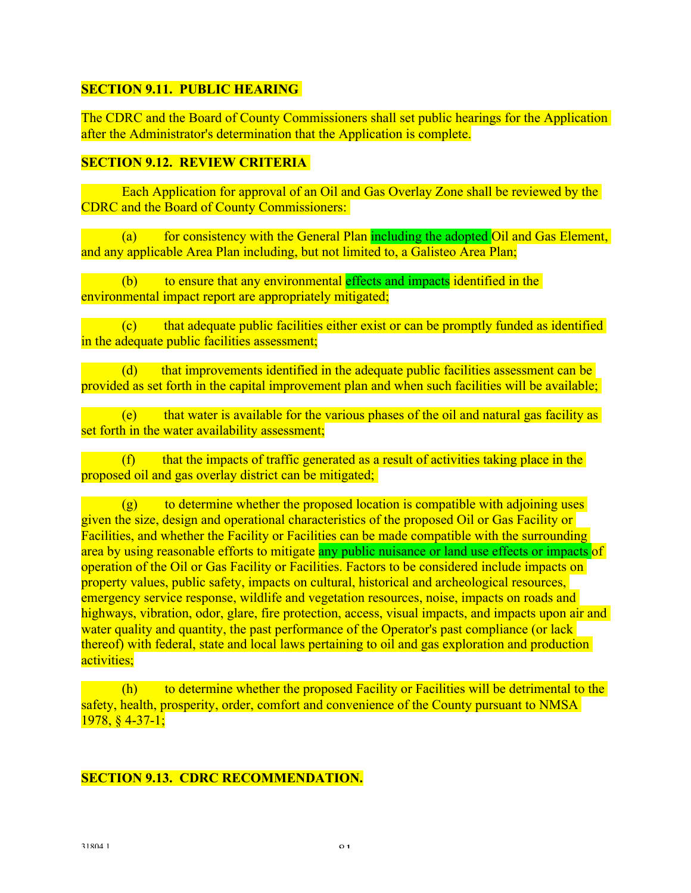## SECTION 9.11. PUBLIC HEARING

The CDRC and the Board of County Commissioners shall set public hearings for the Application after the Administrator's determination that the Application is complete.

## SECTION 9.12. REVIEW CRITERIA

Each Application for approval of an Oil and Gas Overlay Zone shall be reviewed by the CDRC and the Board of County Commissioners:

(a) for consistency with the General Plan including the adopted Oil and Gas Element, and any applicable Area Plan including, but not limited to, a Galisteo Area Plan;

(b) to ensure that any environmental effects and impacts identified in the environmental impact report are appropriately mitigated;

(c) that adequate public facilities either exist or can be promptly funded as identified in the adequate public facilities assessment;

(d) that improvements identified in the adequate public facilities assessment can be provided as set forth in the capital improvement plan and when such facilities will be available;

(e) that water is available for the various phases of the oil and natural gas facility as set forth in the water availability assessment;

(f) that the impacts of traffic generated as a result of activities taking place in the proposed oil and gas overlay district can be mitigated;

(g) to determine whether the proposed location is compatible with adjoining uses given the size, design and operational characteristics of the proposed Oil or Gas Facility or Facilities, and whether the Facility or Facilities can be made compatible with the surrounding area by using reasonable efforts to mitigate any public nuisance or land use effects or impacts of operation of the Oil or Gas Facility or Facilities. Factors to be considered include impacts on property values, public safety, impacts on cultural, historical and archeological resources, emergency service response, wildlife and vegetation resources, noise, impacts on roads and highways, vibration, odor, glare, fire protection, access, visual impacts, and impacts upon air and water quality and quantity, the past performance of the Operator's past compliance (or lack thereof) with federal, state and local laws pertaining to oil and gas exploration and production activities;

(h) to determine whether the proposed Facility or Facilities will be detrimental to the safety, health, prosperity, order, comfort and convenience of the County pursuant to NMSA 1978, § 4-37-1;

## SECTION 9.13. CDRC RECOMMENDATION.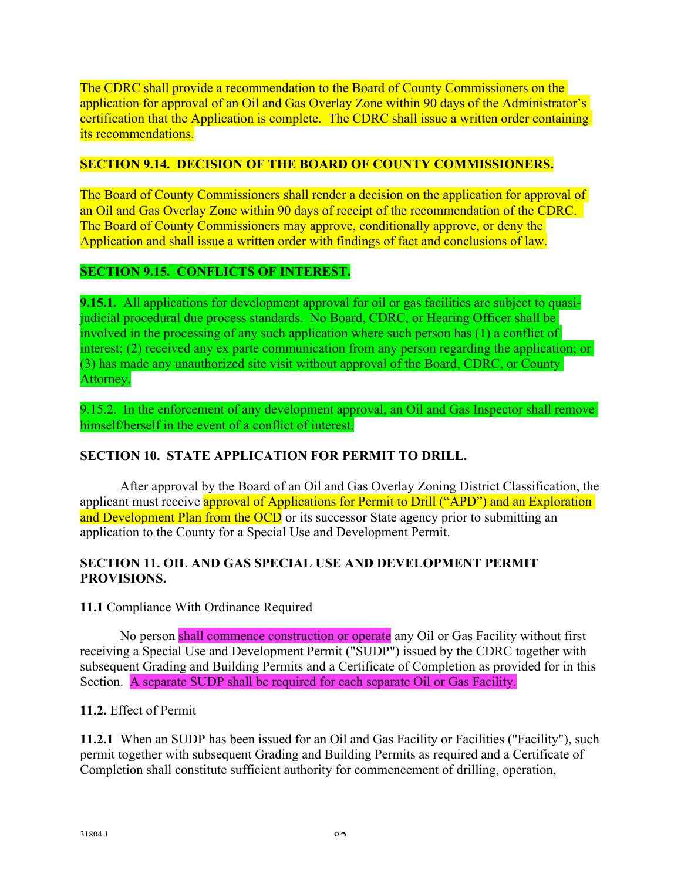The CDRC shall provide a recommendation to the Board of County Commissioners on the application for approval of an Oil and Gas Overlay Zone within 90 days of the Administrator's certification that the Application is complete. The CDRC shall issue a written order containing its recommendations.

**SECTION 9.14. DECISION OF THE BOARD OF COUNTY COMMISSIONERS.**

The Board of County Commissioners shall render a decision on the application for approval of an Oil and Gas Overlay Zone within 90 days of receipt of the recommendation of the CDRC. The Board of County Commissioners may approve, conditionally approve, or deny the Application and shall issue a written order with findings of fact and conclusions of law.

**SECTION 9.15. CONFLICTS OF INTEREST.**

**9.15.1.** All applications for development approval for oil or gas facilities are subject to quasi-judicial procedural due process standards. No Board, CDRC, or Hearing Officer shall be involved in the processing of any such application where such person has (1) a conflict of interest; (2) received any ex parte communication from any person regarding the application; or (3) has made any unauthorized site visit without approval of the Board, CDRC, or County Attorney.

9.15.2. In the enforcement of any development approval, an Oil and Gas Inspector shall remove himself/herself in the event of a conflict of interest.

**SECTION 10. STATE APPLICATION FOR PERMIT TO DRILL.**

After approval by the Board of an Oil and Gas Overlay Zoning District Classification, the applicant must receive approval of Applications for Permit to Drill ("APD") and an Exploration and Development Plan from the OCD or its successor State agency prior to submitting an application to the County for a Special Use and Development Permit.

**SECTION 11. OIL AND GAS SPECIAL USE AND DEVELOPMENT PERMIT PROVISIONS.**

**11.1** Compliance With Ordinance Required

No person shall commence construction or operate any Oil or Gas Facility without first receiving a Special Use and Development Permit ("SUDP") issued by the CDRC together with subsequent Grading and Building Permits and a Certificate of Completion as provided for in this Section. A separate SUDP shall be required for each separate Oil or Gas Facility.

**11.2.** Effect of Permit

**11.2.1** When an SUDP has been issued for an Oil and Gas Facility or Facilities ("Facility"), such permit together with subsequent Grading and Building Permits as required and a Certificate of Completion shall constitute sufficient authority for commencement of drilling, operation,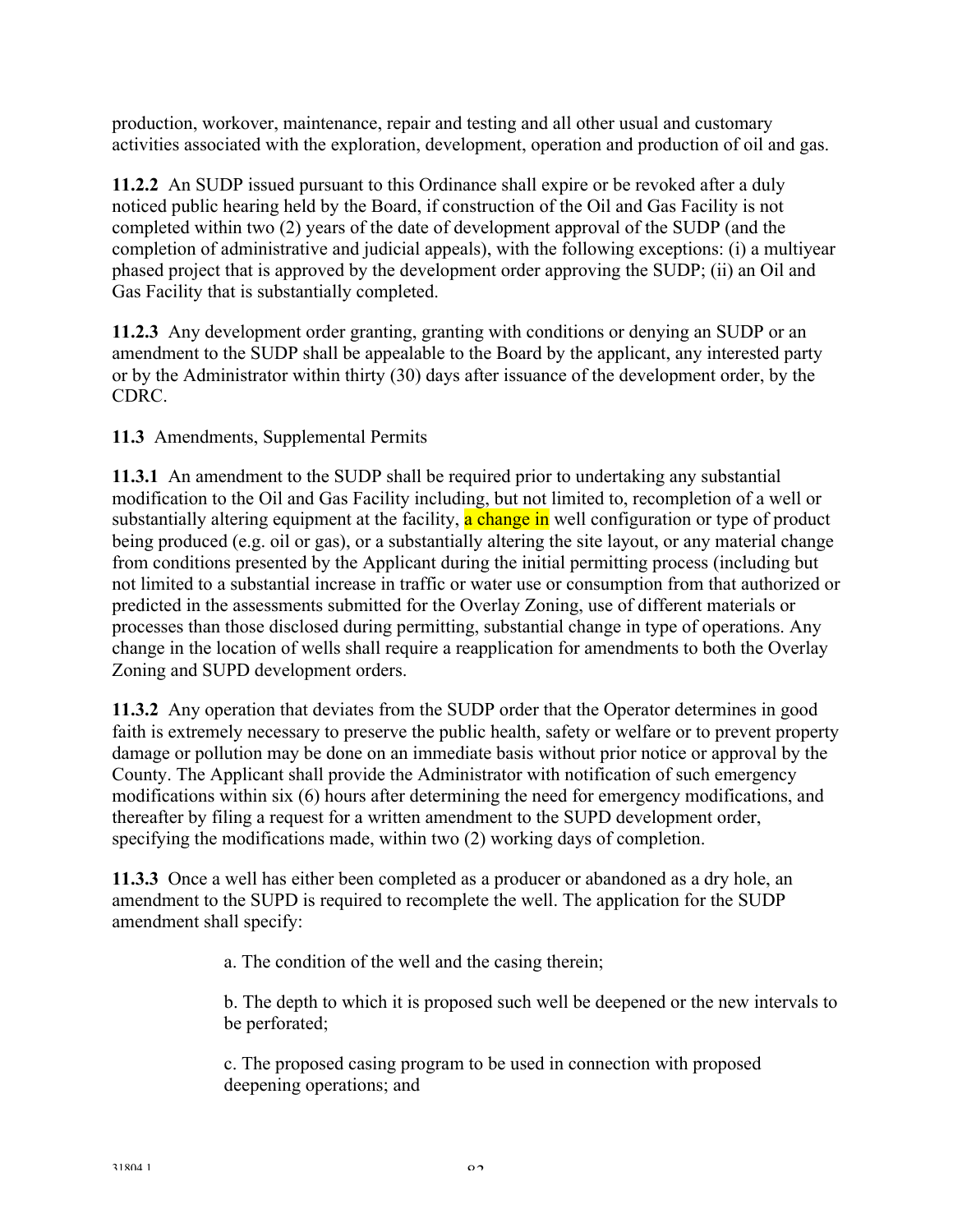production, workover, maintenance, repair and testing and all other usual and customary activities associated with the exploration, development, operation and production of oil and gas.

**11.2.2** An SUDP issued pursuant to this Ordinance shall expire or be revoked after a duly noticed public hearing held by the Board, if construction of the Oil and Gas Facility is not completed within two (2) years of the date of development approval of the SUDP (and the completion of administrative and judicial appeals), with the following exceptions: (i) a multiyear phased project that is approved by the development order approving the SUDP; (ii) an Oil and Gas Facility that is substantially completed.

**11.2.3** Any development order granting, granting with conditions or denying an SUDP or an amendment to the SUDP shall be appealable to the Board by the applicant, any interested party or by the Administrator within thirty (30) days after issuance of the development order, by the CDRC.

**11.3** Amendments, Supplemental Permits

**11.3.1** An amendment to the SUDP shall be required prior to undertaking any substantial modification to the Oil and Gas Facility including, but not limited to, recompletion of a well or substantially altering equipment at the facility, a change in well configuration or type of product being produced (e.g. oil or gas), or a substantially altering the site layout, or any material change from conditions presented by the Applicant during the initial permitting process (including but not limited to a substantial increase in traffic or water use or consumption from that authorized or predicted in the assessments submitted for the Overlay Zoning, use of different materials or processes than those disclosed during permitting, substantial change in type of operations. Any change in the location of wells shall require a reapplication for amendments to both the Overlay Zoning and SUPD development orders.

**11.3.2** Any operation that deviates from the SUDP order that the Operator determines in good faith is extremely necessary to preserve the public health, safety or welfare or to prevent property damage or pollution may be done on an immediate basis without prior notice or approval by the County. The Applicant shall provide the Administrator with notification of such emergency modifications within six (6) hours after determining the need for emergency modifications, and thereafter by filing a request for a written amendment to the SUPD development order, specifying the modifications made, within two (2) working days of completion.

**11.3.3** Once a well has either been completed as a producer or abandoned as a dry hole, an amendment to the SUPD is required to recomplete the well. The application for the SUDP amendment shall specify:

a. The condition of the well and the casing therein;

b. The depth to which it is proposed such well be deepened or the new intervals to be perforated;

c. The proposed casing program to be used in connection with proposed deepening operations; and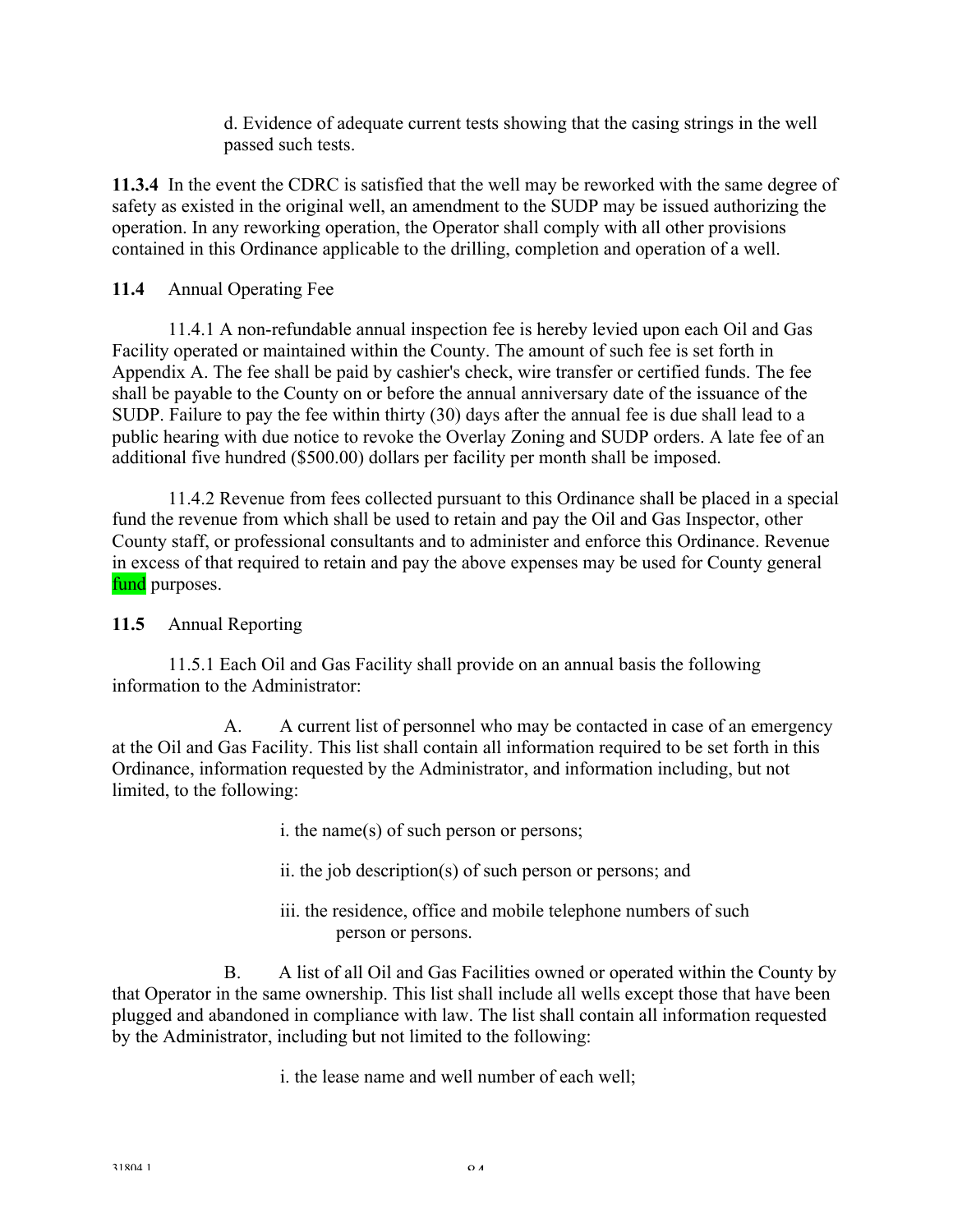d. Evidence of adequate current tests showing that the casing strings in the well passed such tests.

**11.3.4** In the event the CDRC is satisfied that the well may be reworked with the same degree of safety as existed in the original well, an amendment to the SUDP may be issued authorizing the operation. In any reworking operation, the Operator shall comply with all other provisions contained in this Ordinance applicable to the drilling, completion and operation of a well.

**11.4** Annual Operating Fee

11.4.1 A non-refundable annual inspection fee is hereby levied upon each Oil and Gas Facility operated or maintained within the County. The amount of such fee is set forth in Appendix A. The fee shall be paid by cashier's check, wire transfer or certified funds. The fee shall be payable to the County on or before the annual anniversary date of the issuance of the SUDP. Failure to pay the fee within thirty (30) days after the annual fee is due shall lead to a public hearing with due notice to revoke the Overlay Zoning and SUDP orders. A late fee of an additional five hundred ($500.00) dollars per facility per month shall be imposed.

11.4.2 Revenue from fees collected pursuant to this Ordinance shall be placed in a special fund the revenue from which shall be used to retain and pay the Oil and Gas Inspector, other County staff, or professional consultants and to administer and enforce this Ordinance. Revenue in excess of that required to retain and pay the above expenses may be used for County general fund purposes.

**11.5** Annual Reporting

11.5.1 Each Oil and Gas Facility shall provide on an annual basis the following information to the Administrator:

A. A current list of personnel who may be contacted in case of an emergency at the Oil and Gas Facility. This list shall contain all information required to be set forth in this Ordinance, information requested by the Administrator, and information including, but not limited, to the following:

i. the name(s) of such person or persons;

ii. the job description(s) of such person or persons; and

iii. the residence, office and mobile telephone numbers of such person or persons.

B. A list of all Oil and Gas Facilities owned or operated within the County by that Operator in the same ownership. This list shall include all wells except those that have been plugged and abandoned in compliance with law. The list shall contain all information requested by the Administrator, including but not limited to the following:

i. the lease name and well number of each well;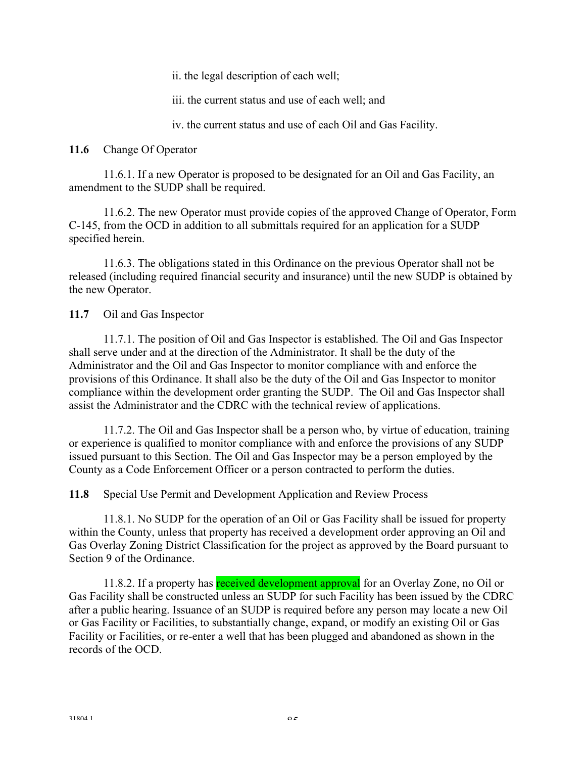ii. the legal description of each well;

iii. the current status and use of each well; and

iv. the current status and use of each Oil and Gas Facility.

**11.6** Change Of Operator

11.6.1. If a new Operator is proposed to be designated for an Oil and Gas Facility, an amendment to the SUDP shall be required.

11.6.2. The new Operator must provide copies of the approved Change of Operator, Form C-145, from the OCD in addition to all submittals required for an application for a SUDP specified herein.

11.6.3. The obligations stated in this Ordinance on the previous Operator shall not be released (including required financial security and insurance) until the new SUDP is obtained by the new Operator.

**11.7** Oil and Gas Inspector

11.7.1. The position of Oil and Gas Inspector is established. The Oil and Gas Inspector shall serve under and at the direction of the Administrator. It shall be the duty of the Administrator and the Oil and Gas Inspector to monitor compliance with and enforce the provisions of this Ordinance. It shall also be the duty of the Oil and Gas Inspector to monitor compliance within the development order granting the SUDP. The Oil and Gas Inspector shall assist the Administrator and the CDRC with the technical review of applications.

11.7.2. The Oil and Gas Inspector shall be a person who, by virtue of education, training or experience is qualified to monitor compliance with and enforce the provisions of any SUDP issued pursuant to this Section. The Oil and Gas Inspector may be a person employed by the County as a Code Enforcement Officer or a person contracted to perform the duties.

**11.8** Special Use Permit and Development Application and Review Process

11.8.1. No SUDP for the operation of an Oil or Gas Facility shall be issued for property within the County, unless that property has received a development order approving an Oil and Gas Overlay Zoning District Classification for the project as approved by the Board pursuant to Section 9 of the Ordinance.

11.8.2. If a property has received development approval for an Overlay Zone, no Oil or Gas Facility shall be constructed unless an SUDP for such Facility has been issued by the CDRC after a public hearing. Issuance of an SUDP is required before any person may locate a new Oil or Gas Facility or Facilities, to substantially change, expand, or modify an existing Oil or Gas Facility or Facilities, or re-enter a well that has been plugged and abandoned as shown in the records of the OCD.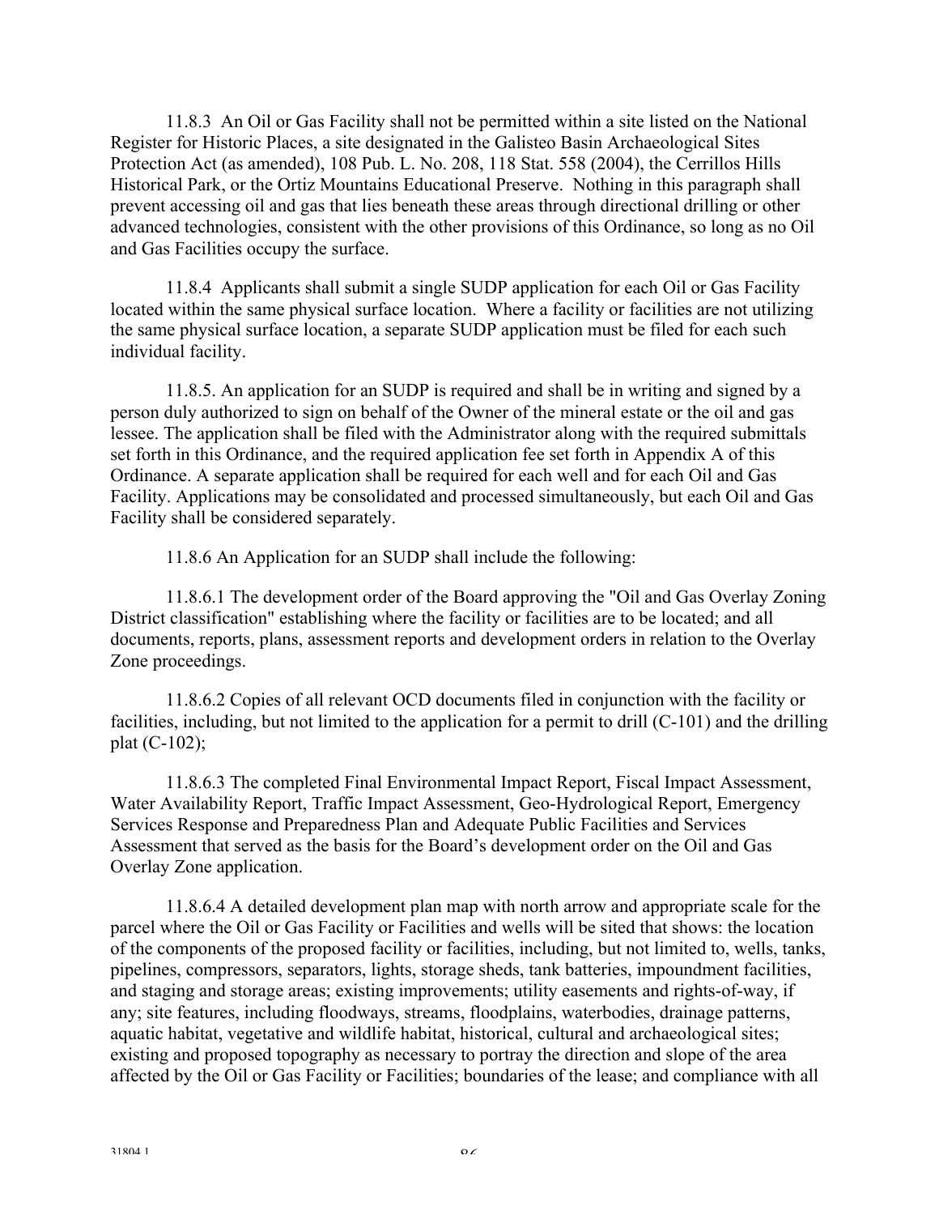11.8.3 An Oil or Gas Facility shall not be permitted within a site listed on the National Register for Historic Places, a site designated in the Galisteo Basin Archaeological Sites Protection Act (as amended), 108 Pub. L. No. 208, 118 Stat. 558 (2004), the Cerrillos Hills Historical Park, or the Ortiz Mountains Educational Preserve. Nothing in this paragraph shall prevent accessing oil and gas that lies beneath these areas through directional drilling or other advanced technologies, consistent with the other provisions of this Ordinance, so long as no Oil and Gas Facilities occupy the surface.

11.8.4 Applicants shall submit a single SUDP application for each Oil or Gas Facility located within the same physical surface location. Where a facility or facilities are not utilizing the same physical surface location, a separate SUDP application must be filed for each such individual facility.

11.8.5. An application for an SUDP is required and shall be in writing and signed by a person duly authorized to sign on behalf of the Owner of the mineral estate or the oil and gas lessee. The application shall be filed with the Administrator along with the required submittals set forth in this Ordinance, and the required application fee set forth in Appendix A of this Ordinance. A separate application shall be required for each well and for each Oil and Gas Facility. Applications may be consolidated and processed simultaneously, but each Oil and Gas Facility shall be considered separately.

11.8.6 An Application for an SUDP shall include the following:

11.8.6.1 The development order of the Board approving the "Oil and Gas Overlay Zoning District classification" establishing where the facility or facilities are to be located; and all documents, reports, plans, assessment reports and development orders in relation to the Overlay Zone proceedings.

11.8.6.2 Copies of all relevant OCD documents filed in conjunction with the facility or facilities, including, but not limited to the application for a permit to drill (C-101) and the drilling plat (C-102);

11.8.6.3 The completed Final Environmental Impact Report, Fiscal Impact Assessment, Water Availability Report, Traffic Impact Assessment, Geo-Hydrological Report, Emergency Services Response and Preparedness Plan and Adequate Public Facilities and Services Assessment that served as the basis for the Board's development order on the Oil and Gas Overlay Zone application.

11.8.6.4 A detailed development plan map with north arrow and appropriate scale for the parcel where the Oil or Gas Facility or Facilities and wells will be sited that shows: the location of the components of the proposed facility or facilities, including, but not limited to, wells, tanks, pipelines, compressors, separators, lights, storage sheds, tank batteries, impoundment facilities, and staging and storage areas; existing improvements; utility easements and rights-of-way, if any; site features, including floodways, streams, floodplains, waterbodies, drainage patterns, aquatic habitat, vegetative and wildlife habitat, historical, cultural and archaeological sites; existing and proposed topography as necessary to portray the direction and slope of the area affected by the Oil or Gas Facility or Facilities; boundaries of the lease; and compliance with all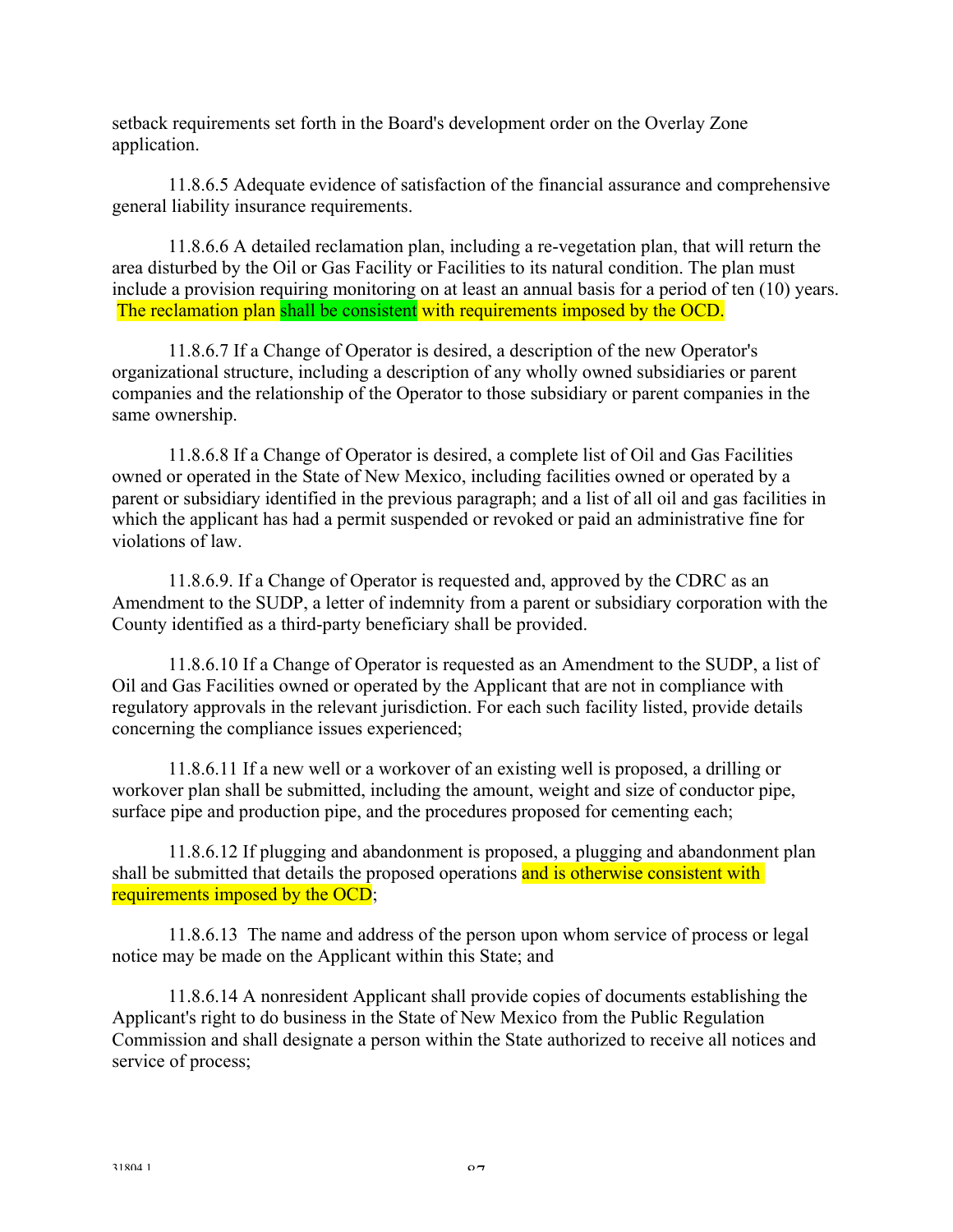setback requirements set forth in the Board's development order on the Overlay Zone application.

11.8.6.5 Adequate evidence of satisfaction of the financial assurance and comprehensive general liability insurance requirements.

11.8.6.6 A detailed reclamation plan, including a re-vegetation plan, that will return the area disturbed by the Oil or Gas Facility or Facilities to its natural condition. The plan must include a provision requiring monitoring on at least an annual basis for a period of ten (10) years. The reclamation plan shall be consistent with requirements imposed by the OCD.

11.8.6.7 If a Change of Operator is desired, a description of the new Operator's organizational structure, including a description of any wholly owned subsidiaries or parent companies and the relationship of the Operator to those subsidiary or parent companies in the same ownership.

11.8.6.8 If a Change of Operator is desired, a complete list of Oil and Gas Facilities owned or operated in the State of New Mexico, including facilities owned or operated by a parent or subsidiary identified in the previous paragraph; and a list of all oil and gas facilities in which the applicant has had a permit suspended or revoked or paid an administrative fine for violations of law.

11.8.6.9. If a Change of Operator is requested and, approved by the CDRC as an Amendment to the SUDP, a letter of indemnity from a parent or subsidiary corporation with the County identified as a third-party beneficiary shall be provided.

11.8.6.10 If a Change of Operator is requested as an Amendment to the SUDP, a list of Oil and Gas Facilities owned or operated by the Applicant that are not in compliance with regulatory approvals in the relevant jurisdiction. For each such facility listed, provide details concerning the compliance issues experienced;

11.8.6.11 If a new well or a workover of an existing well is proposed, a drilling or workover plan shall be submitted, including the amount, weight and size of conductor pipe, surface pipe and production pipe, and the procedures proposed for cementing each;

11.8.6.12 If plugging and abandonment is proposed, a plugging and abandonment plan shall be submitted that details the proposed operations and is otherwise consistent with requirements imposed by the OCD;

11.8.6.13 The name and address of the person upon whom service of process or legal notice may be made on the Applicant within this State; and

11.8.6.14 A nonresident Applicant shall provide copies of documents establishing the Applicant's right to do business in the State of New Mexico from the Public Regulation Commission and shall designate a person within the State authorized to receive all notices and service of process;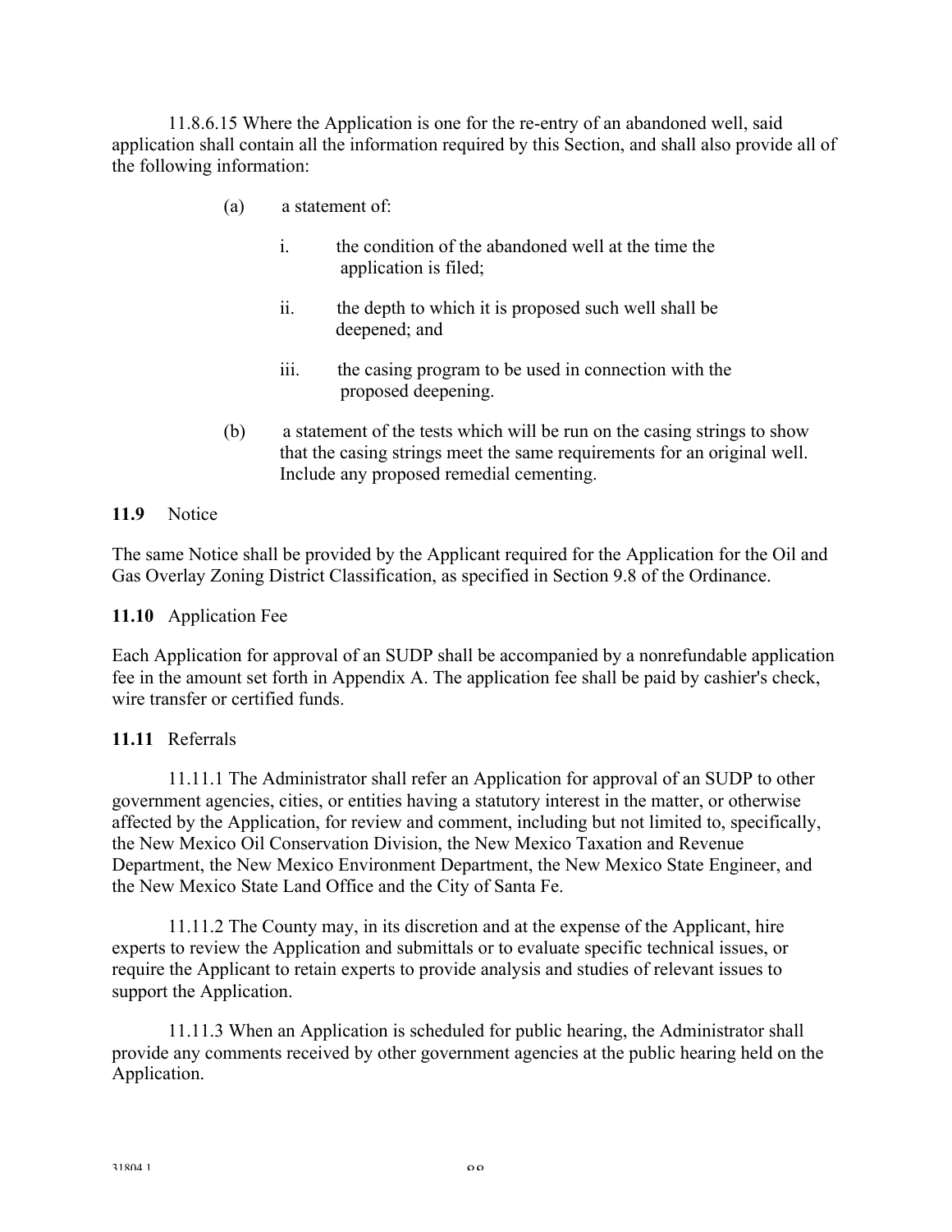11.8.6.15 Where the Application is one for the re-entry of an abandoned well, said application shall contain all the information required by this Section, and shall also provide all of the following information:

(a) a statement of:

i. the condition of the abandoned well at the time the application is filed;

ii. the depth to which it is proposed such well shall be deepened; and

iii. the casing program to be used in connection with the proposed deepening.

(b) a statement of the tests which will be run on the casing strings to show that the casing strings meet the same requirements for an original well. Include any proposed remedial cementing.

**11.9** Notice

The same Notice shall be provided by the Applicant required for the Application for the Oil and Gas Overlay Zoning District Classification, as specified in Section 9.8 of the Ordinance.

**11.10** Application Fee

Each Application for approval of an SUDP shall be accompanied by a nonrefundable application fee in the amount set forth in Appendix A. The application fee shall be paid by cashier's check, wire transfer or certified funds.

**11.11** Referrals

11.11.1 The Administrator shall refer an Application for approval of an SUDP to other government agencies, cities, or entities having a statutory interest in the matter, or otherwise affected by the Application, for review and comment, including but not limited to, specifically, the New Mexico Oil Conservation Division, the New Mexico Taxation and Revenue Department, the New Mexico Environment Department, the New Mexico State Engineer, and the New Mexico State Land Office and the City of Santa Fe.

11.11.2 The County may, in its discretion and at the expense of the Applicant, hire experts to review the Application and submittals or to evaluate specific technical issues, or require the Applicant to retain experts to provide analysis and studies of relevant issues to support the Application.

11.11.3 When an Application is scheduled for public hearing, the Administrator shall provide any comments received by other government agencies at the public hearing held on the Application.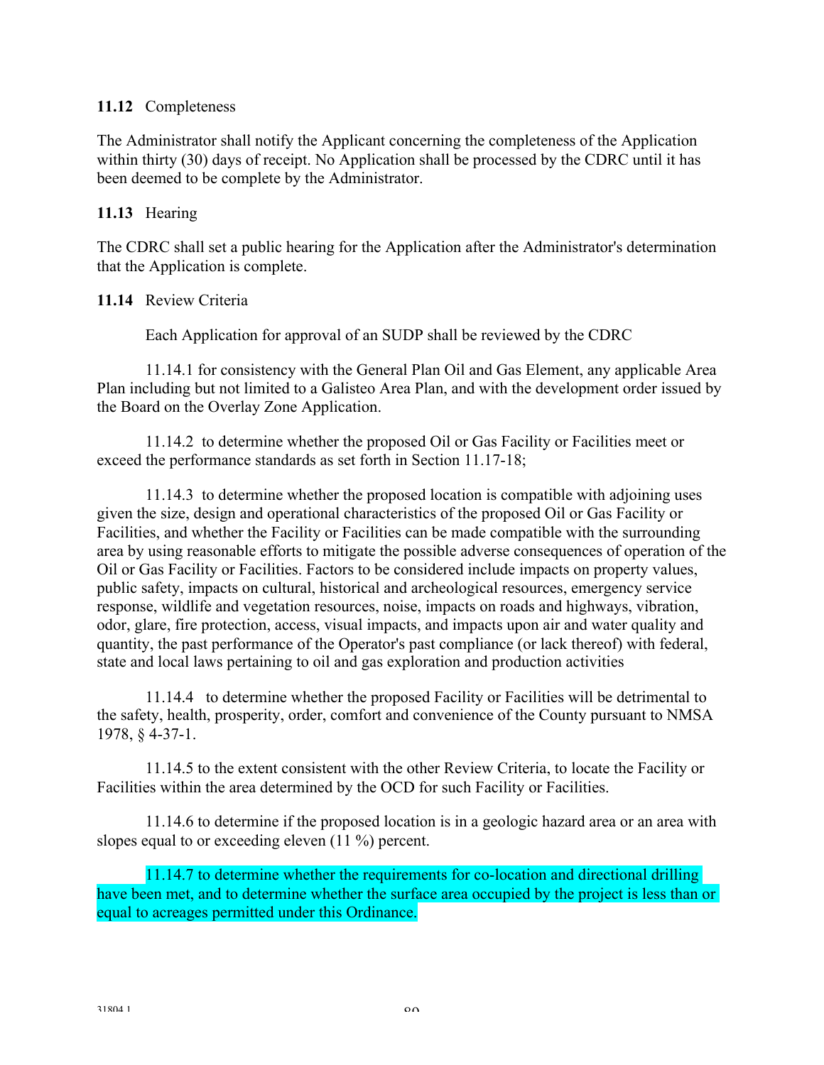**11.12** Completeness

The Administrator shall notify the Applicant concerning the completeness of the Application within thirty (30) days of receipt. No Application shall be processed by the CDRC until it has been deemed to be complete by the Administrator.

**11.13** Hearing

The CDRC shall set a public hearing for the Application after the Administrator's determination that the Application is complete.

**11.14** Review Criteria

Each Application for approval of an SUDP shall be reviewed by the CDRC

11.14.1 for consistency with the General Plan Oil and Gas Element, any applicable Area Plan including but not limited to a Galisteo Area Plan, and with the development order issued by the Board on the Overlay Zone Application.

11.14.2 to determine whether the proposed Oil or Gas Facility or Facilities meet or exceed the performance standards as set forth in Section 11.17-18;

11.14.3 to determine whether the proposed location is compatible with adjoining uses given the size, design and operational characteristics of the proposed Oil or Gas Facility or Facilities, and whether the Facility or Facilities can be made compatible with the surrounding area by using reasonable efforts to mitigate the possible adverse consequences of operation of the Oil or Gas Facility or Facilities. Factors to be considered include impacts on property values, public safety, impacts on cultural, historical and archeological resources, emergency service response, wildlife and vegetation resources, noise, impacts on roads and highways, vibration, odor, glare, fire protection, access, visual impacts, and impacts upon air and water quality and quantity, the past performance of the Operator's past compliance (or lack thereof) with federal, state and local laws pertaining to oil and gas exploration and production activities

11.14.4 to determine whether the proposed Facility or Facilities will be detrimental to the safety, health, prosperity, order, comfort and convenience of the County pursuant to NMSA 1978, § 4-37-1.

11.14.5 to the extent consistent with the other Review Criteria, to locate the Facility or Facilities within the area determined by the OCD for such Facility or Facilities.

11.14.6 to determine if the proposed location is in a geologic hazard area or an area with slopes equal to or exceeding eleven (11 %) percent.

11.14.7 to determine whether the requirements for co-location and directional drilling have been met, and to determine whether the surface area occupied by the project is less than or equal to acreages permitted under this Ordinance.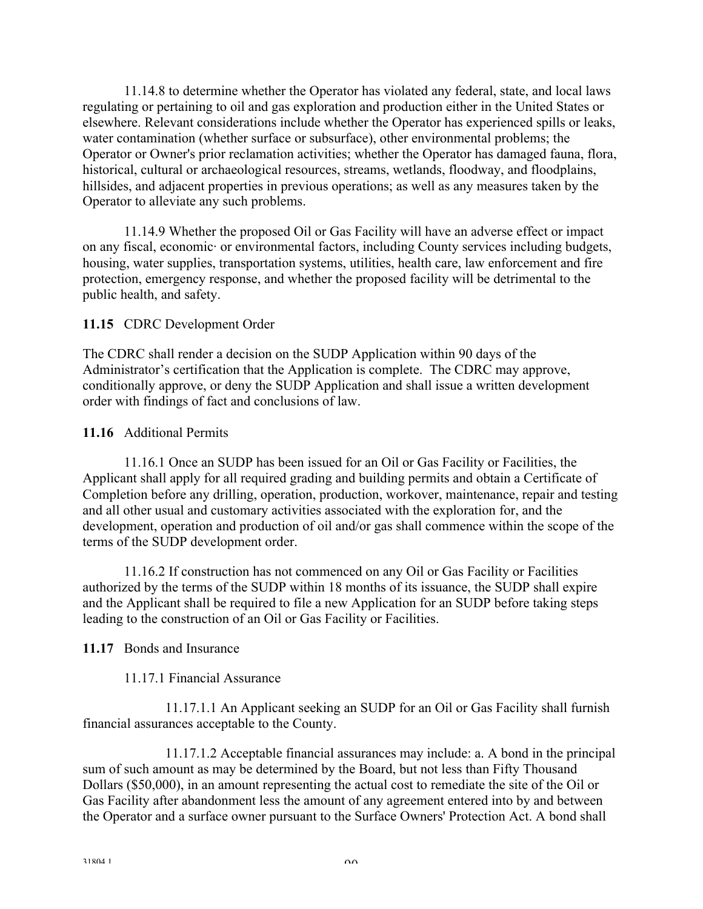11.14.8 to determine whether the Operator has violated any federal, state, and local laws regulating or pertaining to oil and gas exploration and production either in the United States or elsewhere. Relevant considerations include whether the Operator has experienced spills or leaks, water contamination (whether surface or subsurface), other environmental problems; the Operator or Owner's prior reclamation activities; whether the Operator has damaged fauna, flora, historical, cultural or archaeological resources, streams, wetlands, floodway, and floodplains, hillsides, and adjacent properties in previous operations; as well as any measures taken by the Operator to alleviate any such problems.

11.14.9 Whether the proposed Oil or Gas Facility will have an adverse effect or impact on any fiscal, economic· or environmental factors, including County services including budgets, housing, water supplies, transportation systems, utilities, health care, law enforcement and fire protection, emergency response, and whether the proposed facility will be detrimental to the public health, and safety.

**11.15** CDRC Development Order

The CDRC shall render a decision on the SUDP Application within 90 days of the Administrator's certification that the Application is complete. The CDRC may approve, conditionally approve, or deny the SUDP Application and shall issue a written development order with findings of fact and conclusions of law.

**11.16** Additional Permits

11.16.1 Once an SUDP has been issued for an Oil or Gas Facility or Facilities, the Applicant shall apply for all required grading and building permits and obtain a Certificate of Completion before any drilling, operation, production, workover, maintenance, repair and testing and all other usual and customary activities associated with the exploration for, and the development, operation and production of oil and/or gas shall commence within the scope of the terms of the SUDP development order.

11.16.2 If construction has not commenced on any Oil or Gas Facility or Facilities authorized by the terms of the SUDP within 18 months of its issuance, the SUDP shall expire and the Applicant shall be required to file a new Application for an SUDP before taking steps leading to the construction of an Oil or Gas Facility or Facilities.

**11.17** Bonds and Insurance

11.17.1 Financial Assurance

11.17.1.1 An Applicant seeking an SUDP for an Oil or Gas Facility shall furnish financial assurances acceptable to the County.

11.17.1.2 Acceptable financial assurances may include: a. A bond in the principal sum of such amount as may be determined by the Board, but not less than Fifty Thousand Dollars ($50,000), in an amount representing the actual cost to remediate the site of the Oil or Gas Facility after abandonment less the amount of any agreement entered into by and between the Operator and a surface owner pursuant to the Surface Owners' Protection Act. A bond shall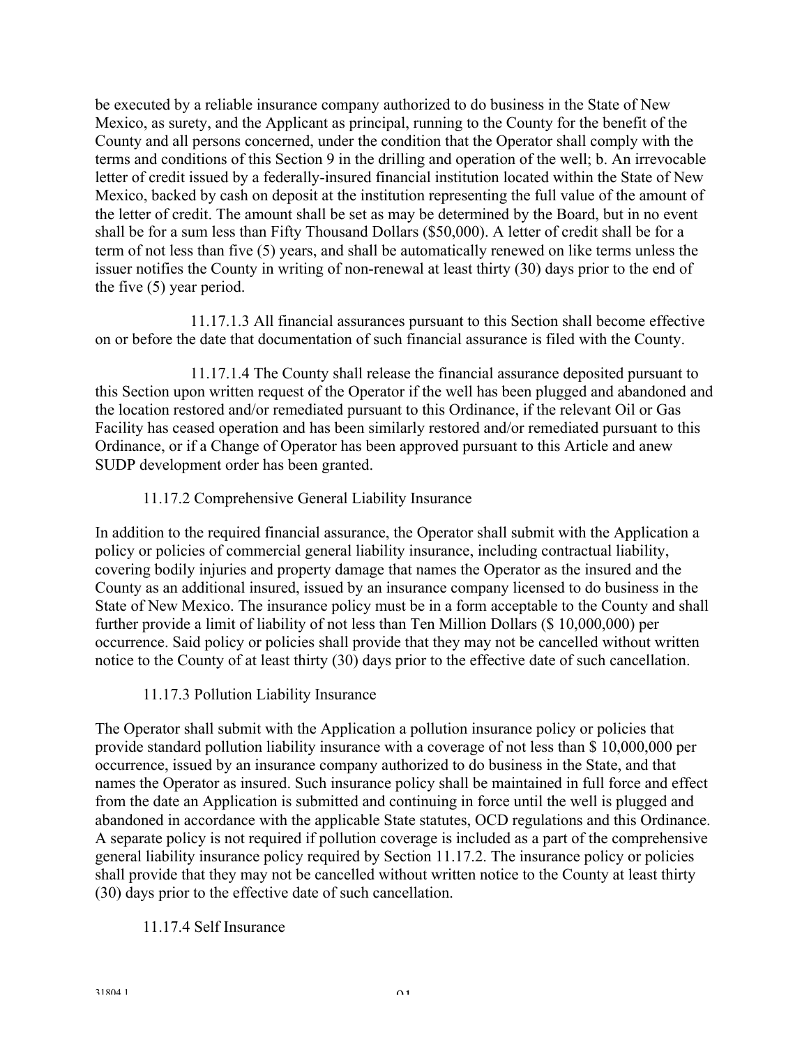be executed by a reliable insurance company authorized to do business in the State of New Mexico, as surety, and the Applicant as principal, running to the County for the benefit of the County and all persons concerned, under the condition that the Operator shall comply with the terms and conditions of this Section 9 in the drilling and operation of the well; b. An irrevocable letter of credit issued by a federally-insured financial institution located within the State of New Mexico, backed by cash on deposit at the institution representing the full value of the amount of the letter of credit. The amount shall be set as may be determined by the Board, but in no event shall be for a sum less than Fifty Thousand Dollars ($50,000). A letter of credit shall be for a term of not less than five (5) years, and shall be automatically renewed on like terms unless the issuer notifies the County in writing of non-renewal at least thirty (30) days prior to the end of the five (5) year period.

11.17.1.3 All financial assurances pursuant to this Section shall become effective on or before the date that documentation of such financial assurance is filed with the County.

11.17.1.4 The County shall release the financial assurance deposited pursuant to this Section upon written request of the Operator if the well has been plugged and abandoned and the location restored and/or remediated pursuant to this Ordinance, if the relevant Oil or Gas Facility has ceased operation and has been similarly restored and/or remediated pursuant to this Ordinance, or if a Change of Operator has been approved pursuant to this Article and anew SUDP development order has been granted.

11.17.2 Comprehensive General Liability Insurance

In addition to the required financial assurance, the Operator shall submit with the Application a policy or policies of commercial general liability insurance, including contractual liability, covering bodily injuries and property damage that names the Operator as the insured and the County as an additional insured, issued by an insurance company licensed to do business in the State of New Mexico. The insurance policy must be in a form acceptable to the County and shall further provide a limit of liability of not less than Ten Million Dollars ($ 10,000,000) per occurrence. Said policy or policies shall provide that they may not be cancelled without written notice to the County of at least thirty (30) days prior to the effective date of such cancellation.

11.17.3 Pollution Liability Insurance

The Operator shall submit with the Application a pollution insurance policy or policies that provide standard pollution liability insurance with a coverage of not less than $ 10,000,000 per occurrence, issued by an insurance company authorized to do business in the State, and that names the Operator as insured. Such insurance policy shall be maintained in full force and effect from the date an Application is submitted and continuing in force until the well is plugged and abandoned in accordance with the applicable State statutes, OCD regulations and this Ordinance. A separate policy is not required if pollution coverage is included as a part of the comprehensive general liability insurance policy required by Section 11.17.2. The insurance policy or policies shall provide that they may not be cancelled without written notice to the County at least thirty (30) days prior to the effective date of such cancellation.

11.17.4 Self Insurance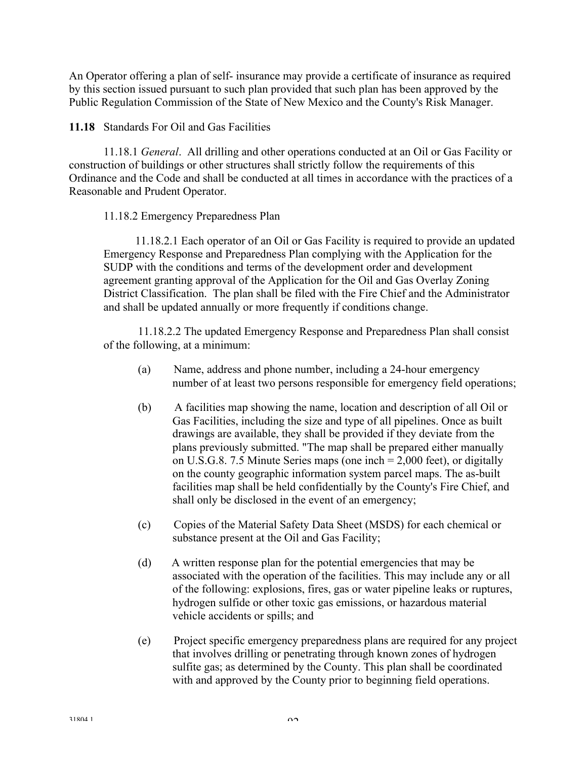An Operator offering a plan of self- insurance may provide a certificate of insurance as required by this section issued pursuant to such plan provided that such plan has been approved by the Public Regulation Commission of the State of New Mexico and the County's Risk Manager.

**11.18** Standards For Oil and Gas Facilities

11.18.1 *General*. All drilling and other operations conducted at an Oil or Gas Facility or construction of buildings or other structures shall strictly follow the requirements of this Ordinance and the Code and shall be conducted at all times in accordance with the practices of a Reasonable and Prudent Operator.

11.18.2 Emergency Preparedness Plan

11.18.2.1 Each operator of an Oil or Gas Facility is required to provide an updated Emergency Response and Preparedness Plan complying with the Application for the SUDP with the conditions and terms of the development order and development agreement granting approval of the Application for the Oil and Gas Overlay Zoning District Classification. The plan shall be filed with the Fire Chief and the Administrator and shall be updated annually or more frequently if conditions change.

11.18.2.2 The updated Emergency Response and Preparedness Plan shall consist of the following, at a minimum:

(a) Name, address and phone number, including a 24-hour emergency number of at least two persons responsible for emergency field operations;

(b) A facilities map showing the name, location and description of all Oil or Gas Facilities, including the size and type of all pipelines. Once as built drawings are available, they shall be provided if they deviate from the plans previously submitted. "The map shall be prepared either manually on U.S.G.8. 7.5 Minute Series maps (one inch = 2,000 feet), or digitally on the county geographic information system parcel maps. The as-built facilities map shall be held confidentially by the County's Fire Chief, and shall only be disclosed in the event of an emergency;

(c) Copies of the Material Safety Data Sheet (MSDS) for each chemical or substance present at the Oil and Gas Facility;

(d) A written response plan for the potential emergencies that may be associated with the operation of the facilities. This may include any or all of the following: explosions, fires, gas or water pipeline leaks or ruptures, hydrogen sulfide or other toxic gas emissions, or hazardous material vehicle accidents or spills; and

(e) Project specific emergency preparedness plans are required for any project that involves drilling or penetrating through known zones of hydrogen sulfite gas; as determined by the County. This plan shall be coordinated with and approved by the County prior to beginning field operations.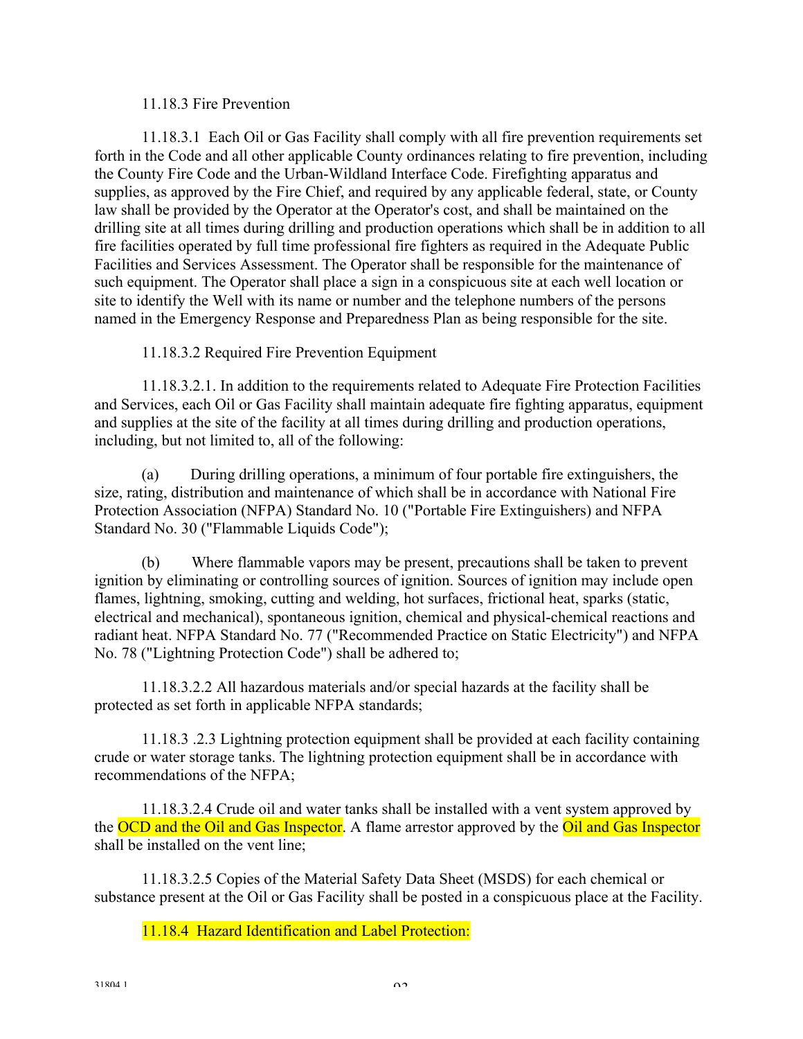11.18.3 Fire Prevention

11.18.3.1 Each Oil or Gas Facility shall comply with all fire prevention requirements set forth in the Code and all other applicable County ordinances relating to fire prevention, including the County Fire Code and the Urban-Wildland Interface Code. Firefighting apparatus and supplies, as approved by the Fire Chief, and required by any applicable federal, state, or County law shall be provided by the Operator at the Operator's cost, and shall be maintained on the drilling site at all times during drilling and production operations which shall be in addition to all fire facilities operated by full time professional fire fighters as required in the Adequate Public Facilities and Services Assessment. The Operator shall be responsible for the maintenance of such equipment. The Operator shall place a sign in a conspicuous site at each well location or site to identify the Well with its name or number and the telephone numbers of the persons named in the Emergency Response and Preparedness Plan as being responsible for the site.

11.18.3.2 Required Fire Prevention Equipment

11.18.3.2.1. In addition to the requirements related to Adequate Fire Protection Facilities and Services, each Oil or Gas Facility shall maintain adequate fire fighting apparatus, equipment and supplies at the site of the facility at all times during drilling and production operations, including, but not limited to, all of the following:

(a) During drilling operations, a minimum of four portable fire extinguishers, the size, rating, distribution and maintenance of which shall be in accordance with National Fire Protection Association (NFPA) Standard No. 10 ("Portable Fire Extinguishers) and NFPA Standard No. 30 ("Flammable Liquids Code");

(b) Where flammable vapors may be present, precautions shall be taken to prevent ignition by eliminating or controlling sources of ignition. Sources of ignition may include open flames, lightning, smoking, cutting and welding, hot surfaces, frictional heat, sparks (static, electrical and mechanical), spontaneous ignition, chemical and physical-chemical reactions and radiant heat. NFPA Standard No. 77 ("Recommended Practice on Static Electricity") and NFPA No. 78 ("Lightning Protection Code") shall be adhered to;

11.18.3.2.2 All hazardous materials and/or special hazards at the facility shall be protected as set forth in applicable NFPA standards;

11.18.3 .2.3 Lightning protection equipment shall be provided at each facility containing crude or water storage tanks. The lightning protection equipment shall be in accordance with recommendations of the NFPA;

11.18.3.2.4 Crude oil and water tanks shall be installed with a vent system approved by the OCD and the Oil and Gas Inspector. A flame arrestor approved by the Oil and Gas Inspector shall be installed on the vent line;

11.18.3.2.5 Copies of the Material Safety Data Sheet (MSDS) for each chemical or substance present at the Oil or Gas Facility shall be posted in a conspicuous place at the Facility.

11.18.4 Hazard Identification and Label Protection: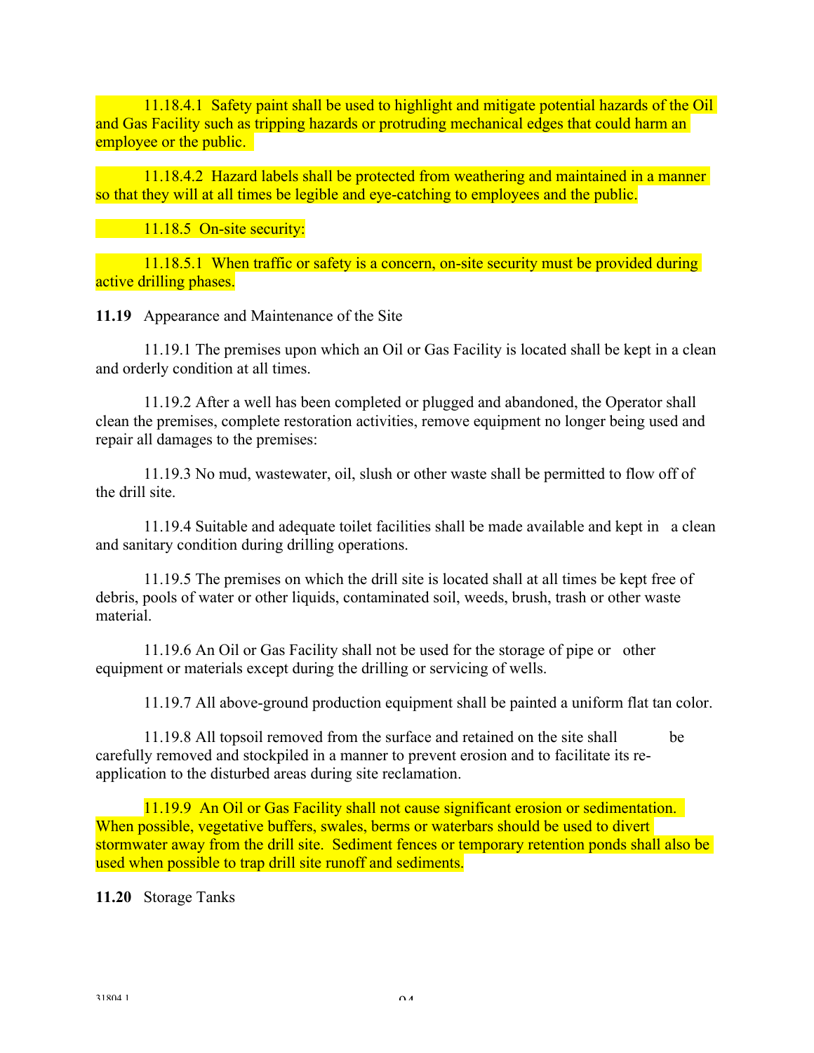11.18.4.1 Safety paint shall be used to highlight and mitigate potential hazards of the Oil and Gas Facility such as tripping hazards or protruding mechanical edges that could harm an employee or the public.

11.18.4.2 Hazard labels shall be protected from weathering and maintained in a manner so that they will at all times be legible and eye-catching to employees and the public.

11.18.5 On-site security:

11.18.5.1 When traffic or safety is a concern, on-site security must be provided during active drilling phases.

**11.19** Appearance and Maintenance of the Site

11.19.1 The premises upon which an Oil or Gas Facility is located shall be kept in a clean and orderly condition at all times.

11.19.2 After a well has been completed or plugged and abandoned, the Operator shall clean the premises, complete restoration activities, remove equipment no longer being used and repair all damages to the premises:

11.19.3 No mud, wastewater, oil, slush or other waste shall be permitted to flow off of the drill site.

11.19.4 Suitable and adequate toilet facilities shall be made available and kept in a clean and sanitary condition during drilling operations.

11.19.5 The premises on which the drill site is located shall at all times be kept free of debris, pools of water or other liquids, contaminated soil, weeds, brush, trash or other waste material.

11.19.6 An Oil or Gas Facility shall not be used for the storage of pipe or other equipment or materials except during the drilling or servicing of wells.

11.19.7 All above-ground production equipment shall be painted a uniform flat tan color.

11.19.8 All topsoil removed from the surface and retained on the site shall be carefully removed and stockpiled in a manner to prevent erosion and to facilitate its re-application to the disturbed areas during site reclamation.

11.19.9 An Oil or Gas Facility shall not cause significant erosion or sedimentation. When possible, vegetative buffers, swales, berms or waterbars should be used to divert stormwater away from the drill site. Sediment fences or temporary retention ponds shall also be used when possible to trap drill site runoff and sediments.

**11.20** Storage Tanks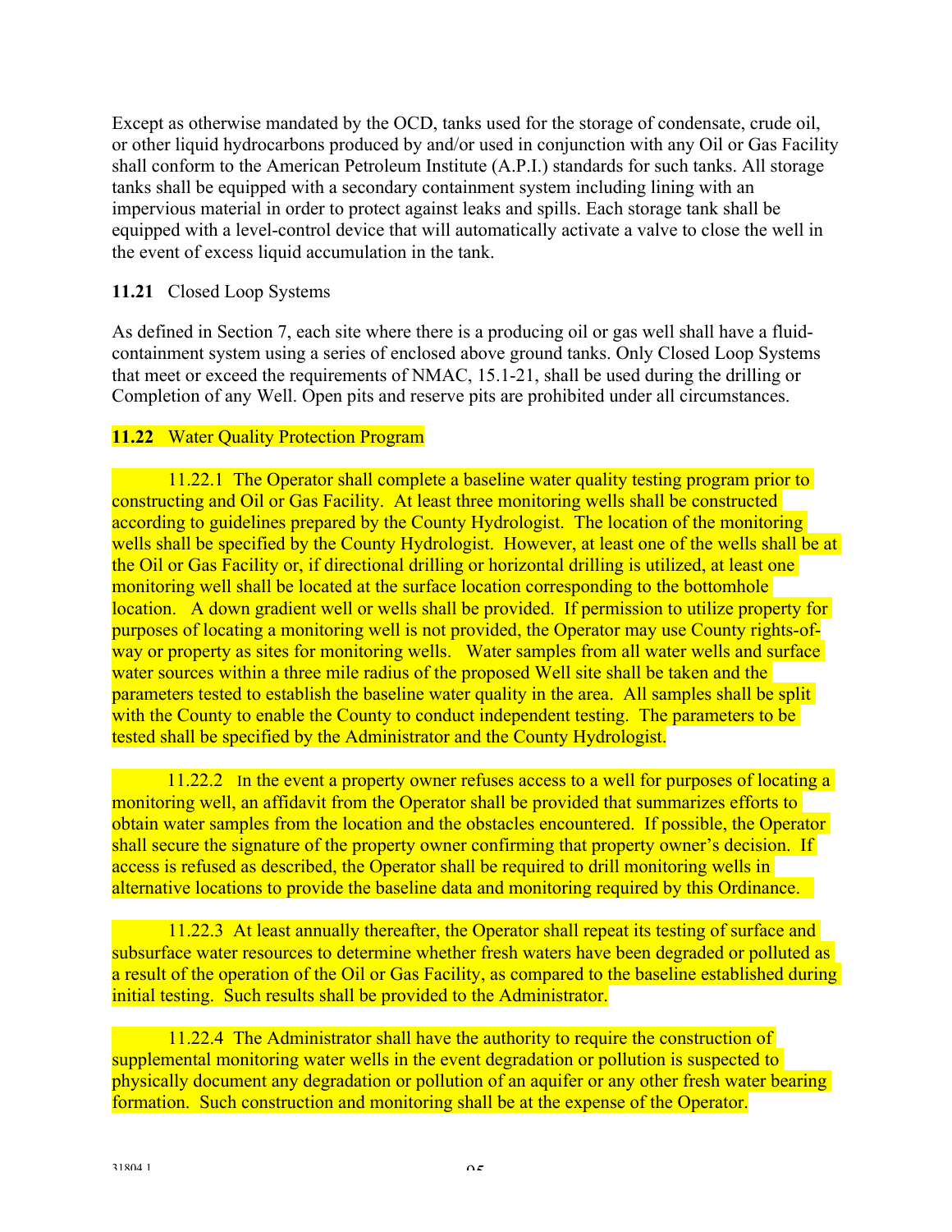Except as otherwise mandated by the OCD, tanks used for the storage of condensate, crude oil, or other liquid hydrocarbons produced by and/or used in conjunction with any Oil or Gas Facility shall conform to the American Petroleum Institute (A.P.I.) standards for such tanks. All storage tanks shall be equipped with a secondary containment system including lining with an impervious material in order to protect against leaks and spills. Each storage tank shall be equipped with a level-control device that will automatically activate a valve to close the well in the event of excess liquid accumulation in the tank.

**11.21** Closed Loop Systems

As defined in Section 7, each site where there is a producing oil or gas well shall have a fluid-containment system using a series of enclosed above ground tanks. Only Closed Loop Systems that meet or exceed the requirements of NMAC, 15.1-21, shall be used during the drilling or Completion of any Well. Open pits and reserve pits are prohibited under all circumstances.

**11.22** Water Quality Protection Program

11.22.1 The Operator shall complete a baseline water quality testing program prior to constructing and Oil or Gas Facility. At least three monitoring wells shall be constructed according to guidelines prepared by the County Hydrologist. The location of the monitoring wells shall be specified by the County Hydrologist. However, at least one of the wells shall be at the Oil or Gas Facility or, if directional drilling or horizontal drilling is utilized, at least one monitoring well shall be located at the surface location corresponding to the bottomhole location. A down gradient well or wells shall be provided. If permission to utilize property for purposes of locating a monitoring well is not provided, the Operator may use County rights-of-way or property as sites for monitoring wells. Water samples from all water wells and surface water sources within a three mile radius of the proposed Well site shall be taken and the parameters tested to establish the baseline water quality in the area. All samples shall be split with the County to enable the County to conduct independent testing. The parameters to be tested shall be specified by the Administrator and the County Hydrologist.

11.22.2 In the event a property owner refuses access to a well for purposes of locating a monitoring well, an affidavit from the Operator shall be provided that summarizes efforts to obtain water samples from the location and the obstacles encountered. If possible, the Operator shall secure the signature of the property owner confirming that property owner's decision. If access is refused as described, the Operator shall be required to drill monitoring wells in alternative locations to provide the baseline data and monitoring required by this Ordinance.

11.22.3 At least annually thereafter, the Operator shall repeat its testing of surface and subsurface water resources to determine whether fresh waters have been degraded or polluted as a result of the operation of the Oil or Gas Facility, as compared to the baseline established during initial testing. Such results shall be provided to the Administrator.

11.22.4 The Administrator shall have the authority to require the construction of supplemental monitoring water wells in the event degradation or pollution is suspected to physically document any degradation or pollution of an aquifer or any other fresh water bearing formation. Such construction and monitoring shall be at the expense of the Operator.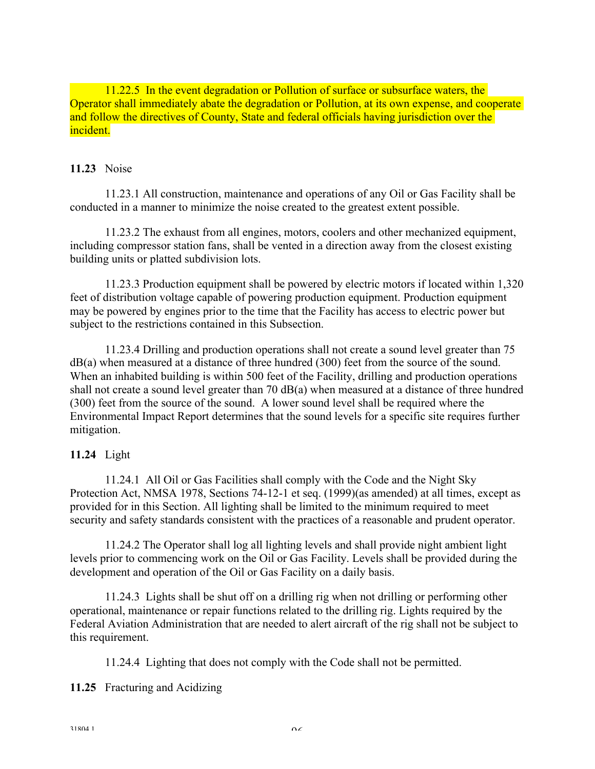11.22.5 In the event degradation or Pollution of surface or subsurface waters, the Operator shall immediately abate the degradation or Pollution, at its own expense, and cooperate and follow the directives of County, State and federal officials having jurisdiction over the incident.

**11.23** Noise

11.23.1 All construction, maintenance and operations of any Oil or Gas Facility shall be conducted in a manner to minimize the noise created to the greatest extent possible.

11.23.2 The exhaust from all engines, motors, coolers and other mechanized equipment, including compressor station fans, shall be vented in a direction away from the closest existing building units or platted subdivision lots.

11.23.3 Production equipment shall be powered by electric motors if located within 1,320 feet of distribution voltage capable of powering production equipment. Production equipment may be powered by engines prior to the time that the Facility has access to electric power but subject to the restrictions contained in this Subsection.

11.23.4 Drilling and production operations shall not create a sound level greater than 75 dB(a) when measured at a distance of three hundred (300) feet from the source of the sound. When an inhabited building is within 500 feet of the Facility, drilling and production operations shall not create a sound level greater than 70 dB(a) when measured at a distance of three hundred (300) feet from the source of the sound. A lower sound level shall be required where the Environmental Impact Report determines that the sound levels for a specific site requires further mitigation.

**11.24** Light

11.24.1 All Oil or Gas Facilities shall comply with the Code and the Night Sky Protection Act, NMSA 1978, Sections 74-12-1 et seq. (1999)(as amended) at all times, except as provided for in this Section. All lighting shall be limited to the minimum required to meet security and safety standards consistent with the practices of a reasonable and prudent operator.

11.24.2 The Operator shall log all lighting levels and shall provide night ambient light levels prior to commencing work on the Oil or Gas Facility. Levels shall be provided during the development and operation of the Oil or Gas Facility on a daily basis.

11.24.3 Lights shall be shut off on a drilling rig when not drilling or performing other operational, maintenance or repair functions related to the drilling rig. Lights required by the Federal Aviation Administration that are needed to alert aircraft of the rig shall not be subject to this requirement.

11.24.4 Lighting that does not comply with the Code shall not be permitted.

**11.25** Fracturing and Acidizing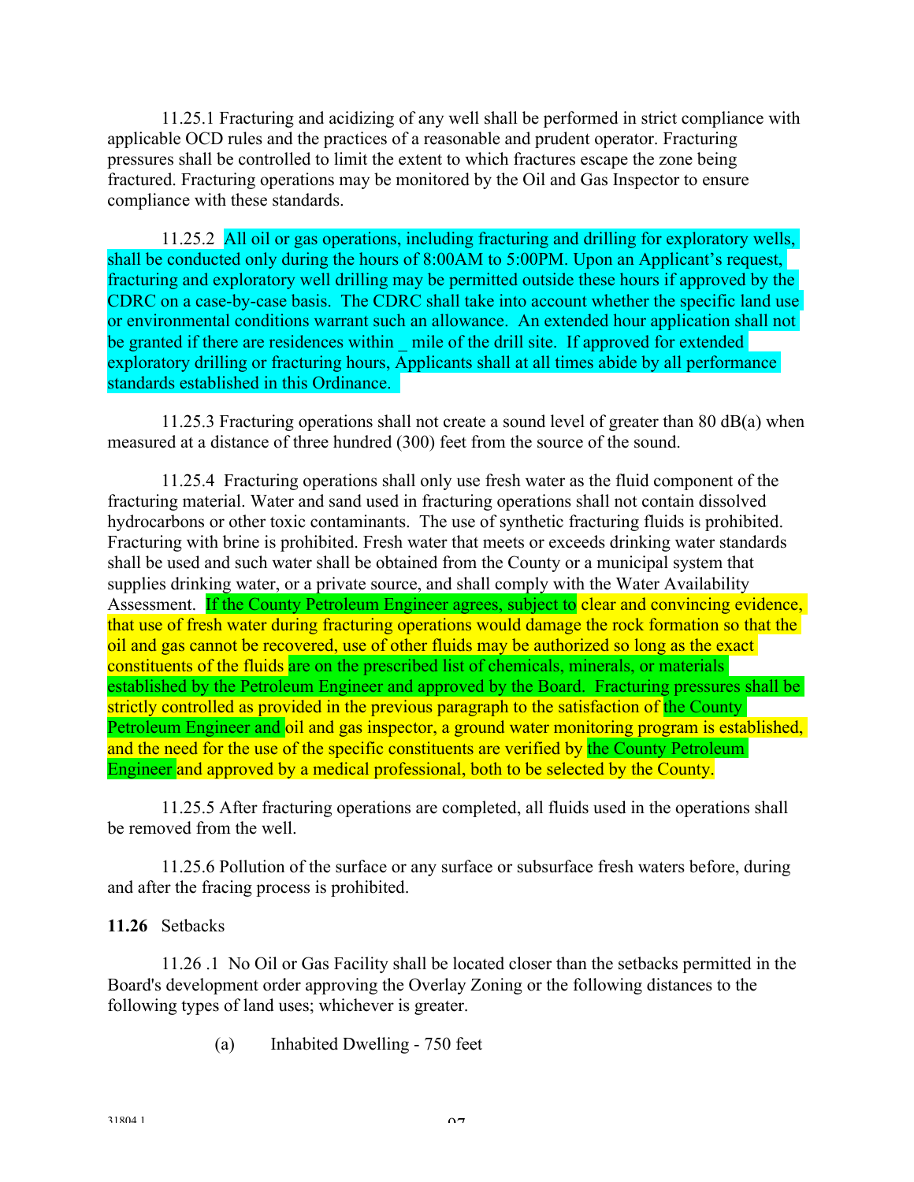11.25.1 Fracturing and acidizing of any well shall be performed in strict compliance with applicable OCD rules and the practices of a reasonable and prudent operator. Fracturing pressures shall be controlled to limit the extent to which fractures escape the zone being fractured. Fracturing operations may be monitored by the Oil and Gas Inspector to ensure compliance with these standards.

11.25.2 All oil or gas operations, including fracturing and drilling for exploratory wells, shall be conducted only during the hours of 8:00AM to 5:00PM. Upon an Applicant's request, fracturing and exploratory well drilling may be permitted outside these hours if approved by the CDRC on a case-by-case basis. The CDRC shall take into account whether the specific land use or environmental conditions warrant such an allowance. An extended hour application shall not be granted if there are residences within _ mile of the drill site. If approved for extended exploratory drilling or fracturing hours, Applicants shall at all times abide by all performance standards established in this Ordinance.

11.25.3 Fracturing operations shall not create a sound level of greater than 80 dB(a) when measured at a distance of three hundred (300) feet from the source of the sound.

11.25.4 Fracturing operations shall only use fresh water as the fluid component of the fracturing material. Water and sand used in fracturing operations shall not contain dissolved hydrocarbons or other toxic contaminants. The use of synthetic fracturing fluids is prohibited. Fracturing with brine is prohibited. Fresh water that meets or exceeds drinking water standards shall be used and such water shall be obtained from the County or a municipal system that supplies drinking water, or a private source, and shall comply with the Water Availability Assessment. If the County Petroleum Engineer agrees, subject to clear and convincing evidence, that use of fresh water during fracturing operations would damage the rock formation so that the oil and gas cannot be recovered, use of other fluids may be authorized so long as the exact constituents of the fluids are on the prescribed list of chemicals, minerals, or materials established by the Petroleum Engineer and approved by the Board. Fracturing pressures shall be strictly controlled as provided in the previous paragraph to the satisfaction of the County Petroleum Engineer and oil and gas inspector, a ground water monitoring program is established, and the need for the use of the specific constituents are verified by the County Petroleum Engineer and approved by a medical professional, both to be selected by the County.

11.25.5 After fracturing operations are completed, all fluids used in the operations shall be removed from the well.

11.25.6 Pollution of the surface or any surface or subsurface fresh waters before, during and after the fracing process is prohibited.

**11.26** Setbacks

11.26 .1 No Oil or Gas Facility shall be located closer than the setbacks permitted in the Board's development order approving the Overlay Zoning or the following distances to the following types of land uses; whichever is greater.

(a) Inhabited Dwelling - 750 feet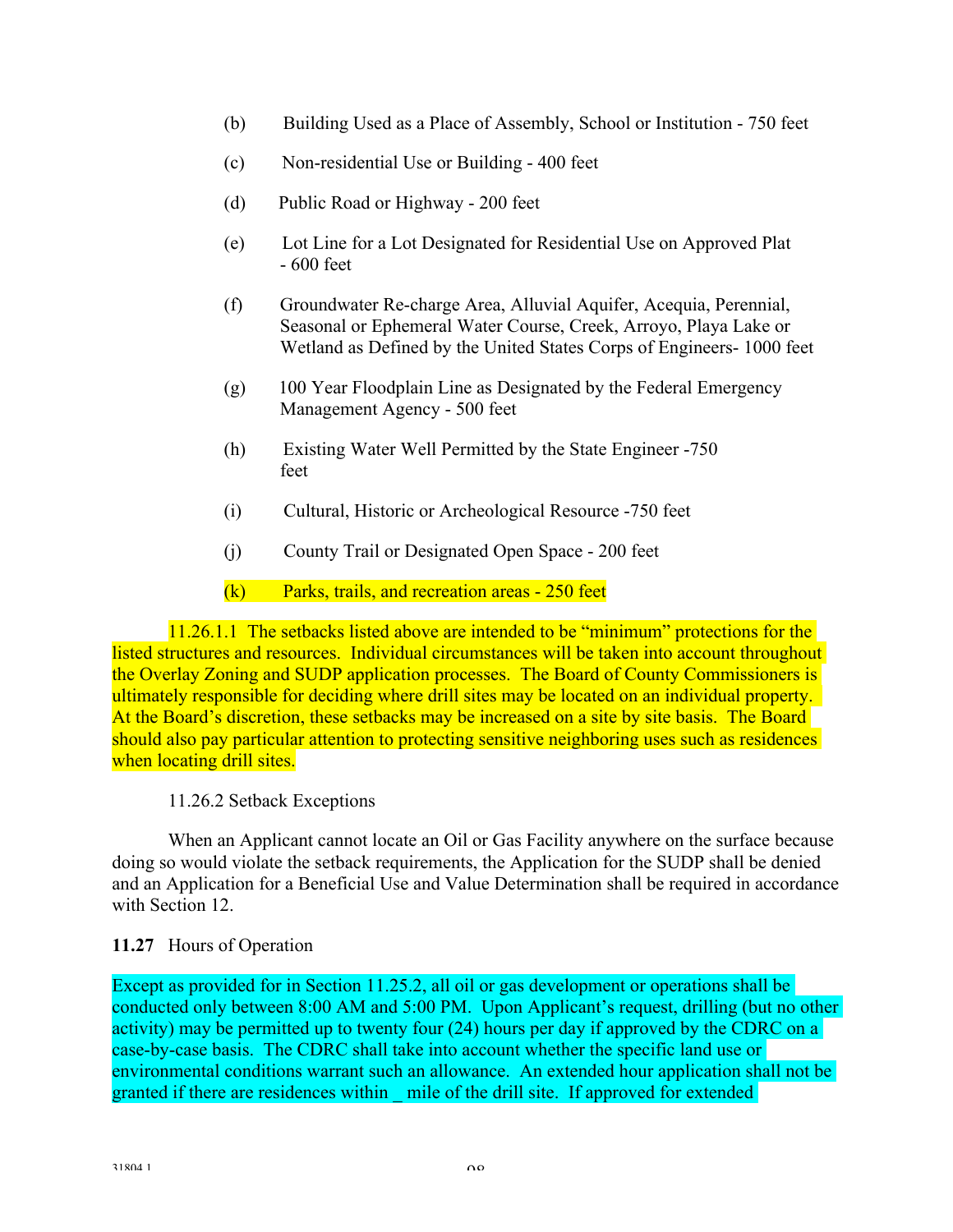(b) Building Used as a Place of Assembly, School or Institution - 750 feet

(c) Non-residential Use or Building - 400 feet

(d) Public Road or Highway - 200 feet

(e) Lot Line for a Lot Designated for Residential Use on Approved Plat - 600 feet

(f) Groundwater Re-charge Area, Alluvial Aquifer, Acequia, Perennial, Seasonal or Ephemeral Water Course, Creek, Arroyo, Playa Lake or Wetland as Defined by the United States Corps of Engineers- 1000 feet

(g) 100 Year Floodplain Line as Designated by the Federal Emergency Management Agency - 500 feet

(h) Existing Water Well Permitted by the State Engineer -750 feet

(i) Cultural, Historic or Archeological Resource -750 feet

(j) County Trail or Designated Open Space - 200 feet

(k) Parks, trails, and recreation areas - 250 feet

11.26.1.1 The setbacks listed above are intended to be "minimum" protections for the listed structures and resources. Individual circumstances will be taken into account throughout the Overlay Zoning and SUDP application processes. The Board of County Commissioners is ultimately responsible for deciding where drill sites may be located on an individual property. At the Board's discretion, these setbacks may be increased on a site by site basis. The Board should also pay particular attention to protecting sensitive neighboring uses such as residences when locating drill sites.

11.26.2 Setback Exceptions

When an Applicant cannot locate an Oil or Gas Facility anywhere on the surface because doing so would violate the setback requirements, the Application for the SUDP shall be denied and an Application for a Beneficial Use and Value Determination shall be required in accordance with Section 12.

**11.27** Hours of Operation

Except as provided for in Section 11.25.2, all oil or gas development or operations shall be conducted only between 8:00 AM and 5:00 PM. Upon Applicant's request, drilling (but no other activity) may be permitted up to twenty four (24) hours per day if approved by the CDRC on a case-by-case basis. The CDRC shall take into account whether the specific land use or environmental conditions warrant such an allowance. An extended hour application shall not be granted if there are residences within _ mile of the drill site. If approved for extended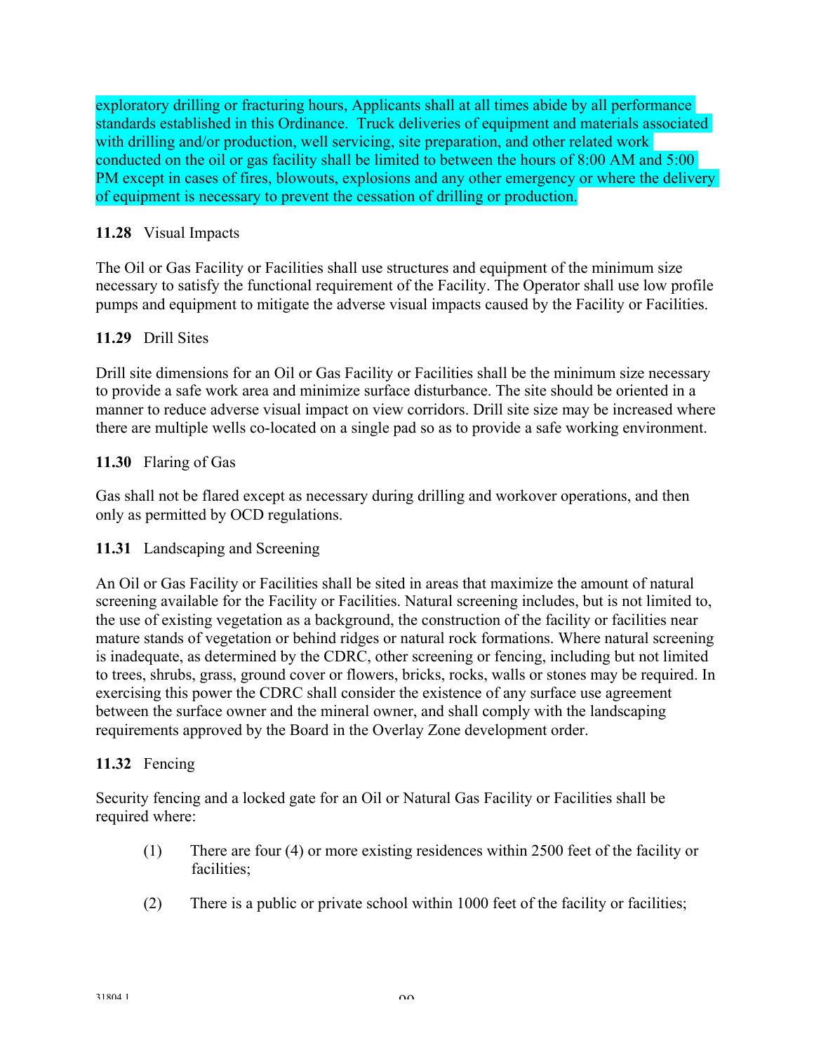exploratory drilling or fracturing hours, Applicants shall at all times abide by all performance standards established in this Ordinance. Truck deliveries of equipment and materials associated with drilling and/or production, well servicing, site preparation, and other related work conducted on the oil or gas facility shall be limited to between the hours of 8:00 AM and 5:00 PM except in cases of fires, blowouts, explosions and any other emergency or where the delivery of equipment is necessary to prevent the cessation of drilling or production.

**11.28** Visual Impacts

The Oil or Gas Facility or Facilities shall use structures and equipment of the minimum size necessary to satisfy the functional requirement of the Facility. The Operator shall use low profile pumps and equipment to mitigate the adverse visual impacts caused by the Facility or Facilities.

**11.29** Drill Sites

Drill site dimensions for an Oil or Gas Facility or Facilities shall be the minimum size necessary to provide a safe work area and minimize surface disturbance. The site should be oriented in a manner to reduce adverse visual impact on view corridors. Drill site size may be increased where there are multiple wells co-located on a single pad so as to provide a safe working environment.

**11.30** Flaring of Gas

Gas shall not be flared except as necessary during drilling and workover operations, and then only as permitted by OCD regulations.

**11.31** Landscaping and Screening

An Oil or Gas Facility or Facilities shall be sited in areas that maximize the amount of natural screening available for the Facility or Facilities. Natural screening includes, but is not limited to, the use of existing vegetation as a background, the construction of the facility or facilities near mature stands of vegetation or behind ridges or natural rock formations. Where natural screening is inadequate, as determined by the CDRC, other screening or fencing, including but not limited to trees, shrubs, grass, ground cover or flowers, bricks, rocks, walls or stones may be required. In exercising this power the CDRC shall consider the existence of any surface use agreement between the surface owner and the mineral owner, and shall comply with the landscaping requirements approved by the Board in the Overlay Zone development order.

**11.32** Fencing

Security fencing and a locked gate for an Oil or Natural Gas Facility or Facilities shall be required where:

(1) There are four (4) or more existing residences within 2500 feet of the facility or facilities;

(2) There is a public or private school within 1000 feet of the facility or facilities;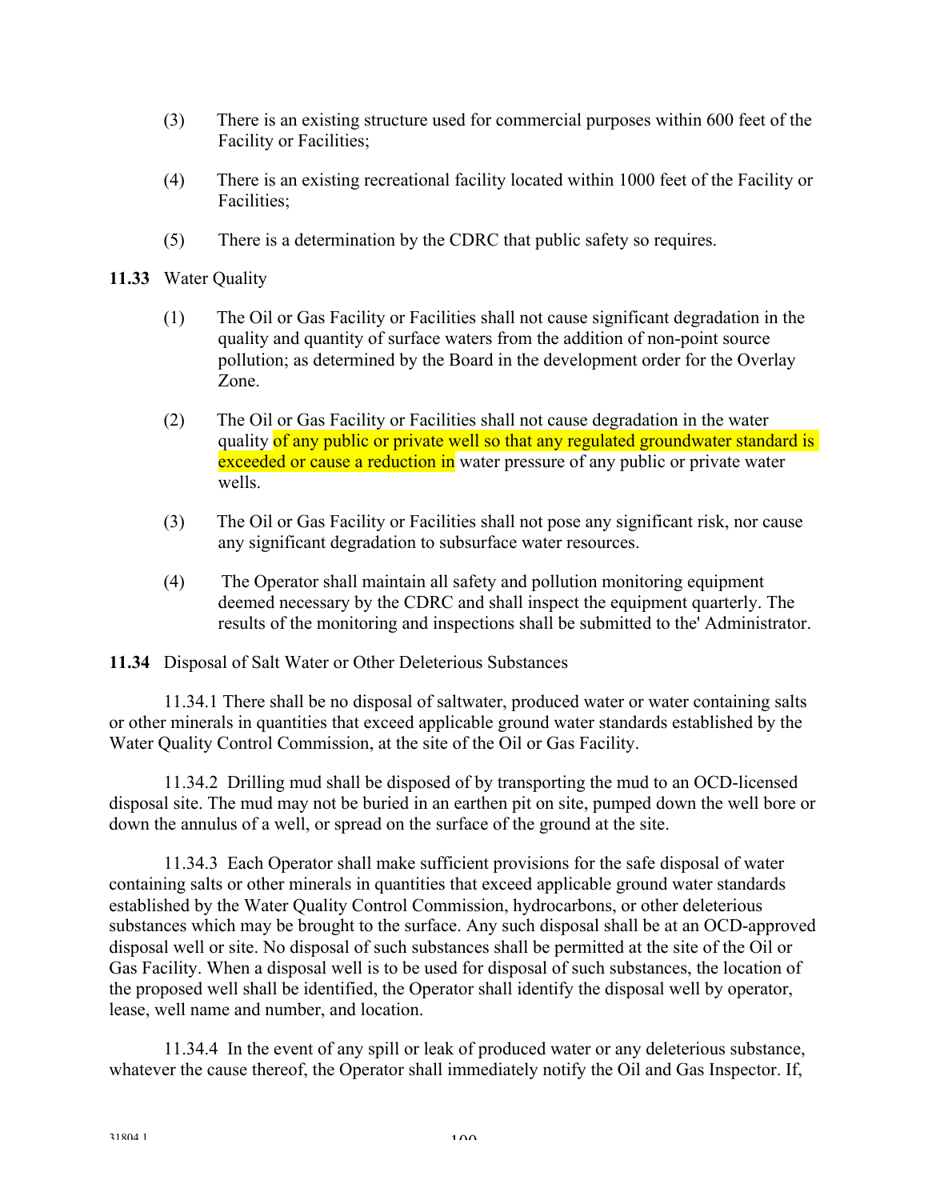(3) There is an existing structure used for commercial purposes within 600 feet of the Facility or Facilities;

(4) There is an existing recreational facility located within 1000 feet of the Facility or Facilities;

(5) There is a determination by the CDRC that public safety so requires.

**11.33** Water Quality

(1) The Oil or Gas Facility or Facilities shall not cause significant degradation in the quality and quantity of surface waters from the addition of non-point source pollution; as determined by the Board in the development order for the Overlay Zone.

(2) The Oil or Gas Facility or Facilities shall not cause degradation in the water quality of any public or private well so that any regulated groundwater standard is exceeded or cause a reduction in water pressure of any public or private water wells.

(3) The Oil or Gas Facility or Facilities shall not pose any significant risk, nor cause any significant degradation to subsurface water resources.

(4) The Operator shall maintain all safety and pollution monitoring equipment deemed necessary by the CDRC and shall inspect the equipment quarterly. The results of the monitoring and inspections shall be submitted to the' Administrator.

**11.34** Disposal of Salt Water or Other Deleterious Substances

11.34.1 There shall be no disposal of saltwater, produced water or water containing salts or other minerals in quantities that exceed applicable ground water standards established by the Water Quality Control Commission, at the site of the Oil or Gas Facility.

11.34.2 Drilling mud shall be disposed of by transporting the mud to an OCD-licensed disposal site. The mud may not be buried in an earthen pit on site, pumped down the well bore or down the annulus of a well, or spread on the surface of the ground at the site.

11.34.3 Each Operator shall make sufficient provisions for the safe disposal of water containing salts or other minerals in quantities that exceed applicable ground water standards established by the Water Quality Control Commission, hydrocarbons, or other deleterious substances which may be brought to the surface. Any such disposal shall be at an OCD-approved disposal well or site. No disposal of such substances shall be permitted at the site of the Oil or Gas Facility. When a disposal well is to be used for disposal of such substances, the location of the proposed well shall be identified, the Operator shall identify the disposal well by operator, lease, well name and number, and location.

11.34.4 In the event of any spill or leak of produced water or any deleterious substance, whatever the cause thereof, the Operator shall immediately notify the Oil and Gas Inspector. If,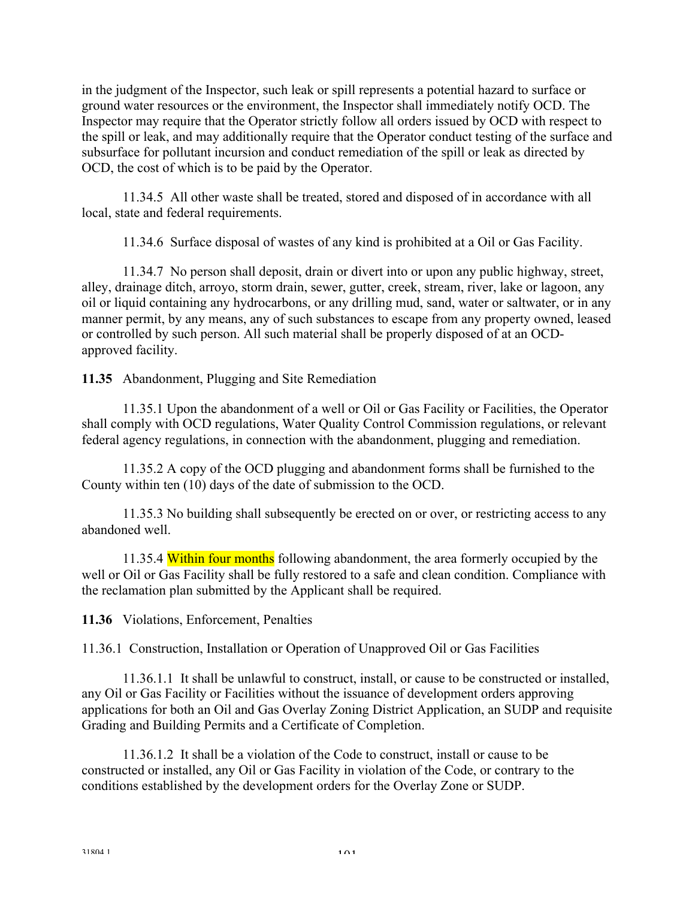in the judgment of the Inspector, such leak or spill represents a potential hazard to surface or ground water resources or the environment, the Inspector shall immediately notify OCD. The Inspector may require that the Operator strictly follow all orders issued by OCD with respect to the spill or leak, and may additionally require that the Operator conduct testing of the surface and subsurface for pollutant incursion and conduct remediation of the spill or leak as directed by OCD, the cost of which is to be paid by the Operator.

11.34.5 All other waste shall be treated, stored and disposed of in accordance with all local, state and federal requirements.

11.34.6 Surface disposal of wastes of any kind is prohibited at a Oil or Gas Facility.

11.34.7 No person shall deposit, drain or divert into or upon any public highway, street, alley, drainage ditch, arroyo, storm drain, sewer, gutter, creek, stream, river, lake or lagoon, any oil or liquid containing any hydrocarbons, or any drilling mud, sand, water or saltwater, or in any manner permit, by any means, any of such substances to escape from any property owned, leased or controlled by such person. All such material shall be properly disposed of at an OCD-approved facility.

**11.35** Abandonment, Plugging and Site Remediation

11.35.1 Upon the abandonment of a well or Oil or Gas Facility or Facilities, the Operator shall comply with OCD regulations, Water Quality Control Commission regulations, or relevant federal agency regulations, in connection with the abandonment, plugging and remediation.

11.35.2 A copy of the OCD plugging and abandonment forms shall be furnished to the County within ten (10) days of the date of submission to the OCD.

11.35.3 No building shall subsequently be erected on or over, or restricting access to any abandoned well.

11.35.4 Within four months following abandonment, the area formerly occupied by the well or Oil or Gas Facility shall be fully restored to a safe and clean condition. Compliance with the reclamation plan submitted by the Applicant shall be required.

**11.36** Violations, Enforcement, Penalties

11.36.1 Construction, Installation or Operation of Unapproved Oil or Gas Facilities

11.36.1.1 It shall be unlawful to construct, install, or cause to be constructed or installed, any Oil or Gas Facility or Facilities without the issuance of development orders approving applications for both an Oil and Gas Overlay Zoning District Application, an SUDP and requisite Grading and Building Permits and a Certificate of Completion.

11.36.1.2 It shall be a violation of the Code to construct, install or cause to be constructed or installed, any Oil or Gas Facility in violation of the Code, or contrary to the conditions established by the development orders for the Overlay Zone or SUDP.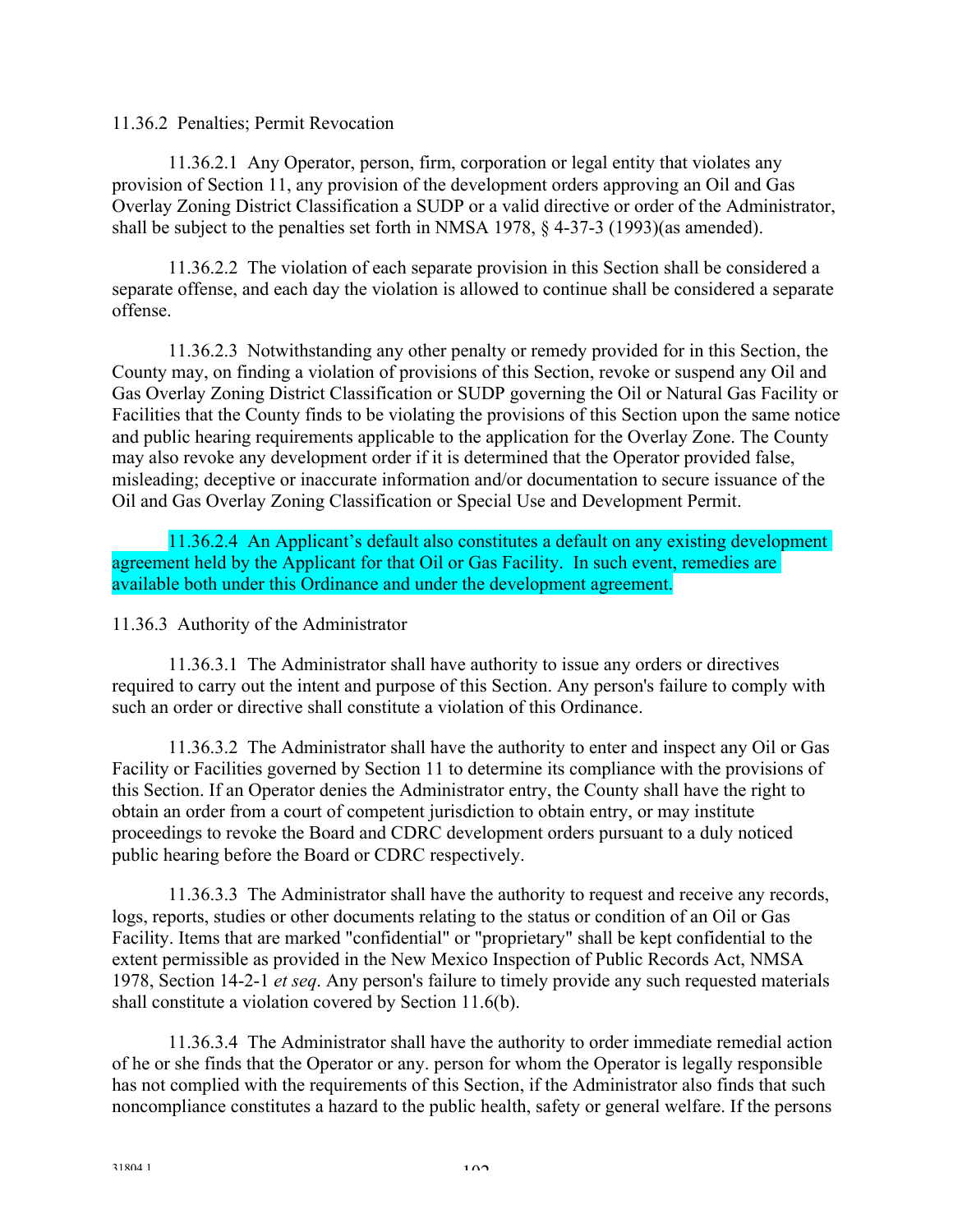11.36.2 Penalties; Permit Revocation

11.36.2.1 Any Operator, person, firm, corporation or legal entity that violates any provision of Section 11, any provision of the development orders approving an Oil and Gas Overlay Zoning District Classification a SUDP or a valid directive or order of the Administrator, shall be subject to the penalties set forth in NMSA 1978, § 4-37-3 (1993)(as amended).

11.36.2.2 The violation of each separate provision in this Section shall be considered a separate offense, and each day the violation is allowed to continue shall be considered a separate offense.

11.36.2.3 Notwithstanding any other penalty or remedy provided for in this Section, the County may, on finding a violation of provisions of this Section, revoke or suspend any Oil and Gas Overlay Zoning District Classification or SUDP governing the Oil or Natural Gas Facility or Facilities that the County finds to be violating the provisions of this Section upon the same notice and public hearing requirements applicable to the application for the Overlay Zone. The County may also revoke any development order if it is determined that the Operator provided false, misleading; deceptive or inaccurate information and/or documentation to secure issuance of the Oil and Gas Overlay Zoning Classification or Special Use and Development Permit.

11.36.2.4 An Applicant's default also constitutes a default on any existing development agreement held by the Applicant for that Oil or Gas Facility. In such event, remedies are available both under this Ordinance and under the development agreement.

11.36.3 Authority of the Administrator

11.36.3.1 The Administrator shall have authority to issue any orders or directives required to carry out the intent and purpose of this Section. Any person's failure to comply with such an order or directive shall constitute a violation of this Ordinance.

11.36.3.2 The Administrator shall have the authority to enter and inspect any Oil or Gas Facility or Facilities governed by Section 11 to determine its compliance with the provisions of this Section. If an Operator denies the Administrator entry, the County shall have the right to obtain an order from a court of competent jurisdiction to obtain entry, or may institute proceedings to revoke the Board and CDRC development orders pursuant to a duly noticed public hearing before the Board or CDRC respectively.

11.36.3.3 The Administrator shall have the authority to request and receive any records, logs, reports, studies or other documents relating to the status or condition of an Oil or Gas Facility. Items that are marked "confidential" or "proprietary" shall be kept confidential to the extent permissible as provided in the New Mexico Inspection of Public Records Act, NMSA 1978, Section 14-2-1 *et seq*. Any person's failure to timely provide any such requested materials shall constitute a violation covered by Section 11.6(b).

11.36.3.4 The Administrator shall have the authority to order immediate remedial action of he or she finds that the Operator or any. person for whom the Operator is legally responsible has not complied with the requirements of this Section, if the Administrator also finds that such noncompliance constitutes a hazard to the public health, safety or general welfare. If the persons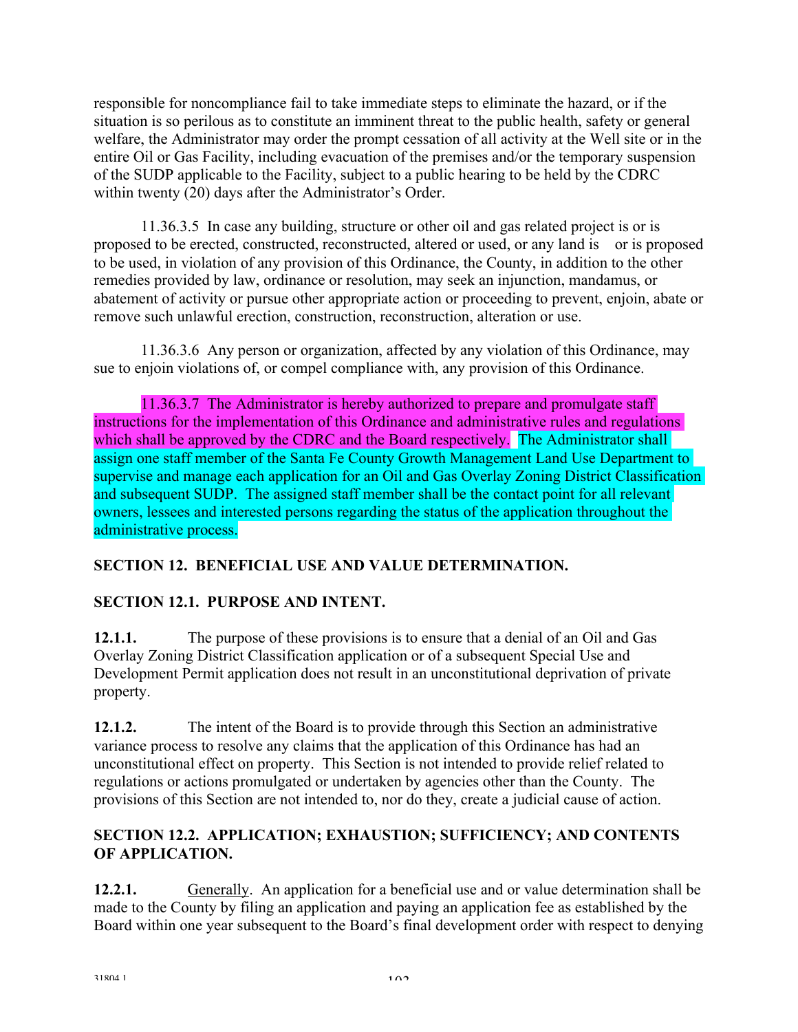responsible for noncompliance fail to take immediate steps to eliminate the hazard, or if the situation is so perilous as to constitute an imminent threat to the public health, safety or general welfare, the Administrator may order the prompt cessation of all activity at the Well site or in the entire Oil or Gas Facility, including evacuation of the premises and/or the temporary suspension of the SUDP applicable to the Facility, subject to a public hearing to be held by the CDRC within twenty (20) days after the Administrator's Order.

11.36.3.5 In case any building, structure or other oil and gas related project is or is proposed to be erected, constructed, reconstructed, altered or used, or any land is or is proposed to be used, in violation of any provision of this Ordinance, the County, in addition to the other remedies provided by law, ordinance or resolution, may seek an injunction, mandamus, or abatement of activity or pursue other appropriate action or proceeding to prevent, enjoin, abate or remove such unlawful erection, construction, reconstruction, alteration or use.

11.36.3.6 Any person or organization, affected by any violation of this Ordinance, may sue to enjoin violations of, or compel compliance with, any provision of this Ordinance.

11.36.3.7 The Administrator is hereby authorized to prepare and promulgate staff instructions for the implementation of this Ordinance and administrative rules and regulations which shall be approved by the CDRC and the Board respectively. The Administrator shall assign one staff member of the Santa Fe County Growth Management Land Use Department to supervise and manage each application for an Oil and Gas Overlay Zoning District Classification and subsequent SUDP. The assigned staff member shall be the contact point for all relevant owners, lessees and interested persons regarding the status of the application throughout the administrative process.

## SECTION 12. BENEFICIAL USE AND VALUE DETERMINATION.

### SECTION 12.1. PURPOSE AND INTENT.

**12.1.1.** The purpose of these provisions is to ensure that a denial of an Oil and Gas Overlay Zoning District Classification application or of a subsequent Special Use and Development Permit application does not result in an unconstitutional deprivation of private property.

**12.1.2.** The intent of the Board is to provide through this Section an administrative variance process to resolve any claims that the application of this Ordinance has had an unconstitutional effect on property. This Section is not intended to provide relief related to regulations or actions promulgated or undertaken by agencies other than the County. The provisions of this Section are not intended to, nor do they, create a judicial cause of action.

### SECTION 12.2. APPLICATION; EXHAUSTION; SUFFICIENCY; AND CONTENTS OF APPLICATION.

**12.2.1.** Generally. An application for a beneficial use and or value determination shall be made to the County by filing an application and paying an application fee as established by the Board within one year subsequent to the Board's final development order with respect to denying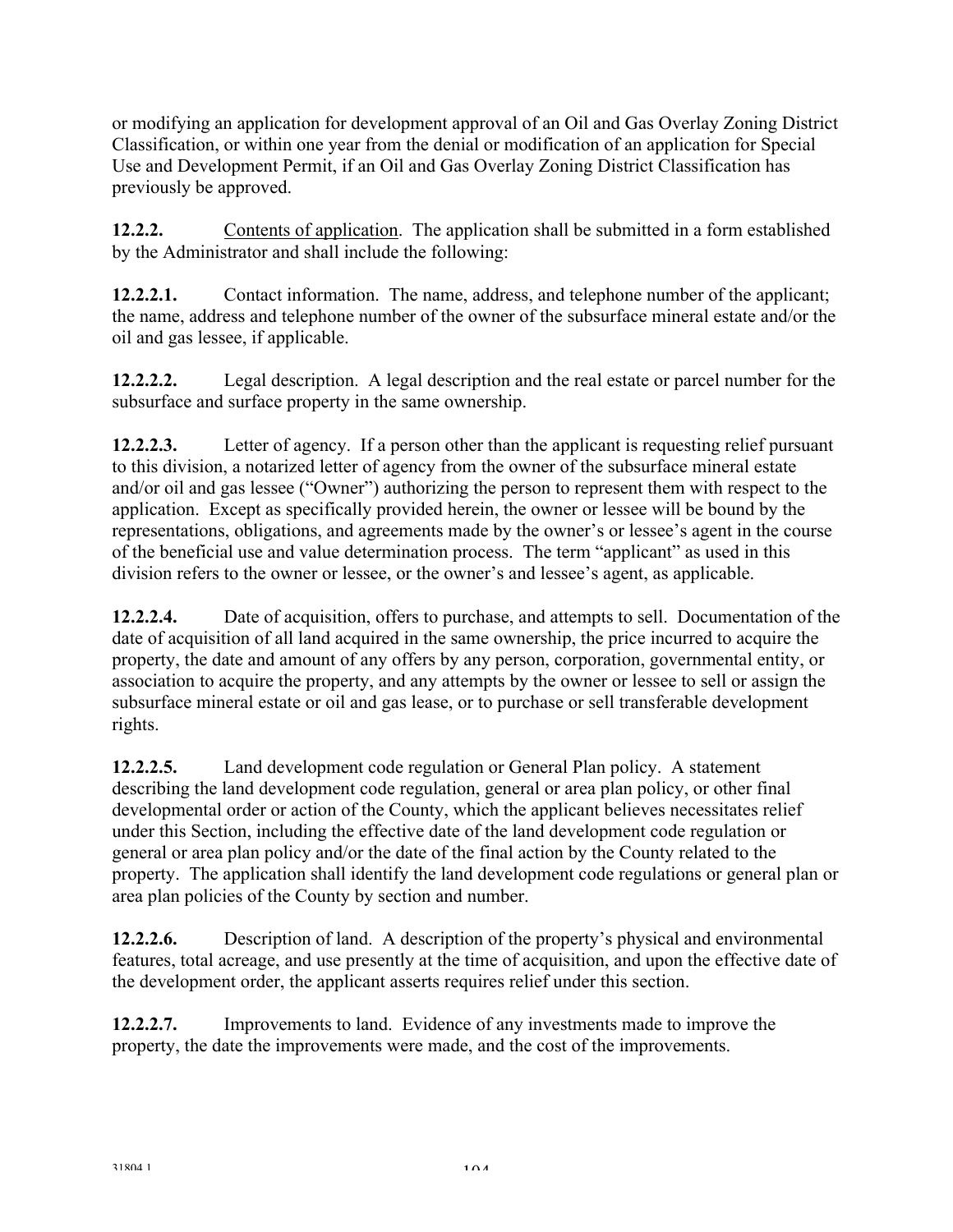or modifying an application for development approval of an Oil and Gas Overlay Zoning District Classification, or within one year from the denial or modification of an application for Special Use and Development Permit, if an Oil and Gas Overlay Zoning District Classification has previously be approved.

**12.2.2.** Contents of application. The application shall be submitted in a form established by the Administrator and shall include the following:

**12.2.2.1.** Contact information. The name, address, and telephone number of the applicant; the name, address and telephone number of the owner of the subsurface mineral estate and/or the oil and gas lessee, if applicable.

**12.2.2.2.** Legal description. A legal description and the real estate or parcel number for the subsurface and surface property in the same ownership.

**12.2.2.3.** Letter of agency. If a person other than the applicant is requesting relief pursuant to this division, a notarized letter of agency from the owner of the subsurface mineral estate and/or oil and gas lessee ("Owner") authorizing the person to represent them with respect to the application. Except as specifically provided herein, the owner or lessee will be bound by the representations, obligations, and agreements made by the owner's or lessee's agent in the course of the beneficial use and value determination process. The term "applicant" as used in this division refers to the owner or lessee, or the owner's and lessee's agent, as applicable.

**12.2.2.4.** Date of acquisition, offers to purchase, and attempts to sell. Documentation of the date of acquisition of all land acquired in the same ownership, the price incurred to acquire the property, the date and amount of any offers by any person, corporation, governmental entity, or association to acquire the property, and any attempts by the owner or lessee to sell or assign the subsurface mineral estate or oil and gas lease, or to purchase or sell transferable development rights.

**12.2.2.5.** Land development code regulation or General Plan policy. A statement describing the land development code regulation, general or area plan policy, or other final developmental order or action of the County, which the applicant believes necessitates relief under this Section, including the effective date of the land development code regulation or general or area plan policy and/or the date of the final action by the County related to the property. The application shall identify the land development code regulations or general plan or area plan policies of the County by section and number.

**12.2.2.6.** Description of land. A description of the property's physical and environmental features, total acreage, and use presently at the time of acquisition, and upon the effective date of the development order, the applicant asserts requires relief under this section.

**12.2.2.7.** Improvements to land. Evidence of any investments made to improve the property, the date the improvements were made, and the cost of the improvements.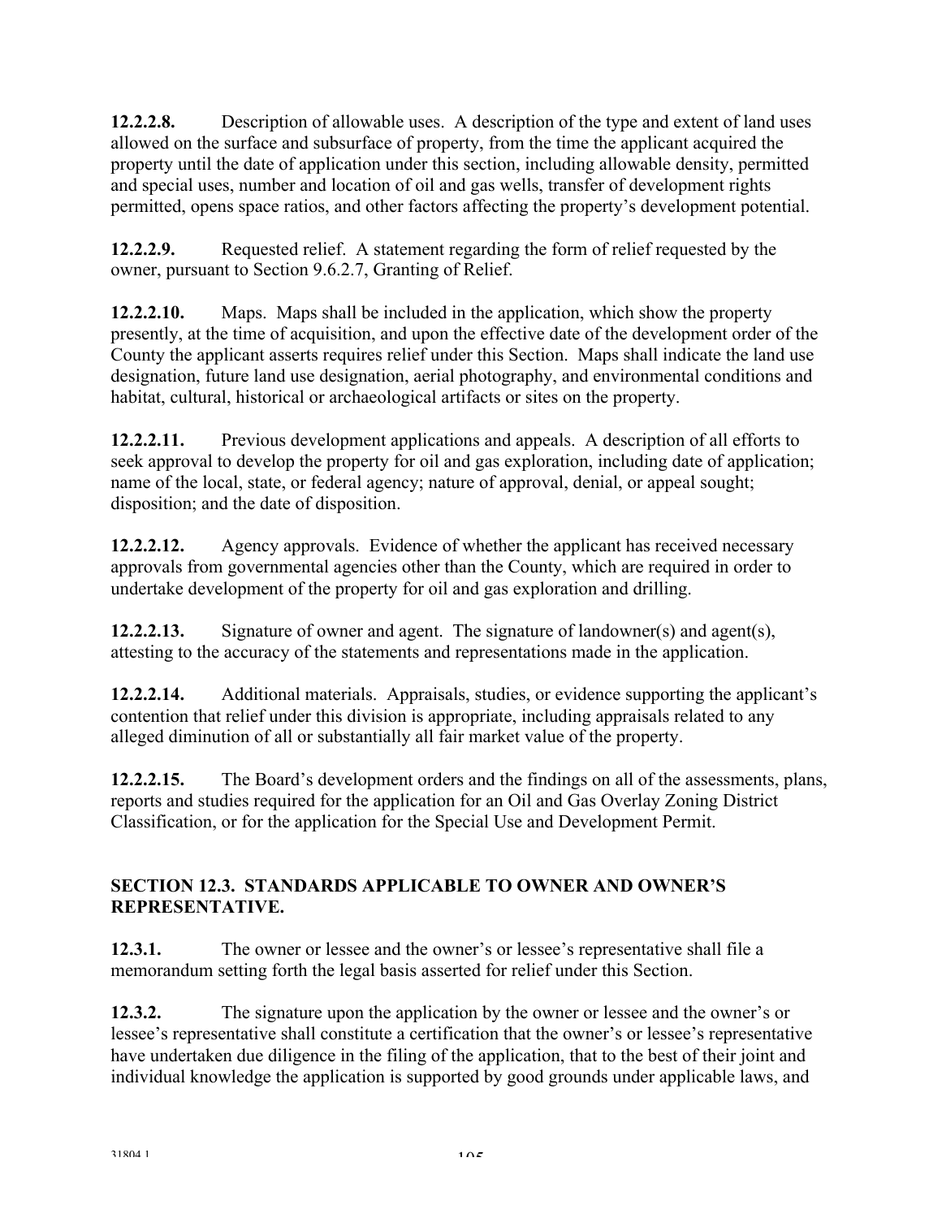**12.2.2.8.** Description of allowable uses. A description of the type and extent of land uses allowed on the surface and subsurface of property, from the time the applicant acquired the property until the date of application under this section, including allowable density, permitted and special uses, number and location of oil and gas wells, transfer of development rights permitted, opens space ratios, and other factors affecting the property's development potential.

**12.2.2.9.** Requested relief. A statement regarding the form of relief requested by the owner, pursuant to Section 9.6.2.7, Granting of Relief.

**12.2.2.10.** Maps. Maps shall be included in the application, which show the property presently, at the time of acquisition, and upon the effective date of the development order of the County the applicant asserts requires relief under this Section. Maps shall indicate the land use designation, future land use designation, aerial photography, and environmental conditions and habitat, cultural, historical or archaeological artifacts or sites on the property.

**12.2.2.11.** Previous development applications and appeals. A description of all efforts to seek approval to develop the property for oil and gas exploration, including date of application; name of the local, state, or federal agency; nature of approval, denial, or appeal sought; disposition; and the date of disposition.

**12.2.2.12.** Agency approvals. Evidence of whether the applicant has received necessary approvals from governmental agencies other than the County, which are required in order to undertake development of the property for oil and gas exploration and drilling.

**12.2.2.13.** Signature of owner and agent. The signature of landowner(s) and agent(s), attesting to the accuracy of the statements and representations made in the application.

**12.2.2.14.** Additional materials. Appraisals, studies, or evidence supporting the applicant's contention that relief under this division is appropriate, including appraisals related to any alleged diminution of all or substantially all fair market value of the property.

**12.2.2.15.** The Board's development orders and the findings on all of the assessments, plans, reports and studies required for the application for an Oil and Gas Overlay Zoning District Classification, or for the application for the Special Use and Development Permit.

## SECTION 12.3. STANDARDS APPLICABLE TO OWNER AND OWNER'S REPRESENTATIVE.

**12.3.1.** The owner or lessee and the owner's or lessee's representative shall file a memorandum setting forth the legal basis asserted for relief under this Section.

**12.3.2.** The signature upon the application by the owner or lessee and the owner's or lessee's representative shall constitute a certification that the owner's or lessee's representative have undertaken due diligence in the filing of the application, that to the best of their joint and individual knowledge the application is supported by good grounds under applicable laws, and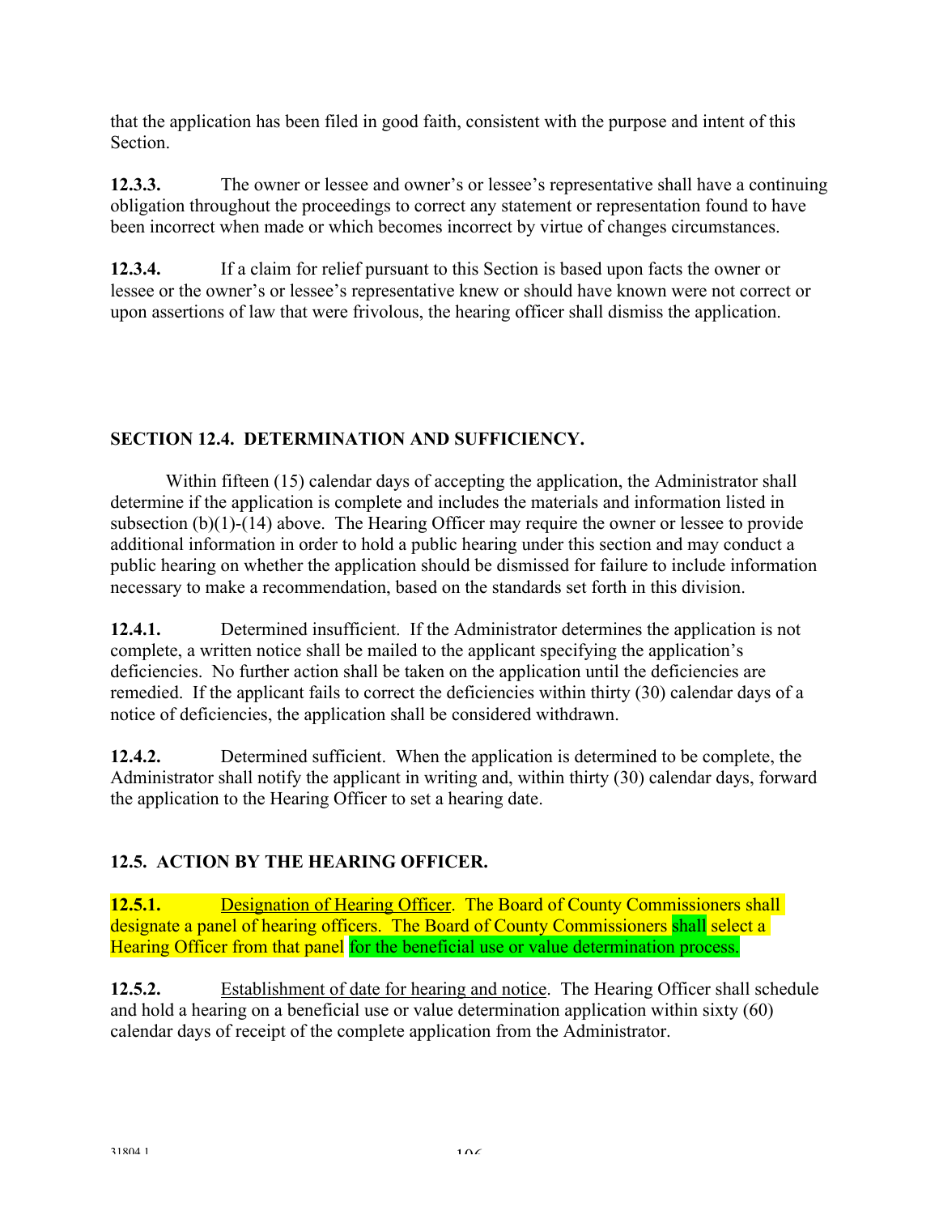that the application has been filed in good faith, consistent with the purpose and intent of this Section.

**12.3.3.** The owner or lessee and owner's or lessee's representative shall have a continuing obligation throughout the proceedings to correct any statement or representation found to have been incorrect when made or which becomes incorrect by virtue of changes circumstances.

**12.3.4.** If a claim for relief pursuant to this Section is based upon facts the owner or lessee or the owner's or lessee's representative knew or should have known were not correct or upon assertions of law that were frivolous, the hearing officer shall dismiss the application.

### SECTION 12.4. DETERMINATION AND SUFFICIENCY.

Within fifteen (15) calendar days of accepting the application, the Administrator shall determine if the application is complete and includes the materials and information listed in subsection (b)(1)-(14) above. The Hearing Officer may require the owner or lessee to provide additional information in order to hold a public hearing under this section and may conduct a public hearing on whether the application should be dismissed for failure to include information necessary to make a recommendation, based on the standards set forth in this division.

**12.4.1.** Determined insufficient. If the Administrator determines the application is not complete, a written notice shall be mailed to the applicant specifying the application's deficiencies. No further action shall be taken on the application until the deficiencies are remedied. If the applicant fails to correct the deficiencies within thirty (30) calendar days of a notice of deficiencies, the application shall be considered withdrawn.

**12.4.2.** Determined sufficient. When the application is determined to be complete, the Administrator shall notify the applicant in writing and, within thirty (30) calendar days, forward the application to the Hearing Officer to set a hearing date.

### 12.5. ACTION BY THE HEARING OFFICER.

**12.5.1.** Designation of Hearing Officer. The Board of County Commissioners shall designate a panel of hearing officers. The Board of County Commissioners shall select a Hearing Officer from that panel for the beneficial use or value determination process.

**12.5.2.** Establishment of date for hearing and notice. The Hearing Officer shall schedule and hold a hearing on a beneficial use or value determination application within sixty (60) calendar days of receipt of the complete application from the Administrator.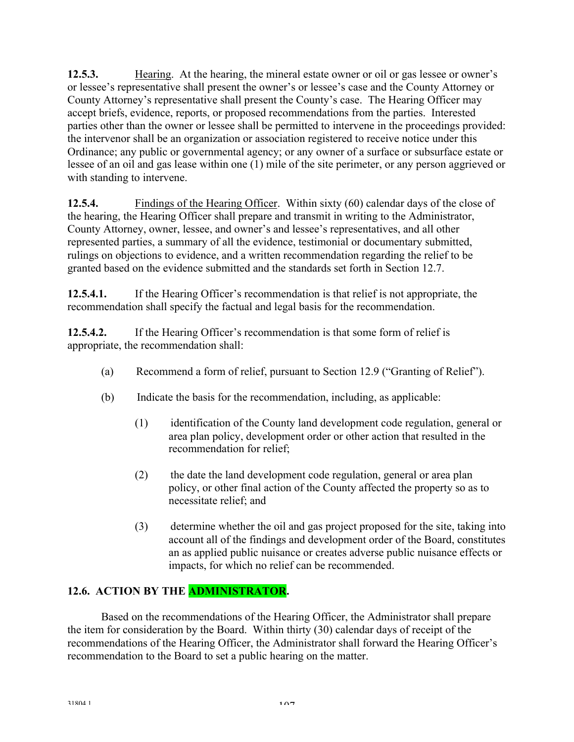**12.5.3.** Hearing. At the hearing, the mineral estate owner or oil or gas lessee or owner's or lessee's representative shall present the owner's or lessee's case and the County Attorney or County Attorney's representative shall present the County's case. The Hearing Officer may accept briefs, evidence, reports, or proposed recommendations from the parties. Interested parties other than the owner or lessee shall be permitted to intervene in the proceedings provided: the intervenor shall be an organization or association registered to receive notice under this Ordinance; any public or governmental agency; or any owner of a surface or subsurface estate or lessee of an oil and gas lease within one (1) mile of the site perimeter, or any person aggrieved or with standing to intervene.

**12.5.4.** Findings of the Hearing Officer. Within sixty (60) calendar days of the close of the hearing, the Hearing Officer shall prepare and transmit in writing to the Administrator, County Attorney, owner, lessee, and owner's and lessee's representatives, and all other represented parties, a summary of all the evidence, testimonial or documentary submitted, rulings on objections to evidence, and a written recommendation regarding the relief to be granted based on the evidence submitted and the standards set forth in Section 12.7.

**12.5.4.1.** If the Hearing Officer's recommendation is that relief is not appropriate, the recommendation shall specify the factual and legal basis for the recommendation.

**12.5.4.2.** If the Hearing Officer's recommendation is that some form of relief is appropriate, the recommendation shall:

(a) Recommend a form of relief, pursuant to Section 12.9 ("Granting of Relief").

(b) Indicate the basis for the recommendation, including, as applicable:

(1) identification of the County land development code regulation, general or area plan policy, development order or other action that resulted in the recommendation for relief;

(2) the date the land development code regulation, general or area plan policy, or other final action of the County affected the property so as to necessitate relief; and

(3) determine whether the oil and gas project proposed for the site, taking into account all of the findings and development order of the Board, constitutes an as applied public nuisance or creates adverse public nuisance effects or impacts, for which no relief can be recommended.

## 12.6. ACTION BY THE ADMINISTRATOR.

Based on the recommendations of the Hearing Officer, the Administrator shall prepare the item for consideration by the Board. Within thirty (30) calendar days of receipt of the recommendations of the Hearing Officer, the Administrator shall forward the Hearing Officer's recommendation to the Board to set a public hearing on the matter.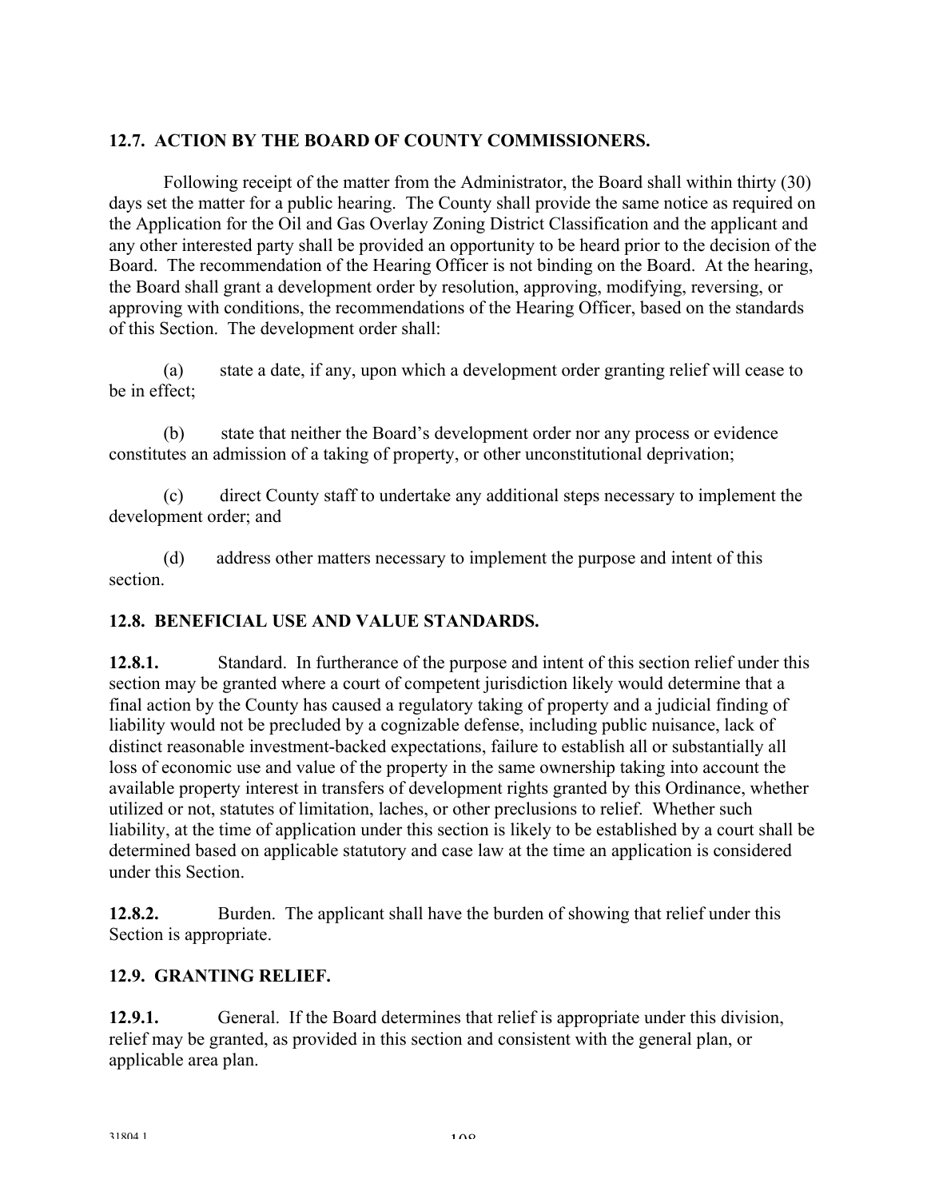## 12.7. ACTION BY THE BOARD OF COUNTY COMMISSIONERS.

Following receipt of the matter from the Administrator, the Board shall within thirty (30) days set the matter for a public hearing. The County shall provide the same notice as required on the Application for the Oil and Gas Overlay Zoning District Classification and the applicant and any other interested party shall be provided an opportunity to be heard prior to the decision of the Board. The recommendation of the Hearing Officer is not binding on the Board. At the hearing, the Board shall grant a development order by resolution, approving, modifying, reversing, or approving with conditions, the recommendations of the Hearing Officer, based on the standards of this Section. The development order shall:

(a) state a date, if any, upon which a development order granting relief will cease to be in effect;

(b) state that neither the Board's development order nor any process or evidence constitutes an admission of a taking of property, or other unconstitutional deprivation;

(c) direct County staff to undertake any additional steps necessary to implement the development order; and

(d) address other matters necessary to implement the purpose and intent of this section.

## 12.8. BENEFICIAL USE AND VALUE STANDARDS.

**12.8.1.** Standard. In furtherance of the purpose and intent of this section relief under this section may be granted where a court of competent jurisdiction likely would determine that a final action by the County has caused a regulatory taking of property and a judicial finding of liability would not be precluded by a cognizable defense, including public nuisance, lack of distinct reasonable investment-backed expectations, failure to establish all or substantially all loss of economic use and value of the property in the same ownership taking into account the available property interest in transfers of development rights granted by this Ordinance, whether utilized or not, statutes of limitation, laches, or other preclusions to relief. Whether such liability, at the time of application under this section is likely to be established by a court shall be determined based on applicable statutory and case law at the time an application is considered under this Section.

**12.8.2.** Burden. The applicant shall have the burden of showing that relief under this Section is appropriate.

## 12.9. GRANTING RELIEF.

**12.9.1.** General. If the Board determines that relief is appropriate under this division, relief may be granted, as provided in this section and consistent with the general plan, or applicable area plan.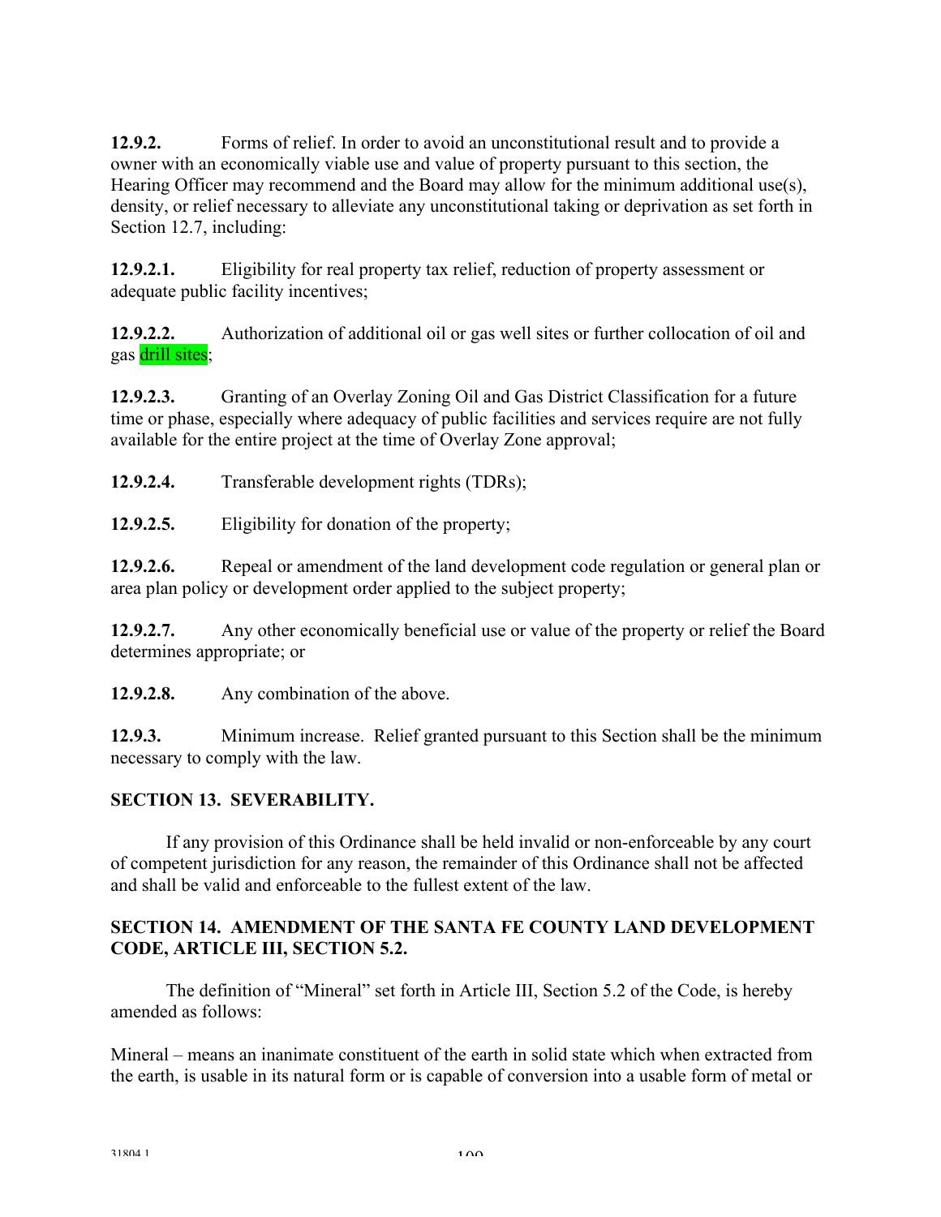**12.9.2.** Forms of relief. In order to avoid an unconstitutional result and to provide a owner with an economically viable use and value of property pursuant to this section, the Hearing Officer may recommend and the Board may allow for the minimum additional use(s), density, or relief necessary to alleviate any unconstitutional taking or deprivation as set forth in Section 12.7, including:

**12.9.2.1.** Eligibility for real property tax relief, reduction of property assessment or adequate public facility incentives;

**12.9.2.2.** Authorization of additional oil or gas well sites or further collocation of oil and gas drill sites;

**12.9.2.3.** Granting of an Overlay Zoning Oil and Gas District Classification for a future time or phase, especially where adequacy of public facilities and services require are not fully available for the entire project at the time of Overlay Zone approval;

**12.9.2.4.** Transferable development rights (TDRs);

**12.9.2.5.** Eligibility for donation of the property;

**12.9.2.6.** Repeal or amendment of the land development code regulation or general plan or area plan policy or development order applied to the subject property;

**12.9.2.7.** Any other economically beneficial use or value of the property or relief the Board determines appropriate; or

**12.9.2.8.** Any combination of the above.

**12.9.3.** Minimum increase. Relief granted pursuant to this Section shall be the minimum necessary to comply with the law.

**SECTION 13. SEVERABILITY.**

If any provision of this Ordinance shall be held invalid or non-enforceable by any court of competent jurisdiction for any reason, the remainder of this Ordinance shall not be affected and shall be valid and enforceable to the fullest extent of the law.

**SECTION 14. AMENDMENT OF THE SANTA FE COUNTY LAND DEVELOPMENT CODE, ARTICLE III, SECTION 5.2.**

The definition of "Mineral" set forth in Article III, Section 5.2 of the Code, is hereby amended as follows:

Mineral – means an inanimate constituent of the earth in solid state which when extracted from the earth, is usable in its natural form or is capable of conversion into a usable form of metal or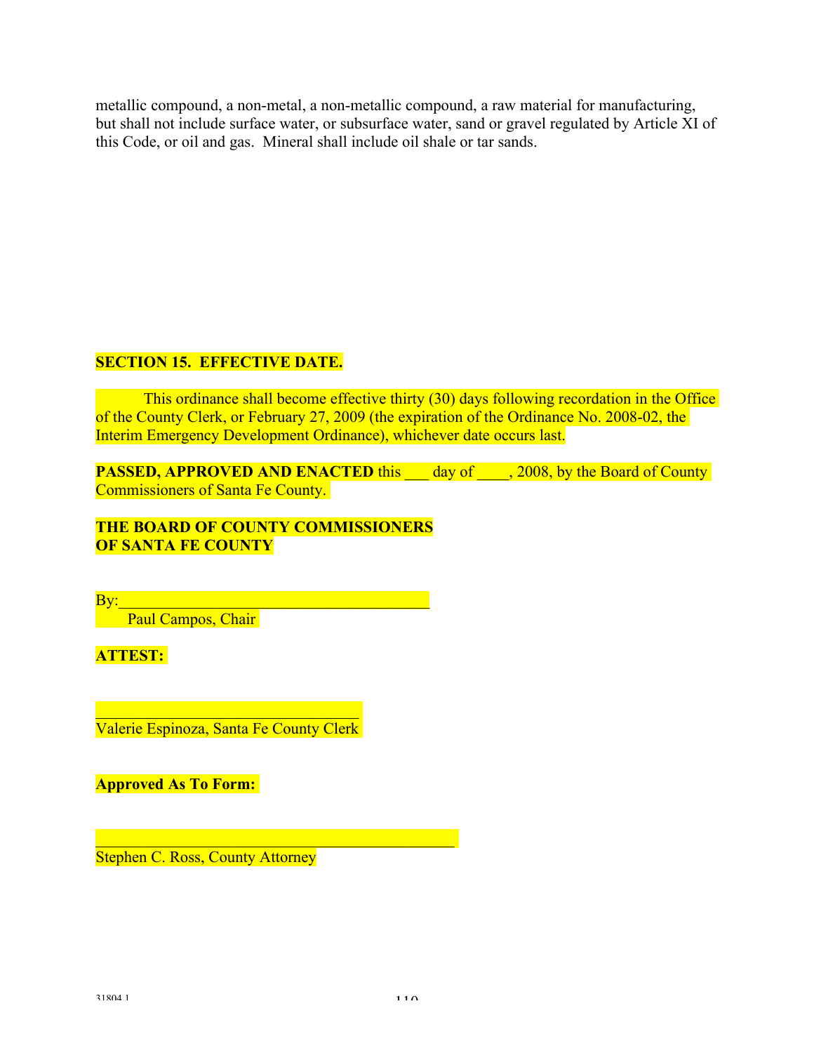metallic compound, a non-metal, a non-metallic compound, a raw material for manufacturing, but shall not include surface water, or subsurface water, sand or gravel regulated by Article XI of this Code, or oil and gas. Mineral shall include oil shale or tar sands.

**SECTION 15. EFFECTIVE DATE.**

This ordinance shall become effective thirty (30) days following recordation in the Office of the County Clerk, or February 27, 2009 (the expiration of the Ordinance No. 2008-02, the Interim Emergency Development Ordinance), whichever date occurs last.

**PASSED, APPROVED AND ENACTED** this ___ day of ____, 2008, by the Board of County Commissioners of Santa Fe County.

**THE BOARD OF COUNTY COMMISSIONERS OF SANTA FE COUNTY**

By:________________________________________
Paul Campos, Chair

**ATTEST:**

_________________________________
Valerie Espinoza, Santa Fe County Clerk

**Approved As To Form:**

______________________________________________
Stephen C. Ross, County Attorney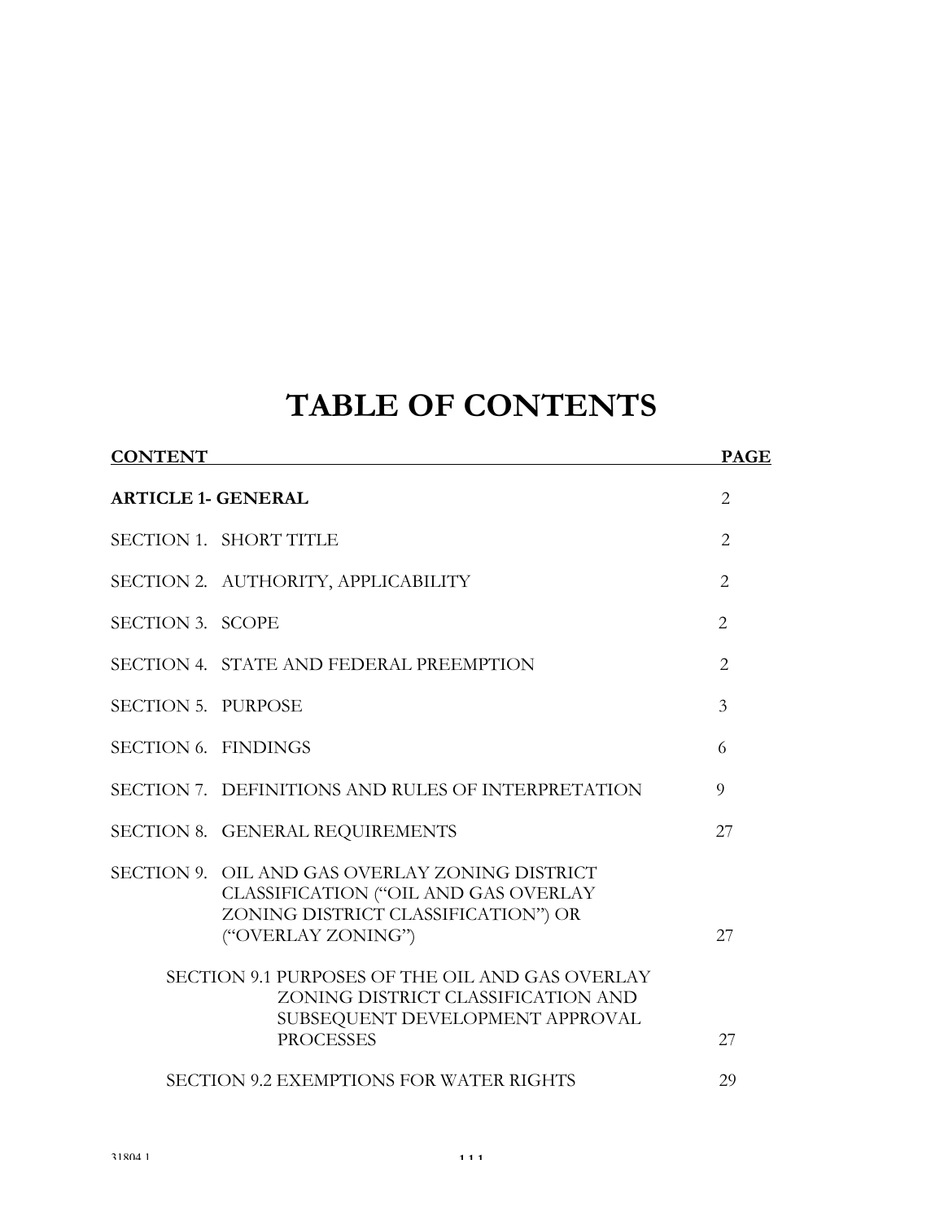# TABLE OF CONTENTS

| CONTENT | PAGE |
|---|---|
| **ARTICLE 1- GENERAL** | 2 |
| SECTION 1. SHORT TITLE | 2 |
| SECTION 2. AUTHORITY, APPLICABILITY | 2 |
| SECTION 3. SCOPE | 2 |
| SECTION 4. STATE AND FEDERAL PREEMPTION | 2 |
| SECTION 5. PURPOSE | 3 |
| SECTION 6. FINDINGS | 6 |
| SECTION 7. DEFINITIONS AND RULES OF INTERPRETATION | 9 |
| SECTION 8. GENERAL REQUIREMENTS | 27 |
| SECTION 9. OIL AND GAS OVERLAY ZONING DISTRICT CLASSIFICATION ("OIL AND GAS OVERLAY ZONING DISTRICT CLASSIFICATION") OR ("OVERLAY ZONING") | 27 |
| SECTION 9.1 PURPOSES OF THE OIL AND GAS OVERLAY ZONING DISTRICT CLASSIFICATION AND SUBSEQUENT DEVELOPMENT APPROVAL PROCESSES | 27 |
| SECTION 9.2 EXEMPTIONS FOR WATER RIGHTS | 29 |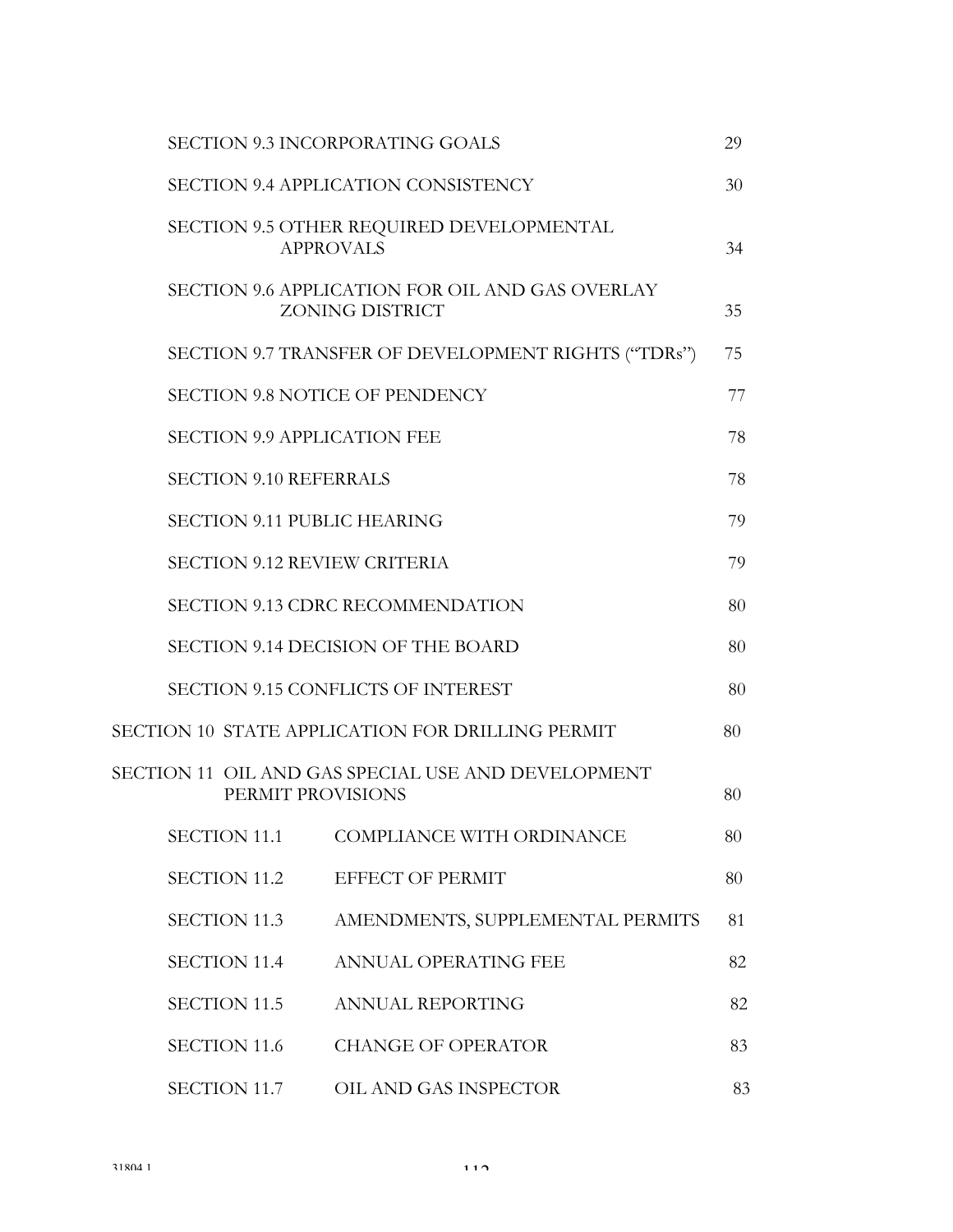| | |
|---|---|
| SECTION 9.3 INCORPORATING GOALS | 29 |
| SECTION 9.4 APPLICATION CONSISTENCY | 30 |
| SECTION 9.5 OTHER REQUIRED DEVELOPMENTAL APPROVALS | 34 |
| SECTION 9.6 APPLICATION FOR OIL AND GAS OVERLAY ZONING DISTRICT | 35 |
| SECTION 9.7 TRANSFER OF DEVELOPMENT RIGHTS ("TDRs") | 75 |
| SECTION 9.8 NOTICE OF PENDENCY | 77 |
| SECTION 9.9 APPLICATION FEE | 78 |
| SECTION 9.10 REFERRALS | 78 |
| SECTION 9.11 PUBLIC HEARING | 79 |
| SECTION 9.12 REVIEW CRITERIA | 79 |
| SECTION 9.13 CDRC RECOMMENDATION | 80 |
| SECTION 9.14 DECISION OF THE BOARD | 80 |
| SECTION 9.15 CONFLICTS OF INTEREST | 80 |
| SECTION 10 STATE APPLICATION FOR DRILLING PERMIT | 80 |
| SECTION 11 OIL AND GAS SPECIAL USE AND DEVELOPMENT PERMIT PROVISIONS | 80 |
| SECTION 11.1 COMPLIANCE WITH ORDINANCE | 80 |
| SECTION 11.2 EFFECT OF PERMIT | 80 |
| SECTION 11.3 AMENDMENTS, SUPPLEMENTAL PERMITS | 81 |
| SECTION 11.4 ANNUAL OPERATING FEE | 82 |
| SECTION 11.5 ANNUAL REPORTING | 82 |
| SECTION 11.6 CHANGE OF OPERATOR | 83 |
| SECTION 11.7 OIL AND GAS INSPECTOR | 83 |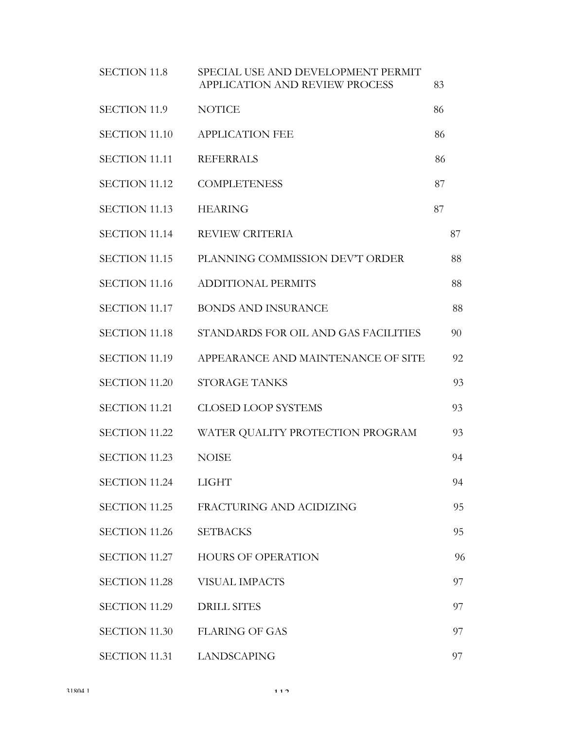| | | |
|---|---|---|
| SECTION 11.8 | SPECIAL USE AND DEVELOPMENT PERMIT APPLICATION AND REVIEW PROCESS | 83 |
| SECTION 11.9 | NOTICE | 86 |
| SECTION 11.10 | APPLICATION FEE | 86 |
| SECTION 11.11 | REFERRALS | 86 |
| SECTION 11.12 | COMPLETENESS | 87 |
| SECTION 11.13 | HEARING | 87 |
| SECTION 11.14 | REVIEW CRITERIA | 87 |
| SECTION 11.15 | PLANNING COMMISSION DEV'T ORDER | 88 |
| SECTION 11.16 | ADDITIONAL PERMITS | 88 |
| SECTION 11.17 | BONDS AND INSURANCE | 88 |
| SECTION 11.18 | STANDARDS FOR OIL AND GAS FACILITIES | 90 |
| SECTION 11.19 | APPEARANCE AND MAINTENANCE OF SITE | 92 |
| SECTION 11.20 | STORAGE TANKS | 93 |
| SECTION 11.21 | CLOSED LOOP SYSTEMS | 93 |
| SECTION 11.22 | WATER QUALITY PROTECTION PROGRAM | 93 |
| SECTION 11.23 | NOISE | 94 |
| SECTION 11.24 | LIGHT | 94 |
| SECTION 11.25 | FRACTURING AND ACIDIZING | 95 |
| SECTION 11.26 | SETBACKS | 95 |
| SECTION 11.27 | HOURS OF OPERATION | 96 |
| SECTION 11.28 | VISUAL IMPACTS | 97 |
| SECTION 11.29 | DRILL SITES | 97 |
| SECTION 11.30 | FLARING OF GAS | 97 |
| SECTION 11.31 | LANDSCAPING | 97 |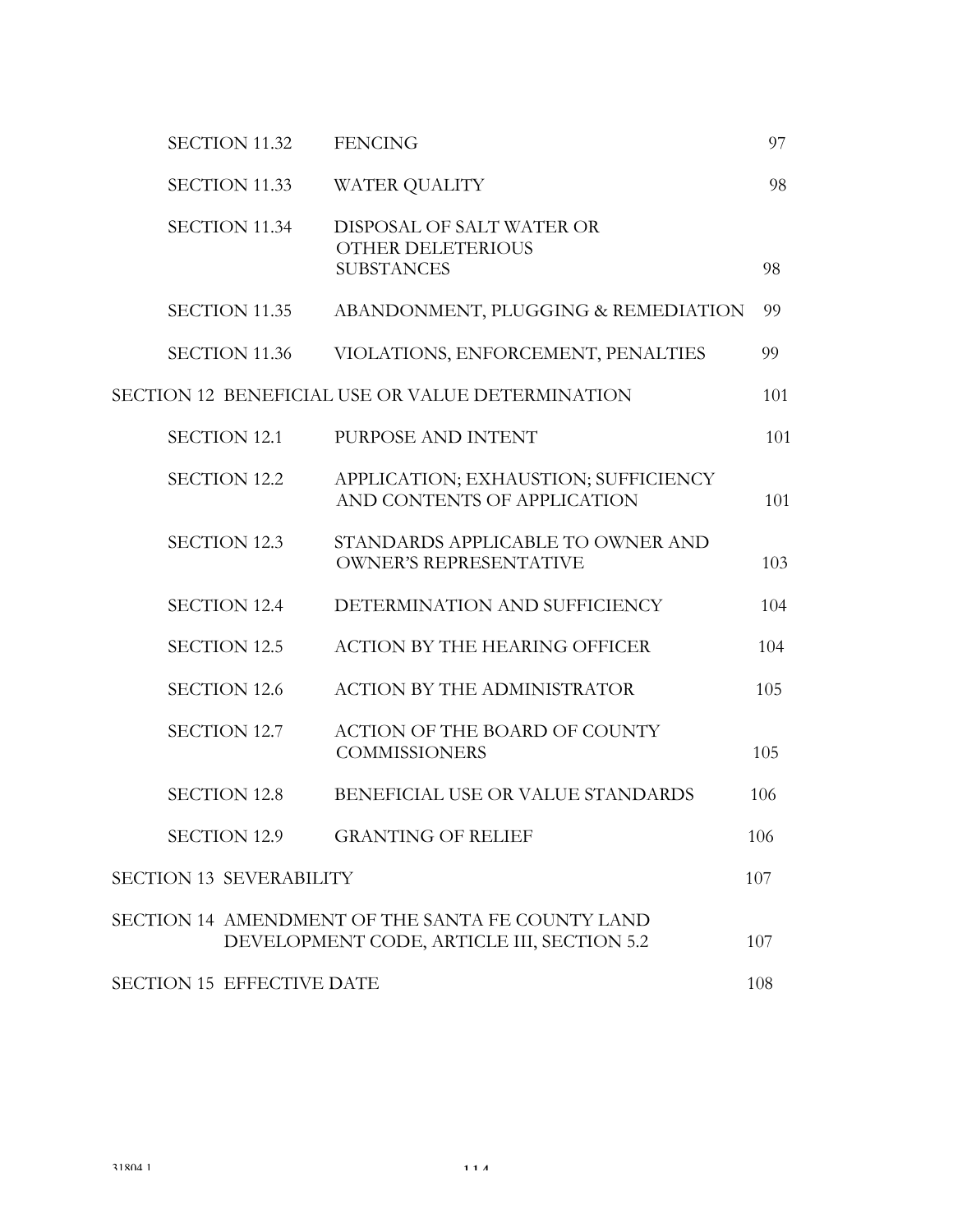| | | |
|---|---|---|
| SECTION 11.32 | FENCING | 97 |
| SECTION 11.33 | WATER QUALITY | 98 |
| SECTION 11.34 | DISPOSAL OF SALT WATER OR OTHER DELETERIOUS SUBSTANCES | 98 |
| SECTION 11.35 | ABANDONMENT, PLUGGING & REMEDIATION | 99 |
| SECTION 11.36 | VIOLATIONS, ENFORCEMENT, PENALTIES | 99 |
| SECTION 12 BENEFICIAL USE OR VALUE DETERMINATION | | 101 |
| SECTION 12.1 | PURPOSE AND INTENT | 101 |
| SECTION 12.2 | APPLICATION; EXHAUSTION; SUFFICIENCY AND CONTENTS OF APPLICATION | 101 |
| SECTION 12.3 | STANDARDS APPLICABLE TO OWNER AND OWNER'S REPRESENTATIVE | 103 |
| SECTION 12.4 | DETERMINATION AND SUFFICIENCY | 104 |
| SECTION 12.5 | ACTION BY THE HEARING OFFICER | 104 |
| SECTION 12.6 | ACTION BY THE ADMINISTRATOR | 105 |
| SECTION 12.7 | ACTION OF THE BOARD OF COUNTY COMMISSIONERS | 105 |
| SECTION 12.8 | BENEFICIAL USE OR VALUE STANDARDS | 106 |
| SECTION 12.9 | GRANTING OF RELIEF | 106 |
| SECTION 13 SEVERABILITY | | 107 |
| SECTION 14 AMENDMENT OF THE SANTA FE COUNTY LAND DEVELOPMENT CODE, ARTICLE III, SECTION 5.2 | | 107 |
| SECTION 15 EFFECTIVE DATE | | 108 |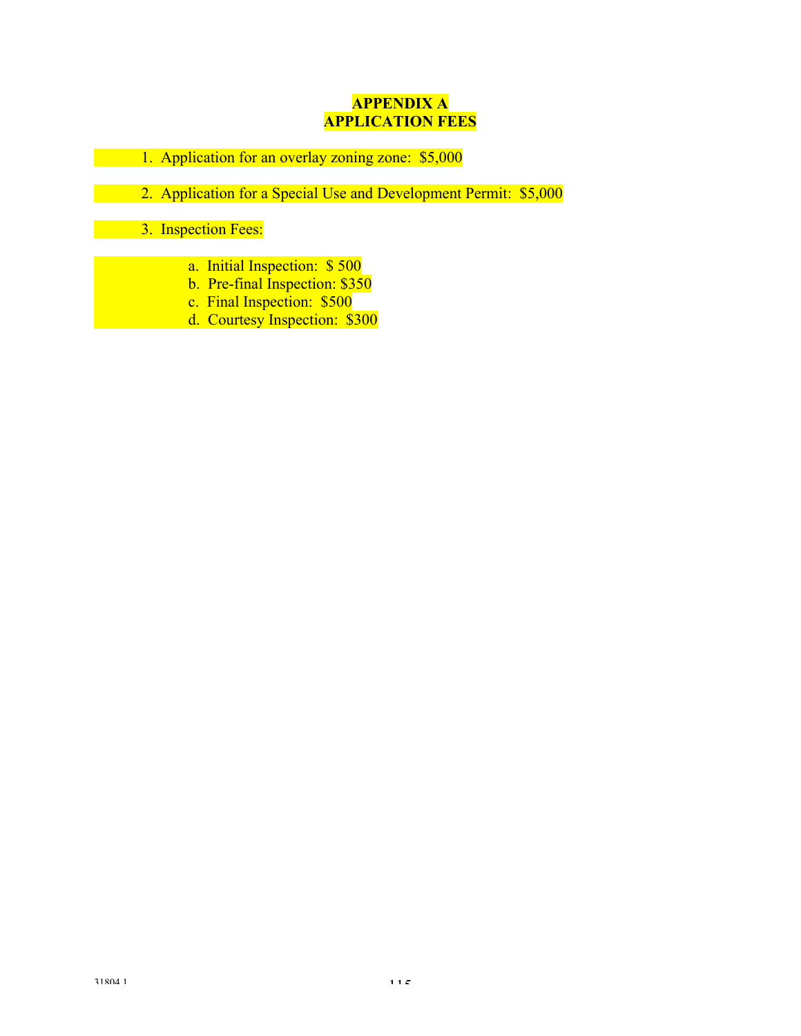# APPENDIX A
# APPLICATION FEES

1. Application for an overlay zoning zone: $5,000

2. Application for a Special Use and Development Permit: $5,000

3. Inspection Fees:

   a. Initial Inspection: $ 500
   b. Pre-final Inspection: $350
   c. Final Inspection: $500
   d. Courtesy Inspection: $300